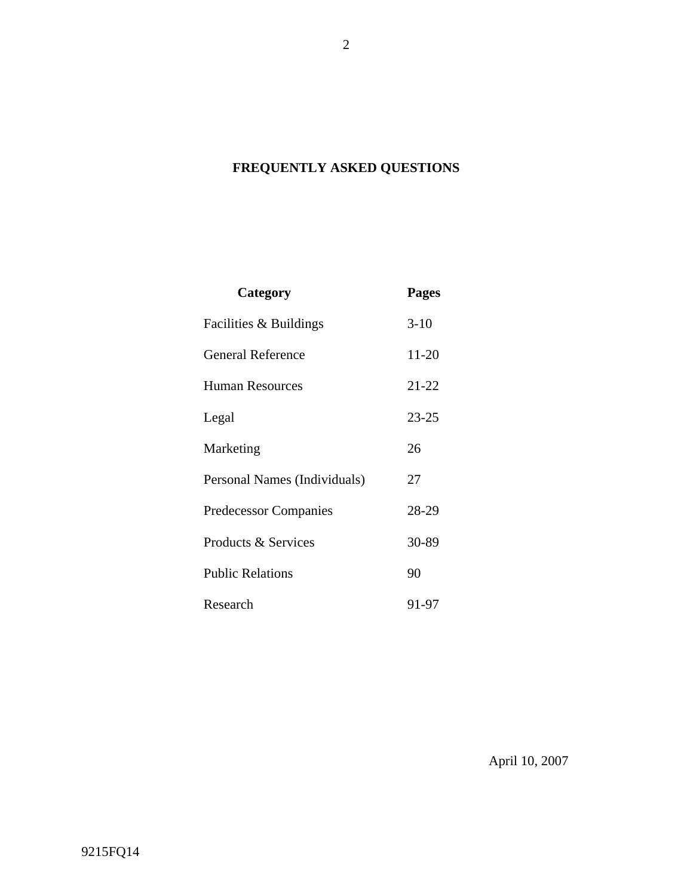# FREQUENTLY ASKED QUESTIONS

| Category | Pages |
|---|---|
| Facilities & Buildings | 3-10 |
| General Reference | 11-20 |
| Human Resources | 21-22 |
| Legal | 23-25 |
| Marketing | 26 |
| Personal Names (Individuals) | 27 |
| Predecessor Companies | 28-29 |
| Products & Services | 30-89 |
| Public Relations | 90 |
| Research | 91-97 |

April 10, 2007

9215FQ14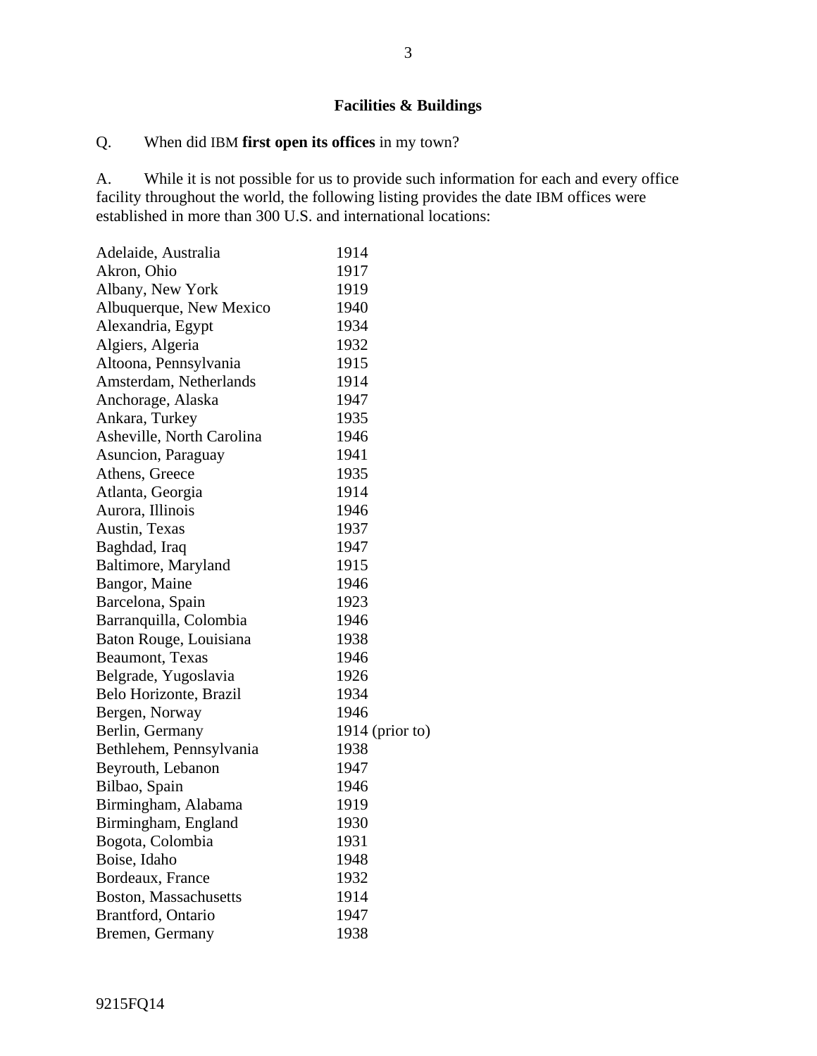## Facilities & Buildings

Q. When did IBM **first open its offices** in my town?

A. While it is not possible for us to provide such information for each and every office facility throughout the world, the following listing provides the date IBM offices were established in more than 300 U.S. and international locations:

| | |
|---|---|
| Adelaide, Australia | 1914 |
| Akron, Ohio | 1917 |
| Albany, New York | 1919 |
| Albuquerque, New Mexico | 1940 |
| Alexandria, Egypt | 1934 |
| Algiers, Algeria | 1932 |
| Altoona, Pennsylvania | 1915 |
| Amsterdam, Netherlands | 1914 |
| Anchorage, Alaska | 1947 |
| Ankara, Turkey | 1935 |
| Asheville, North Carolina | 1946 |
| Asuncion, Paraguay | 1941 |
| Athens, Greece | 1935 |
| Atlanta, Georgia | 1914 |
| Aurora, Illinois | 1946 |
| Austin, Texas | 1937 |
| Baghdad, Iraq | 1947 |
| Baltimore, Maryland | 1915 |
| Bangor, Maine | 1946 |
| Barcelona, Spain | 1923 |
| Barranquilla, Colombia | 1946 |
| Baton Rouge, Louisiana | 1938 |
| Beaumont, Texas | 1946 |
| Belgrade, Yugoslavia | 1926 |
| Belo Horizonte, Brazil | 1934 |
| Bergen, Norway | 1946 |
| Berlin, Germany | 1914 (prior to) |
| Bethlehem, Pennsylvania | 1938 |
| Beyrouth, Lebanon | 1947 |
| Bilbao, Spain | 1946 |
| Birmingham, Alabama | 1919 |
| Birmingham, England | 1930 |
| Bogota, Colombia | 1931 |
| Boise, Idaho | 1948 |
| Bordeaux, France | 1932 |
| Boston, Massachusetts | 1914 |
| Brantford, Ontario | 1947 |
| Bremen, Germany | 1938 |

9215FQ14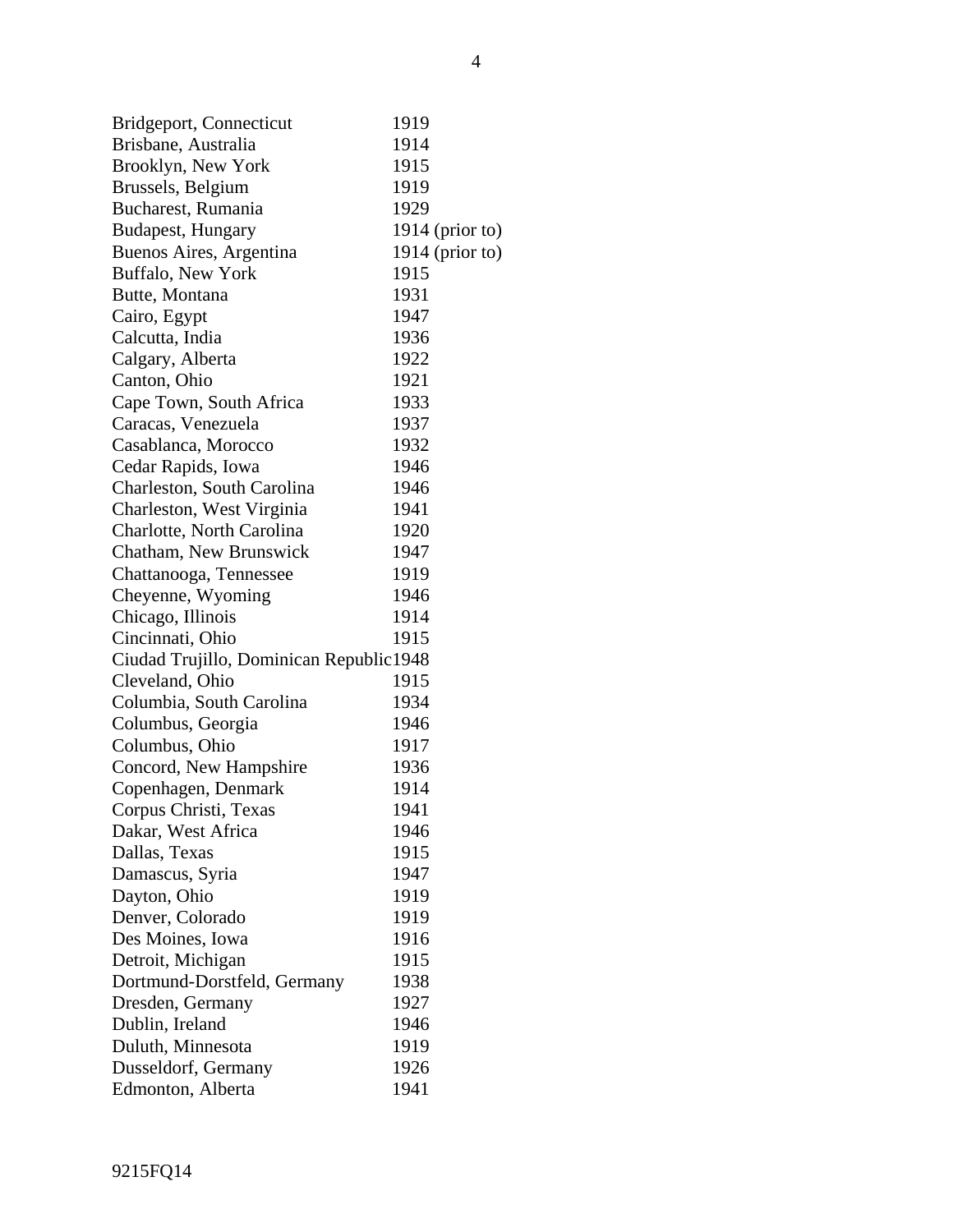| | |
|---|---|
| Bridgeport, Connecticut | 1919 |
| Brisbane, Australia | 1914 |
| Brooklyn, New York | 1915 |
| Brussels, Belgium | 1919 |
| Bucharest, Rumania | 1929 |
| Budapest, Hungary | 1914 (prior to) |
| Buenos Aires, Argentina | 1914 (prior to) |
| Buffalo, New York | 1915 |
| Butte, Montana | 1931 |
| Cairo, Egypt | 1947 |
| Calcutta, India | 1936 |
| Calgary, Alberta | 1922 |
| Canton, Ohio | 1921 |
| Cape Town, South Africa | 1933 |
| Caracas, Venezuela | 1937 |
| Casablanca, Morocco | 1932 |
| Cedar Rapids, Iowa | 1946 |
| Charleston, South Carolina | 1946 |
| Charleston, West Virginia | 1941 |
| Charlotte, North Carolina | 1920 |
| Chatham, New Brunswick | 1947 |
| Chattanooga, Tennessee | 1919 |
| Cheyenne, Wyoming | 1946 |
| Chicago, Illinois | 1914 |
| Cincinnati, Ohio | 1915 |
| Ciudad Trujillo, Dominican Republic | 1948 |
| Cleveland, Ohio | 1915 |
| Columbia, South Carolina | 1934 |
| Columbus, Georgia | 1946 |
| Columbus, Ohio | 1917 |
| Concord, New Hampshire | 1936 |
| Copenhagen, Denmark | 1914 |
| Corpus Christi, Texas | 1941 |
| Dakar, West Africa | 1946 |
| Dallas, Texas | 1915 |
| Damascus, Syria | 1947 |
| Dayton, Ohio | 1919 |
| Denver, Colorado | 1919 |
| Des Moines, Iowa | 1916 |
| Detroit, Michigan | 1915 |
| Dortmund-Dorstfeld, Germany | 1938 |
| Dresden, Germany | 1927 |
| Dublin, Ireland | 1946 |
| Duluth, Minnesota | 1919 |
| Dusseldorf, Germany | 1926 |
| Edmonton, Alberta | 1941 |

9215FQ14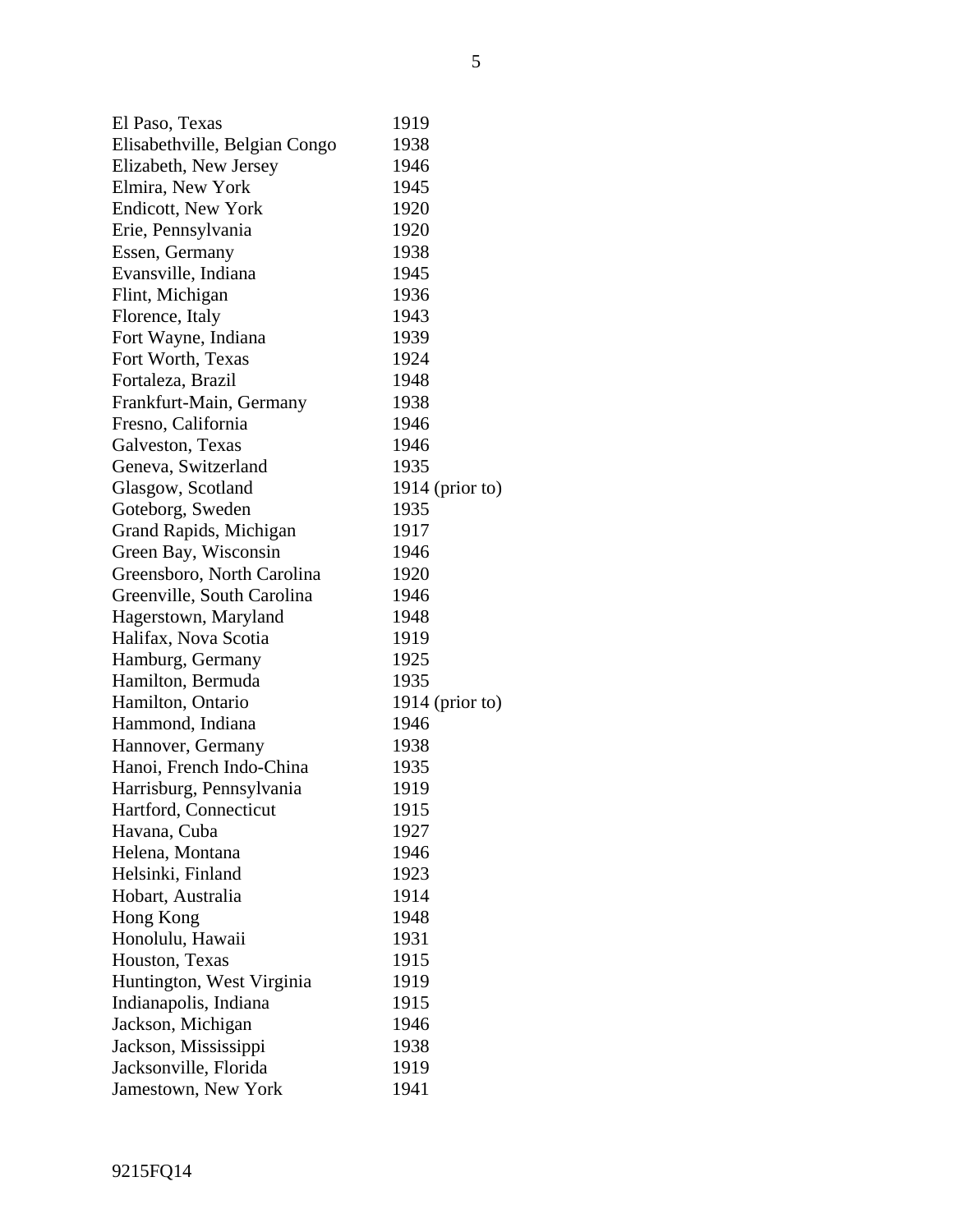| | |
|---|---|
| El Paso, Texas | 1919 |
| Elisabethville, Belgian Congo | 1938 |
| Elizabeth, New Jersey | 1946 |
| Elmira, New York | 1945 |
| Endicott, New York | 1920 |
| Erie, Pennsylvania | 1920 |
| Essen, Germany | 1938 |
| Evansville, Indiana | 1945 |
| Flint, Michigan | 1936 |
| Florence, Italy | 1943 |
| Fort Wayne, Indiana | 1939 |
| Fort Worth, Texas | 1924 |
| Fortaleza, Brazil | 1948 |
| Frankfurt-Main, Germany | 1938 |
| Fresno, California | 1946 |
| Galveston, Texas | 1946 |
| Geneva, Switzerland | 1935 |
| Glasgow, Scotland | 1914 (prior to) |
| Goteborg, Sweden | 1935 |
| Grand Rapids, Michigan | 1917 |
| Green Bay, Wisconsin | 1946 |
| Greensboro, North Carolina | 1920 |
| Greenville, South Carolina | 1946 |
| Hagerstown, Maryland | 1948 |
| Halifax, Nova Scotia | 1919 |
| Hamburg, Germany | 1925 |
| Hamilton, Bermuda | 1935 |
| Hamilton, Ontario | 1914 (prior to) |
| Hammond, Indiana | 1946 |
| Hannover, Germany | 1938 |
| Hanoi, French Indo-China | 1935 |
| Harrisburg, Pennsylvania | 1919 |
| Hartford, Connecticut | 1915 |
| Havana, Cuba | 1927 |
| Helena, Montana | 1946 |
| Helsinki, Finland | 1923 |
| Hobart, Australia | 1914 |
| Hong Kong | 1948 |
| Honolulu, Hawaii | 1931 |
| Houston, Texas | 1915 |
| Huntington, West Virginia | 1919 |
| Indianapolis, Indiana | 1915 |
| Jackson, Michigan | 1946 |
| Jackson, Mississippi | 1938 |
| Jacksonville, Florida | 1919 |
| Jamestown, New York | 1941 |

9215FQ14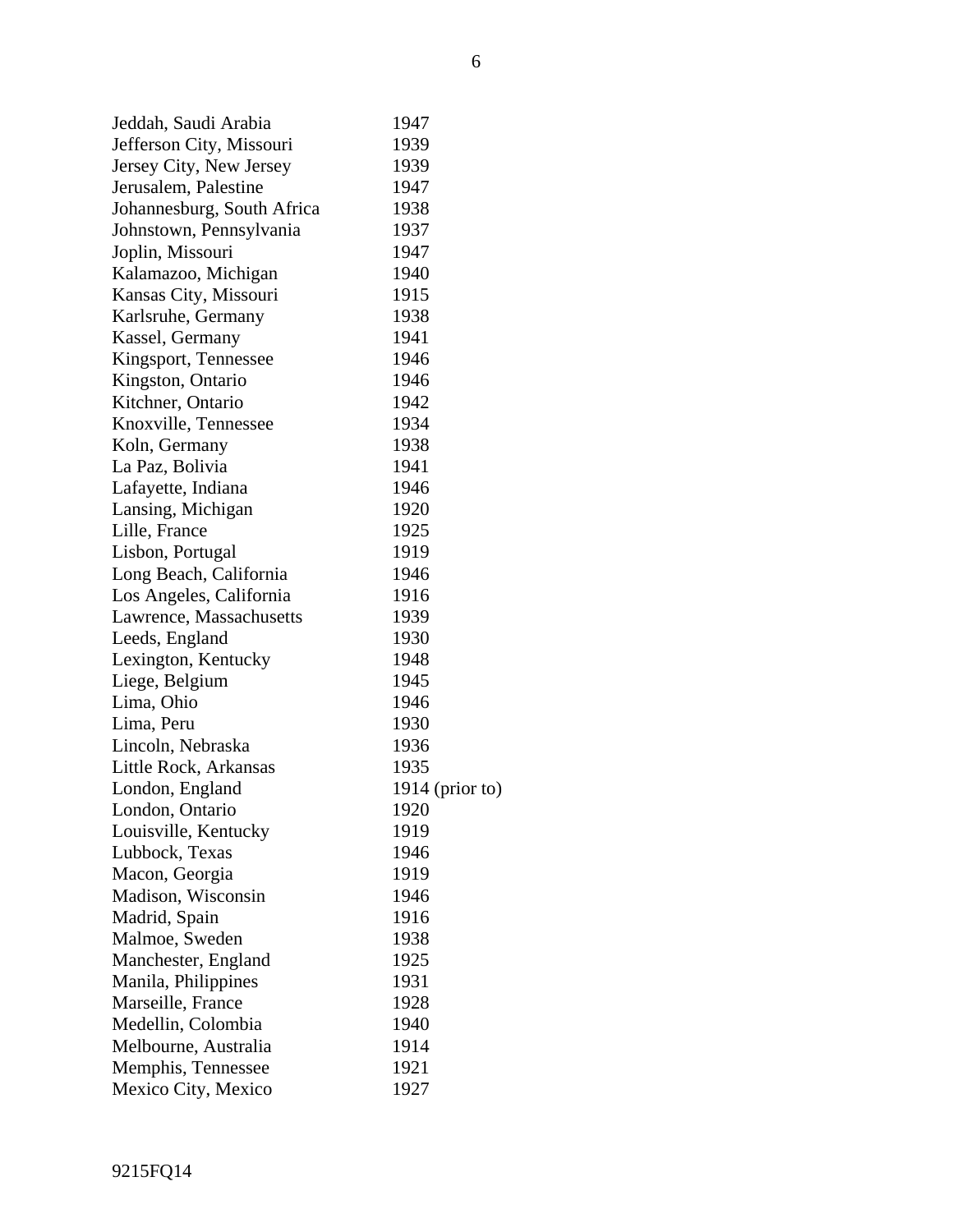| | |
|---|---|
| Jeddah, Saudi Arabia | 1947 |
| Jefferson City, Missouri | 1939 |
| Jersey City, New Jersey | 1939 |
| Jerusalem, Palestine | 1947 |
| Johannesburg, South Africa | 1938 |
| Johnstown, Pennsylvania | 1937 |
| Joplin, Missouri | 1947 |
| Kalamazoo, Michigan | 1940 |
| Kansas City, Missouri | 1915 |
| Karlsruhe, Germany | 1938 |
| Kassel, Germany | 1941 |
| Kingsport, Tennessee | 1946 |
| Kingston, Ontario | 1946 |
| Kitchner, Ontario | 1942 |
| Knoxville, Tennessee | 1934 |
| Koln, Germany | 1938 |
| La Paz, Bolivia | 1941 |
| Lafayette, Indiana | 1946 |
| Lansing, Michigan | 1920 |
| Lille, France | 1925 |
| Lisbon, Portugal | 1919 |
| Long Beach, California | 1946 |
| Los Angeles, California | 1916 |
| Lawrence, Massachusetts | 1939 |
| Leeds, England | 1930 |
| Lexington, Kentucky | 1948 |
| Liege, Belgium | 1945 |
| Lima, Ohio | 1946 |
| Lima, Peru | 1930 |
| Lincoln, Nebraska | 1936 |
| Little Rock, Arkansas | 1935 |
| London, England | 1914 (prior to) |
| London, Ontario | 1920 |
| Louisville, Kentucky | 1919 |
| Lubbock, Texas | 1946 |
| Macon, Georgia | 1919 |
| Madison, Wisconsin | 1946 |
| Madrid, Spain | 1916 |
| Malmoe, Sweden | 1938 |
| Manchester, England | 1925 |
| Manila, Philippines | 1931 |
| Marseille, France | 1928 |
| Medellin, Colombia | 1940 |
| Melbourne, Australia | 1914 |
| Memphis, Tennessee | 1921 |
| Mexico City, Mexico | 1927 |

9215FQ14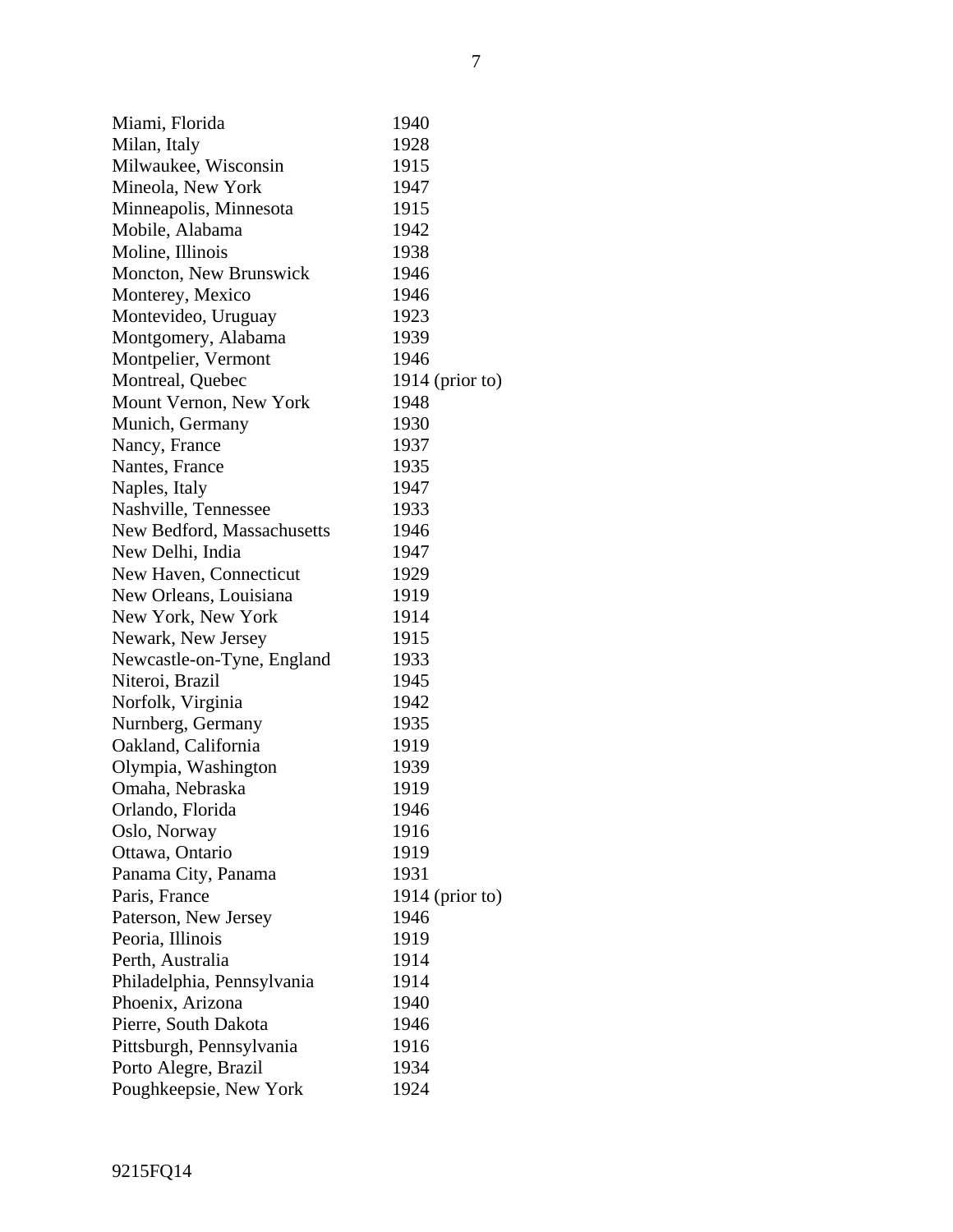| | |
|---|---|
| Miami, Florida | 1940 |
| Milan, Italy | 1928 |
| Milwaukee, Wisconsin | 1915 |
| Mineola, New York | 1947 |
| Minneapolis, Minnesota | 1915 |
| Mobile, Alabama | 1942 |
| Moline, Illinois | 1938 |
| Moncton, New Brunswick | 1946 |
| Monterey, Mexico | 1946 |
| Montevideo, Uruguay | 1923 |
| Montgomery, Alabama | 1939 |
| Montpelier, Vermont | 1946 |
| Montreal, Quebec | 1914 (prior to) |
| Mount Vernon, New York | 1948 |
| Munich, Germany | 1930 |
| Nancy, France | 1937 |
| Nantes, France | 1935 |
| Naples, Italy | 1947 |
| Nashville, Tennessee | 1933 |
| New Bedford, Massachusetts | 1946 |
| New Delhi, India | 1947 |
| New Haven, Connecticut | 1929 |
| New Orleans, Louisiana | 1919 |
| New York, New York | 1914 |
| Newark, New Jersey | 1915 |
| Newcastle-on-Tyne, England | 1933 |
| Niteroi, Brazil | 1945 |
| Norfolk, Virginia | 1942 |
| Nurnberg, Germany | 1935 |
| Oakland, California | 1919 |
| Olympia, Washington | 1939 |
| Omaha, Nebraska | 1919 |
| Orlando, Florida | 1946 |
| Oslo, Norway | 1916 |
| Ottawa, Ontario | 1919 |
| Panama City, Panama | 1931 |
| Paris, France | 1914 (prior to) |
| Paterson, New Jersey | 1946 |
| Peoria, Illinois | 1919 |
| Perth, Australia | 1914 |
| Philadelphia, Pennsylvania | 1914 |
| Phoenix, Arizona | 1940 |
| Pierre, South Dakota | 1946 |
| Pittsburgh, Pennsylvania | 1916 |
| Porto Alegre, Brazil | 1934 |
| Poughkeepsie, New York | 1924 |

9215FQ14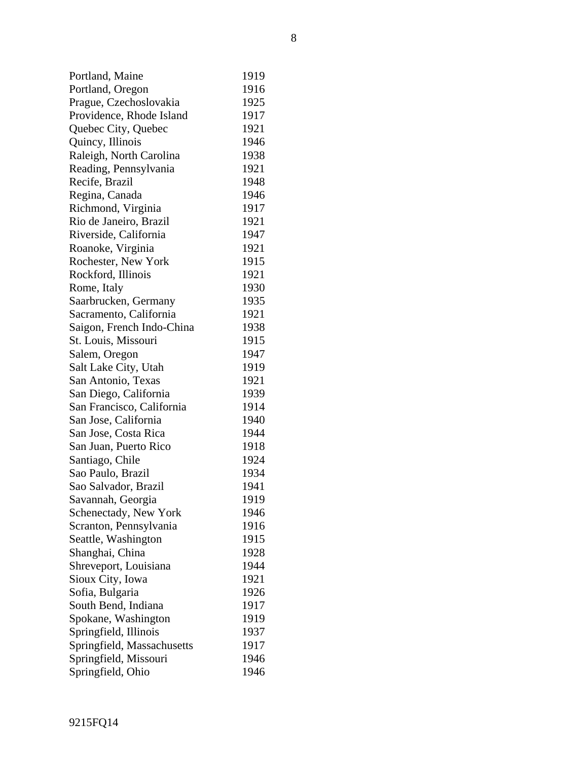| | |
|---|---|
| Portland, Maine | 1919 |
| Portland, Oregon | 1916 |
| Prague, Czechoslovakia | 1925 |
| Providence, Rhode Island | 1917 |
| Quebec City, Quebec | 1921 |
| Quincy, Illinois | 1946 |
| Raleigh, North Carolina | 1938 |
| Reading, Pennsylvania | 1921 |
| Recife, Brazil | 1948 |
| Regina, Canada | 1946 |
| Richmond, Virginia | 1917 |
| Rio de Janeiro, Brazil | 1921 |
| Riverside, California | 1947 |
| Roanoke, Virginia | 1921 |
| Rochester, New York | 1915 |
| Rockford, Illinois | 1921 |
| Rome, Italy | 1930 |
| Saarbrucken, Germany | 1935 |
| Sacramento, California | 1921 |
| Saigon, French Indo-China | 1938 |
| St. Louis, Missouri | 1915 |
| Salem, Oregon | 1947 |
| Salt Lake City, Utah | 1919 |
| San Antonio, Texas | 1921 |
| San Diego, California | 1939 |
| San Francisco, California | 1914 |
| San Jose, California | 1940 |
| San Jose, Costa Rica | 1944 |
| San Juan, Puerto Rico | 1918 |
| Santiago, Chile | 1924 |
| Sao Paulo, Brazil | 1934 |
| Sao Salvador, Brazil | 1941 |
| Savannah, Georgia | 1919 |
| Schenectady, New York | 1946 |
| Scranton, Pennsylvania | 1916 |
| Seattle, Washington | 1915 |
| Shanghai, China | 1928 |
| Shreveport, Louisiana | 1944 |
| Sioux City, Iowa | 1921 |
| Sofia, Bulgaria | 1926 |
| South Bend, Indiana | 1917 |
| Spokane, Washington | 1919 |
| Springfield, Illinois | 1937 |
| Springfield, Massachusetts | 1917 |
| Springfield, Missouri | 1946 |
| Springfield, Ohio | 1946 |

9215FQ14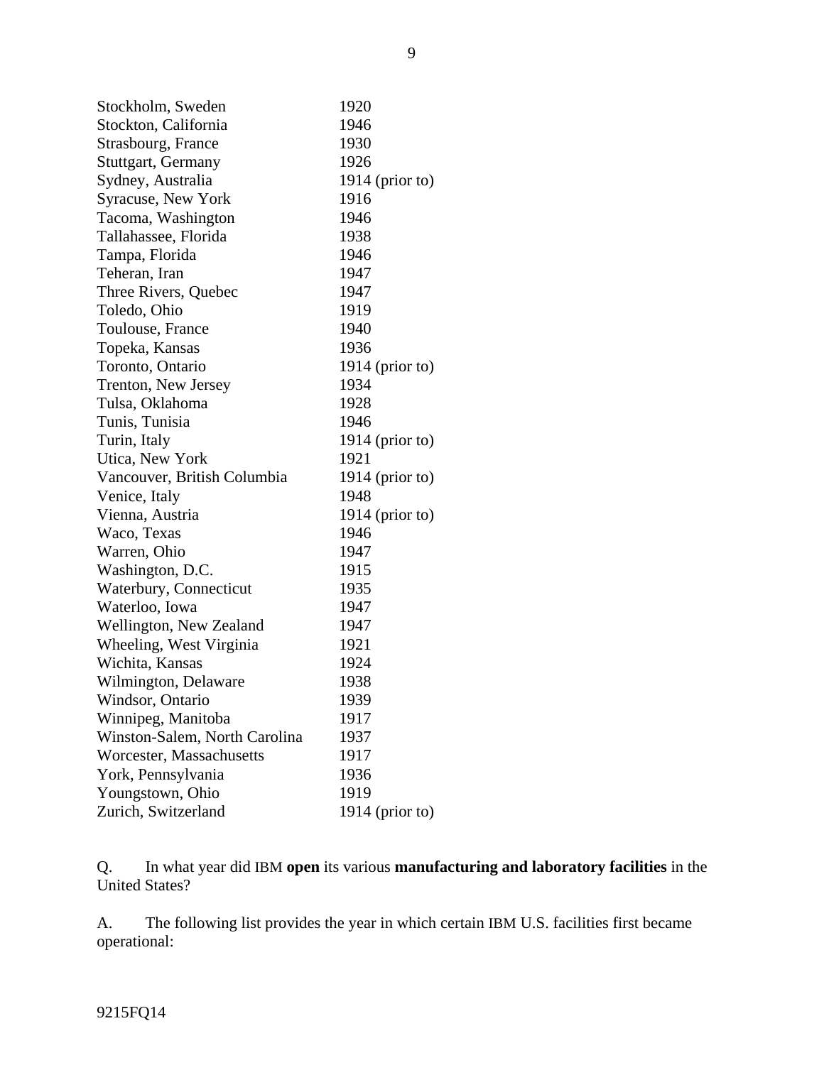| | |
|---|---|
| Stockholm, Sweden | 1920 |
| Stockton, California | 1946 |
| Strasbourg, France | 1930 |
| Stuttgart, Germany | 1926 |
| Sydney, Australia | 1914 (prior to) |
| Syracuse, New York | 1916 |
| Tacoma, Washington | 1946 |
| Tallahassee, Florida | 1938 |
| Tampa, Florida | 1946 |
| Teheran, Iran | 1947 |
| Three Rivers, Quebec | 1947 |
| Toledo, Ohio | 1919 |
| Toulouse, France | 1940 |
| Topeka, Kansas | 1936 |
| Toronto, Ontario | 1914 (prior to) |
| Trenton, New Jersey | 1934 |
| Tulsa, Oklahoma | 1928 |
| Tunis, Tunisia | 1946 |
| Turin, Italy | 1914 (prior to) |
| Utica, New York | 1921 |
| Vancouver, British Columbia | 1914 (prior to) |
| Venice, Italy | 1948 |
| Vienna, Austria | 1914 (prior to) |
| Waco, Texas | 1946 |
| Warren, Ohio | 1947 |
| Washington, D.C. | 1915 |
| Waterbury, Connecticut | 1935 |
| Waterloo, Iowa | 1947 |
| Wellington, New Zealand | 1947 |
| Wheeling, West Virginia | 1921 |
| Wichita, Kansas | 1924 |
| Wilmington, Delaware | 1938 |
| Windsor, Ontario | 1939 |
| Winnipeg, Manitoba | 1917 |
| Winston-Salem, North Carolina | 1937 |
| Worcester, Massachusetts | 1917 |
| York, Pennsylvania | 1936 |
| Youngstown, Ohio | 1919 |
| Zurich, Switzerland | 1914 (prior to) |

Q. In what year did IBM **open** its various **manufacturing and laboratory facilities** in the United States?

A. The following list provides the year in which certain IBM U.S. facilities first became operational:

9215FQ14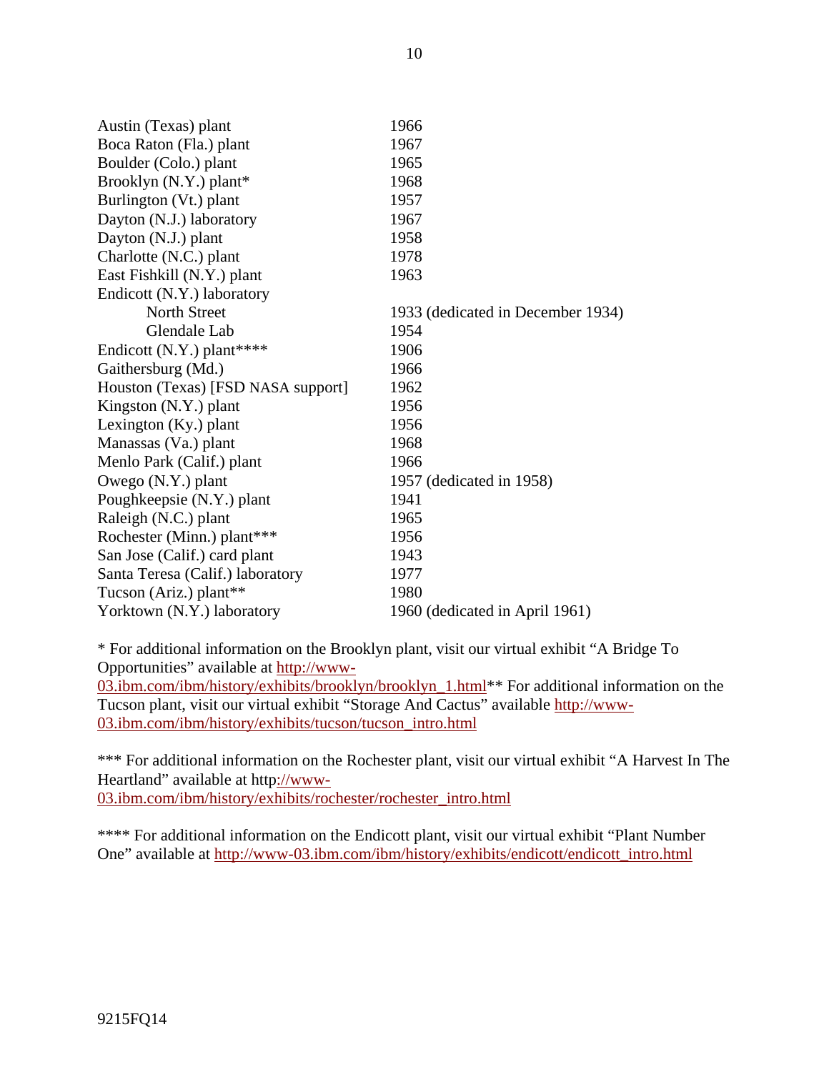| | |
|---|---|
| Austin (Texas) plant | 1966 |
| Boca Raton (Fla.) plant | 1967 |
| Boulder (Colo.) plant | 1965 |
| Brooklyn (N.Y.) plant* | 1968 |
| Burlington (Vt.) plant | 1957 |
| Dayton (N.J.) laboratory | 1967 |
| Dayton (N.J.) plant | 1958 |
| Charlotte (N.C.) plant | 1978 |
| East Fishkill (N.Y.) plant | 1963 |
| Endicott (N.Y.) laboratory | |
| North Street | 1933 (dedicated in December 1934) |
| Glendale Lab | 1954 |
| Endicott (N.Y.) plant**** | 1906 |
| Gaithersburg (Md.) | 1966 |
| Houston (Texas) [FSD NASA support] | 1962 |
| Kingston (N.Y.) plant | 1956 |
| Lexington (Ky.) plant | 1956 |
| Manassas (Va.) plant | 1968 |
| Menlo Park (Calif.) plant | 1966 |
| Owego (N.Y.) plant | 1957 (dedicated in 1958) |
| Poughkeepsie (N.Y.) plant | 1941 |
| Raleigh (N.C.) plant | 1965 |
| Rochester (Minn.) plant*** | 1956 |
| San Jose (Calif.) card plant | 1943 |
| Santa Teresa (Calif.) laboratory | 1977 |
| Tucson (Ariz.) plant** | 1980 |
| Yorktown (N.Y.) laboratory | 1960 (dedicated in April 1961) |

* For additional information on the Brooklyn plant, visit our virtual exhibit "A Bridge To Opportunities" available at http://www-03.ibm.com/ibm/history/exhibits/brooklyn/brooklyn_1.html** For additional information on the Tucson plant, visit our virtual exhibit "Storage And Cactus" available http://www-03.ibm.com/ibm/history/exhibits/tucson/tucson_intro.html

*** For additional information on the Rochester plant, visit our virtual exhibit "A Harvest In The Heartland" available at http://www-03.ibm.com/ibm/history/exhibits/rochester/rochester_intro.html

**** For additional information on the Endicott plant, visit our virtual exhibit "Plant Number One" available at http://www-03.ibm.com/ibm/history/exhibits/endicott/endicott_intro.html

9215FQ14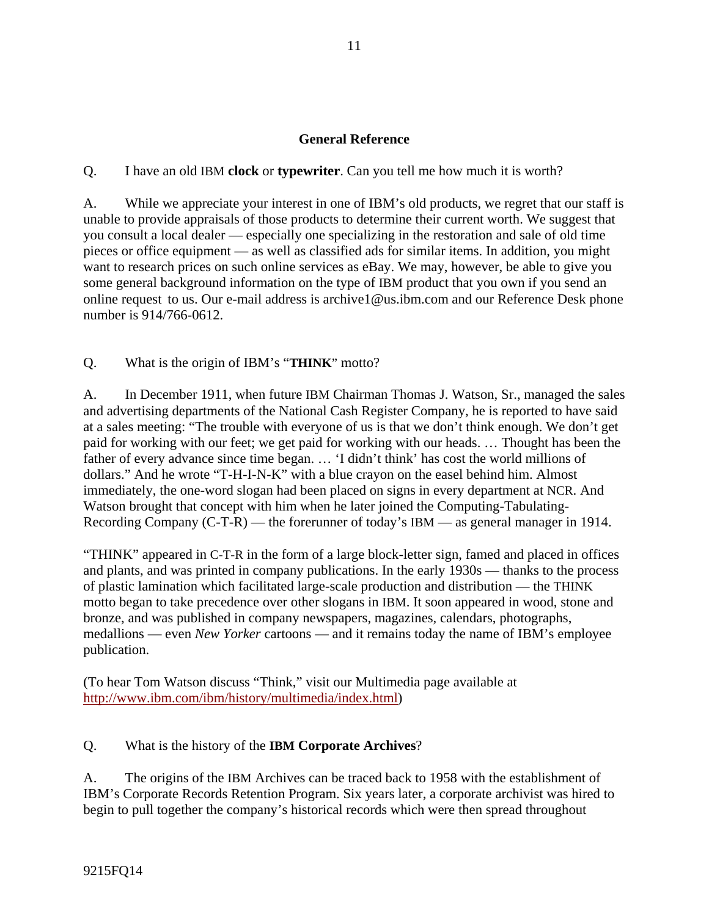## General Reference

Q. I have an old IBM **clock** or **typewriter**. Can you tell me how much it is worth?

A. While we appreciate your interest in one of IBM's old products, we regret that our staff is unable to provide appraisals of those products to determine their current worth. We suggest that you consult a local dealer — especially one specializing in the restoration and sale of old time pieces or office equipment — as well as classified ads for similar items. In addition, you might want to research prices on such online services as eBay. We may, however, be able to give you some general background information on the type of IBM product that you own if you send an online request to us. Our e-mail address is archive1@us.ibm.com and our Reference Desk phone number is 914/766-0612.

Q. What is the origin of IBM's "**THINK**" motto?

A. In December 1911, when future IBM Chairman Thomas J. Watson, Sr., managed the sales and advertising departments of the National Cash Register Company, he is reported to have said at a sales meeting: "The trouble with everyone of us is that we don't think enough. We don't get paid for working with our feet; we get paid for working with our heads. … Thought has been the father of every advance since time began. … 'I didn't think' has cost the world millions of dollars." And he wrote "T-H-I-N-K" with a blue crayon on the easel behind him. Almost immediately, the one-word slogan had been placed on signs in every department at NCR. And Watson brought that concept with him when he later joined the Computing-Tabulating-Recording Company (C-T-R) — the forerunner of today's IBM — as general manager in 1914.

"THINK" appeared in C-T-R in the form of a large block-letter sign, famed and placed in offices and plants, and was printed in company publications. In the early 1930s — thanks to the process of plastic lamination which facilitated large-scale production and distribution — the THINK motto began to take precedence over other slogans in IBM. It soon appeared in wood, stone and bronze, and was published in company newspapers, magazines, calendars, photographs, medallions — even *New Yorker* cartoons — and it remains today the name of IBM's employee publication.

(To hear Tom Watson discuss "Think," visit our Multimedia page available at [http://www.ibm.com/ibm/history/multimedia/index.html](http://www.ibm.com/ibm/history/multimedia/index.html))

Q. What is the history of the **IBM Corporate Archives**?

A. The origins of the IBM Archives can be traced back to 1958 with the establishment of IBM's Corporate Records Retention Program. Six years later, a corporate archivist was hired to begin to pull together the company's historical records which were then spread throughout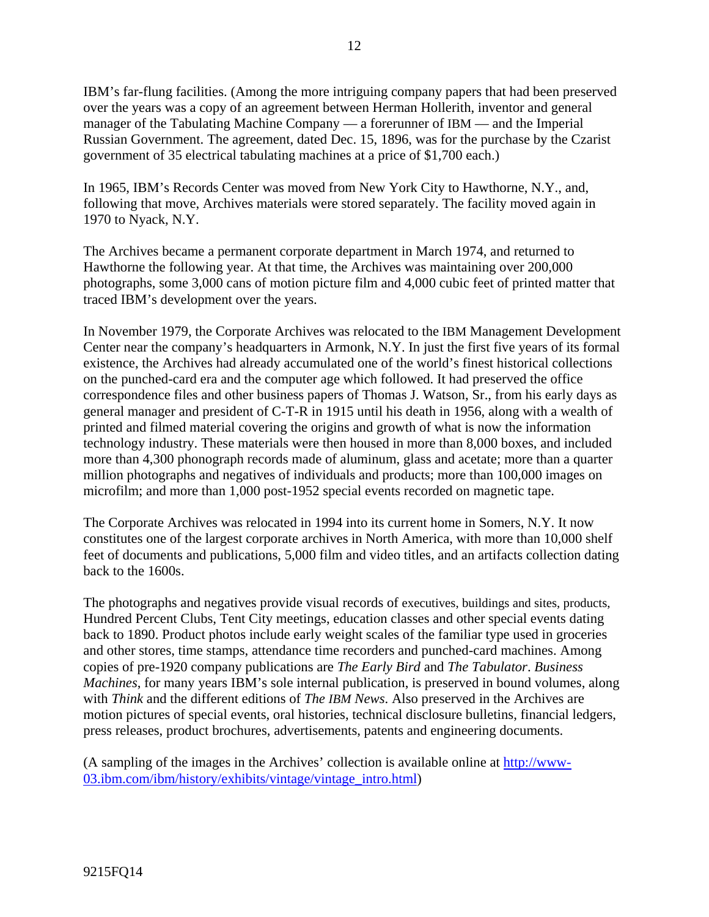IBM's far-flung facilities. (Among the more intriguing company papers that had been preserved over the years was a copy of an agreement between Herman Hollerith, inventor and general manager of the Tabulating Machine Company — a forerunner of IBM — and the Imperial Russian Government. The agreement, dated Dec. 15, 1896, was for the purchase by the Czarist government of 35 electrical tabulating machines at a price of $1,700 each.)

In 1965, IBM's Records Center was moved from New York City to Hawthorne, N.Y., and, following that move, Archives materials were stored separately. The facility moved again in 1970 to Nyack, N.Y.

The Archives became a permanent corporate department in March 1974, and returned to Hawthorne the following year. At that time, the Archives was maintaining over 200,000 photographs, some 3,000 cans of motion picture film and 4,000 cubic feet of printed matter that traced IBM's development over the years.

In November 1979, the Corporate Archives was relocated to the IBM Management Development Center near the company's headquarters in Armonk, N.Y. In just the first five years of its formal existence, the Archives had already accumulated one of the world's finest historical collections on the punched-card era and the computer age which followed. It had preserved the office correspondence files and other business papers of Thomas J. Watson, Sr., from his early days as general manager and president of C-T-R in 1915 until his death in 1956, along with a wealth of printed and filmed material covering the origins and growth of what is now the information technology industry. These materials were then housed in more than 8,000 boxes, and included more than 4,300 phonograph records made of aluminum, glass and acetate; more than a quarter million photographs and negatives of individuals and products; more than 100,000 images on microfilm; and more than 1,000 post-1952 special events recorded on magnetic tape.

The Corporate Archives was relocated in 1994 into its current home in Somers, N.Y. It now constitutes one of the largest corporate archives in North America, with more than 10,000 shelf feet of documents and publications, 5,000 film and video titles, and an artifacts collection dating back to the 1600s.

The photographs and negatives provide visual records of executives, buildings and sites, products, Hundred Percent Clubs, Tent City meetings, education classes and other special events dating back to 1890. Product photos include early weight scales of the familiar type used in groceries and other stores, time stamps, attendance time recorders and punched-card machines. Among copies of pre-1920 company publications are *The Early Bird* and *The Tabulator*. *Business Machines*, for many years IBM's sole internal publication, is preserved in bound volumes, along with *Think* and the different editions of *The IBM News*. Also preserved in the Archives are motion pictures of special events, oral histories, technical disclosure bulletins, financial ledgers, press releases, product brochures, advertisements, patents and engineering documents.

(A sampling of the images in the Archives' collection is available online at [http://www-03.ibm.com/ibm/history/exhibits/vintage/vintage_intro.html](http://www-03.ibm.com/ibm/history/exhibits/vintage/vintage_intro.html))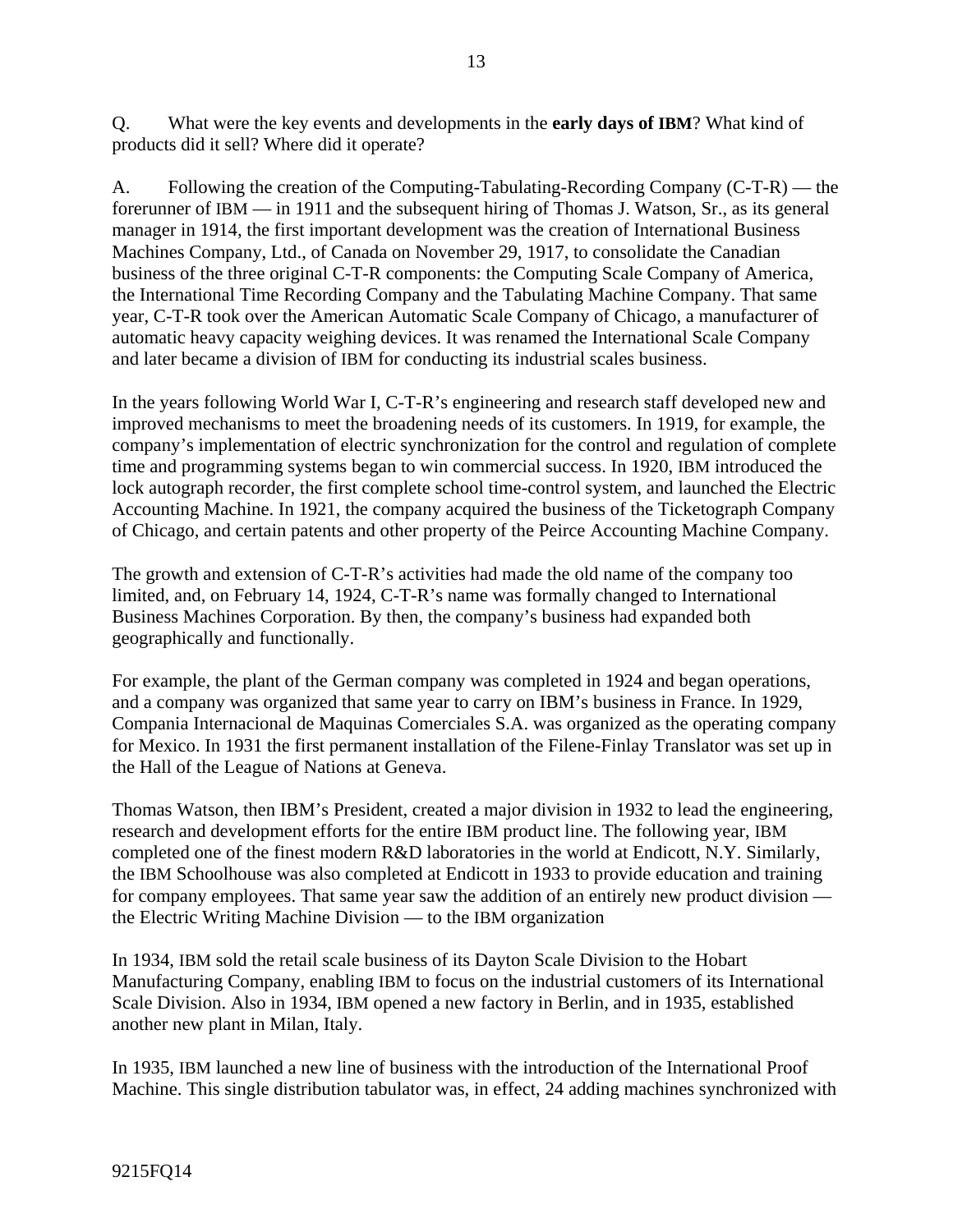Q. What were the key events and developments in the **early days of IBM**? What kind of products did it sell? Where did it operate?

A. Following the creation of the Computing-Tabulating-Recording Company (C-T-R) — the forerunner of IBM — in 1911 and the subsequent hiring of Thomas J. Watson, Sr., as its general manager in 1914, the first important development was the creation of International Business Machines Company, Ltd., of Canada on November 29, 1917, to consolidate the Canadian business of the three original C-T-R components: the Computing Scale Company of America, the International Time Recording Company and the Tabulating Machine Company. That same year, C-T-R took over the American Automatic Scale Company of Chicago, a manufacturer of automatic heavy capacity weighing devices. It was renamed the International Scale Company and later became a division of IBM for conducting its industrial scales business.

In the years following World War I, C-T-R's engineering and research staff developed new and improved mechanisms to meet the broadening needs of its customers. In 1919, for example, the company's implementation of electric synchronization for the control and regulation of complete time and programming systems began to win commercial success. In 1920, IBM introduced the lock autograph recorder, the first complete school time-control system, and launched the Electric Accounting Machine. In 1921, the company acquired the business of the Ticketograph Company of Chicago, and certain patents and other property of the Peirce Accounting Machine Company.

The growth and extension of C-T-R's activities had made the old name of the company too limited, and, on February 14, 1924, C-T-R's name was formally changed to International Business Machines Corporation. By then, the company's business had expanded both geographically and functionally.

For example, the plant of the German company was completed in 1924 and began operations, and a company was organized that same year to carry on IBM's business in France. In 1929, Compania Internacional de Maquinas Comerciales S.A. was organized as the operating company for Mexico. In 1931 the first permanent installation of the Filene-Finlay Translator was set up in the Hall of the League of Nations at Geneva.

Thomas Watson, then IBM's President, created a major division in 1932 to lead the engineering, research and development efforts for the entire IBM product line. The following year, IBM completed one of the finest modern R&D laboratories in the world at Endicott, N.Y. Similarly, the IBM Schoolhouse was also completed at Endicott in 1933 to provide education and training for company employees. That same year saw the addition of an entirely new product division — the Electric Writing Machine Division — to the IBM organization

In 1934, IBM sold the retail scale business of its Dayton Scale Division to the Hobart Manufacturing Company, enabling IBM to focus on the industrial customers of its International Scale Division. Also in 1934, IBM opened a new factory in Berlin, and in 1935, established another new plant in Milan, Italy.

In 1935, IBM launched a new line of business with the introduction of the International Proof Machine. This single distribution tabulator was, in effect, 24 adding machines synchronized with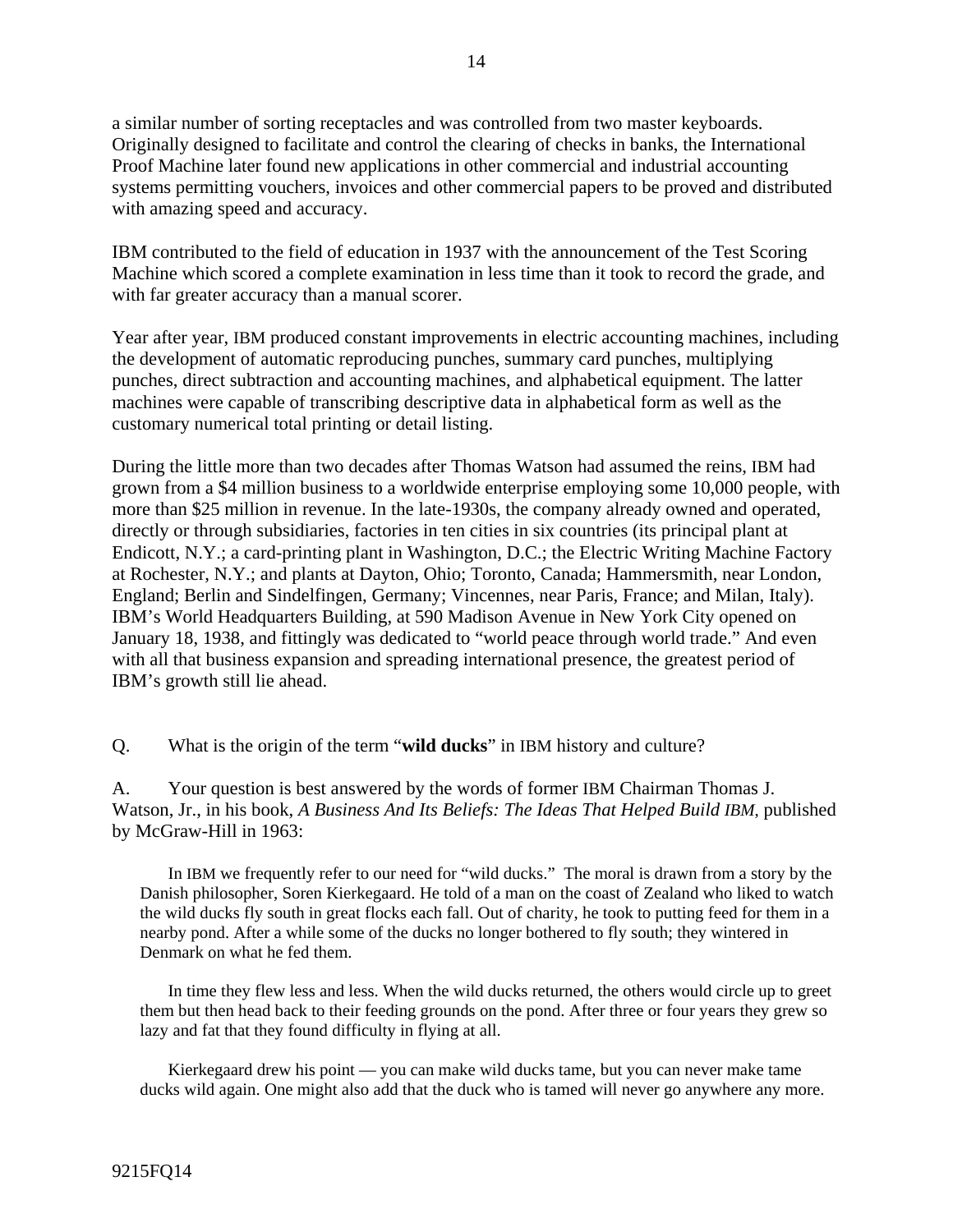a similar number of sorting receptacles and was controlled from two master keyboards. Originally designed to facilitate and control the clearing of checks in banks, the International Proof Machine later found new applications in other commercial and industrial accounting systems permitting vouchers, invoices and other commercial papers to be proved and distributed with amazing speed and accuracy.

IBM contributed to the field of education in 1937 with the announcement of the Test Scoring Machine which scored a complete examination in less time than it took to record the grade, and with far greater accuracy than a manual scorer.

Year after year, IBM produced constant improvements in electric accounting machines, including the development of automatic reproducing punches, summary card punches, multiplying punches, direct subtraction and accounting machines, and alphabetical equipment. The latter machines were capable of transcribing descriptive data in alphabetical form as well as the customary numerical total printing or detail listing.

During the little more than two decades after Thomas Watson had assumed the reins, IBM had grown from a $4 million business to a worldwide enterprise employing some 10,000 people, with more than $25 million in revenue. In the late-1930s, the company already owned and operated, directly or through subsidiaries, factories in ten cities in six countries (its principal plant at Endicott, N.Y.; a card-printing plant in Washington, D.C.; the Electric Writing Machine Factory at Rochester, N.Y.; and plants at Dayton, Ohio; Toronto, Canada; Hammersmith, near London, England; Berlin and Sindelfingen, Germany; Vincennes, near Paris, France; and Milan, Italy). IBM's World Headquarters Building, at 590 Madison Avenue in New York City opened on January 18, 1938, and fittingly was dedicated to "world peace through world trade." And even with all that business expansion and spreading international presence, the greatest period of IBM's growth still lie ahead.

Q. What is the origin of the term "**wild ducks**" in IBM history and culture?

A. Your question is best answered by the words of former IBM Chairman Thomas J. Watson, Jr., in his book, *A Business And Its Beliefs: The Ideas That Helped Build IBM*, published by McGraw-Hill in 1963:

> In IBM we frequently refer to our need for "wild ducks." The moral is drawn from a story by the Danish philosopher, Soren Kierkegaard. He told of a man on the coast of Zealand who liked to watch the wild ducks fly south in great flocks each fall. Out of charity, he took to putting feed for them in a nearby pond. After a while some of the ducks no longer bothered to fly south; they wintered in Denmark on what he fed them.
>
> In time they flew less and less. When the wild ducks returned, the others would circle up to greet them but then head back to their feeding grounds on the pond. After three or four years they grew so lazy and fat that they found difficulty in flying at all.
>
> Kierkegaard drew his point — you can make wild ducks tame, but you can never make tame ducks wild again. One might also add that the duck who is tamed will never go anywhere any more.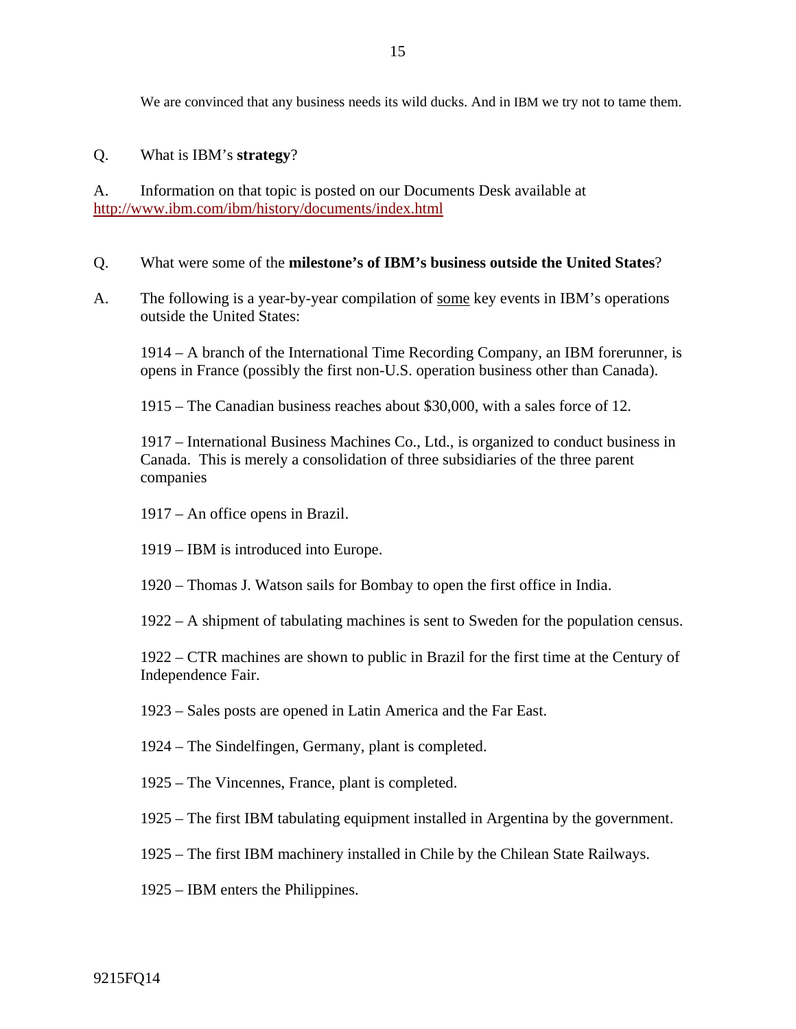We are convinced that any business needs its wild ducks. And in IBM we try not to tame them.

Q. What is IBM's **strategy**?

A. Information on that topic is posted on our Documents Desk available at http://www.ibm.com/ibm/history/documents/index.html

Q. What were some of the **milestone's of IBM's business outside the United States**?

A. The following is a year-by-year compilation of <u>some</u> key events in IBM's operations outside the United States:

1914 – A branch of the International Time Recording Company, an IBM forerunner, is opens in France (possibly the first non-U.S. operation business other than Canada).

1915 – The Canadian business reaches about $30,000, with a sales force of 12.

1917 – International Business Machines Co., Ltd., is organized to conduct business in Canada. This is merely a consolidation of three subsidiaries of the three parent companies

1917 – An office opens in Brazil.

1919 – IBM is introduced into Europe.

1920 – Thomas J. Watson sails for Bombay to open the first office in India.

1922 – A shipment of tabulating machines is sent to Sweden for the population census.

1922 – CTR machines are shown to public in Brazil for the first time at the Century of Independence Fair.

1923 – Sales posts are opened in Latin America and the Far East.

1924 – The Sindelfingen, Germany, plant is completed.

1925 – The Vincennes, France, plant is completed.

1925 – The first IBM tabulating equipment installed in Argentina by the government.

1925 – The first IBM machinery installed in Chile by the Chilean State Railways.

1925 – IBM enters the Philippines.

9215FQ14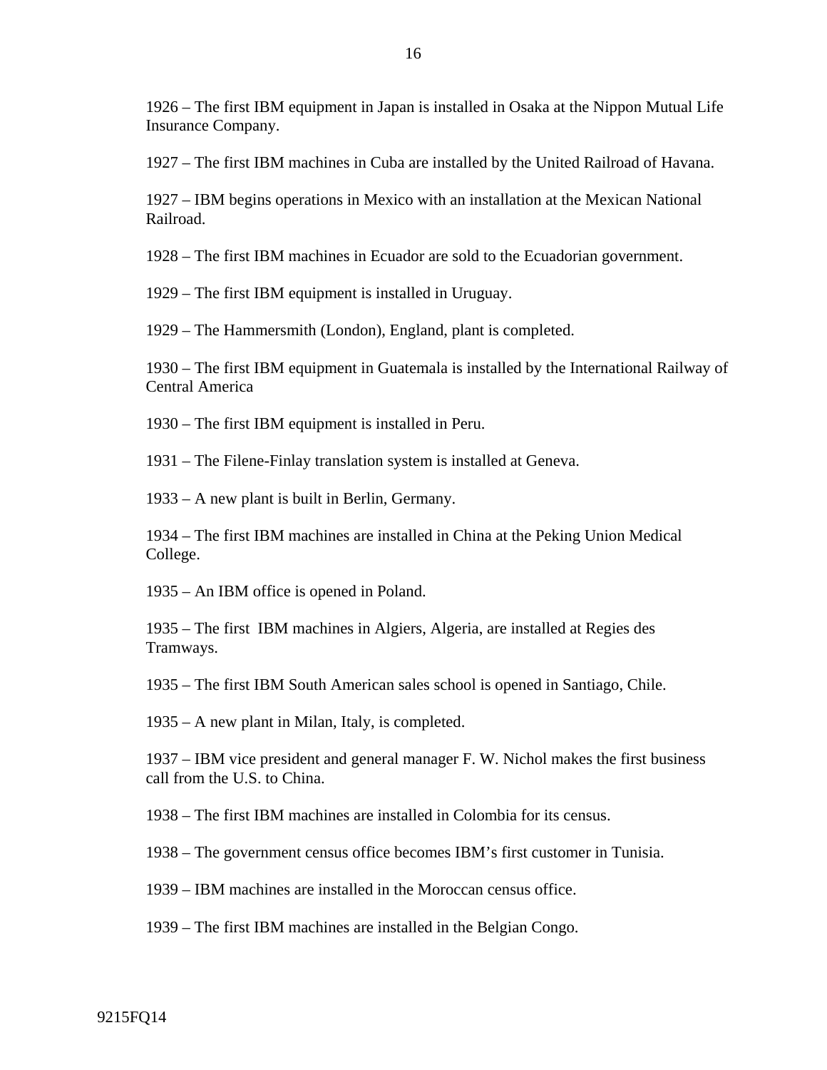1926 – The first IBM equipment in Japan is installed in Osaka at the Nippon Mutual Life Insurance Company.

1927 – The first IBM machines in Cuba are installed by the United Railroad of Havana.

1927 – IBM begins operations in Mexico with an installation at the Mexican National Railroad.

1928 – The first IBM machines in Ecuador are sold to the Ecuadorian government.

1929 – The first IBM equipment is installed in Uruguay.

1929 – The Hammersmith (London), England, plant is completed.

1930 – The first IBM equipment in Guatemala is installed by the International Railway of Central America

1930 – The first IBM equipment is installed in Peru.

1931 – The Filene-Finlay translation system is installed at Geneva.

1933 – A new plant is built in Berlin, Germany.

1934 – The first IBM machines are installed in China at the Peking Union Medical College.

1935 – An IBM office is opened in Poland.

1935 – The first IBM machines in Algiers, Algeria, are installed at Regies des Tramways.

1935 – The first IBM South American sales school is opened in Santiago, Chile.

1935 – A new plant in Milan, Italy, is completed.

1937 – IBM vice president and general manager F. W. Nichol makes the first business call from the U.S. to China.

1938 – The first IBM machines are installed in Colombia for its census.

1938 – The government census office becomes IBM's first customer in Tunisia.

1939 – IBM machines are installed in the Moroccan census office.

1939 – The first IBM machines are installed in the Belgian Congo.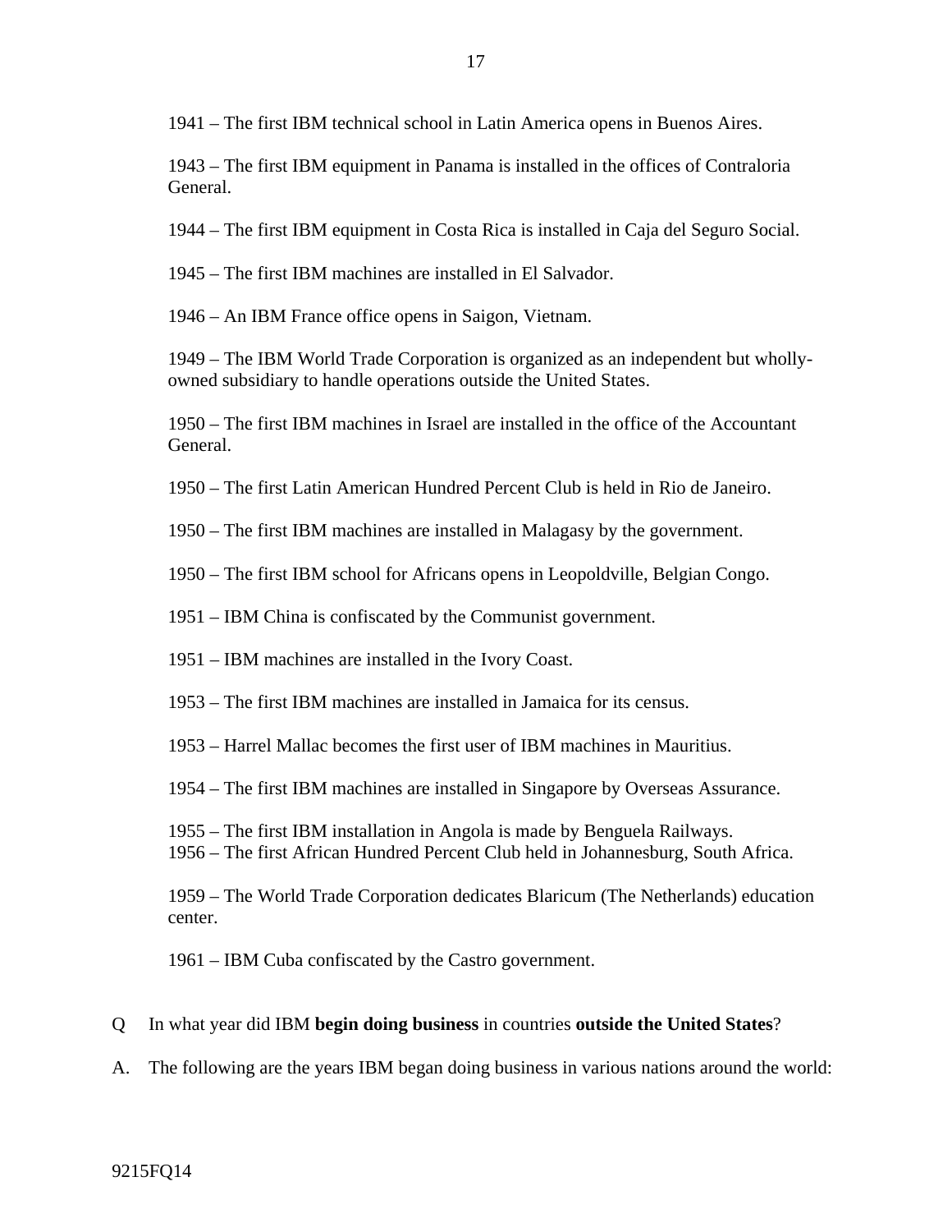1941 – The first IBM technical school in Latin America opens in Buenos Aires.

1943 – The first IBM equipment in Panama is installed in the offices of Contraloria General.

1944 – The first IBM equipment in Costa Rica is installed in Caja del Seguro Social.

1945 – The first IBM machines are installed in El Salvador.

1946 – An IBM France office opens in Saigon, Vietnam.

1949 – The IBM World Trade Corporation is organized as an independent but wholly-owned subsidiary to handle operations outside the United States.

1950 – The first IBM machines in Israel are installed in the office of the Accountant General.

1950 – The first Latin American Hundred Percent Club is held in Rio de Janeiro.

1950 – The first IBM machines are installed in Malagasy by the government.

1950 – The first IBM school for Africans opens in Leopoldville, Belgian Congo.

1951 – IBM China is confiscated by the Communist government.

1951 – IBM machines are installed in the Ivory Coast.

1953 – The first IBM machines are installed in Jamaica for its census.

1953 – Harrel Mallac becomes the first user of IBM machines in Mauritius.

1954 – The first IBM machines are installed in Singapore by Overseas Assurance.

1955 – The first IBM installation in Angola is made by Benguela Railways.
1956 – The first African Hundred Percent Club held in Johannesburg, South Africa.

1959 – The World Trade Corporation dedicates Blaricum (The Netherlands) education center.

1961 – IBM Cuba confiscated by the Castro government.

Q In what year did IBM **begin doing business** in countries **outside the United States**?

A. The following are the years IBM began doing business in various nations around the world:

9215FQ14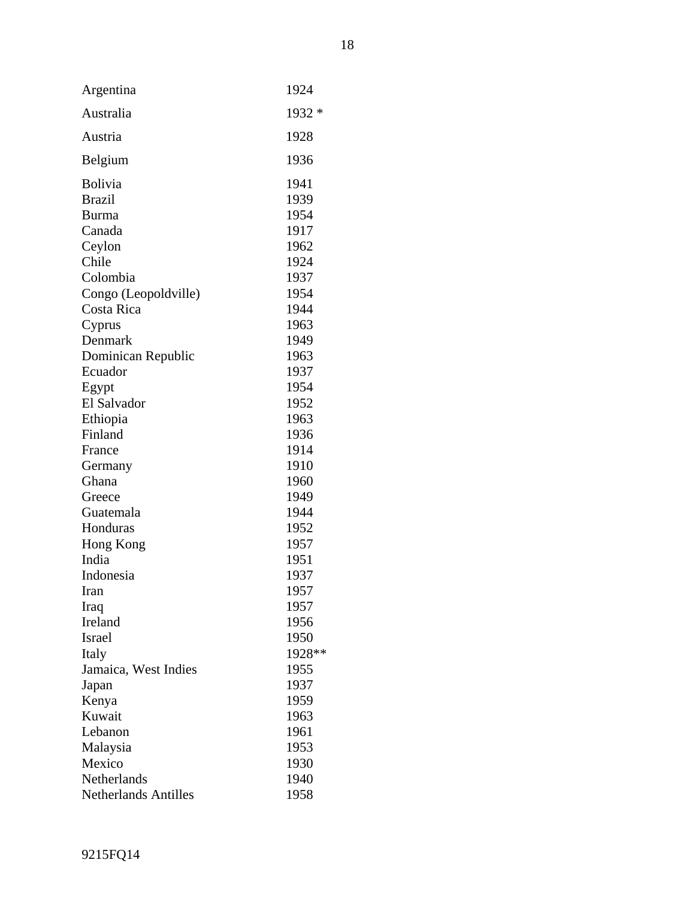| | |
|---|---|
| Argentina | 1924 |
| Australia | 1932 * |
| Austria | 1928 |
| Belgium | 1936 |
| Bolivia | 1941 |
| Brazil | 1939 |
| Burma | 1954 |
| Canada | 1917 |
| Ceylon | 1962 |
| Chile | 1924 |
| Colombia | 1937 |
| Congo (Leopoldville) | 1954 |
| Costa Rica | 1944 |
| Cyprus | 1963 |
| Denmark | 1949 |
| Dominican Republic | 1963 |
| Ecuador | 1937 |
| Egypt | 1954 |
| El Salvador | 1952 |
| Ethiopia | 1963 |
| Finland | 1936 |
| France | 1914 |
| Germany | 1910 |
| Ghana | 1960 |
| Greece | 1949 |
| Guatemala | 1944 |
| Honduras | 1952 |
| Hong Kong | 1957 |
| India | 1951 |
| Indonesia | 1937 |
| Iran | 1957 |
| Iraq | 1957 |
| Ireland | 1956 |
| Israel | 1950 |
| Italy | 1928** |
| Jamaica, West Indies | 1955 |
| Japan | 1937 |
| Kenya | 1959 |
| Kuwait | 1963 |
| Lebanon | 1961 |
| Malaysia | 1953 |
| Mexico | 1930 |
| Netherlands | 1940 |
| Netherlands Antilles | 1958 |

9215FQ14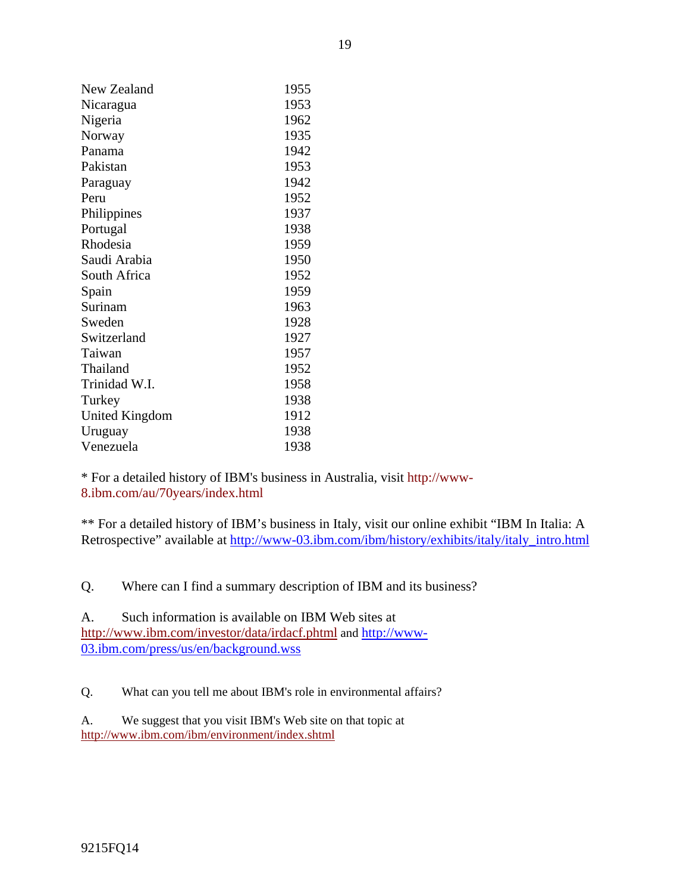| | |
|---|---|
| New Zealand | 1955 |
| Nicaragua | 1953 |
| Nigeria | 1962 |
| Norway | 1935 |
| Panama | 1942 |
| Pakistan | 1953 |
| Paraguay | 1942 |
| Peru | 1952 |
| Philippines | 1937 |
| Portugal | 1938 |
| Rhodesia | 1959 |
| Saudi Arabia | 1950 |
| South Africa | 1952 |
| Spain | 1959 |
| Surinam | 1963 |
| Sweden | 1928 |
| Switzerland | 1927 |
| Taiwan | 1957 |
| Thailand | 1952 |
| Trinidad W.I. | 1958 |
| Turkey | 1938 |
| United Kingdom | 1912 |
| Uruguay | 1938 |
| Venezuela | 1938 |

* For a detailed history of IBM's business in Australia, visit http://www-8.ibm.com/au/70years/index.html

** For a detailed history of IBM's business in Italy, visit our online exhibit "IBM In Italia: A Retrospective" available at http://www-03.ibm.com/ibm/history/exhibits/italy/italy_intro.html

Q. Where can I find a summary description of IBM and its business?

A. Such information is available on IBM Web sites at http://www.ibm.com/investor/data/irdacf.phtml and http://www-03.ibm.com/press/us/en/background.wss

Q. What can you tell me about IBM's role in environmental affairs?

A. We suggest that you visit IBM's Web site on that topic at http://www.ibm.com/ibm/environment/index.shtml

9215FQ14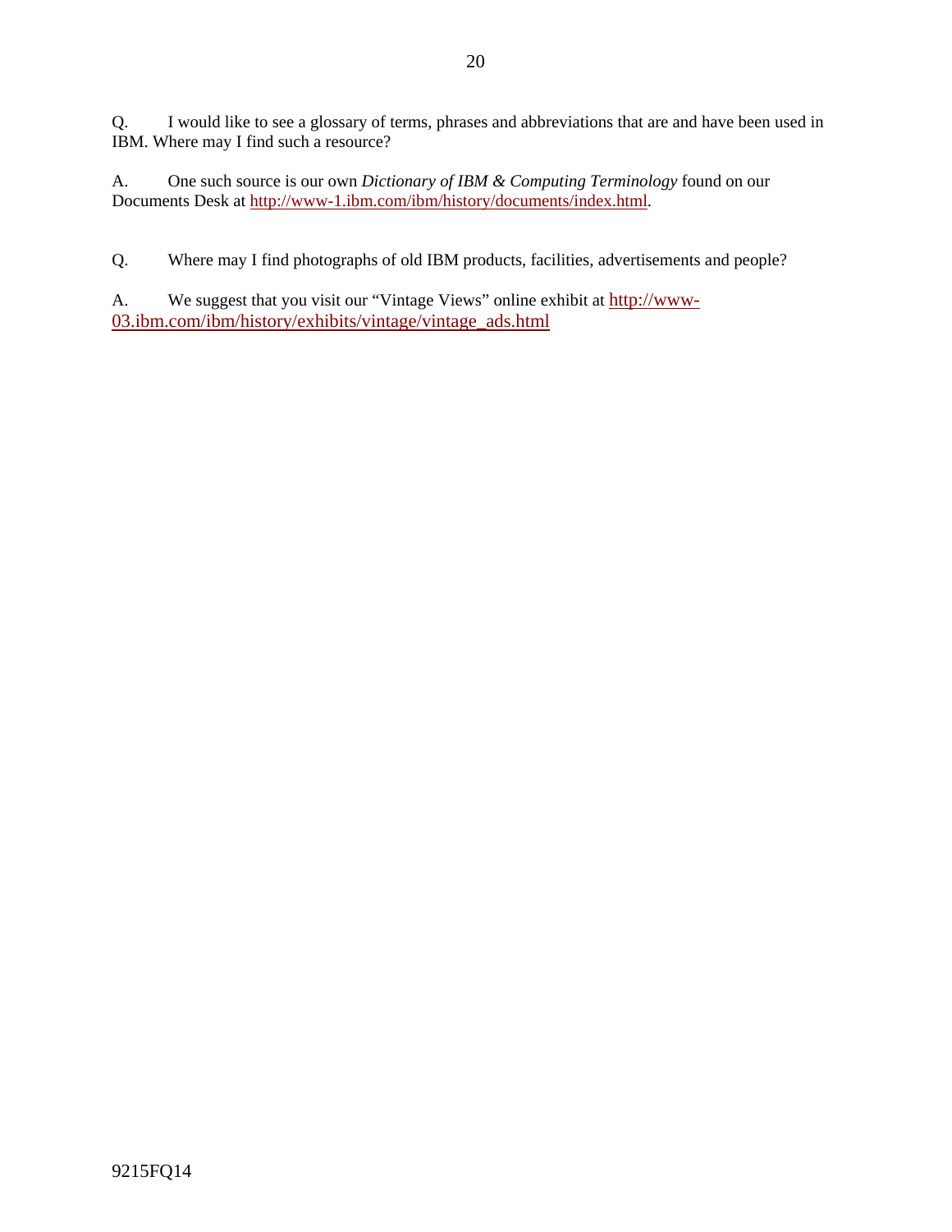Q. I would like to see a glossary of terms, phrases and abbreviations that are and have been used in IBM. Where may I find such a resource?

A. One such source is our own *Dictionary of IBM & Computing Terminology* found on our Documents Desk at http://www-1.ibm.com/ibm/history/documents/index.html.

Q. Where may I find photographs of old IBM products, facilities, advertisements and people?

A. We suggest that you visit our "Vintage Views" online exhibit at http://www-03.ibm.com/ibm/history/exhibits/vintage/vintage_ads.html

9215FQ14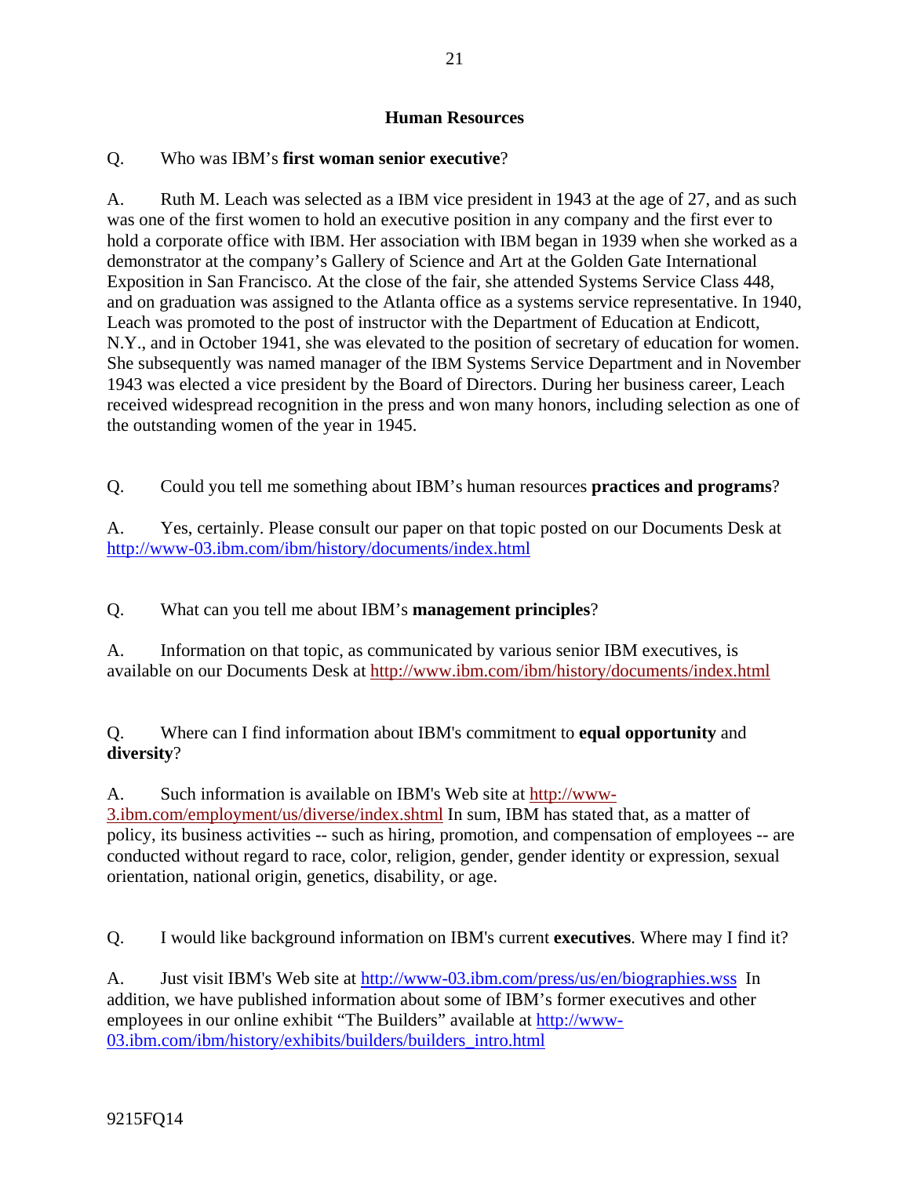## Human Resources

Q. Who was IBM's **first woman senior executive**?

A. Ruth M. Leach was selected as a IBM vice president in 1943 at the age of 27, and as such was one of the first women to hold an executive position in any company and the first ever to hold a corporate office with IBM. Her association with IBM began in 1939 when she worked as a demonstrator at the company's Gallery of Science and Art at the Golden Gate International Exposition in San Francisco. At the close of the fair, she attended Systems Service Class 448, and on graduation was assigned to the Atlanta office as a systems service representative. In 1940, Leach was promoted to the post of instructor with the Department of Education at Endicott, N.Y., and in October 1941, she was elevated to the position of secretary of education for women. She subsequently was named manager of the IBM Systems Service Department and in November 1943 was elected a vice president by the Board of Directors. During her business career, Leach received widespread recognition in the press and won many honors, including selection as one of the outstanding women of the year in 1945.

Q. Could you tell me something about IBM's human resources **practices and programs**?

A. Yes, certainly. Please consult our paper on that topic posted on our Documents Desk at http://www-03.ibm.com/ibm/history/documents/index.html

Q. What can you tell me about IBM's **management principles**?

A. Information on that topic, as communicated by various senior IBM executives, is available on our Documents Desk at http://www.ibm.com/ibm/history/documents/index.html

Q. Where can I find information about IBM's commitment to **equal opportunity** and **diversity**?

A. Such information is available on IBM's Web site at http://www-3.ibm.com/employment/us/diverse/index.shtml In sum, IBM has stated that, as a matter of policy, its business activities -- such as hiring, promotion, and compensation of employees -- are conducted without regard to race, color, religion, gender, gender identity or expression, sexual orientation, national origin, genetics, disability, or age.

Q. I would like background information on IBM's current **executives**. Where may I find it?

A. Just visit IBM's Web site at http://www-03.ibm.com/press/us/en/biographies.wss In addition, we have published information about some of IBM's former executives and other employees in our online exhibit "The Builders" available at http://www-03.ibm.com/ibm/history/exhibits/builders/builders_intro.html

9215FQ14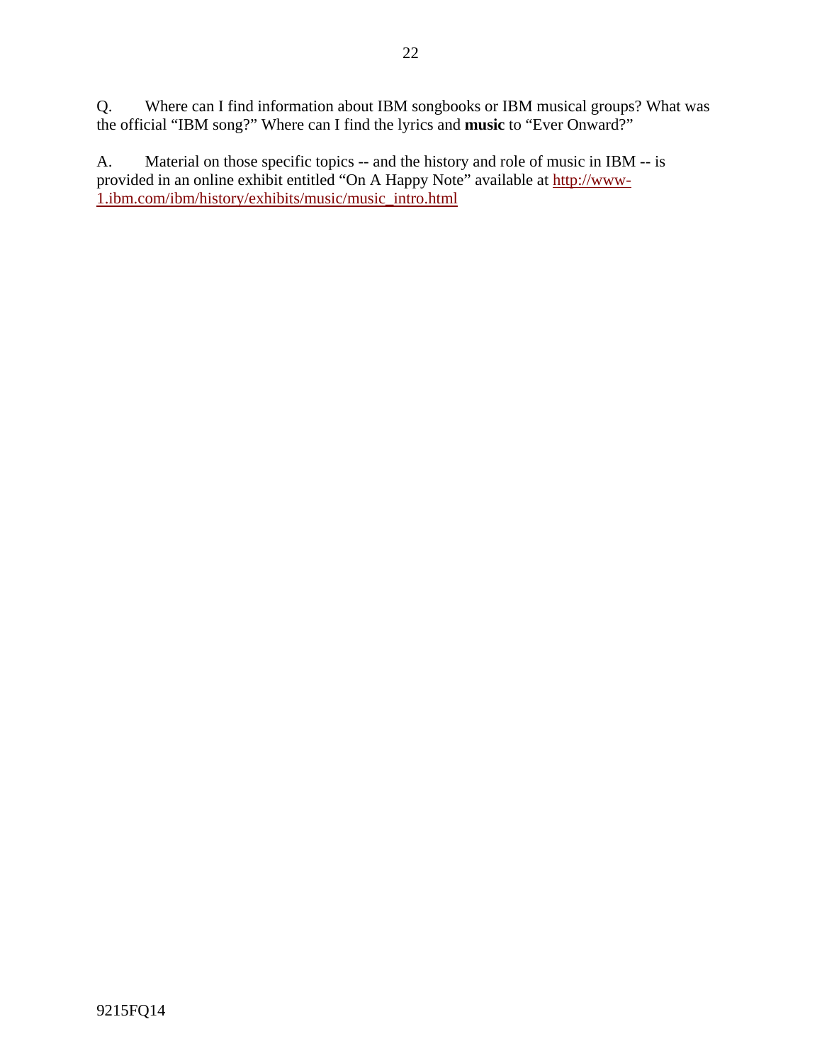Q. Where can I find information about IBM songbooks or IBM musical groups? What was the official "IBM song?" Where can I find the lyrics and **music** to "Ever Onward?"

A. Material on those specific topics -- and the history and role of music in IBM -- is provided in an online exhibit entitled "On A Happy Note" available at http://www-1.ibm.com/ibm/history/exhibits/music/music_intro.html

9215FQ14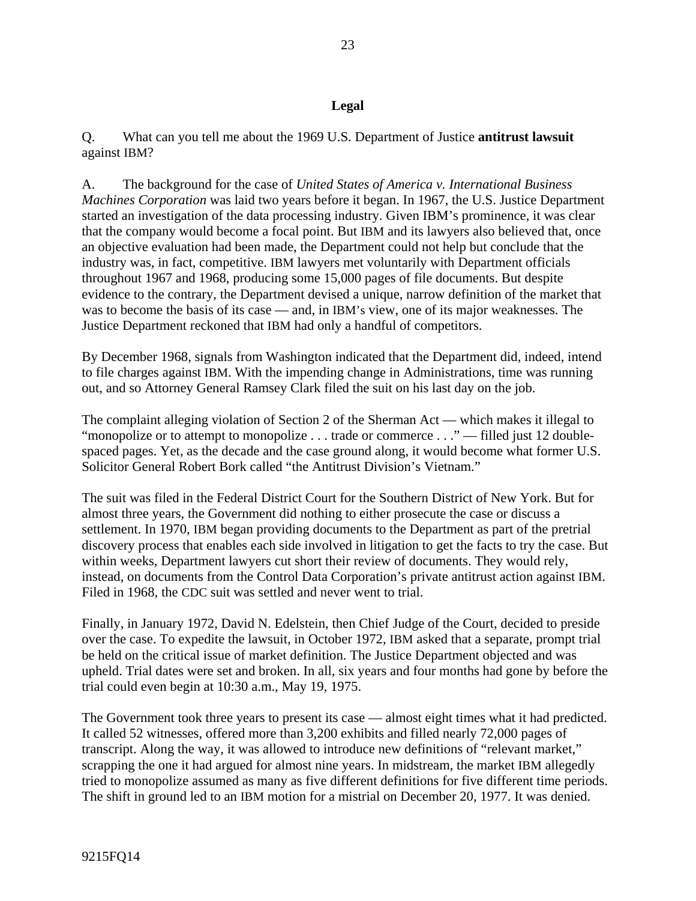## Legal

Q. What can you tell me about the 1969 U.S. Department of Justice **antitrust lawsuit** against IBM?

A. The background for the case of *United States of America v. International Business Machines Corporation* was laid two years before it began. In 1967, the U.S. Justice Department started an investigation of the data processing industry. Given IBM's prominence, it was clear that the company would become a focal point. But IBM and its lawyers also believed that, once an objective evaluation had been made, the Department could not help but conclude that the industry was, in fact, competitive. IBM lawyers met voluntarily with Department officials throughout 1967 and 1968, producing some 15,000 pages of file documents. But despite evidence to the contrary, the Department devised a unique, narrow definition of the market that was to become the basis of its case — and, in IBM's view, one of its major weaknesses. The Justice Department reckoned that IBM had only a handful of competitors.

By December 1968, signals from Washington indicated that the Department did, indeed, intend to file charges against IBM. With the impending change in Administrations, time was running out, and so Attorney General Ramsey Clark filed the suit on his last day on the job.

The complaint alleging violation of Section 2 of the Sherman Act — which makes it illegal to "monopolize or to attempt to monopolize . . . trade or commerce . . ." — filled just 12 double-spaced pages. Yet, as the decade and the case ground along, it would become what former U.S. Solicitor General Robert Bork called "the Antitrust Division's Vietnam."

The suit was filed in the Federal District Court for the Southern District of New York. But for almost three years, the Government did nothing to either prosecute the case or discuss a settlement. In 1970, IBM began providing documents to the Department as part of the pretrial discovery process that enables each side involved in litigation to get the facts to try the case. But within weeks, Department lawyers cut short their review of documents. They would rely, instead, on documents from the Control Data Corporation's private antitrust action against IBM. Filed in 1968, the CDC suit was settled and never went to trial.

Finally, in January 1972, David N. Edelstein, then Chief Judge of the Court, decided to preside over the case. To expedite the lawsuit, in October 1972, IBM asked that a separate, prompt trial be held on the critical issue of market definition. The Justice Department objected and was upheld. Trial dates were set and broken. In all, six years and four months had gone by before the trial could even begin at 10:30 a.m., May 19, 1975.

The Government took three years to present its case — almost eight times what it had predicted. It called 52 witnesses, offered more than 3,200 exhibits and filled nearly 72,000 pages of transcript. Along the way, it was allowed to introduce new definitions of "relevant market," scrapping the one it had argued for almost nine years. In midstream, the market IBM allegedly tried to monopolize assumed as many as five different definitions for five different time periods. The shift in ground led to an IBM motion for a mistrial on December 20, 1977. It was denied.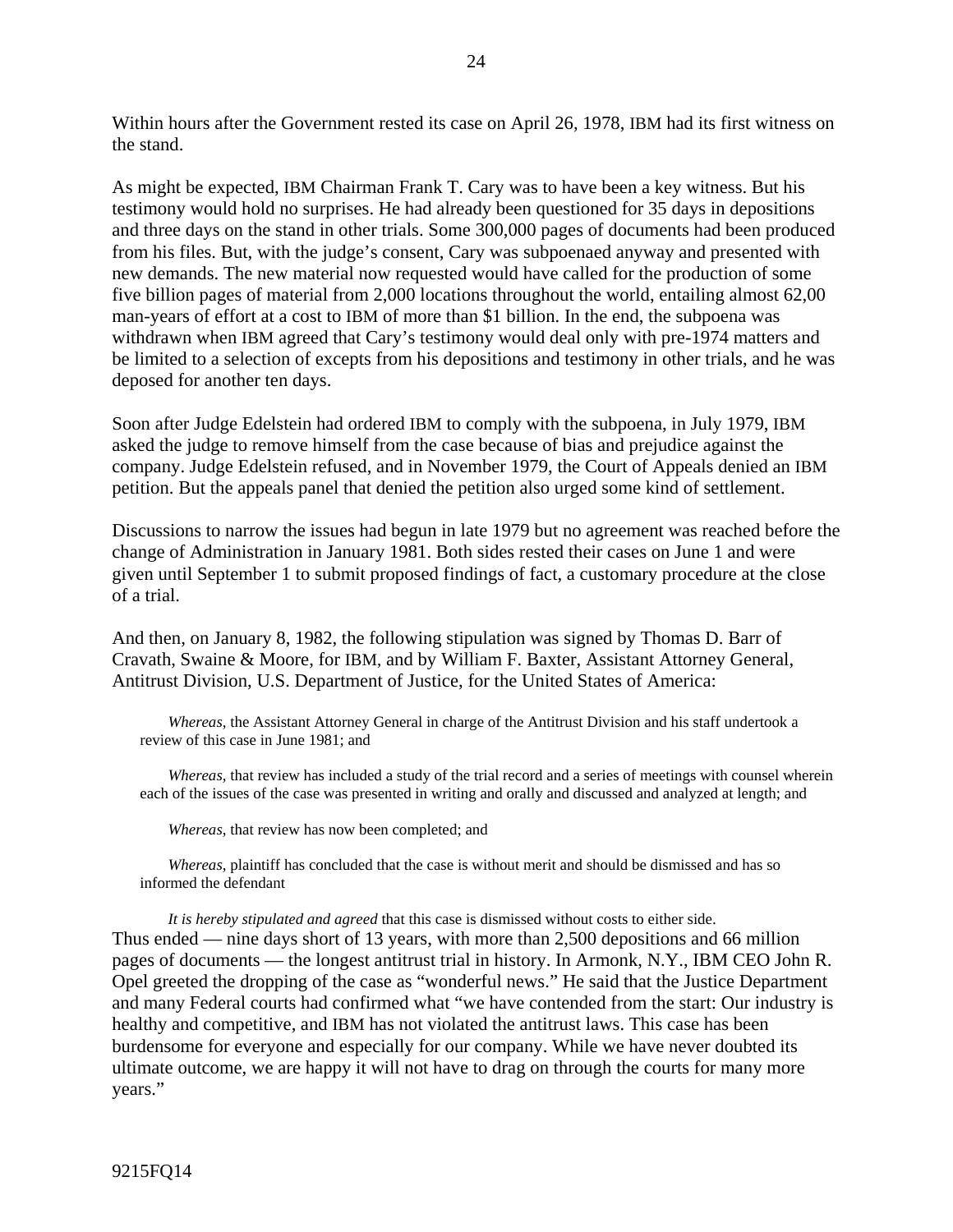Within hours after the Government rested its case on April 26, 1978, IBM had its first witness on the stand.

As might be expected, IBM Chairman Frank T. Cary was to have been a key witness. But his testimony would hold no surprises. He had already been questioned for 35 days in depositions and three days on the stand in other trials. Some 300,000 pages of documents had been produced from his files. But, with the judge's consent, Cary was subpoenaed anyway and presented with new demands. The new material now requested would have called for the production of some five billion pages of material from 2,000 locations throughout the world, entailing almost 62,00 man-years of effort at a cost to IBM of more than $1 billion. In the end, the subpoena was withdrawn when IBM agreed that Cary's testimony would deal only with pre-1974 matters and be limited to a selection of excepts from his depositions and testimony in other trials, and he was deposed for another ten days.

Soon after Judge Edelstein had ordered IBM to comply with the subpoena, in July 1979, IBM asked the judge to remove himself from the case because of bias and prejudice against the company. Judge Edelstein refused, and in November 1979, the Court of Appeals denied an IBM petition. But the appeals panel that denied the petition also urged some kind of settlement.

Discussions to narrow the issues had begun in late 1979 but no agreement was reached before the change of Administration in January 1981. Both sides rested their cases on June 1 and were given until September 1 to submit proposed findings of fact, a customary procedure at the close of a trial.

And then, on January 8, 1982, the following stipulation was signed by Thomas D. Barr of Cravath, Swaine & Moore, for IBM, and by William F. Baxter, Assistant Attorney General, Antitrust Division, U.S. Department of Justice, for the United States of America:

> *Whereas,* the Assistant Attorney General in charge of the Antitrust Division and his staff undertook a review of this case in June 1981; and
>
> *Whereas,* that review has included a study of the trial record and a series of meetings with counsel wherein each of the issues of the case was presented in writing and orally and discussed and analyzed at length; and
>
> *Whereas,* that review has now been completed; and
>
> *Whereas,* plaintiff has concluded that the case is without merit and should be dismissed and has so informed the defendant
>
> *It is hereby stipulated and agreed* that this case is dismissed without costs to either side.

Thus ended — nine days short of 13 years, with more than 2,500 depositions and 66 million pages of documents — the longest antitrust trial in history. In Armonk, N.Y., IBM CEO John R. Opel greeted the dropping of the case as "wonderful news." He said that the Justice Department and many Federal courts had confirmed what "we have contended from the start: Our industry is healthy and competitive, and IBM has not violated the antitrust laws. This case has been burdensome for everyone and especially for our company. While we have never doubted its ultimate outcome, we are happy it will not have to drag on through the courts for many more years."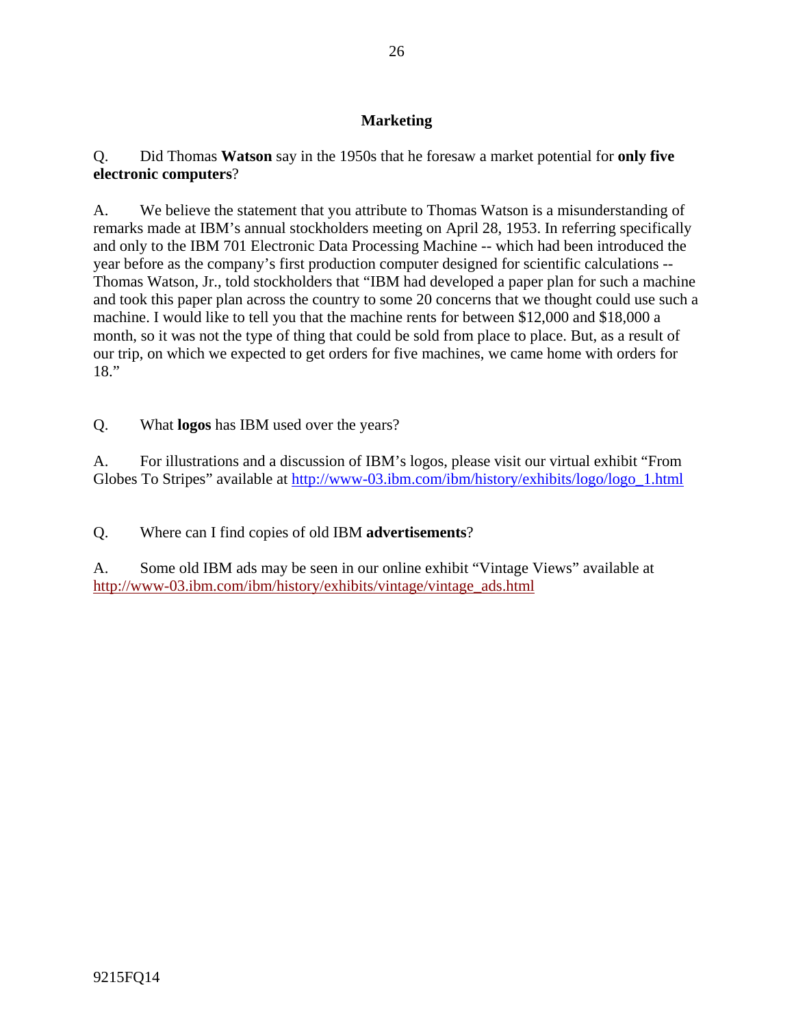## Marketing

Q. Did Thomas **Watson** say in the 1950s that he foresaw a market potential for **only five electronic computers**?

A. We believe the statement that you attribute to Thomas Watson is a misunderstanding of remarks made at IBM's annual stockholders meeting on April 28, 1953. In referring specifically and only to the IBM 701 Electronic Data Processing Machine -- which had been introduced the year before as the company's first production computer designed for scientific calculations -- Thomas Watson, Jr., told stockholders that "IBM had developed a paper plan for such a machine and took this paper plan across the country to some 20 concerns that we thought could use such a machine. I would like to tell you that the machine rents for between $12,000 and $18,000 a month, so it was not the type of thing that could be sold from place to place. But, as a result of our trip, on which we expected to get orders for five machines, we came home with orders for 18."

Q. What **logos** has IBM used over the years?

A. For illustrations and a discussion of IBM's logos, please visit our virtual exhibit "From Globes To Stripes" available at http://www-03.ibm.com/ibm/history/exhibits/logo/logo_1.html

Q. Where can I find copies of old IBM **advertisements**?

A. Some old IBM ads may be seen in our online exhibit "Vintage Views" available at http://www-03.ibm.com/ibm/history/exhibits/vintage/vintage_ads.html

9215FQ14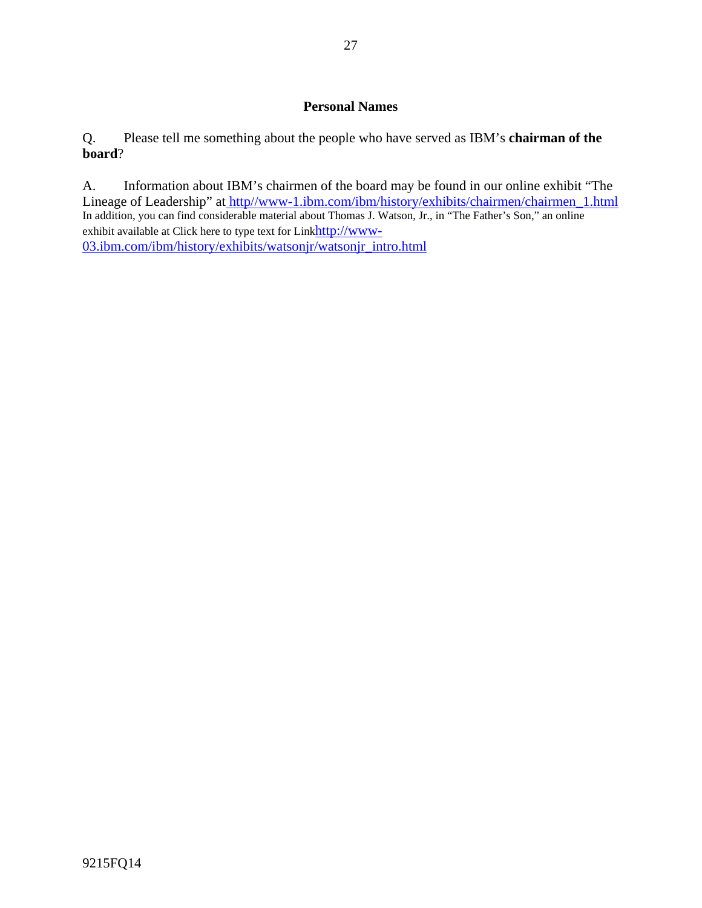## Personal Names

Q. Please tell me something about the people who have served as IBM's **chairman of the board**?

A. Information about IBM's chairmen of the board may be found in our online exhibit "The Lineage of Leadership" at http//www-1.ibm.com/ibm/history/exhibits/chairmen/chairmen_1.html
In addition, you can find considerable material about Thomas J. Watson, Jr., in "The Father's Son," an online exhibit available at Click here to type text for Linkhttp://www-03.ibm.com/ibm/history/exhibits/watsonjr/watsonjr_intro.html

9215FQ14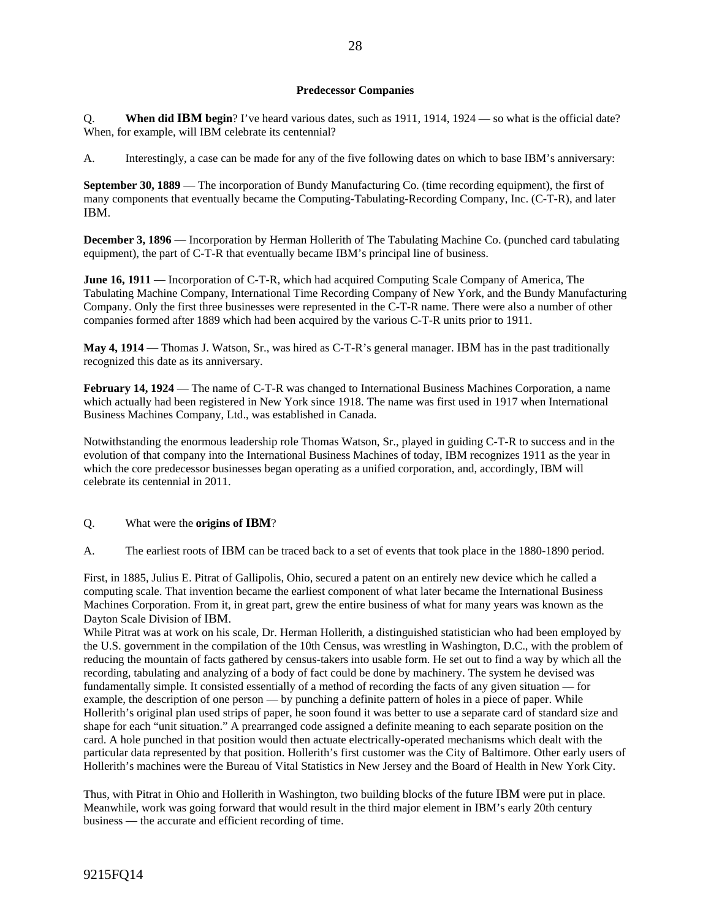## Predecessor Companies

Q. **When did IBM begin**? I've heard various dates, such as 1911, 1914, 1924 — so what is the official date? When, for example, will IBM celebrate its centennial?

A. Interestingly, a case can be made for any of the five following dates on which to base IBM's anniversary:

**September 30, 1889** — The incorporation of Bundy Manufacturing Co. (time recording equipment), the first of many components that eventually became the Computing-Tabulating-Recording Company, Inc. (C-T-R), and later IBM.

**December 3, 1896** — Incorporation by Herman Hollerith of The Tabulating Machine Co. (punched card tabulating equipment), the part of C-T-R that eventually became IBM's principal line of business.

**June 16, 1911** — Incorporation of C-T-R, which had acquired Computing Scale Company of America, The Tabulating Machine Company, International Time Recording Company of New York, and the Bundy Manufacturing Company. Only the first three businesses were represented in the C-T-R name. There were also a number of other companies formed after 1889 which had been acquired by the various C-T-R units prior to 1911.

**May 4, 1914** — Thomas J. Watson, Sr., was hired as C-T-R's general manager. IBM has in the past traditionally recognized this date as its anniversary.

**February 14, 1924** — The name of C-T-R was changed to International Business Machines Corporation, a name which actually had been registered in New York since 1918. The name was first used in 1917 when International Business Machines Company, Ltd., was established in Canada.

Notwithstanding the enormous leadership role Thomas Watson, Sr., played in guiding C-T-R to success and in the evolution of that company into the International Business Machines of today, IBM recognizes 1911 as the year in which the core predecessor businesses began operating as a unified corporation, and, accordingly, IBM will celebrate its centennial in 2011.

Q. What were the **origins of IBM**?

A. The earliest roots of IBM can be traced back to a set of events that took place in the 1880-1890 period.

First, in 1885, Julius E. Pitrat of Gallipolis, Ohio, secured a patent on an entirely new device which he called a computing scale. That invention became the earliest component of what later became the International Business Machines Corporation. From it, in great part, grew the entire business of what for many years was known as the Dayton Scale Division of IBM.

While Pitrat was at work on his scale, Dr. Herman Hollerith, a distinguished statistician who had been employed by the U.S. government in the compilation of the 10th Census, was wrestling in Washington, D.C., with the problem of reducing the mountain of facts gathered by census-takers into usable form. He set out to find a way by which all the recording, tabulating and analyzing of a body of fact could be done by machinery. The system he devised was fundamentally simple. It consisted essentially of a method of recording the facts of any given situation — for example, the description of one person — by punching a definite pattern of holes in a piece of paper. While Hollerith's original plan used strips of paper, he soon found it was better to use a separate card of standard size and shape for each "unit situation." A prearranged code assigned a definite meaning to each separate position on the card. A hole punched in that position would then actuate electrically-operated mechanisms which dealt with the particular data represented by that position. Hollerith's first customer was the City of Baltimore. Other early users of Hollerith's machines were the Bureau of Vital Statistics in New Jersey and the Board of Health in New York City.

Thus, with Pitrat in Ohio and Hollerith in Washington, two building blocks of the future IBM were put in place. Meanwhile, work was going forward that would result in the third major element in IBM's early 20th century business — the accurate and efficient recording of time.

9215FQ14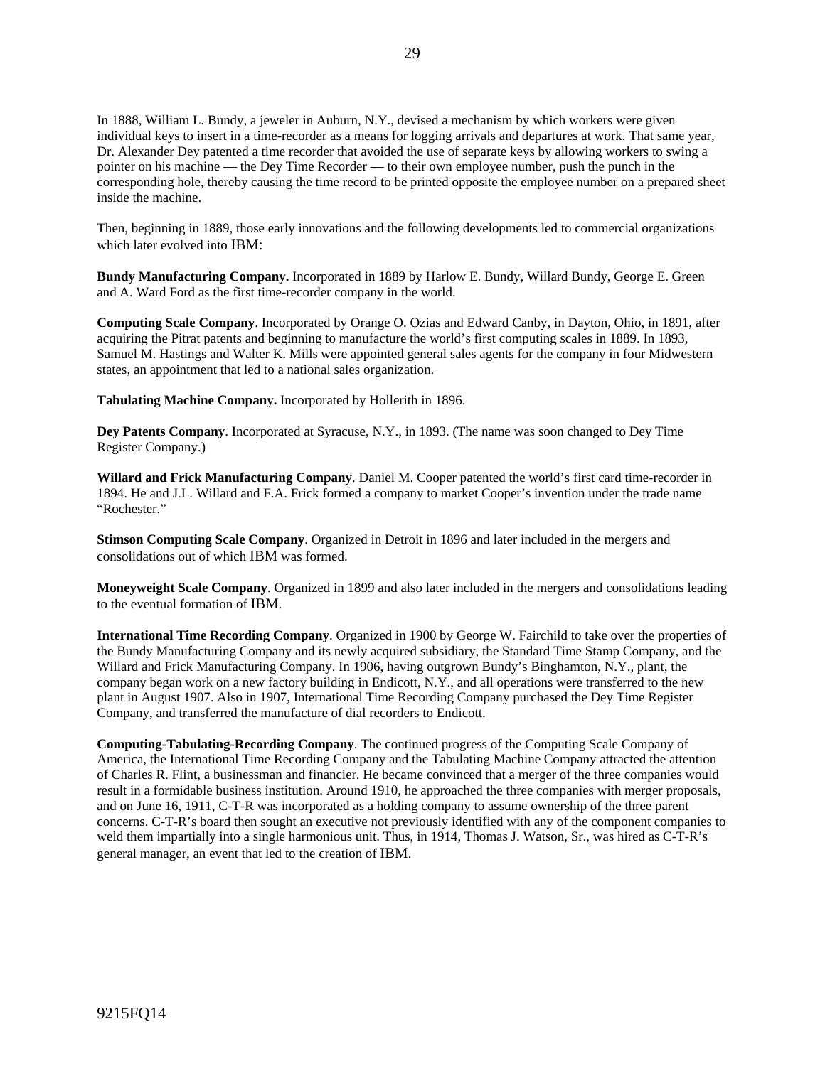In 1888, William L. Bundy, a jeweler in Auburn, N.Y., devised a mechanism by which workers were given individual keys to insert in a time-recorder as a means for logging arrivals and departures at work. That same year, Dr. Alexander Dey patented a time recorder that avoided the use of separate keys by allowing workers to swing a pointer on his machine — the Dey Time Recorder — to their own employee number, push the punch in the corresponding hole, thereby causing the time record to be printed opposite the employee number on a prepared sheet inside the machine.

Then, beginning in 1889, those early innovations and the following developments led to commercial organizations which later evolved into IBM:

**Bundy Manufacturing Company.** Incorporated in 1889 by Harlow E. Bundy, Willard Bundy, George E. Green and A. Ward Ford as the first time-recorder company in the world.

**Computing Scale Company**. Incorporated by Orange O. Ozias and Edward Canby, in Dayton, Ohio, in 1891, after acquiring the Pitrat patents and beginning to manufacture the world's first computing scales in 1889. In 1893, Samuel M. Hastings and Walter K. Mills were appointed general sales agents for the company in four Midwestern states, an appointment that led to a national sales organization.

**Tabulating Machine Company.** Incorporated by Hollerith in 1896.

**Dey Patents Company**. Incorporated at Syracuse, N.Y., in 1893. (The name was soon changed to Dey Time Register Company.)

**Willard and Frick Manufacturing Company**. Daniel M. Cooper patented the world's first card time-recorder in 1894. He and J.L. Willard and F.A. Frick formed a company to market Cooper's invention under the trade name "Rochester."

**Stimson Computing Scale Company**. Organized in Detroit in 1896 and later included in the mergers and consolidations out of which IBM was formed.

**Moneyweight Scale Company**. Organized in 1899 and also later included in the mergers and consolidations leading to the eventual formation of IBM.

**International Time Recording Company**. Organized in 1900 by George W. Fairchild to take over the properties of the Bundy Manufacturing Company and its newly acquired subsidiary, the Standard Time Stamp Company, and the Willard and Frick Manufacturing Company. In 1906, having outgrown Bundy's Binghamton, N.Y., plant, the company began work on a new factory building in Endicott, N.Y., and all operations were transferred to the new plant in August 1907. Also in 1907, International Time Recording Company purchased the Dey Time Register Company, and transferred the manufacture of dial recorders to Endicott.

**Computing-Tabulating-Recording Company**. The continued progress of the Computing Scale Company of America, the International Time Recording Company and the Tabulating Machine Company attracted the attention of Charles R. Flint, a businessman and financier. He became convinced that a merger of the three companies would result in a formidable business institution. Around 1910, he approached the three companies with merger proposals, and on June 16, 1911, C-T-R was incorporated as a holding company to assume ownership of the three parent concerns. C-T-R's board then sought an executive not previously identified with any of the component companies to weld them impartially into a single harmonious unit. Thus, in 1914, Thomas J. Watson, Sr., was hired as C-T-R's general manager, an event that led to the creation of IBM.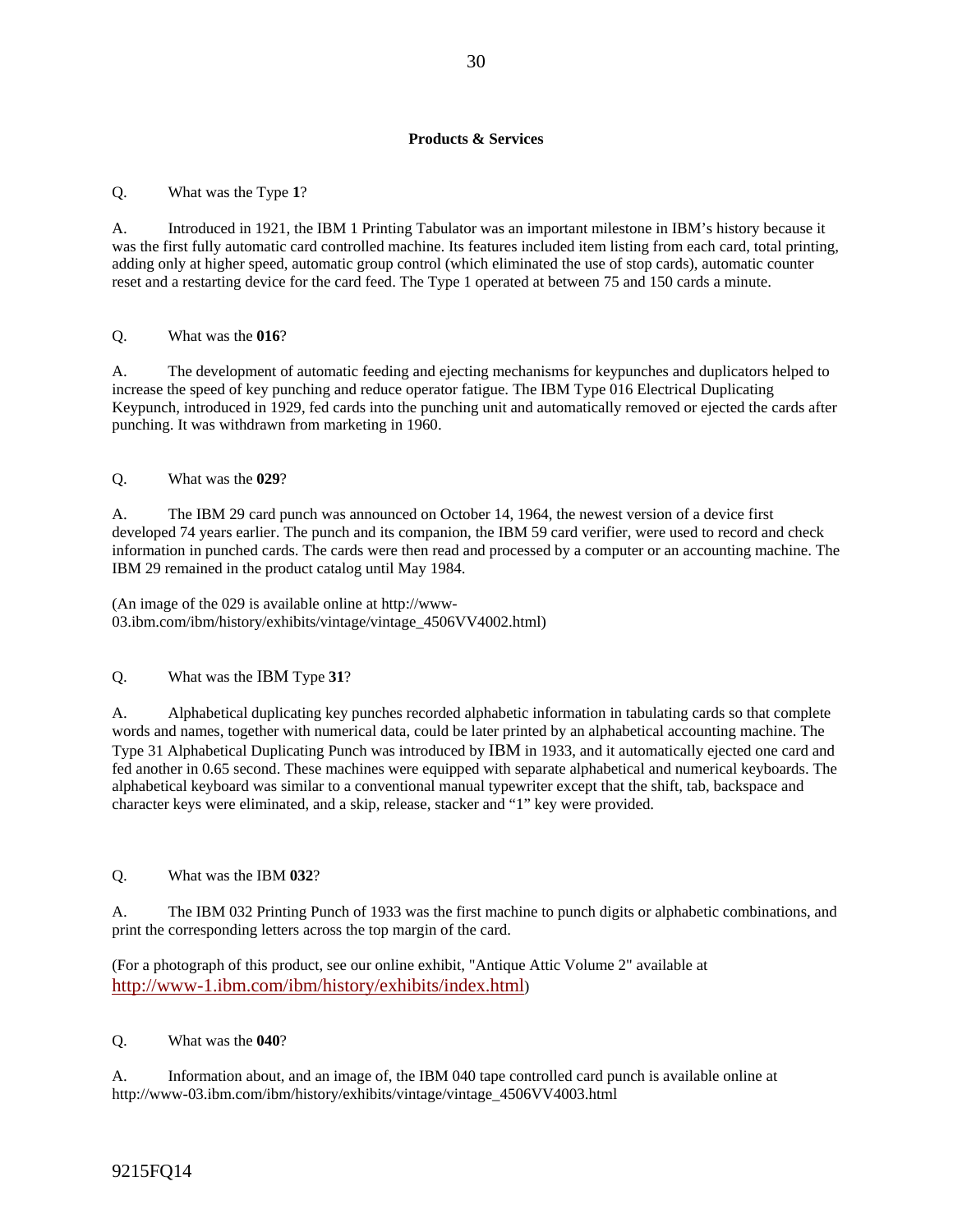## Products & Services

Q. What was the Type **1**?

A. Introduced in 1921, the IBM 1 Printing Tabulator was an important milestone in IBM's history because it was the first fully automatic card controlled machine. Its features included item listing from each card, total printing, adding only at higher speed, automatic group control (which eliminated the use of stop cards), automatic counter reset and a restarting device for the card feed. The Type 1 operated at between 75 and 150 cards a minute.

Q. What was the **016**?

A. The development of automatic feeding and ejecting mechanisms for keypunches and duplicators helped to increase the speed of key punching and reduce operator fatigue. The IBM Type 016 Electrical Duplicating Keypunch, introduced in 1929, fed cards into the punching unit and automatically removed or ejected the cards after punching. It was withdrawn from marketing in 1960.

Q. What was the **029**?

A. The IBM 29 card punch was announced on October 14, 1964, the newest version of a device first developed 74 years earlier. The punch and its companion, the IBM 59 card verifier, were used to record and check information in punched cards. The cards were then read and processed by a computer or an accounting machine. The IBM 29 remained in the product catalog until May 1984.

(An image of the 029 is available online at http://www-03.ibm.com/ibm/history/exhibits/vintage/vintage_4506VV4002.html)

Q. What was the IBM Type **31**?

A. Alphabetical duplicating key punches recorded alphabetic information in tabulating cards so that complete words and names, together with numerical data, could be later printed by an alphabetical accounting machine. The Type 31 Alphabetical Duplicating Punch was introduced by IBM in 1933, and it automatically ejected one card and fed another in 0.65 second. These machines were equipped with separate alphabetical and numerical keyboards. The alphabetical keyboard was similar to a conventional manual typewriter except that the shift, tab, backspace and character keys were eliminated, and a skip, release, stacker and "1" key were provided.

Q. What was the IBM **032**?

A. The IBM 032 Printing Punch of 1933 was the first machine to punch digits or alphabetic combinations, and print the corresponding letters across the top margin of the card.

(For a photograph of this product, see our online exhibit, "Antique Attic Volume 2" available at http://www-1.ibm.com/ibm/history/exhibits/index.html)

Q. What was the **040**?

A. Information about, and an image of, the IBM 040 tape controlled card punch is available online at http://www-03.ibm.com/ibm/history/exhibits/vintage/vintage_4506VV4003.html

9215FQ14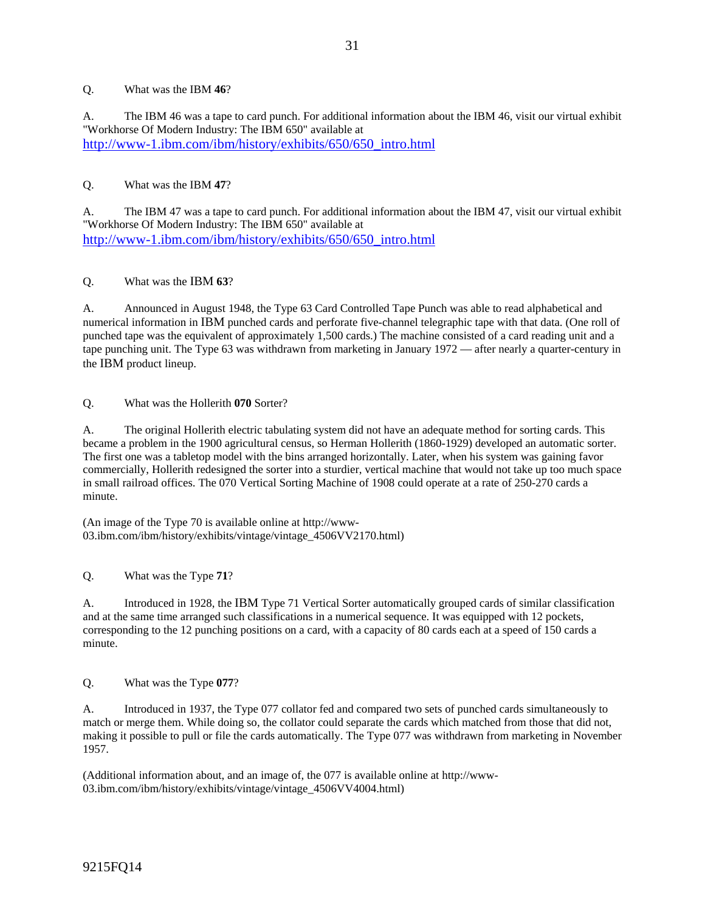Q. What was the IBM **46**?

A. The IBM 46 was a tape to card punch. For additional information about the IBM 46, visit our virtual exhibit "Workhorse Of Modern Industry: The IBM 650" available at http://www-1.ibm.com/ibm/history/exhibits/650/650_intro.html

Q. What was the IBM **47**?

A. The IBM 47 was a tape to card punch. For additional information about the IBM 47, visit our virtual exhibit "Workhorse Of Modern Industry: The IBM 650" available at http://www-1.ibm.com/ibm/history/exhibits/650/650_intro.html

Q. What was the IBM **63**?

A. Announced in August 1948, the Type 63 Card Controlled Tape Punch was able to read alphabetical and numerical information in IBM punched cards and perforate five-channel telegraphic tape with that data. (One roll of punched tape was the equivalent of approximately 1,500 cards.) The machine consisted of a card reading unit and a tape punching unit. The Type 63 was withdrawn from marketing in January 1972 — after nearly a quarter-century in the IBM product lineup.

Q. What was the Hollerith **070** Sorter?

A. The original Hollerith electric tabulating system did not have an adequate method for sorting cards. This became a problem in the 1900 agricultural census, so Herman Hollerith (1860-1929) developed an automatic sorter. The first one was a tabletop model with the bins arranged horizontally. Later, when his system was gaining favor commercially, Hollerith redesigned the sorter into a sturdier, vertical machine that would not take up too much space in small railroad offices. The 070 Vertical Sorting Machine of 1908 could operate at a rate of 250-270 cards a minute.

(An image of the Type 70 is available online at http://www-03.ibm.com/ibm/history/exhibits/vintage/vintage_4506VV2170.html)

Q. What was the Type **71**?

A. Introduced in 1928, the IBM Type 71 Vertical Sorter automatically grouped cards of similar classification and at the same time arranged such classifications in a numerical sequence. It was equipped with 12 pockets, corresponding to the 12 punching positions on a card, with a capacity of 80 cards each at a speed of 150 cards a minute.

Q. What was the Type **077**?

A. Introduced in 1937, the Type 077 collator fed and compared two sets of punched cards simultaneously to match or merge them. While doing so, the collator could separate the cards which matched from those that did not, making it possible to pull or file the cards automatically. The Type 077 was withdrawn from marketing in November 1957.

(Additional information about, and an image of, the 077 is available online at http://www-03.ibm.com/ibm/history/exhibits/vintage/vintage_4506VV4004.html)

9215FQ14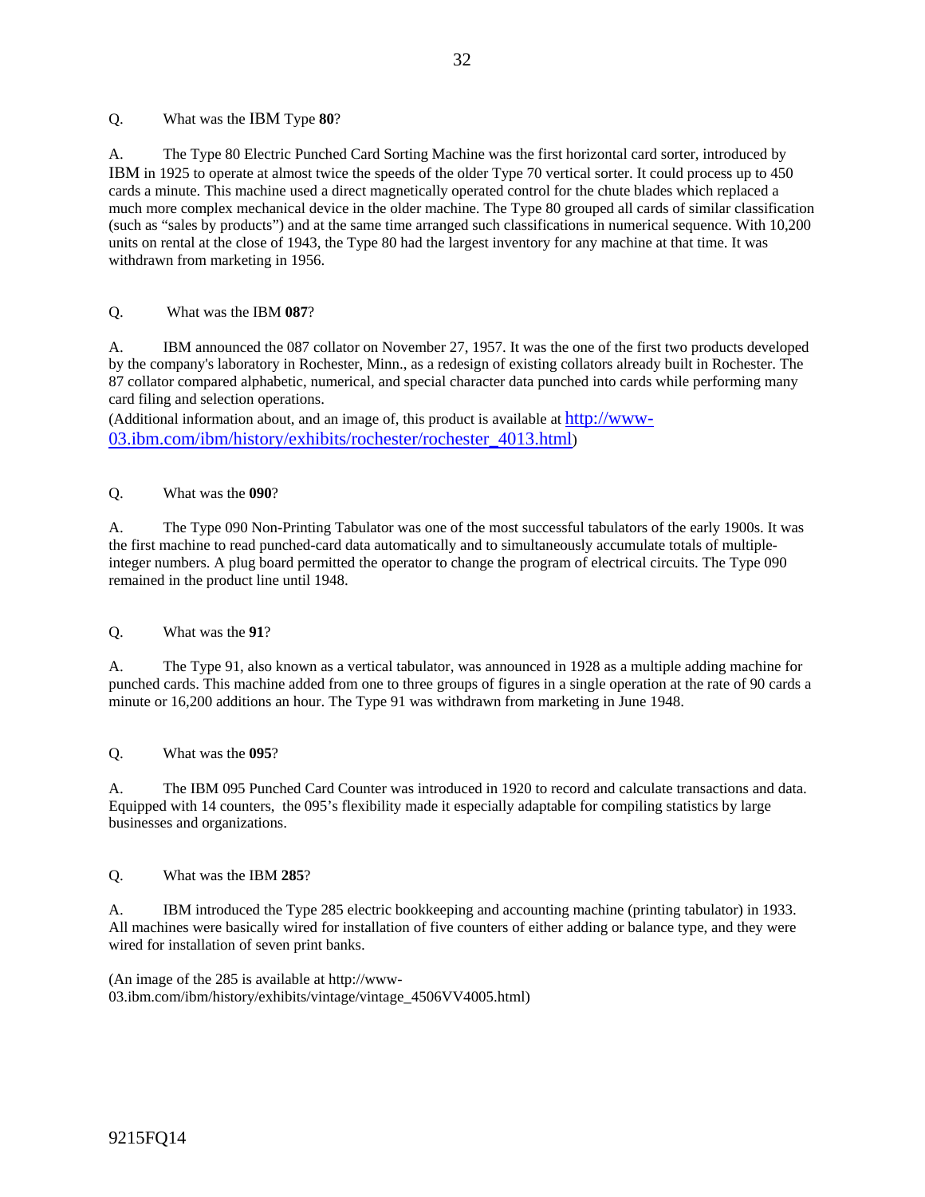Q. What was the IBM Type **80**?

A. The Type 80 Electric Punched Card Sorting Machine was the first horizontal card sorter, introduced by IBM in 1925 to operate at almost twice the speeds of the older Type 70 vertical sorter. It could process up to 450 cards a minute. This machine used a direct magnetically operated control for the chute blades which replaced a much more complex mechanical device in the older machine. The Type 80 grouped all cards of similar classification (such as "sales by products") and at the same time arranged such classifications in numerical sequence. With 10,200 units on rental at the close of 1943, the Type 80 had the largest inventory for any machine at that time. It was withdrawn from marketing in 1956.

Q. What was the IBM **087**?

A. IBM announced the 087 collator on November 27, 1957. It was the one of the first two products developed by the company's laboratory in Rochester, Minn., as a redesign of existing collators already built in Rochester. The 87 collator compared alphabetic, numerical, and special character data punched into cards while performing many card filing and selection operations.
(Additional information about, and an image of, this product is available at [http://www-03.ibm.com/ibm/history/exhibits/rochester/rochester_4013.html](http://www-03.ibm.com/ibm/history/exhibits/rochester/rochester_4013.html))

Q. What was the **090**?

A. The Type 090 Non-Printing Tabulator was one of the most successful tabulators of the early 1900s. It was the first machine to read punched-card data automatically and to simultaneously accumulate totals of multiple-integer numbers. A plug board permitted the operator to change the program of electrical circuits. The Type 090 remained in the product line until 1948.

Q. What was the **91**?

A. The Type 91, also known as a vertical tabulator, was announced in 1928 as a multiple adding machine for punched cards. This machine added from one to three groups of figures in a single operation at the rate of 90 cards a minute or 16,200 additions an hour. The Type 91 was withdrawn from marketing in June 1948.

Q. What was the **095**?

A. The IBM 095 Punched Card Counter was introduced in 1920 to record and calculate transactions and data. Equipped with 14 counters, the 095's flexibility made it especially adaptable for compiling statistics by large businesses and organizations.

Q. What was the IBM **285**?

A. IBM introduced the Type 285 electric bookkeeping and accounting machine (printing tabulator) in 1933. All machines were basically wired for installation of five counters of either adding or balance type, and they were wired for installation of seven print banks.

(An image of the 285 is available at http://www-03.ibm.com/ibm/history/exhibits/vintage/vintage_4506VV4005.html)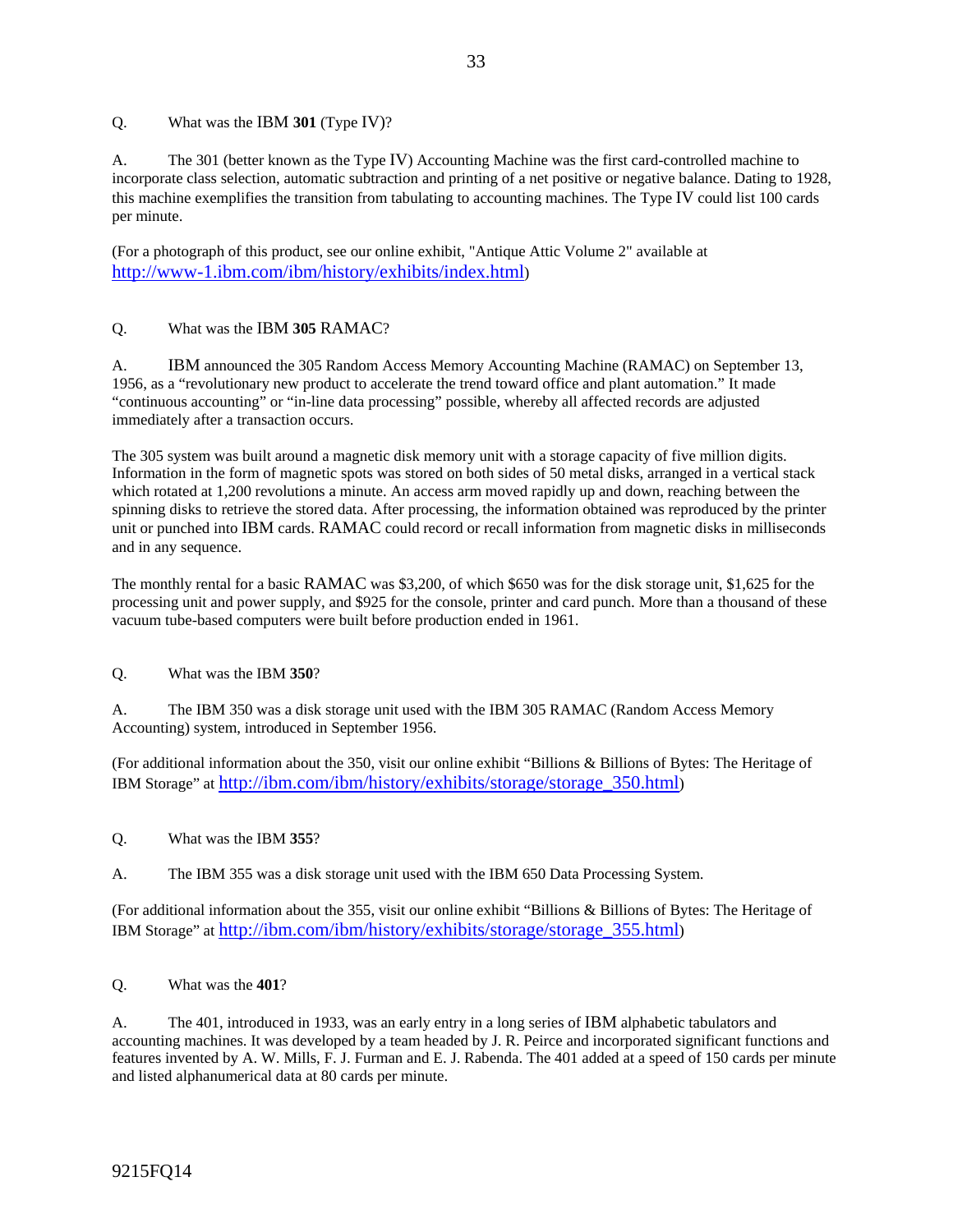Q. What was the IBM **301** (Type IV)?

A. The 301 (better known as the Type IV) Accounting Machine was the first card-controlled machine to incorporate class selection, automatic subtraction and printing of a net positive or negative balance. Dating to 1928, this machine exemplifies the transition from tabulating to accounting machines. The Type IV could list 100 cards per minute.

(For a photograph of this product, see our online exhibit, "Antique Attic Volume 2" available at http://www-1.ibm.com/ibm/history/exhibits/index.html)

Q. What was the IBM **305** RAMAC?

A. IBM announced the 305 Random Access Memory Accounting Machine (RAMAC) on September 13, 1956, as a "revolutionary new product to accelerate the trend toward office and plant automation." It made "continuous accounting" or "in-line data processing" possible, whereby all affected records are adjusted immediately after a transaction occurs.

The 305 system was built around a magnetic disk memory unit with a storage capacity of five million digits. Information in the form of magnetic spots was stored on both sides of 50 metal disks, arranged in a vertical stack which rotated at 1,200 revolutions a minute. An access arm moved rapidly up and down, reaching between the spinning disks to retrieve the stored data. After processing, the information obtained was reproduced by the printer unit or punched into IBM cards. RAMAC could record or recall information from magnetic disks in milliseconds and in any sequence.

The monthly rental for a basic RAMAC was $3,200, of which $650 was for the disk storage unit, $1,625 for the processing unit and power supply, and $925 for the console, printer and card punch. More than a thousand of these vacuum tube-based computers were built before production ended in 1961.

Q. What was the IBM **350**?

A. The IBM 350 was a disk storage unit used with the IBM 305 RAMAC (Random Access Memory Accounting) system, introduced in September 1956.

(For additional information about the 350, visit our online exhibit "Billions & Billions of Bytes: The Heritage of IBM Storage" at http://ibm.com/ibm/history/exhibits/storage/storage_350.html)

Q. What was the IBM **355**?

A. The IBM 355 was a disk storage unit used with the IBM 650 Data Processing System.

(For additional information about the 355, visit our online exhibit "Billions & Billions of Bytes: The Heritage of IBM Storage" at http://ibm.com/ibm/history/exhibits/storage/storage_355.html)

Q. What was the **401**?

A. The 401, introduced in 1933, was an early entry in a long series of IBM alphabetic tabulators and accounting machines. It was developed by a team headed by J. R. Peirce and incorporated significant functions and features invented by A. W. Mills, F. J. Furman and E. J. Rabenda. The 401 added at a speed of 150 cards per minute and listed alphanumerical data at 80 cards per minute.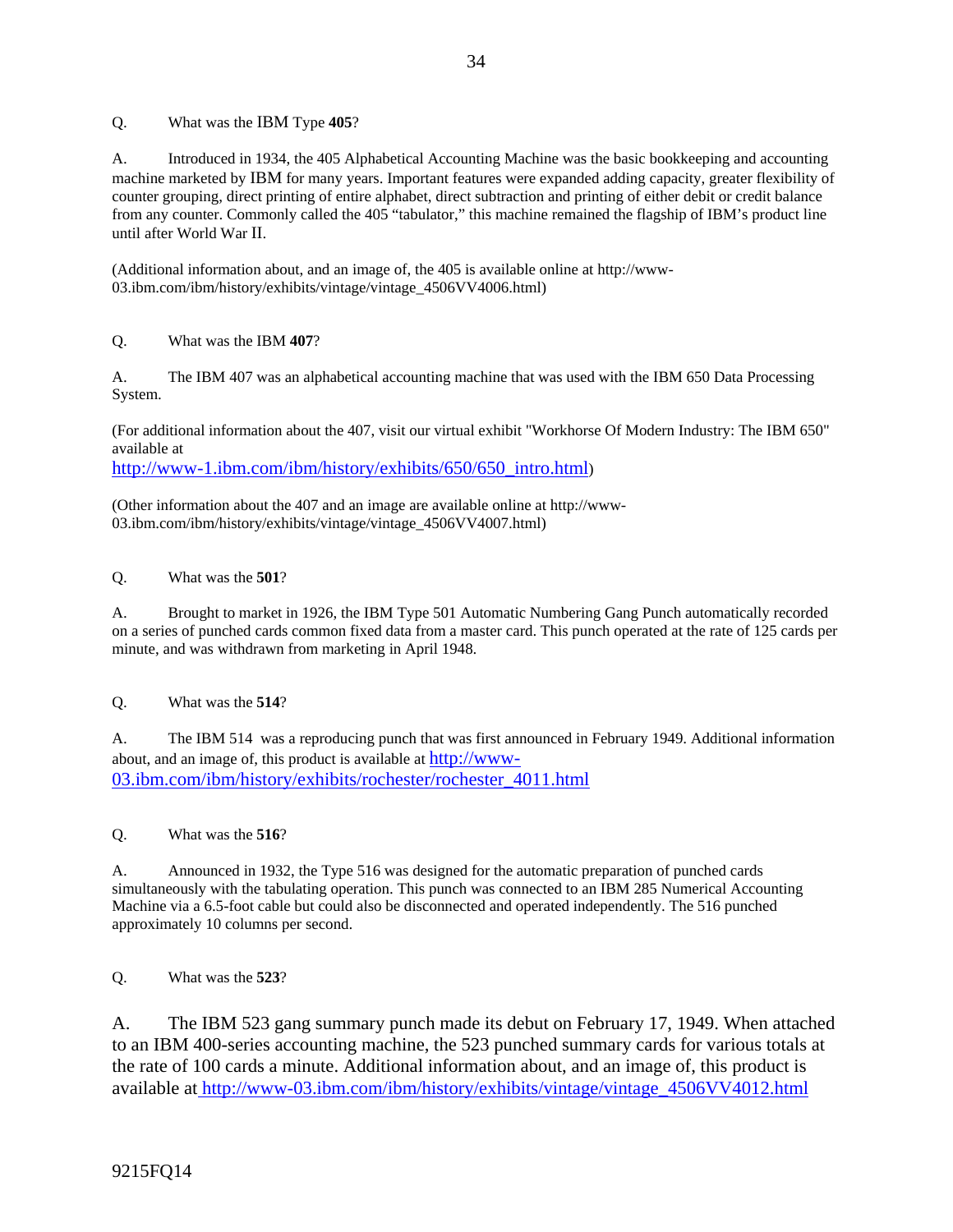Q. What was the IBM Type **405**?

A. Introduced in 1934, the 405 Alphabetical Accounting Machine was the basic bookkeeping and accounting machine marketed by IBM for many years. Important features were expanded adding capacity, greater flexibility of counter grouping, direct printing of entire alphabet, direct subtraction and printing of either debit or credit balance from any counter. Commonly called the 405 "tabulator," this machine remained the flagship of IBM's product line until after World War II.

(Additional information about, and an image of, the 405 is available online at http://www-03.ibm.com/ibm/history/exhibits/vintage/vintage_4506VV4006.html)

Q. What was the IBM **407**?

A. The IBM 407 was an alphabetical accounting machine that was used with the IBM 650 Data Processing System.

(For additional information about the 407, visit our virtual exhibit "Workhorse Of Modern Industry: The IBM 650" available at http://www-1.ibm.com/ibm/history/exhibits/650/650_intro.html)

(Other information about the 407 and an image are available online at http://www-03.ibm.com/ibm/history/exhibits/vintage/vintage_4506VV4007.html)

Q. What was the **501**?

A. Brought to market in 1926, the IBM Type 501 Automatic Numbering Gang Punch automatically recorded on a series of punched cards common fixed data from a master card. This punch operated at the rate of 125 cards per minute, and was withdrawn from marketing in April 1948.

Q. What was the **514**?

A. The IBM 514 was a reproducing punch that was first announced in February 1949. Additional information about, and an image of, this product is available at http://www-03.ibm.com/ibm/history/exhibits/rochester/rochester_4011.html

Q. What was the **516**?

A. Announced in 1932, the Type 516 was designed for the automatic preparation of punched cards simultaneously with the tabulating operation. This punch was connected to an IBM 285 Numerical Accounting Machine via a 6.5-foot cable but could also be disconnected and operated independently. The 516 punched approximately 10 columns per second.

Q. What was the **523**?

A. The IBM 523 gang summary punch made its debut on February 17, 1949. When attached to an IBM 400-series accounting machine, the 523 punched summary cards for various totals at the rate of 100 cards a minute. Additional information about, and an image of, this product is available at http://www-03.ibm.com/ibm/history/exhibits/vintage/vintage_4506VV4012.html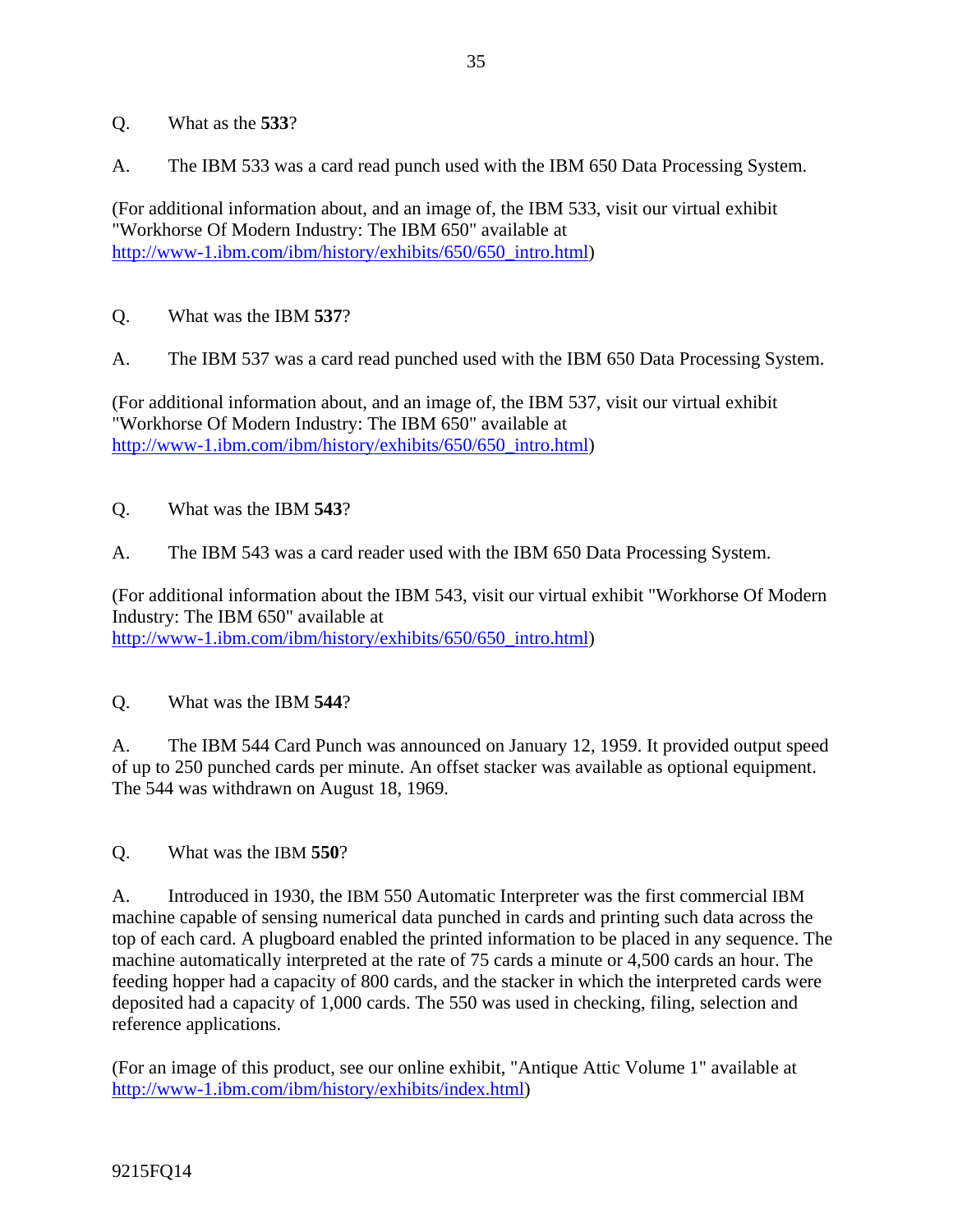Q.  What as the **533**?

A.  The IBM 533 was a card read punch used with the IBM 650 Data Processing System.

(For additional information about, and an image of, the IBM 533, visit our virtual exhibit "Workhorse Of Modern Industry: The IBM 650" available at http://www-1.ibm.com/ibm/history/exhibits/650/650_intro.html)

Q.  What was the IBM **537**?

A.  The IBM 537 was a card read punched used with the IBM 650 Data Processing System.

(For additional information about, and an image of, the IBM 537, visit our virtual exhibit "Workhorse Of Modern Industry: The IBM 650" available at http://www-1.ibm.com/ibm/history/exhibits/650/650_intro.html)

Q.  What was the IBM **543**?

A.  The IBM 543 was a card reader used with the IBM 650 Data Processing System.

(For additional information about the IBM 543, visit our virtual exhibit "Workhorse Of Modern Industry: The IBM 650" available at http://www-1.ibm.com/ibm/history/exhibits/650/650_intro.html)

Q.  What was the IBM **544**?

A.  The IBM 544 Card Punch was announced on January 12, 1959. It provided output speed of up to 250 punched cards per minute. An offset stacker was available as optional equipment. The 544 was withdrawn on August 18, 1969.

Q.  What was the IBM **550**?

A.  Introduced in 1930, the IBM 550 Automatic Interpreter was the first commercial IBM machine capable of sensing numerical data punched in cards and printing such data across the top of each card. A plugboard enabled the printed information to be placed in any sequence. The machine automatically interpreted at the rate of 75 cards a minute or 4,500 cards an hour. The feeding hopper had a capacity of 800 cards, and the stacker in which the interpreted cards were deposited had a capacity of 1,000 cards. The 550 was used in checking, filing, selection and reference applications.

(For an image of this product, see our online exhibit, "Antique Attic Volume 1" available at http://www-1.ibm.com/ibm/history/exhibits/index.html)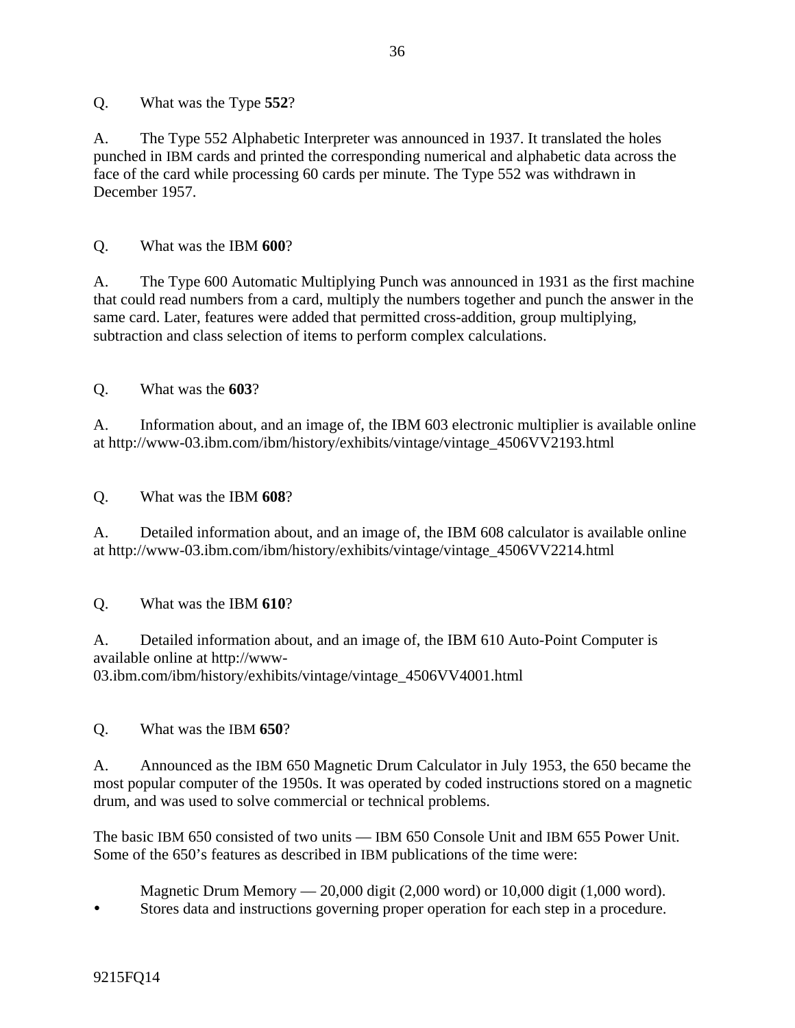Q. What was the Type **552**?

A. The Type 552 Alphabetic Interpreter was announced in 1937. It translated the holes punched in IBM cards and printed the corresponding numerical and alphabetic data across the face of the card while processing 60 cards per minute. The Type 552 was withdrawn in December 1957.

Q. What was the IBM **600**?

A. The Type 600 Automatic Multiplying Punch was announced in 1931 as the first machine that could read numbers from a card, multiply the numbers together and punch the answer in the same card. Later, features were added that permitted cross-addition, group multiplying, subtraction and class selection of items to perform complex calculations.

Q. What was the **603**?

A. Information about, and an image of, the IBM 603 electronic multiplier is available online at http://www-03.ibm.com/ibm/history/exhibits/vintage/vintage_4506VV2193.html

Q. What was the IBM **608**?

A. Detailed information about, and an image of, the IBM 608 calculator is available online at http://www-03.ibm.com/ibm/history/exhibits/vintage/vintage_4506VV2214.html

Q. What was the IBM **610**?

A. Detailed information about, and an image of, the IBM 610 Auto-Point Computer is available online at http://www-03.ibm.com/ibm/history/exhibits/vintage/vintage_4506VV4001.html

Q. What was the IBM **650**?

A. Announced as the IBM 650 Magnetic Drum Calculator in July 1953, the 650 became the most popular computer of the 1950s. It was operated by coded instructions stored on a magnetic drum, and was used to solve commercial or technical problems.

The basic IBM 650 consisted of two units — IBM 650 Console Unit and IBM 655 Power Unit. Some of the 650's features as described in IBM publications of the time were:

- Magnetic Drum Memory — 20,000 digit (2,000 word) or 10,000 digit (1,000 word). Stores data and instructions governing proper operation for each step in a procedure.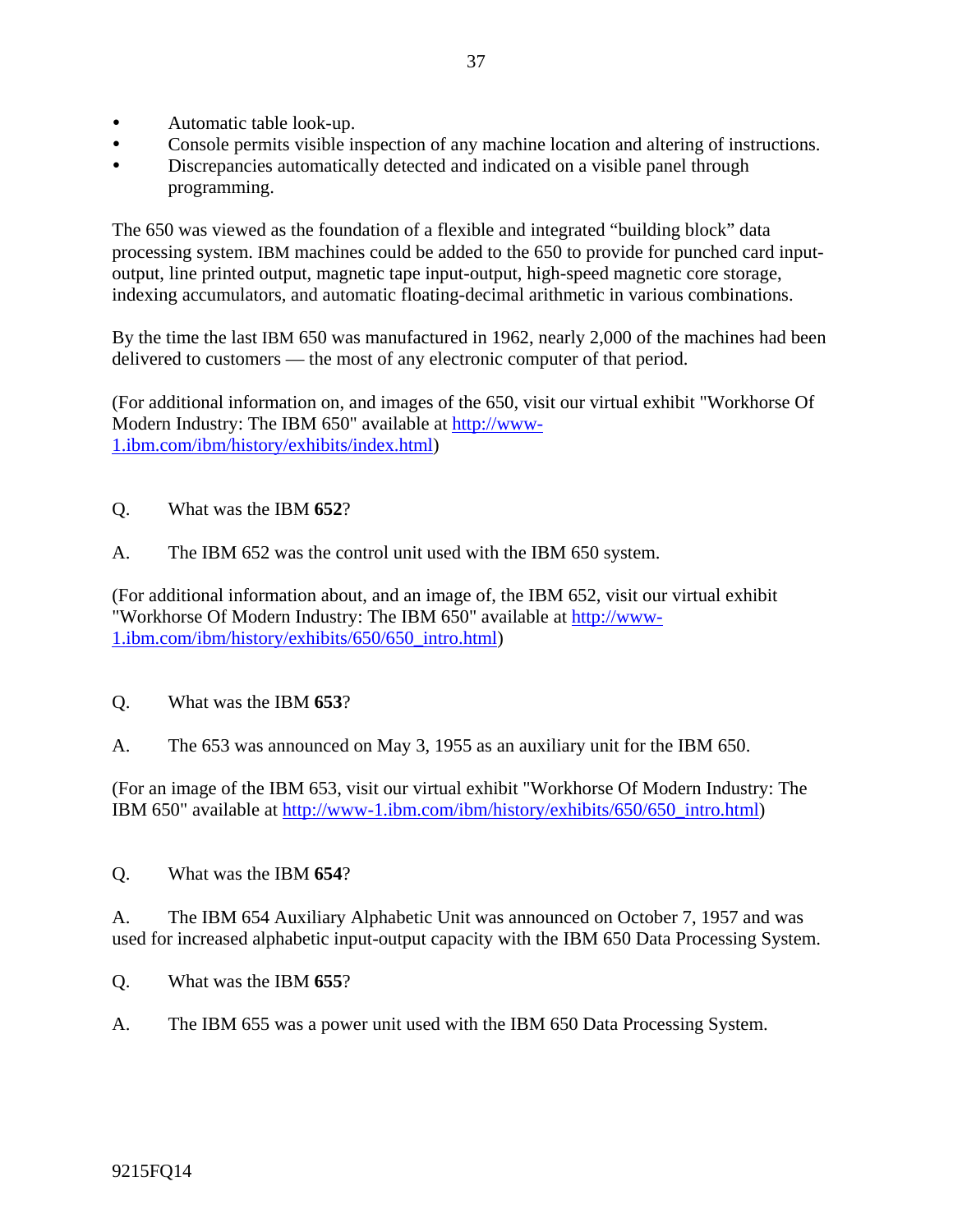- Automatic table look-up.
- Console permits visible inspection of any machine location and altering of instructions.
- Discrepancies automatically detected and indicated on a visible panel through programming.

The 650 was viewed as the foundation of a flexible and integrated “building block” data processing system. IBM machines could be added to the 650 to provide for punched card input-output, line printed output, magnetic tape input-output, high-speed magnetic core storage, indexing accumulators, and automatic floating-decimal arithmetic in various combinations.

By the time the last IBM 650 was manufactured in 1962, nearly 2,000 of the machines had been delivered to customers — the most of any electronic computer of that period.

(For additional information on, and images of the 650, visit our virtual exhibit "Workhorse Of Modern Industry: The IBM 650" available at http://www-1.ibm.com/ibm/history/exhibits/index.html)

Q. What was the IBM **652**?

A. The IBM 652 was the control unit used with the IBM 650 system.

(For additional information about, and an image of, the IBM 652, visit our virtual exhibit "Workhorse Of Modern Industry: The IBM 650" available at http://www-1.ibm.com/ibm/history/exhibits/650/650_intro.html)

Q. What was the IBM **653**?

A. The 653 was announced on May 3, 1955 as an auxiliary unit for the IBM 650.

(For an image of the IBM 653, visit our virtual exhibit "Workhorse Of Modern Industry: The IBM 650" available at http://www-1.ibm.com/ibm/history/exhibits/650/650_intro.html)

Q. What was the IBM **654**?

A. The IBM 654 Auxiliary Alphabetic Unit was announced on October 7, 1957 and was used for increased alphabetic input-output capacity with the IBM 650 Data Processing System.

Q. What was the IBM **655**?

A. The IBM 655 was a power unit used with the IBM 650 Data Processing System.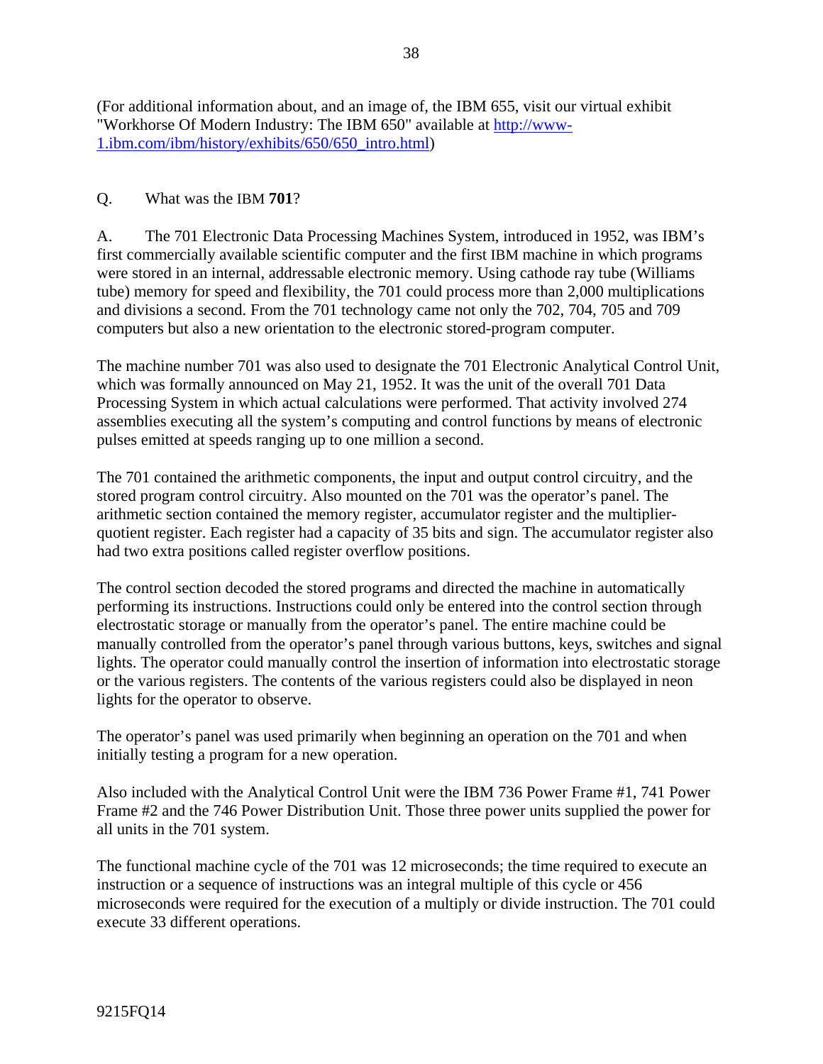(For additional information about, and an image of, the IBM 655, visit our virtual exhibit "Workhorse Of Modern Industry: The IBM 650" available at [http://www-1.ibm.com/ibm/history/exhibits/650/650_intro.html](http://www-1.ibm.com/ibm/history/exhibits/650/650_intro.html))

Q. What was the IBM **701**?

A. The 701 Electronic Data Processing Machines System, introduced in 1952, was IBM's first commercially available scientific computer and the first IBM machine in which programs were stored in an internal, addressable electronic memory. Using cathode ray tube (Williams tube) memory for speed and flexibility, the 701 could process more than 2,000 multiplications and divisions a second. From the 701 technology came not only the 702, 704, 705 and 709 computers but also a new orientation to the electronic stored-program computer.

The machine number 701 was also used to designate the 701 Electronic Analytical Control Unit, which was formally announced on May 21, 1952. It was the unit of the overall 701 Data Processing System in which actual calculations were performed. That activity involved 274 assemblies executing all the system's computing and control functions by means of electronic pulses emitted at speeds ranging up to one million a second.

The 701 contained the arithmetic components, the input and output control circuitry, and the stored program control circuitry. Also mounted on the 701 was the operator's panel. The arithmetic section contained the memory register, accumulator register and the multiplier-quotient register. Each register had a capacity of 35 bits and sign. The accumulator register also had two extra positions called register overflow positions.

The control section decoded the stored programs and directed the machine in automatically performing its instructions. Instructions could only be entered into the control section through electrostatic storage or manually from the operator's panel. The entire machine could be manually controlled from the operator's panel through various buttons, keys, switches and signal lights. The operator could manually control the insertion of information into electrostatic storage or the various registers. The contents of the various registers could also be displayed in neon lights for the operator to observe.

The operator's panel was used primarily when beginning an operation on the 701 and when initially testing a program for a new operation.

Also included with the Analytical Control Unit were the IBM 736 Power Frame #1, 741 Power Frame #2 and the 746 Power Distribution Unit. Those three power units supplied the power for all units in the 701 system.

The functional machine cycle of the 701 was 12 microseconds; the time required to execute an instruction or a sequence of instructions was an integral multiple of this cycle or 456 microseconds were required for the execution of a multiply or divide instruction. The 701 could execute 33 different operations.

9215FQ14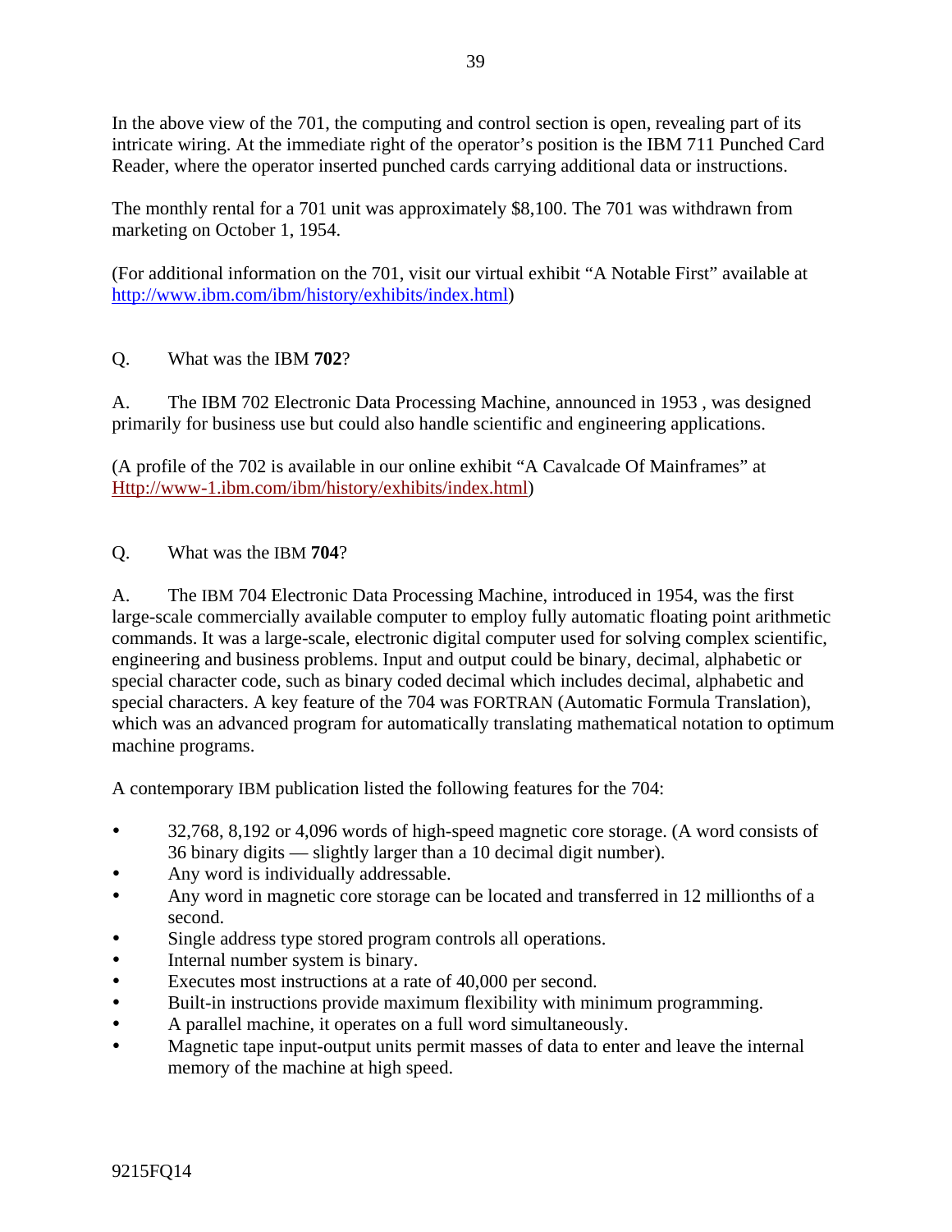In the above view of the 701, the computing and control section is open, revealing part of its intricate wiring. At the immediate right of the operator's position is the IBM 711 Punched Card Reader, where the operator inserted punched cards carrying additional data or instructions.

The monthly rental for a 701 unit was approximately $8,100. The 701 was withdrawn from marketing on October 1, 1954.

(For additional information on the 701, visit our virtual exhibit "A Notable First" available at http://www.ibm.com/ibm/history/exhibits/index.html)

Q. What was the IBM **702**?

A. The IBM 702 Electronic Data Processing Machine, announced in 1953 , was designed primarily for business use but could also handle scientific and engineering applications.

(A profile of the 702 is available in our online exhibit "A Cavalcade Of Mainframes" at Http://www-1.ibm.com/ibm/history/exhibits/index.html)

Q. What was the IBM **704**?

A. The IBM 704 Electronic Data Processing Machine, introduced in 1954, was the first large-scale commercially available computer to employ fully automatic floating point arithmetic commands. It was a large-scale, electronic digital computer used for solving complex scientific, engineering and business problems. Input and output could be binary, decimal, alphabetic or special character code, such as binary coded decimal which includes decimal, alphabetic and special characters. A key feature of the 704 was FORTRAN (Automatic Formula Translation), which was an advanced program for automatically translating mathematical notation to optimum machine programs.

A contemporary IBM publication listed the following features for the 704:

- 32,768, 8,192 or 4,096 words of high-speed magnetic core storage. (A word consists of 36 binary digits — slightly larger than a 10 decimal digit number).
- Any word is individually addressable.
- Any word in magnetic core storage can be located and transferred in 12 millionths of a second.
- Single address type stored program controls all operations.
- Internal number system is binary.
- Executes most instructions at a rate of 40,000 per second.
- Built-in instructions provide maximum flexibility with minimum programming.
- A parallel machine, it operates on a full word simultaneously.
- Magnetic tape input-output units permit masses of data to enter and leave the internal memory of the machine at high speed.

9215FQ14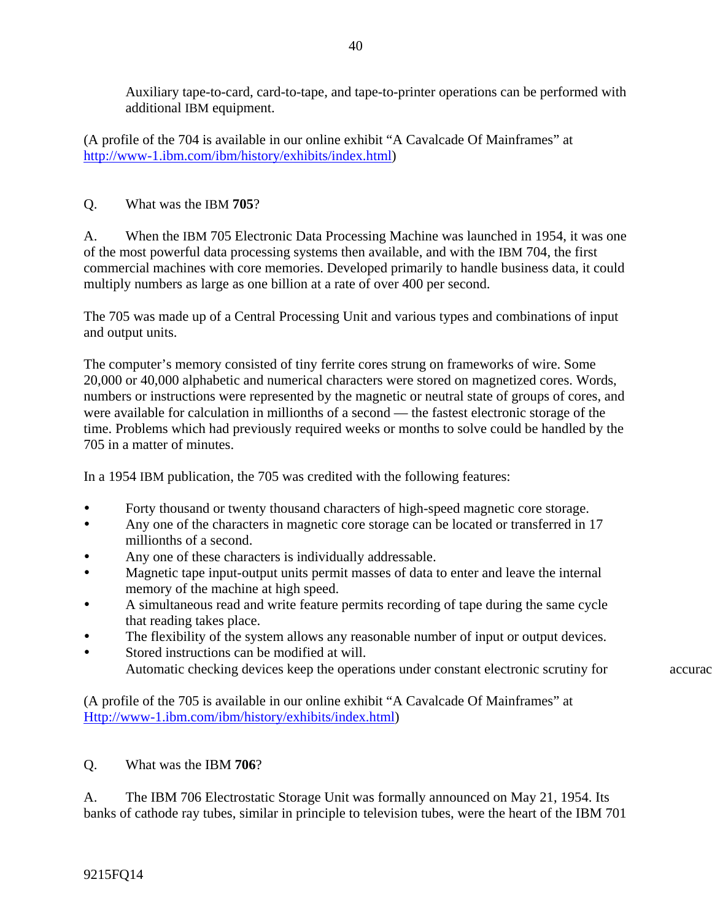Auxiliary tape-to-card, card-to-tape, and tape-to-printer operations can be performed with additional IBM equipment.

(A profile of the 704 is available in our online exhibit "A Cavalcade Of Mainframes" at http://www-1.ibm.com/ibm/history/exhibits/index.html)

Q. What was the IBM **705**?

A. When the IBM 705 Electronic Data Processing Machine was launched in 1954, it was one of the most powerful data processing systems then available, and with the IBM 704, the first commercial machines with core memories. Developed primarily to handle business data, it could multiply numbers as large as one billion at a rate of over 400 per second.

The 705 was made up of a Central Processing Unit and various types and combinations of input and output units.

The computer's memory consisted of tiny ferrite cores strung on frameworks of wire. Some 20,000 or 40,000 alphabetic and numerical characters were stored on magnetized cores. Words, numbers or instructions were represented by the magnetic or neutral state of groups of cores, and were available for calculation in millionths of a second — the fastest electronic storage of the time. Problems which had previously required weeks or months to solve could be handled by the 705 in a matter of minutes.

In a 1954 IBM publication, the 705 was credited with the following features:

- Forty thousand or twenty thousand characters of high-speed magnetic core storage.
- Any one of the characters in magnetic core storage can be located or transferred in 17 millionths of a second.
- Any one of these characters is individually addressable.
- Magnetic tape input-output units permit masses of data to enter and leave the internal memory of the machine at high speed.
- A simultaneous read and write feature permits recording of tape during the same cycle that reading takes place.
- The flexibility of the system allows any reasonable number of input or output devices.
- Stored instructions can be modified at will.
  Automatic checking devices keep the operations under constant electronic scrutiny for accurac

(A profile of the 705 is available in our online exhibit "A Cavalcade Of Mainframes" at Http://www-1.ibm.com/ibm/history/exhibits/index.html)

Q. What was the IBM **706**?

A. The IBM 706 Electrostatic Storage Unit was formally announced on May 21, 1954. Its banks of cathode ray tubes, similar in principle to television tubes, were the heart of the IBM 701

9215FQ14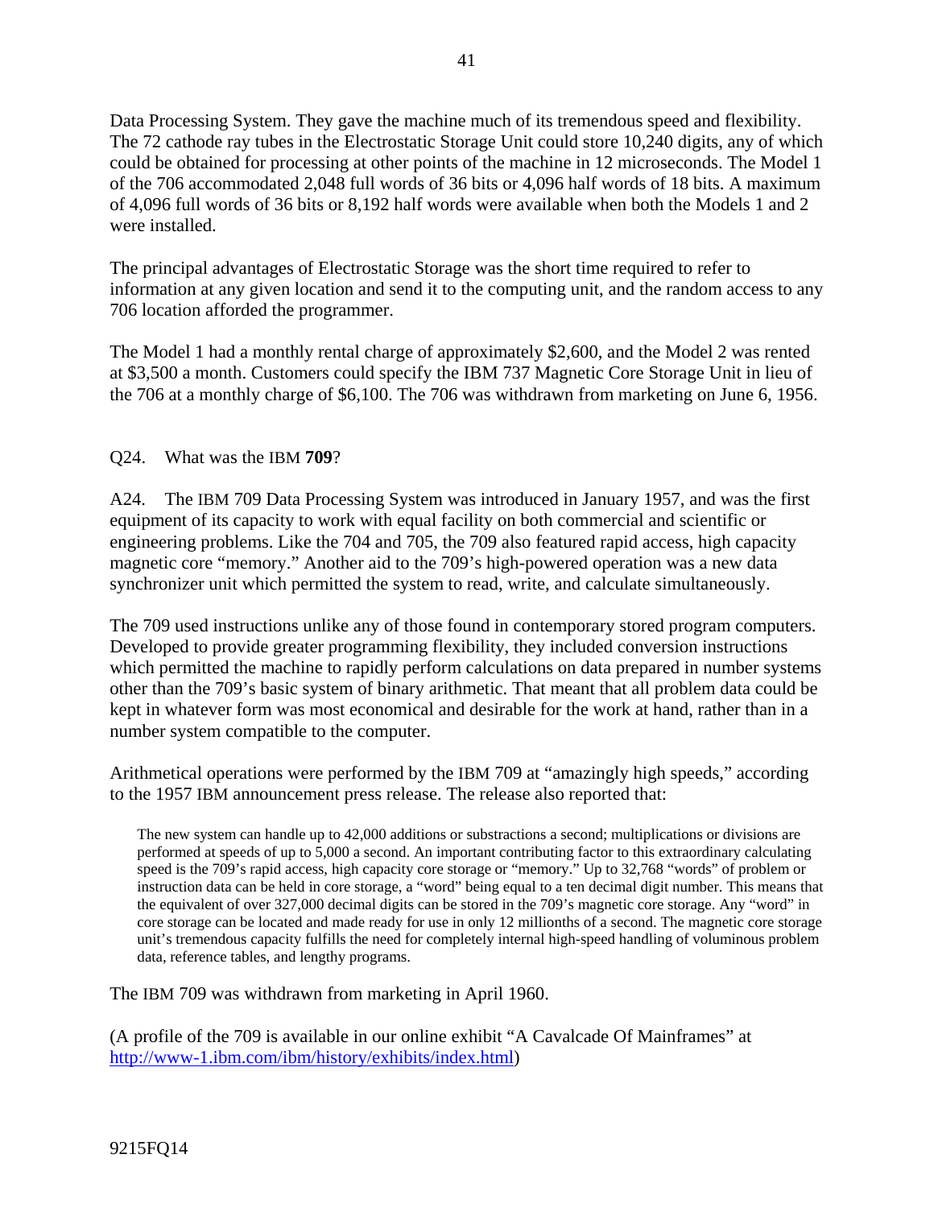Data Processing System. They gave the machine much of its tremendous speed and flexibility. The 72 cathode ray tubes in the Electrostatic Storage Unit could store 10,240 digits, any of which could be obtained for processing at other points of the machine in 12 microseconds. The Model 1 of the 706 accommodated 2,048 full words of 36 bits or 4,096 half words of 18 bits. A maximum of 4,096 full words of 36 bits or 8,192 half words were available when both the Models 1 and 2 were installed.

The principal advantages of Electrostatic Storage was the short time required to refer to information at any given location and send it to the computing unit, and the random access to any 706 location afforded the programmer.

The Model 1 had a monthly rental charge of approximately $2,600, and the Model 2 was rented at $3,500 a month. Customers could specify the IBM 737 Magnetic Core Storage Unit in lieu of the 706 at a monthly charge of $6,100. The 706 was withdrawn from marketing on June 6, 1956.

Q24. What was the IBM **709**?

A24. The IBM 709 Data Processing System was introduced in January 1957, and was the first equipment of its capacity to work with equal facility on both commercial and scientific or engineering problems. Like the 704 and 705, the 709 also featured rapid access, high capacity magnetic core "memory." Another aid to the 709's high-powered operation was a new data synchronizer unit which permitted the system to read, write, and calculate simultaneously.

The 709 used instructions unlike any of those found in contemporary stored program computers. Developed to provide greater programming flexibility, they included conversion instructions which permitted the machine to rapidly perform calculations on data prepared in number systems other than the 709's basic system of binary arithmetic. That meant that all problem data could be kept in whatever form was most economical and desirable for the work at hand, rather than in a number system compatible to the computer.

Arithmetical operations were performed by the IBM 709 at "amazingly high speeds," according to the 1957 IBM announcement press release. The release also reported that:

> The new system can handle up to 42,000 additions or substractions a second; multiplications or divisions are performed at speeds of up to 5,000 a second. An important contributing factor to this extraordinary calculating speed is the 709's rapid access, high capacity core storage or "memory." Up to 32,768 "words" of problem or instruction data can be held in core storage, a "word" being equal to a ten decimal digit number. This means that the equivalent of over 327,000 decimal digits can be stored in the 709's magnetic core storage. Any "word" in core storage can be located and made ready for use in only 12 millionths of a second. The magnetic core storage unit's tremendous capacity fulfills the need for completely internal high-speed handling of voluminous problem data, reference tables, and lengthy programs.

The IBM 709 was withdrawn from marketing in April 1960.

(A profile of the 709 is available in our online exhibit "A Cavalcade Of Mainframes" at http://www-1.ibm.com/ibm/history/exhibits/index.html)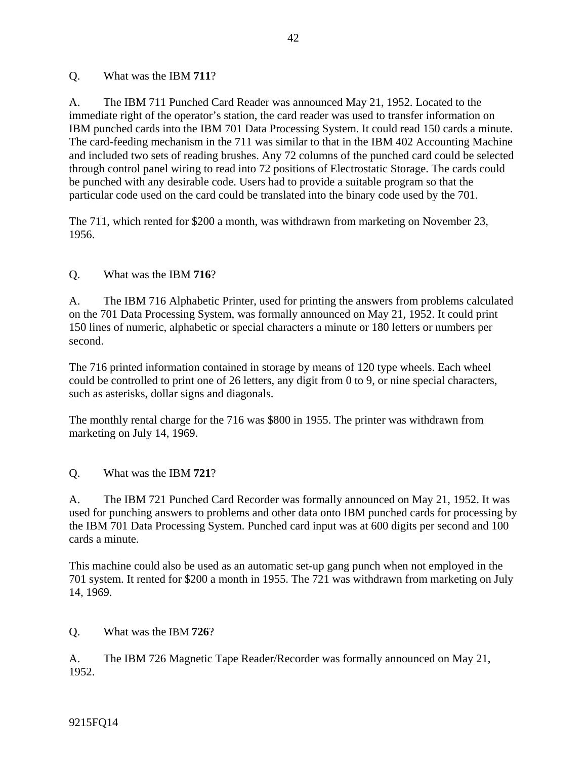Q. What was the IBM **711**?

A. The IBM 711 Punched Card Reader was announced May 21, 1952. Located to the immediate right of the operator's station, the card reader was used to transfer information on IBM punched cards into the IBM 701 Data Processing System. It could read 150 cards a minute. The card-feeding mechanism in the 711 was similar to that in the IBM 402 Accounting Machine and included two sets of reading brushes. Any 72 columns of the punched card could be selected through control panel wiring to read into 72 positions of Electrostatic Storage. The cards could be punched with any desirable code. Users had to provide a suitable program so that the particular code used on the card could be translated into the binary code used by the 701.

The 711, which rented for $200 a month, was withdrawn from marketing on November 23, 1956.

Q. What was the IBM **716**?

A. The IBM 716 Alphabetic Printer, used for printing the answers from problems calculated on the 701 Data Processing System, was formally announced on May 21, 1952. It could print 150 lines of numeric, alphabetic or special characters a minute or 180 letters or numbers per second.

The 716 printed information contained in storage by means of 120 type wheels. Each wheel could be controlled to print one of 26 letters, any digit from 0 to 9, or nine special characters, such as asterisks, dollar signs and diagonals.

The monthly rental charge for the 716 was $800 in 1955. The printer was withdrawn from marketing on July 14, 1969.

Q. What was the IBM **721**?

A. The IBM 721 Punched Card Recorder was formally announced on May 21, 1952. It was used for punching answers to problems and other data onto IBM punched cards for processing by the IBM 701 Data Processing System. Punched card input was at 600 digits per second and 100 cards a minute.

This machine could also be used as an automatic set-up gang punch when not employed in the 701 system. It rented for $200 a month in 1955. The 721 was withdrawn from marketing on July 14, 1969.

Q. What was the IBM **726**?

A. The IBM 726 Magnetic Tape Reader/Recorder was formally announced on May 21, 1952.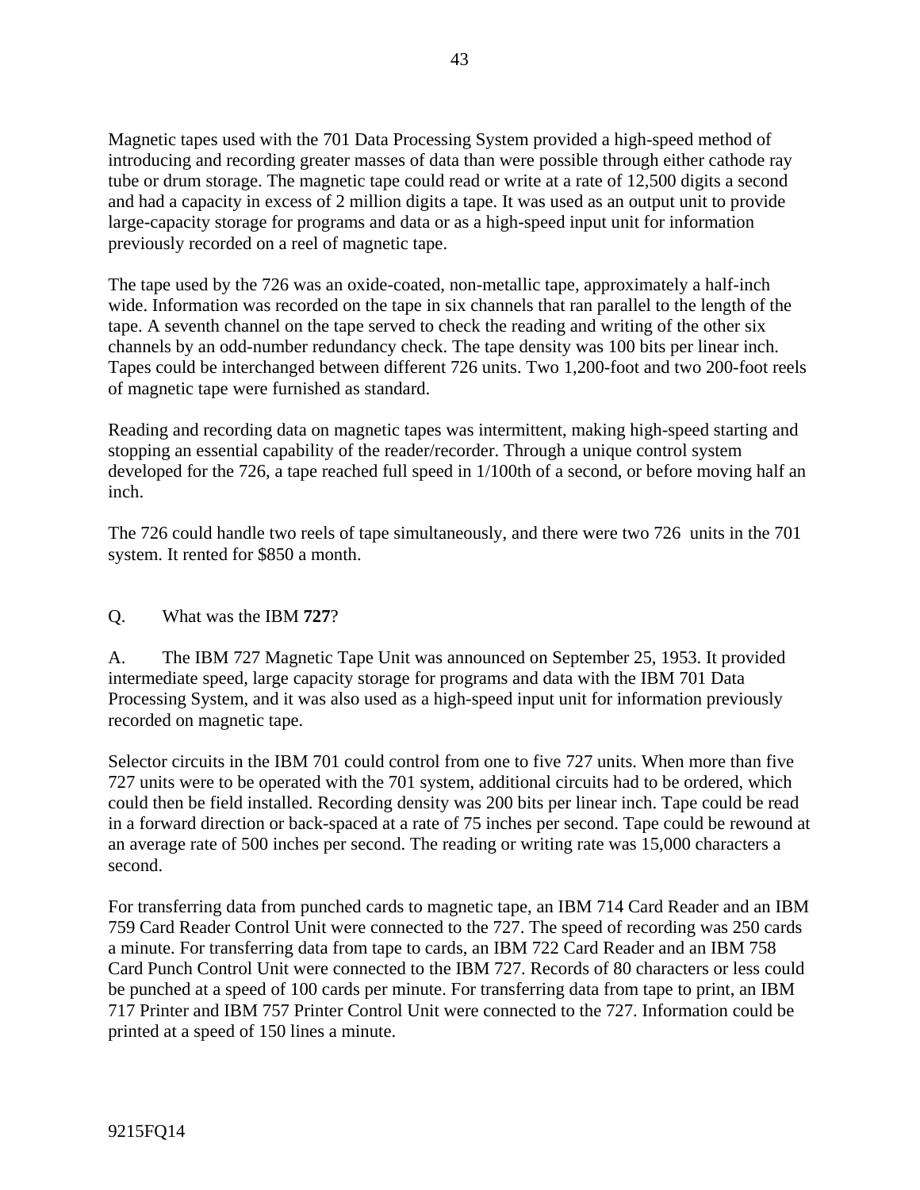Magnetic tapes used with the 701 Data Processing System provided a high-speed method of introducing and recording greater masses of data than were possible through either cathode ray tube or drum storage. The magnetic tape could read or write at a rate of 12,500 digits a second and had a capacity in excess of 2 million digits a tape. It was used as an output unit to provide large-capacity storage for programs and data or as a high-speed input unit for information previously recorded on a reel of magnetic tape.

The tape used by the 726 was an oxide-coated, non-metallic tape, approximately a half-inch wide. Information was recorded on the tape in six channels that ran parallel to the length of the tape. A seventh channel on the tape served to check the reading and writing of the other six channels by an odd-number redundancy check. The tape density was 100 bits per linear inch. Tapes could be interchanged between different 726 units. Two 1,200-foot and two 200-foot reels of magnetic tape were furnished as standard.

Reading and recording data on magnetic tapes was intermittent, making high-speed starting and stopping an essential capability of the reader/recorder. Through a unique control system developed for the 726, a tape reached full speed in 1/100th of a second, or before moving half an inch.

The 726 could handle two reels of tape simultaneously, and there were two 726 units in the 701 system. It rented for $850 a month.

Q. What was the IBM **727**?

A. The IBM 727 Magnetic Tape Unit was announced on September 25, 1953. It provided intermediate speed, large capacity storage for programs and data with the IBM 701 Data Processing System, and it was also used as a high-speed input unit for information previously recorded on magnetic tape.

Selector circuits in the IBM 701 could control from one to five 727 units. When more than five 727 units were to be operated with the 701 system, additional circuits had to be ordered, which could then be field installed. Recording density was 200 bits per linear inch. Tape could be read in a forward direction or back-spaced at a rate of 75 inches per second. Tape could be rewound at an average rate of 500 inches per second. The reading or writing rate was 15,000 characters a second.

For transferring data from punched cards to magnetic tape, an IBM 714 Card Reader and an IBM 759 Card Reader Control Unit were connected to the 727. The speed of recording was 250 cards a minute. For transferring data from tape to cards, an IBM 722 Card Reader and an IBM 758 Card Punch Control Unit were connected to the IBM 727. Records of 80 characters or less could be punched at a speed of 100 cards per minute. For transferring data from tape to print, an IBM 717 Printer and IBM 757 Printer Control Unit were connected to the 727. Information could be printed at a speed of 150 lines a minute.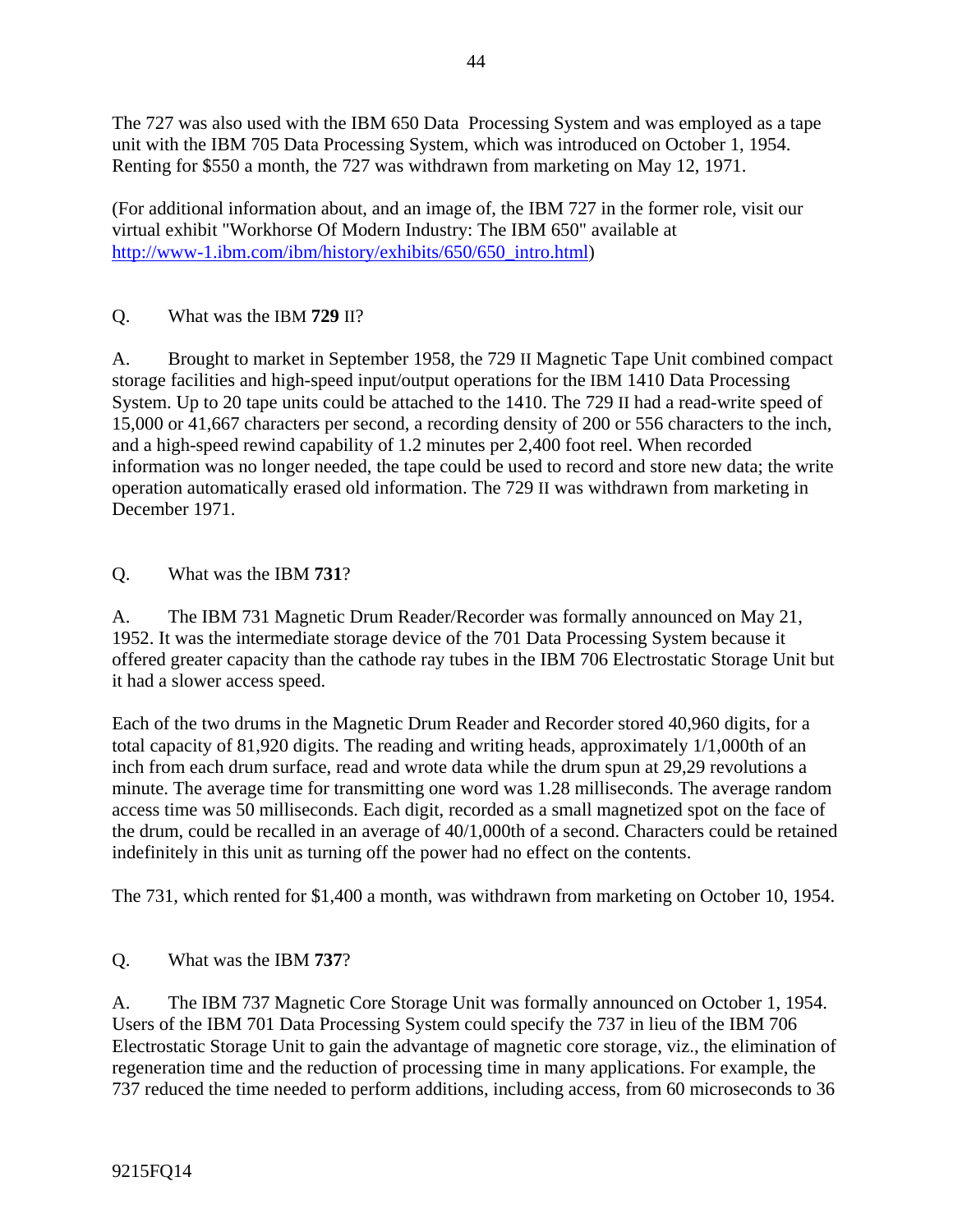The 727 was also used with the IBM 650 Data Processing System and was employed as a tape unit with the IBM 705 Data Processing System, which was introduced on October 1, 1954. Renting for $550 a month, the 727 was withdrawn from marketing on May 12, 1971.

(For additional information about, and an image of, the IBM 727 in the former role, visit our virtual exhibit "Workhorse Of Modern Industry: The IBM 650" available at [http://www-1.ibm.com/ibm/history/exhibits/650/650_intro.html](http://www-1.ibm.com/ibm/history/exhibits/650/650_intro.html))

Q. What was the IBM **729** II?

A. Brought to market in September 1958, the 729 II Magnetic Tape Unit combined compact storage facilities and high-speed input/output operations for the IBM 1410 Data Processing System. Up to 20 tape units could be attached to the 1410. The 729 II had a read-write speed of 15,000 or 41,667 characters per second, a recording density of 200 or 556 characters to the inch, and a high-speed rewind capability of 1.2 minutes per 2,400 foot reel. When recorded information was no longer needed, the tape could be used to record and store new data; the write operation automatically erased old information. The 729 II was withdrawn from marketing in December 1971.

Q. What was the IBM **731**?

A. The IBM 731 Magnetic Drum Reader/Recorder was formally announced on May 21, 1952. It was the intermediate storage device of the 701 Data Processing System because it offered greater capacity than the cathode ray tubes in the IBM 706 Electrostatic Storage Unit but it had a slower access speed.

Each of the two drums in the Magnetic Drum Reader and Recorder stored 40,960 digits, for a total capacity of 81,920 digits. The reading and writing heads, approximately 1/1,000th of an inch from each drum surface, read and wrote data while the drum spun at 29,29 revolutions a minute. The average time for transmitting one word was 1.28 milliseconds. The average random access time was 50 milliseconds. Each digit, recorded as a small magnetized spot on the face of the drum, could be recalled in an average of 40/1,000th of a second. Characters could be retained indefinitely in this unit as turning off the power had no effect on the contents.

The 731, which rented for $1,400 a month, was withdrawn from marketing on October 10, 1954.

Q. What was the IBM **737**?

A. The IBM 737 Magnetic Core Storage Unit was formally announced on October 1, 1954. Users of the IBM 701 Data Processing System could specify the 737 in lieu of the IBM 706 Electrostatic Storage Unit to gain the advantage of magnetic core storage, viz., the elimination of regeneration time and the reduction of processing time in many applications. For example, the 737 reduced the time needed to perform additions, including access, from 60 microseconds to 36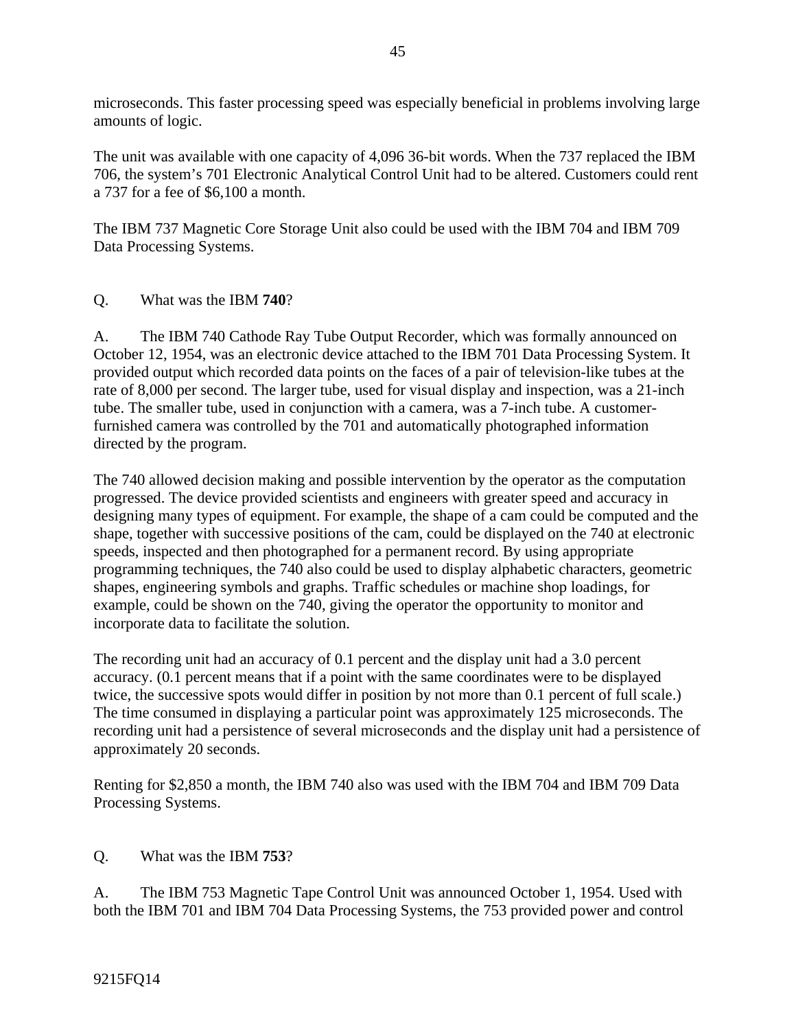microseconds. This faster processing speed was especially beneficial in problems involving large amounts of logic.

The unit was available with one capacity of 4,096 36-bit words. When the 737 replaced the IBM 706, the system's 701 Electronic Analytical Control Unit had to be altered. Customers could rent a 737 for a fee of $6,100 a month.

The IBM 737 Magnetic Core Storage Unit also could be used with the IBM 704 and IBM 709 Data Processing Systems.

Q. What was the IBM **740**?

A. The IBM 740 Cathode Ray Tube Output Recorder, which was formally announced on October 12, 1954, was an electronic device attached to the IBM 701 Data Processing System. It provided output which recorded data points on the faces of a pair of television-like tubes at the rate of 8,000 per second. The larger tube, used for visual display and inspection, was a 21-inch tube. The smaller tube, used in conjunction with a camera, was a 7-inch tube. A customer-furnished camera was controlled by the 701 and automatically photographed information directed by the program.

The 740 allowed decision making and possible intervention by the operator as the computation progressed. The device provided scientists and engineers with greater speed and accuracy in designing many types of equipment. For example, the shape of a cam could be computed and the shape, together with successive positions of the cam, could be displayed on the 740 at electronic speeds, inspected and then photographed for a permanent record. By using appropriate programming techniques, the 740 also could be used to display alphabetic characters, geometric shapes, engineering symbols and graphs. Traffic schedules or machine shop loadings, for example, could be shown on the 740, giving the operator the opportunity to monitor and incorporate data to facilitate the solution.

The recording unit had an accuracy of 0.1 percent and the display unit had a 3.0 percent accuracy. (0.1 percent means that if a point with the same coordinates were to be displayed twice, the successive spots would differ in position by not more than 0.1 percent of full scale.) The time consumed in displaying a particular point was approximately 125 microseconds. The recording unit had a persistence of several microseconds and the display unit had a persistence of approximately 20 seconds.

Renting for $2,850 a month, the IBM 740 also was used with the IBM 704 and IBM 709 Data Processing Systems.

Q. What was the IBM **753**?

A. The IBM 753 Magnetic Tape Control Unit was announced October 1, 1954. Used with both the IBM 701 and IBM 704 Data Processing Systems, the 753 provided power and control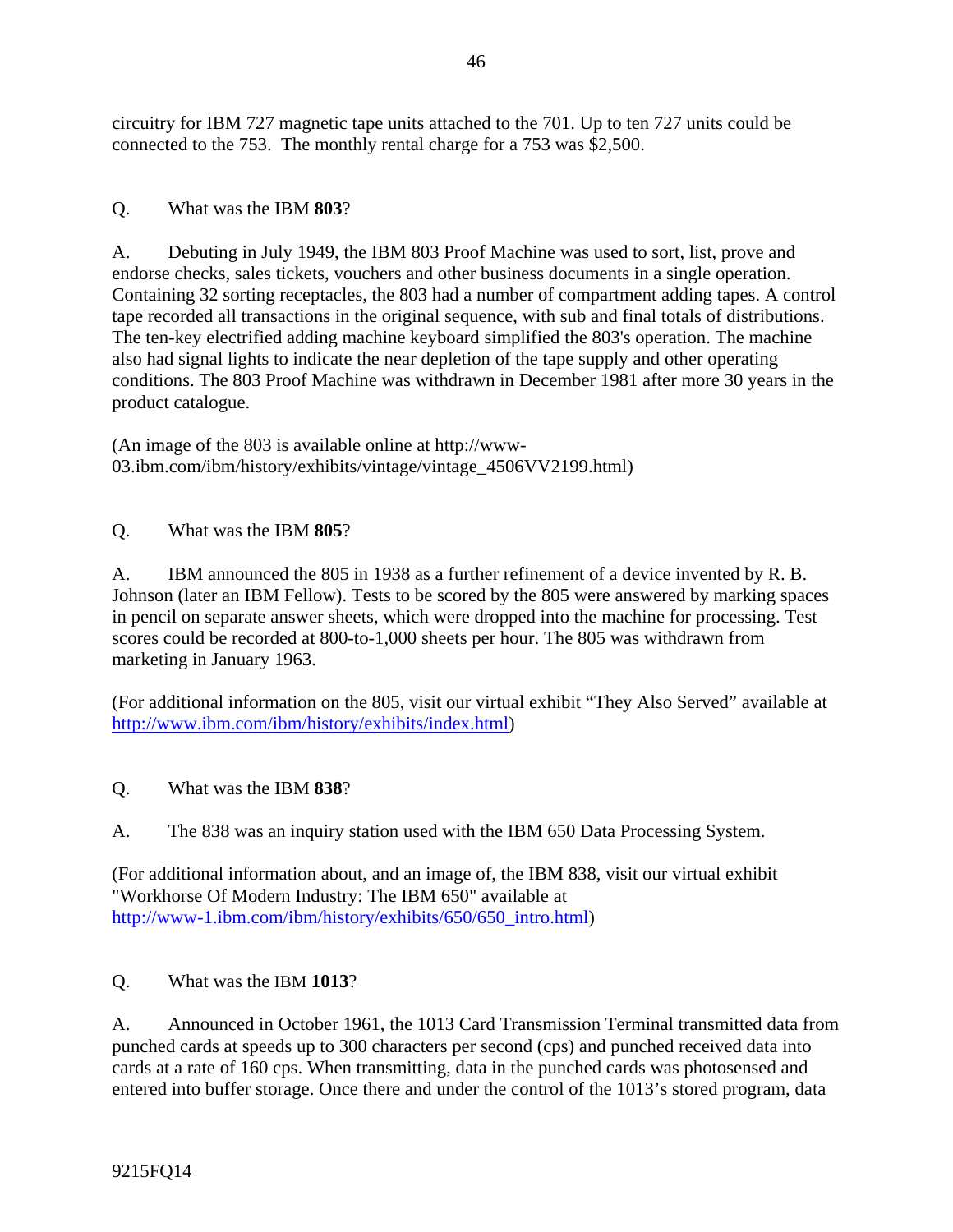circuitry for IBM 727 magnetic tape units attached to the 701. Up to ten 727 units could be connected to the 753. The monthly rental charge for a 753 was $2,500.

Q. What was the IBM **803**?

A. Debuting in July 1949, the IBM 803 Proof Machine was used to sort, list, prove and endorse checks, sales tickets, vouchers and other business documents in a single operation. Containing 32 sorting receptacles, the 803 had a number of compartment adding tapes. A control tape recorded all transactions in the original sequence, with sub and final totals of distributions. The ten-key electrified adding machine keyboard simplified the 803's operation. The machine also had signal lights to indicate the near depletion of the tape supply and other operating conditions. The 803 Proof Machine was withdrawn in December 1981 after more 30 years in the product catalogue.

(An image of the 803 is available online at http://www-03.ibm.com/ibm/history/exhibits/vintage/vintage_4506VV2199.html)

Q. What was the IBM **805**?

A. IBM announced the 805 in 1938 as a further refinement of a device invented by R. B. Johnson (later an IBM Fellow). Tests to be scored by the 805 were answered by marking spaces in pencil on separate answer sheets, which were dropped into the machine for processing. Test scores could be recorded at 800-to-1,000 sheets per hour. The 805 was withdrawn from marketing in January 1963.

(For additional information on the 805, visit our virtual exhibit "They Also Served" available at http://www.ibm.com/ibm/history/exhibits/index.html)

Q. What was the IBM **838**?

A. The 838 was an inquiry station used with the IBM 650 Data Processing System.

(For additional information about, and an image of, the IBM 838, visit our virtual exhibit "Workhorse Of Modern Industry: The IBM 650" available at http://www-1.ibm.com/ibm/history/exhibits/650/650_intro.html)

Q. What was the IBM **1013**?

A. Announced in October 1961, the 1013 Card Transmission Terminal transmitted data from punched cards at speeds up to 300 characters per second (cps) and punched received data into cards at a rate of 160 cps. When transmitting, data in the punched cards was photosensed and entered into buffer storage. Once there and under the control of the 1013's stored program, data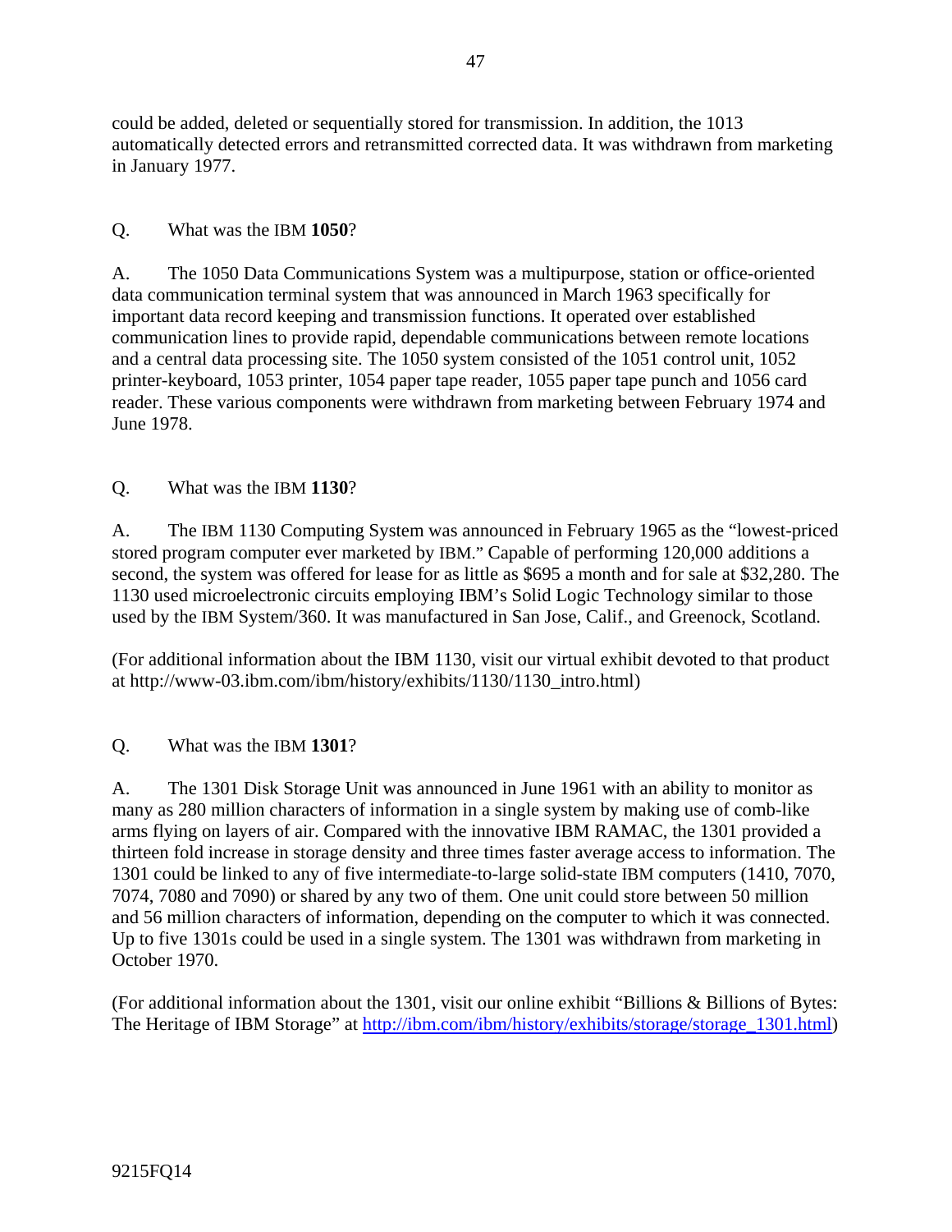could be added, deleted or sequentially stored for transmission. In addition, the 1013 automatically detected errors and retransmitted corrected data. It was withdrawn from marketing in January 1977.

Q. What was the IBM **1050**?

A. The 1050 Data Communications System was a multipurpose, station or office-oriented data communication terminal system that was announced in March 1963 specifically for important data record keeping and transmission functions. It operated over established communication lines to provide rapid, dependable communications between remote locations and a central data processing site. The 1050 system consisted of the 1051 control unit, 1052 printer-keyboard, 1053 printer, 1054 paper tape reader, 1055 paper tape punch and 1056 card reader. These various components were withdrawn from marketing between February 1974 and June 1978.

Q. What was the IBM **1130**?

A. The IBM 1130 Computing System was announced in February 1965 as the "lowest-priced stored program computer ever marketed by IBM." Capable of performing 120,000 additions a second, the system was offered for lease for as little as $695 a month and for sale at $32,280. The 1130 used microelectronic circuits employing IBM's Solid Logic Technology similar to those used by the IBM System/360. It was manufactured in San Jose, Calif., and Greenock, Scotland.

(For additional information about the IBM 1130, visit our virtual exhibit devoted to that product at http://www-03.ibm.com/ibm/history/exhibits/1130/1130_intro.html)

Q. What was the IBM **1301**?

A. The 1301 Disk Storage Unit was announced in June 1961 with an ability to monitor as many as 280 million characters of information in a single system by making use of comb-like arms flying on layers of air. Compared with the innovative IBM RAMAC, the 1301 provided a thirteen fold increase in storage density and three times faster average access to information. The 1301 could be linked to any of five intermediate-to-large solid-state IBM computers (1410, 7070, 7074, 7080 and 7090) or shared by any two of them. One unit could store between 50 million and 56 million characters of information, depending on the computer to which it was connected. Up to five 1301s could be used in a single system. The 1301 was withdrawn from marketing in October 1970.

(For additional information about the 1301, visit our online exhibit "Billions & Billions of Bytes: The Heritage of IBM Storage" at http://ibm.com/ibm/history/exhibits/storage/storage_1301.html)

9215FQ14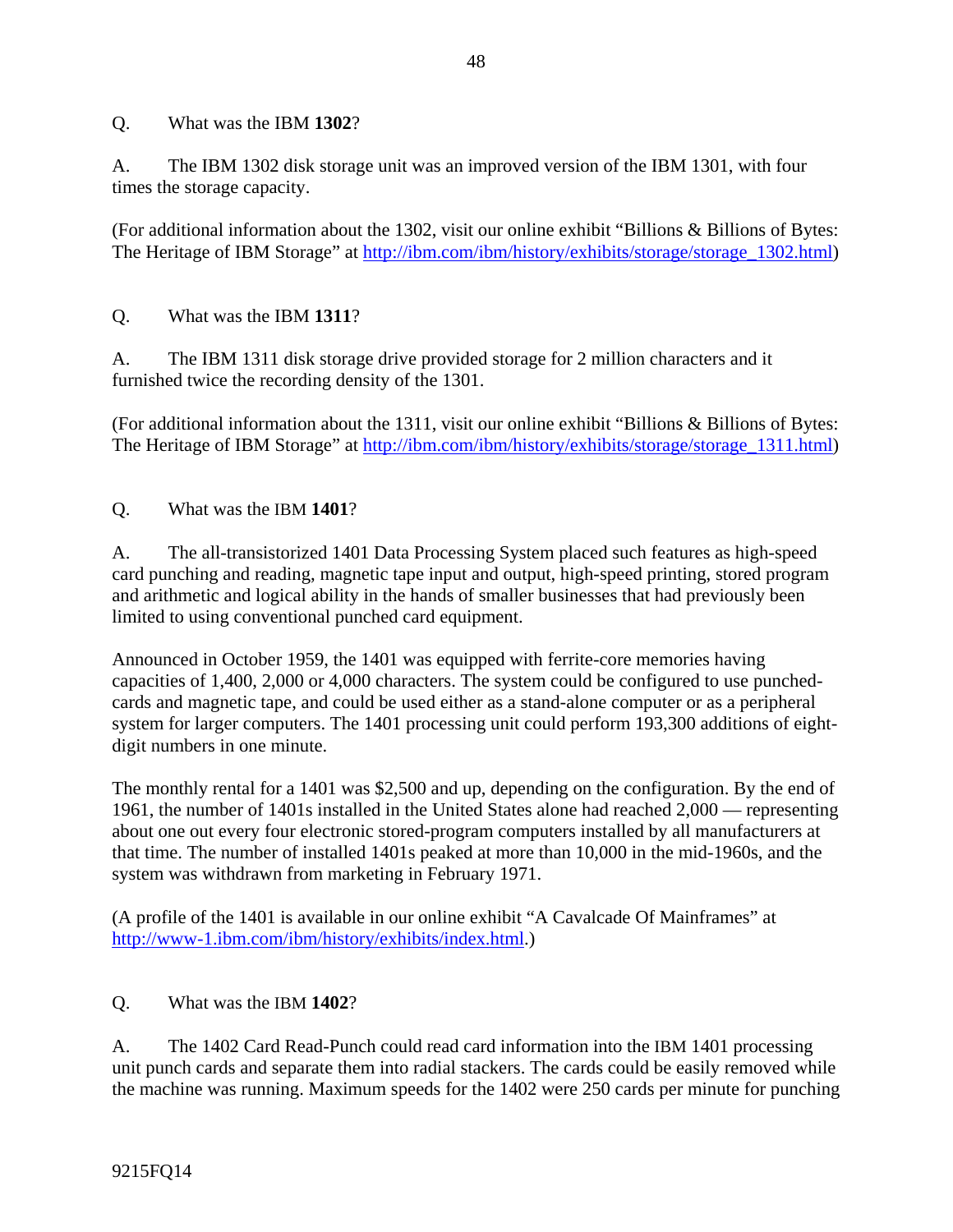Q. What was the IBM **1302**?

A. The IBM 1302 disk storage unit was an improved version of the IBM 1301, with four times the storage capacity.

(For additional information about the 1302, visit our online exhibit "Billions & Billions of Bytes: The Heritage of IBM Storage" at [http://ibm.com/ibm/history/exhibits/storage/storage_1302.html](http://ibm.com/ibm/history/exhibits/storage/storage_1302.html))

Q. What was the IBM **1311**?

A. The IBM 1311 disk storage drive provided storage for 2 million characters and it furnished twice the recording density of the 1301.

(For additional information about the 1311, visit our online exhibit "Billions & Billions of Bytes: The Heritage of IBM Storage" at [http://ibm.com/ibm/history/exhibits/storage/storage_1311.html](http://ibm.com/ibm/history/exhibits/storage/storage_1311.html))

Q. What was the IBM **1401**?

A. The all-transistorized 1401 Data Processing System placed such features as high-speed card punching and reading, magnetic tape input and output, high-speed printing, stored program and arithmetic and logical ability in the hands of smaller businesses that had previously been limited to using conventional punched card equipment.

Announced in October 1959, the 1401 was equipped with ferrite-core memories having capacities of 1,400, 2,000 or 4,000 characters. The system could be configured to use punched-cards and magnetic tape, and could be used either as a stand-alone computer or as a peripheral system for larger computers. The 1401 processing unit could perform 193,300 additions of eight-digit numbers in one minute.

The monthly rental for a 1401 was $2,500 and up, depending on the configuration. By the end of 1961, the number of 1401s installed in the United States alone had reached 2,000 — representing about one out every four electronic stored-program computers installed by all manufacturers at that time. The number of installed 1401s peaked at more than 10,000 in the mid-1960s, and the system was withdrawn from marketing in February 1971.

(A profile of the 1401 is available in our online exhibit "A Cavalcade Of Mainframes" at [http://www-1.ibm.com/ibm/history/exhibits/index.html](http://www-1.ibm.com/ibm/history/exhibits/index.html).)

Q. What was the IBM **1402**?

A. The 1402 Card Read-Punch could read card information into the IBM 1401 processing unit punch cards and separate them into radial stackers. The cards could be easily removed while the machine was running. Maximum speeds for the 1402 were 250 cards per minute for punching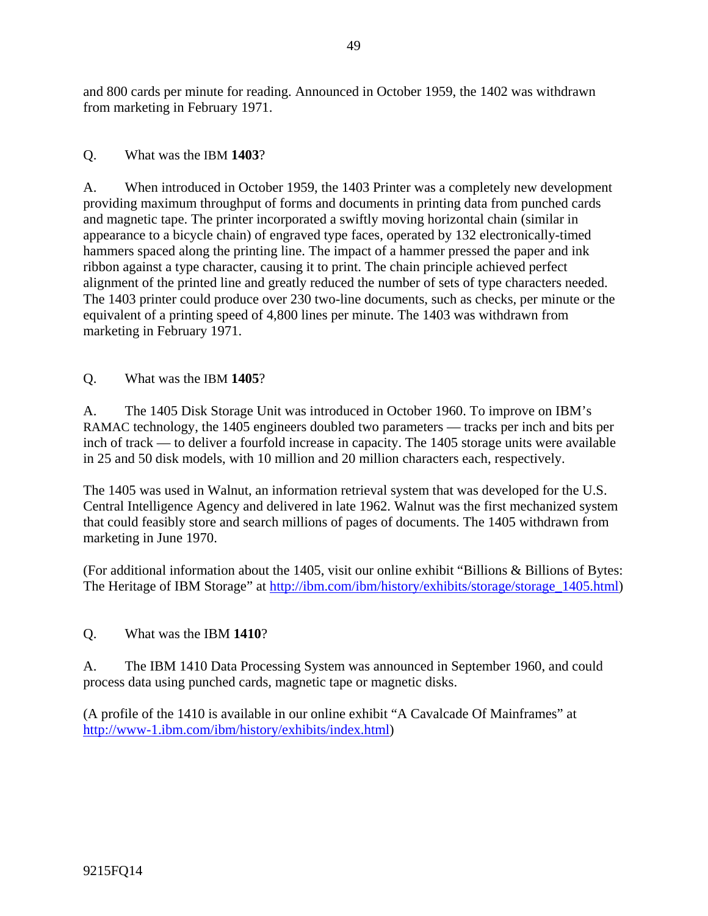and 800 cards per minute for reading. Announced in October 1959, the 1402 was withdrawn from marketing in February 1971.

Q. What was the IBM **1403**?

A. When introduced in October 1959, the 1403 Printer was a completely new development providing maximum throughput of forms and documents in printing data from punched cards and magnetic tape. The printer incorporated a swiftly moving horizontal chain (similar in appearance to a bicycle chain) of engraved type faces, operated by 132 electronically-timed hammers spaced along the printing line. The impact of a hammer pressed the paper and ink ribbon against a type character, causing it to print. The chain principle achieved perfect alignment of the printed line and greatly reduced the number of sets of type characters needed. The 1403 printer could produce over 230 two-line documents, such as checks, per minute or the equivalent of a printing speed of 4,800 lines per minute. The 1403 was withdrawn from marketing in February 1971.

Q. What was the IBM **1405**?

A. The 1405 Disk Storage Unit was introduced in October 1960. To improve on IBM's RAMAC technology, the 1405 engineers doubled two parameters — tracks per inch and bits per inch of track — to deliver a fourfold increase in capacity. The 1405 storage units were available in 25 and 50 disk models, with 10 million and 20 million characters each, respectively.

The 1405 was used in Walnut, an information retrieval system that was developed for the U.S. Central Intelligence Agency and delivered in late 1962. Walnut was the first mechanized system that could feasibly store and search millions of pages of documents. The 1405 withdrawn from marketing in June 1970.

(For additional information about the 1405, visit our online exhibit "Billions & Billions of Bytes: The Heritage of IBM Storage" at http://ibm.com/ibm/history/exhibits/storage/storage_1405.html)

Q. What was the IBM **1410**?

A. The IBM 1410 Data Processing System was announced in September 1960, and could process data using punched cards, magnetic tape or magnetic disks.

(A profile of the 1410 is available in our online exhibit "A Cavalcade Of Mainframes" at http://www-1.ibm.com/ibm/history/exhibits/index.html)

9215FQ14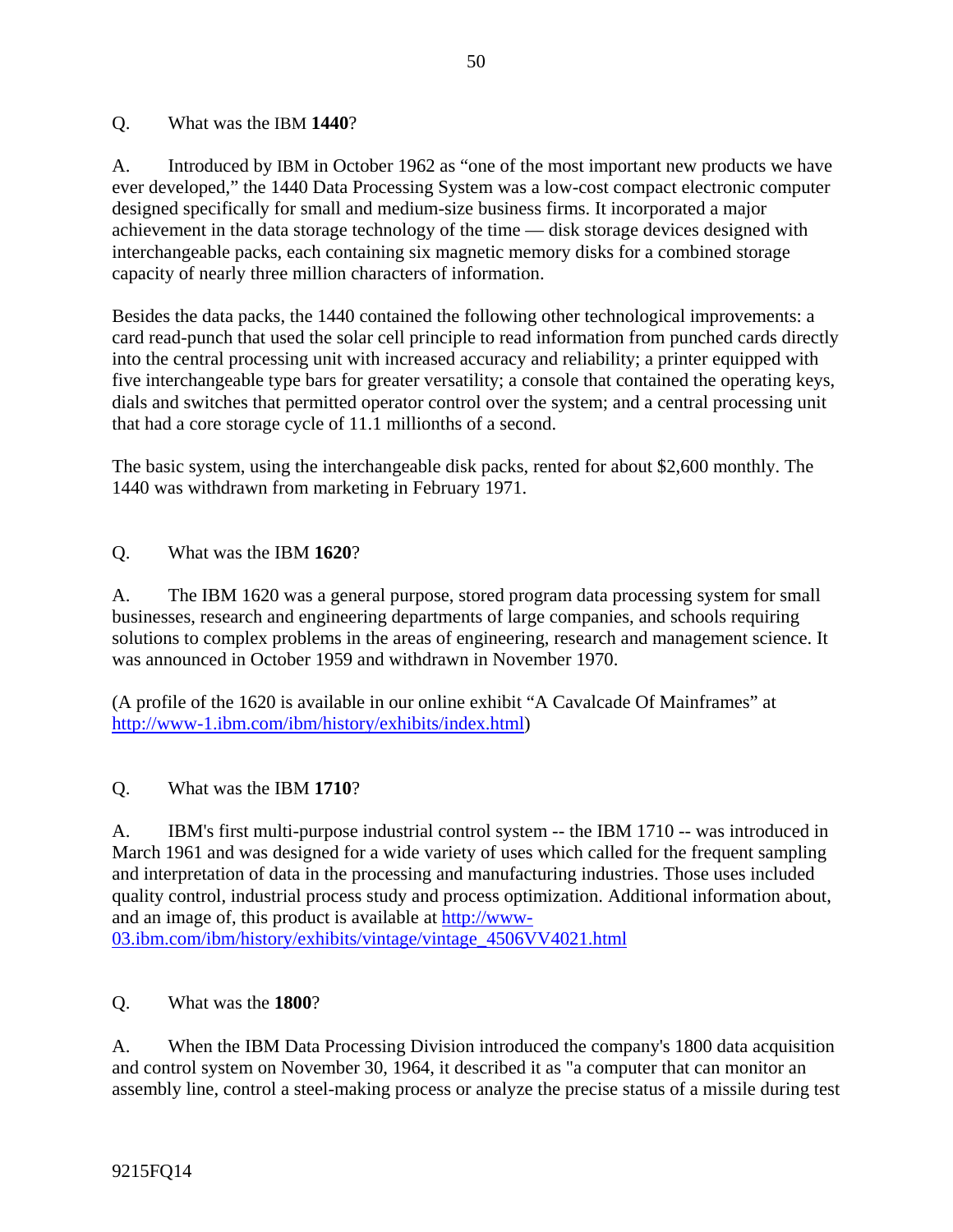Q. What was the IBM **1440**?

A. Introduced by IBM in October 1962 as "one of the most important new products we have ever developed," the 1440 Data Processing System was a low-cost compact electronic computer designed specifically for small and medium-size business firms. It incorporated a major achievement in the data storage technology of the time — disk storage devices designed with interchangeable packs, each containing six magnetic memory disks for a combined storage capacity of nearly three million characters of information.

Besides the data packs, the 1440 contained the following other technological improvements: a card read-punch that used the solar cell principle to read information from punched cards directly into the central processing unit with increased accuracy and reliability; a printer equipped with five interchangeable type bars for greater versatility; a console that contained the operating keys, dials and switches that permitted operator control over the system; and a central processing unit that had a core storage cycle of 11.1 millionths of a second.

The basic system, using the interchangeable disk packs, rented for about $2,600 monthly. The 1440 was withdrawn from marketing in February 1971.

Q. What was the IBM **1620**?

A. The IBM 1620 was a general purpose, stored program data processing system for small businesses, research and engineering departments of large companies, and schools requiring solutions to complex problems in the areas of engineering, research and management science. It was announced in October 1959 and withdrawn in November 1970.

(A profile of the 1620 is available in our online exhibit "A Cavalcade Of Mainframes" at [http://www-1.ibm.com/ibm/history/exhibits/index.html](http://www-1.ibm.com/ibm/history/exhibits/index.html))

Q. What was the IBM **1710**?

A. IBM's first multi-purpose industrial control system -- the IBM 1710 -- was introduced in March 1961 and was designed for a wide variety of uses which called for the frequent sampling and interpretation of data in the processing and manufacturing industries. Those uses included quality control, industrial process study and process optimization. Additional information about, and an image of, this product is available at [http://www-03.ibm.com/ibm/history/exhibits/vintage/vintage_4506VV4021.html](http://www-03.ibm.com/ibm/history/exhibits/vintage/vintage_4506VV4021.html)

Q. What was the **1800**?

A. When the IBM Data Processing Division introduced the company's 1800 data acquisition and control system on November 30, 1964, it described it as "a computer that can monitor an assembly line, control a steel-making process or analyze the precise status of a missile during test

9215FQ14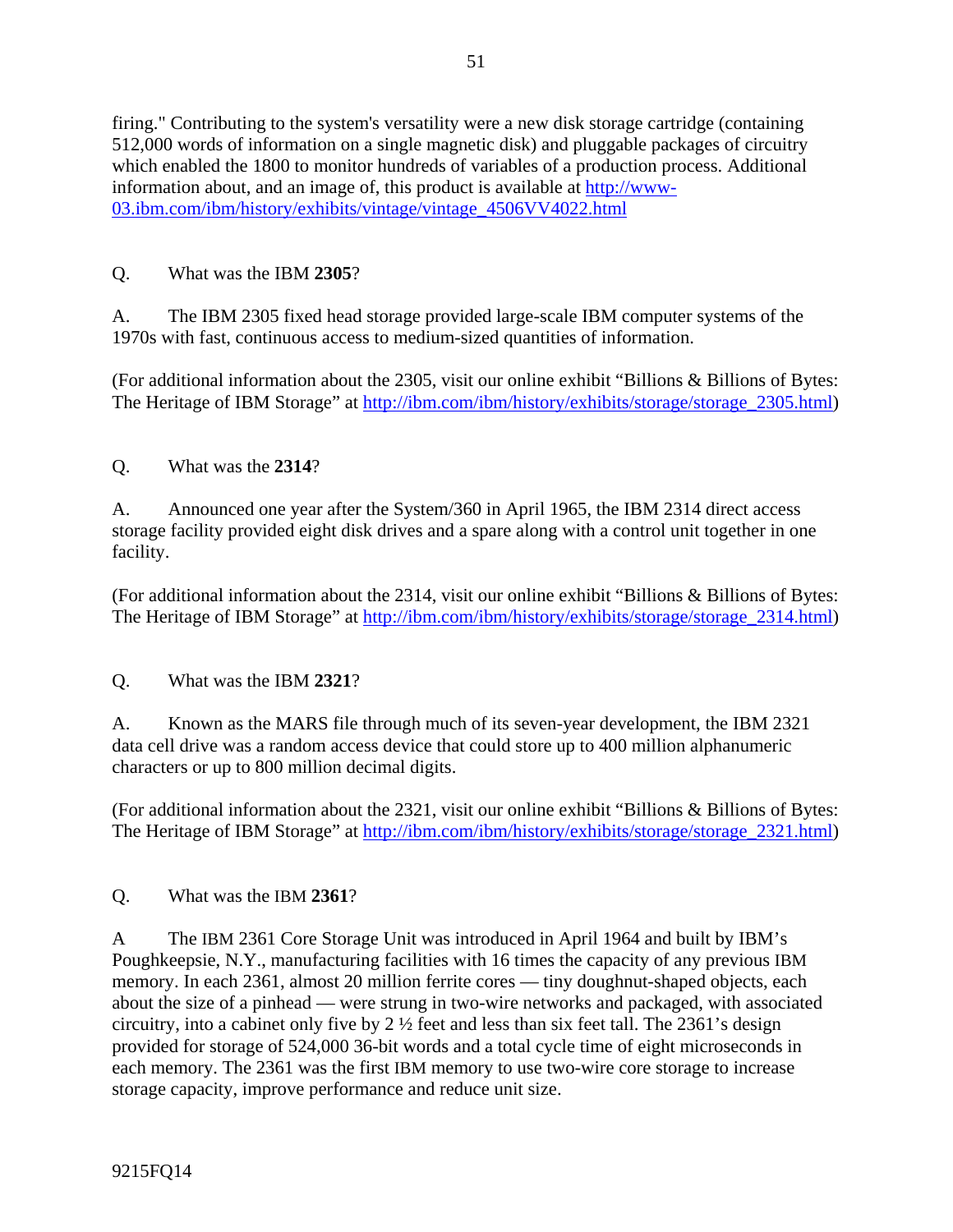firing." Contributing to the system's versatility were a new disk storage cartridge (containing 512,000 words of information on a single magnetic disk) and pluggable packages of circuitry which enabled the 1800 to monitor hundreds of variables of a production process. Additional information about, and an image of, this product is available at http://www-03.ibm.com/ibm/history/exhibits/vintage/vintage_4506VV4022.html

Q. What was the IBM **2305**?

A. The IBM 2305 fixed head storage provided large-scale IBM computer systems of the 1970s with fast, continuous access to medium-sized quantities of information.

(For additional information about the 2305, visit our online exhibit “Billions & Billions of Bytes: The Heritage of IBM Storage” at http://ibm.com/ibm/history/exhibits/storage/storage_2305.html)

Q. What was the **2314**?

A. Announced one year after the System/360 in April 1965, the IBM 2314 direct access storage facility provided eight disk drives and a spare along with a control unit together in one facility.

(For additional information about the 2314, visit our online exhibit “Billions & Billions of Bytes: The Heritage of IBM Storage” at http://ibm.com/ibm/history/exhibits/storage/storage_2314.html)

Q. What was the IBM **2321**?

A. Known as the MARS file through much of its seven-year development, the IBM 2321 data cell drive was a random access device that could store up to 400 million alphanumeric characters or up to 800 million decimal digits.

(For additional information about the 2321, visit our online exhibit “Billions & Billions of Bytes: The Heritage of IBM Storage” at http://ibm.com/ibm/history/exhibits/storage/storage_2321.html)

Q. What was the IBM **2361**?

A The IBM 2361 Core Storage Unit was introduced in April 1964 and built by IBM’s Poughkeepsie, N.Y., manufacturing facilities with 16 times the capacity of any previous IBM memory. In each 2361, almost 20 million ferrite cores — tiny doughnut-shaped objects, each about the size of a pinhead — were strung in two-wire networks and packaged, with associated circuitry, into a cabinet only five by 2 ½ feet and less than six feet tall. The 2361’s design provided for storage of 524,000 36-bit words and a total cycle time of eight microseconds in each memory. The 2361 was the first IBM memory to use two-wire core storage to increase storage capacity, improve performance and reduce unit size.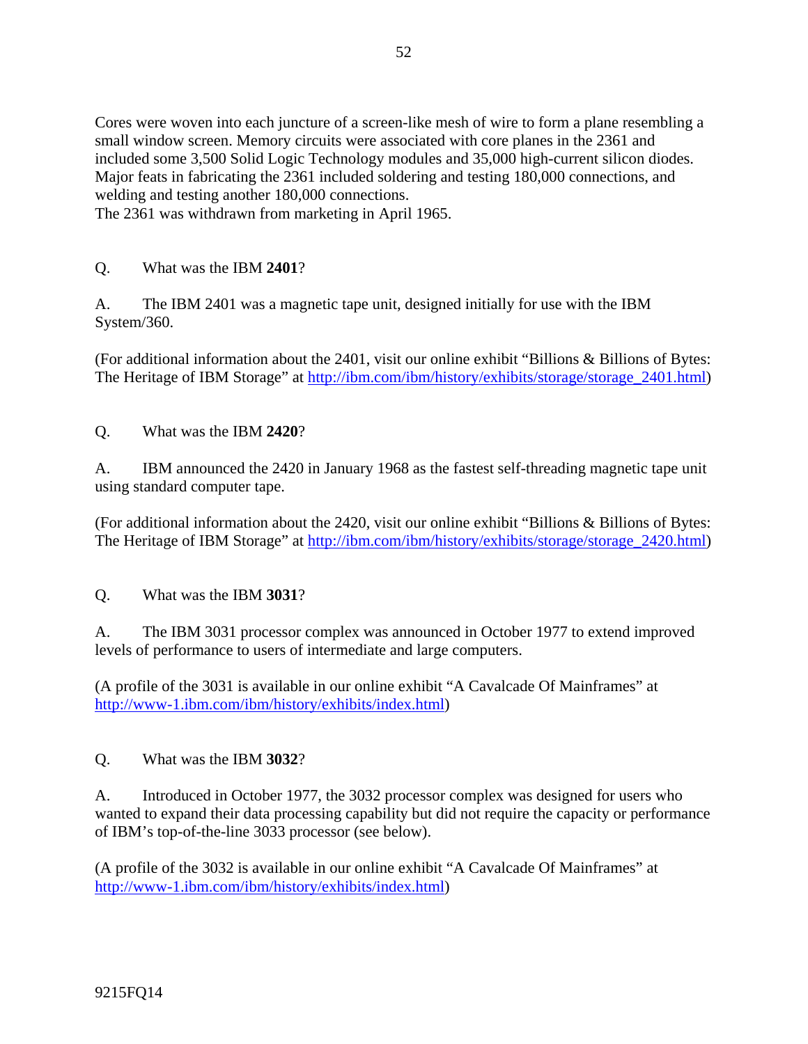Cores were woven into each juncture of a screen-like mesh of wire to form a plane resembling a small window screen. Memory circuits were associated with core planes in the 2361 and included some 3,500 Solid Logic Technology modules and 35,000 high-current silicon diodes. Major feats in fabricating the 2361 included soldering and testing 180,000 connections, and welding and testing another 180,000 connections.
The 2361 was withdrawn from marketing in April 1965.

Q. What was the IBM **2401**?

A. The IBM 2401 was a magnetic tape unit, designed initially for use with the IBM System/360.

(For additional information about the 2401, visit our online exhibit "Billions & Billions of Bytes: The Heritage of IBM Storage" at http://ibm.com/ibm/history/exhibits/storage/storage_2401.html)

Q. What was the IBM **2420**?

A. IBM announced the 2420 in January 1968 as the fastest self-threading magnetic tape unit using standard computer tape.

(For additional information about the 2420, visit our online exhibit "Billions & Billions of Bytes: The Heritage of IBM Storage" at http://ibm.com/ibm/history/exhibits/storage/storage_2420.html)

Q. What was the IBM **3031**?

A. The IBM 3031 processor complex was announced in October 1977 to extend improved levels of performance to users of intermediate and large computers.

(A profile of the 3031 is available in our online exhibit "A Cavalcade Of Mainframes" at http://www-1.ibm.com/ibm/history/exhibits/index.html)

Q. What was the IBM **3032**?

A. Introduced in October 1977, the 3032 processor complex was designed for users who wanted to expand their data processing capability but did not require the capacity or performance of IBM's top-of-the-line 3033 processor (see below).

(A profile of the 3032 is available in our online exhibit "A Cavalcade Of Mainframes" at http://www-1.ibm.com/ibm/history/exhibits/index.html)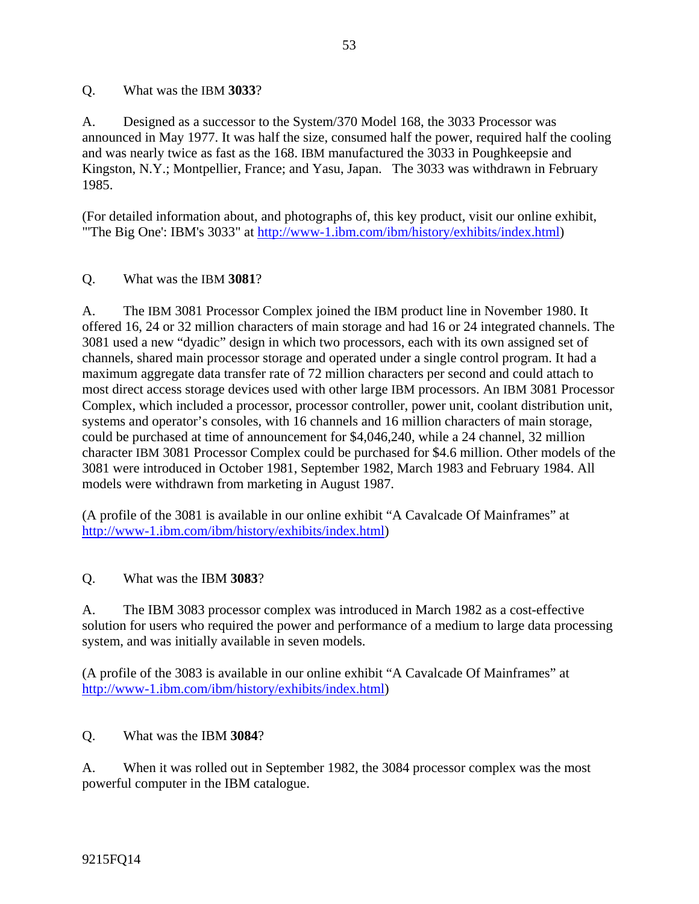Q. What was the IBM **3033**?

A. Designed as a successor to the System/370 Model 168, the 3033 Processor was announced in May 1977. It was half the size, consumed half the power, required half the cooling and was nearly twice as fast as the 168. IBM manufactured the 3033 in Poughkeepsie and Kingston, N.Y.; Montpellier, France; and Yasu, Japan. The 3033 was withdrawn in February 1985.

(For detailed information about, and photographs of, this key product, visit our online exhibit, "'The Big One': IBM's 3033" at http://www-1.ibm.com/ibm/history/exhibits/index.html)

Q. What was the IBM **3081**?

A. The IBM 3081 Processor Complex joined the IBM product line in November 1980. It offered 16, 24 or 32 million characters of main storage and had 16 or 24 integrated channels. The 3081 used a new "dyadic" design in which two processors, each with its own assigned set of channels, shared main processor storage and operated under a single control program. It had a maximum aggregate data transfer rate of 72 million characters per second and could attach to most direct access storage devices used with other large IBM processors. An IBM 3081 Processor Complex, which included a processor, processor controller, power unit, coolant distribution unit, systems and operator's consoles, with 16 channels and 16 million characters of main storage, could be purchased at time of announcement for $4,046,240, while a 24 channel, 32 million character IBM 3081 Processor Complex could be purchased for $4.6 million. Other models of the 3081 were introduced in October 1981, September 1982, March 1983 and February 1984. All models were withdrawn from marketing in August 1987.

(A profile of the 3081 is available in our online exhibit "A Cavalcade Of Mainframes" at http://www-1.ibm.com/ibm/history/exhibits/index.html)

Q. What was the IBM **3083**?

A. The IBM 3083 processor complex was introduced in March 1982 as a cost-effective solution for users who required the power and performance of a medium to large data processing system, and was initially available in seven models.

(A profile of the 3083 is available in our online exhibit "A Cavalcade Of Mainframes" at http://www-1.ibm.com/ibm/history/exhibits/index.html)

Q. What was the IBM **3084**?

A. When it was rolled out in September 1982, the 3084 processor complex was the most powerful computer in the IBM catalogue.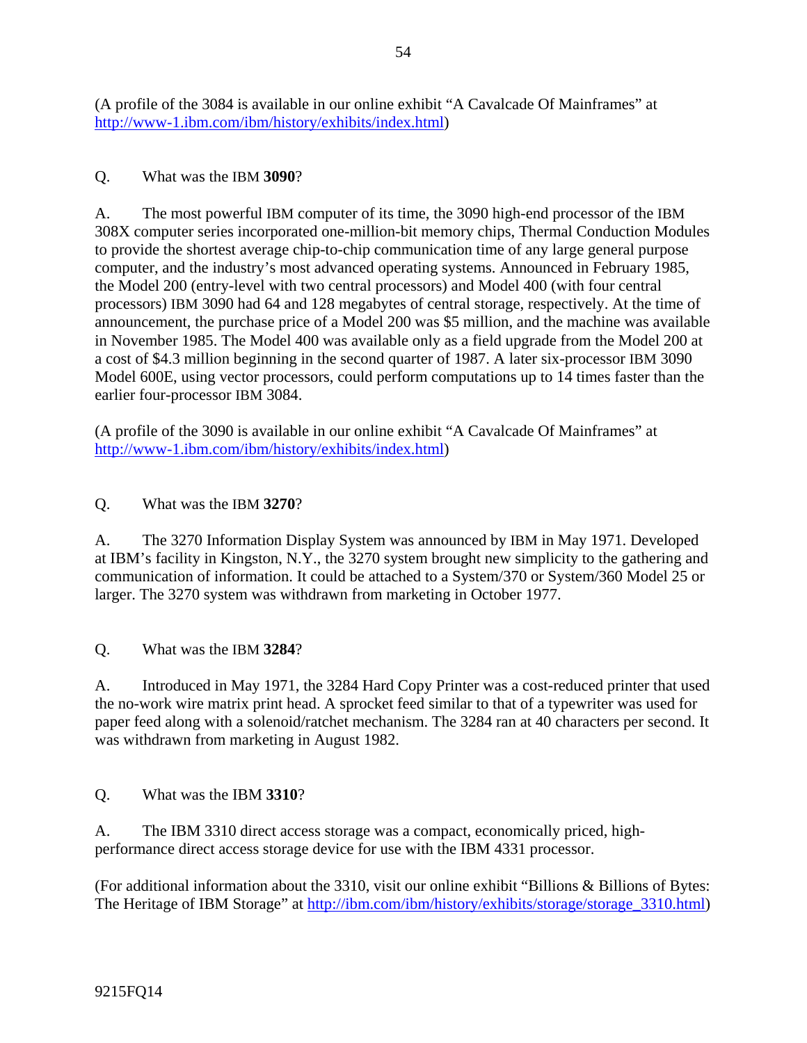(A profile of the 3084 is available in our online exhibit "A Cavalcade Of Mainframes" at http://www-1.ibm.com/ibm/history/exhibits/index.html)

Q. What was the IBM **3090**?

A. The most powerful IBM computer of its time, the 3090 high-end processor of the IBM 308X computer series incorporated one-million-bit memory chips, Thermal Conduction Modules to provide the shortest average chip-to-chip communication time of any large general purpose computer, and the industry's most advanced operating systems. Announced in February 1985, the Model 200 (entry-level with two central processors) and Model 400 (with four central processors) IBM 3090 had 64 and 128 megabytes of central storage, respectively. At the time of announcement, the purchase price of a Model 200 was $5 million, and the machine was available in November 1985. The Model 400 was available only as a field upgrade from the Model 200 at a cost of $4.3 million beginning in the second quarter of 1987. A later six-processor IBM 3090 Model 600E, using vector processors, could perform computations up to 14 times faster than the earlier four-processor IBM 3084.

(A profile of the 3090 is available in our online exhibit "A Cavalcade Of Mainframes" at http://www-1.ibm.com/ibm/history/exhibits/index.html)

Q. What was the IBM **3270**?

A. The 3270 Information Display System was announced by IBM in May 1971. Developed at IBM's facility in Kingston, N.Y., the 3270 system brought new simplicity to the gathering and communication of information. It could be attached to a System/370 or System/360 Model 25 or larger. The 3270 system was withdrawn from marketing in October 1977.

Q. What was the IBM **3284**?

A. Introduced in May 1971, the 3284 Hard Copy Printer was a cost-reduced printer that used the no-work wire matrix print head. A sprocket feed similar to that of a typewriter was used for paper feed along with a solenoid/ratchet mechanism. The 3284 ran at 40 characters per second. It was withdrawn from marketing in August 1982.

Q. What was the IBM **3310**?

A. The IBM 3310 direct access storage was a compact, economically priced, high-performance direct access storage device for use with the IBM 4331 processor.

(For additional information about the 3310, visit our online exhibit "Billions & Billions of Bytes: The Heritage of IBM Storage" at http://ibm.com/ibm/history/exhibits/storage/storage_3310.html)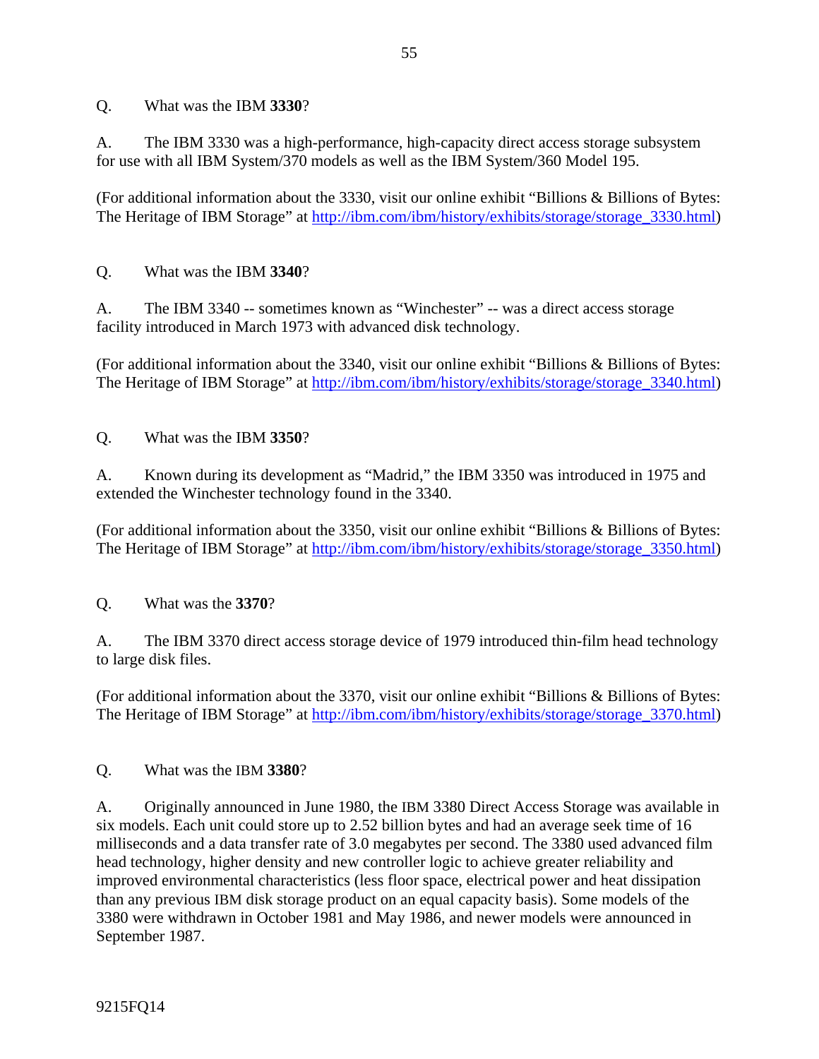Q. What was the IBM **3330**?

A. The IBM 3330 was a high-performance, high-capacity direct access storage subsystem for use with all IBM System/370 models as well as the IBM System/360 Model 195.

(For additional information about the 3330, visit our online exhibit "Billions & Billions of Bytes: The Heritage of IBM Storage" at http://ibm.com/ibm/history/exhibits/storage/storage_3330.html)

Q. What was the IBM **3340**?

A. The IBM 3340 -- sometimes known as "Winchester" -- was a direct access storage facility introduced in March 1973 with advanced disk technology.

(For additional information about the 3340, visit our online exhibit "Billions & Billions of Bytes: The Heritage of IBM Storage" at http://ibm.com/ibm/history/exhibits/storage/storage_3340.html)

Q. What was the IBM **3350**?

A. Known during its development as "Madrid," the IBM 3350 was introduced in 1975 and extended the Winchester technology found in the 3340.

(For additional information about the 3350, visit our online exhibit "Billions & Billions of Bytes: The Heritage of IBM Storage" at http://ibm.com/ibm/history/exhibits/storage/storage_3350.html)

Q. What was the **3370**?

A. The IBM 3370 direct access storage device of 1979 introduced thin-film head technology to large disk files.

(For additional information about the 3370, visit our online exhibit "Billions & Billions of Bytes: The Heritage of IBM Storage" at http://ibm.com/ibm/history/exhibits/storage/storage_3370.html)

Q. What was the IBM **3380**?

A. Originally announced in June 1980, the IBM 3380 Direct Access Storage was available in six models. Each unit could store up to 2.52 billion bytes and had an average seek time of 16 milliseconds and a data transfer rate of 3.0 megabytes per second. The 3380 used advanced film head technology, higher density and new controller logic to achieve greater reliability and improved environmental characteristics (less floor space, electrical power and heat dissipation than any previous IBM disk storage product on an equal capacity basis). Some models of the 3380 were withdrawn in October 1981 and May 1986, and newer models were announced in September 1987.

9215FQ14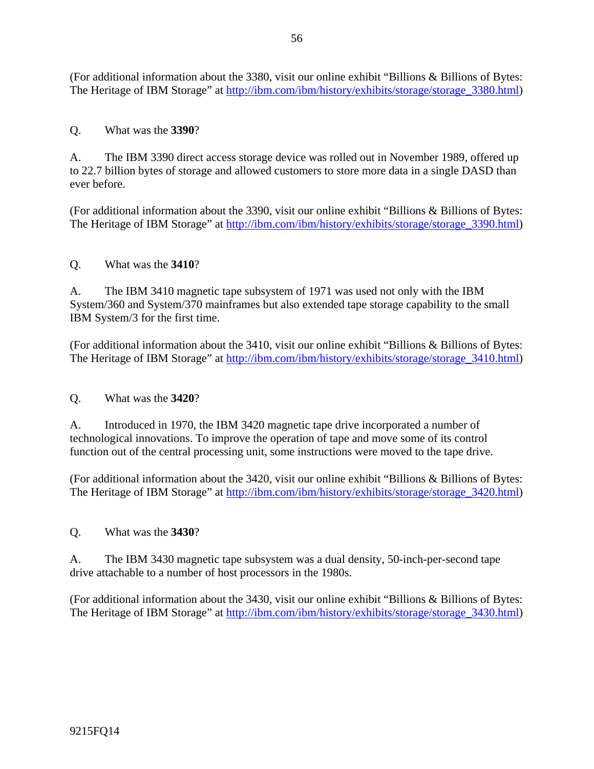(For additional information about the 3380, visit our online exhibit "Billions & Billions of Bytes: The Heritage of IBM Storage" at http://ibm.com/ibm/history/exhibits/storage/storage_3380.html)

Q. What was the **3390**?

A. The IBM 3390 direct access storage device was rolled out in November 1989, offered up to 22.7 billion bytes of storage and allowed customers to store more data in a single DASD than ever before.

(For additional information about the 3390, visit our online exhibit "Billions & Billions of Bytes: The Heritage of IBM Storage" at http://ibm.com/ibm/history/exhibits/storage/storage_3390.html)

Q. What was the **3410**?

A. The IBM 3410 magnetic tape subsystem of 1971 was used not only with the IBM System/360 and System/370 mainframes but also extended tape storage capability to the small IBM System/3 for the first time.

(For additional information about the 3410, visit our online exhibit "Billions & Billions of Bytes: The Heritage of IBM Storage" at http://ibm.com/ibm/history/exhibits/storage/storage_3410.html)

Q. What was the **3420**?

A. Introduced in 1970, the IBM 3420 magnetic tape drive incorporated a number of technological innovations. To improve the operation of tape and move some of its control function out of the central processing unit, some instructions were moved to the tape drive.

(For additional information about the 3420, visit our online exhibit "Billions & Billions of Bytes: The Heritage of IBM Storage" at http://ibm.com/ibm/history/exhibits/storage/storage_3420.html)

Q. What was the **3430**?

A. The IBM 3430 magnetic tape subsystem was a dual density, 50-inch-per-second tape drive attachable to a number of host processors in the 1980s.

(For additional information about the 3430, visit our online exhibit "Billions & Billions of Bytes: The Heritage of IBM Storage" at http://ibm.com/ibm/history/exhibits/storage/storage_3430.html)

9215FQ14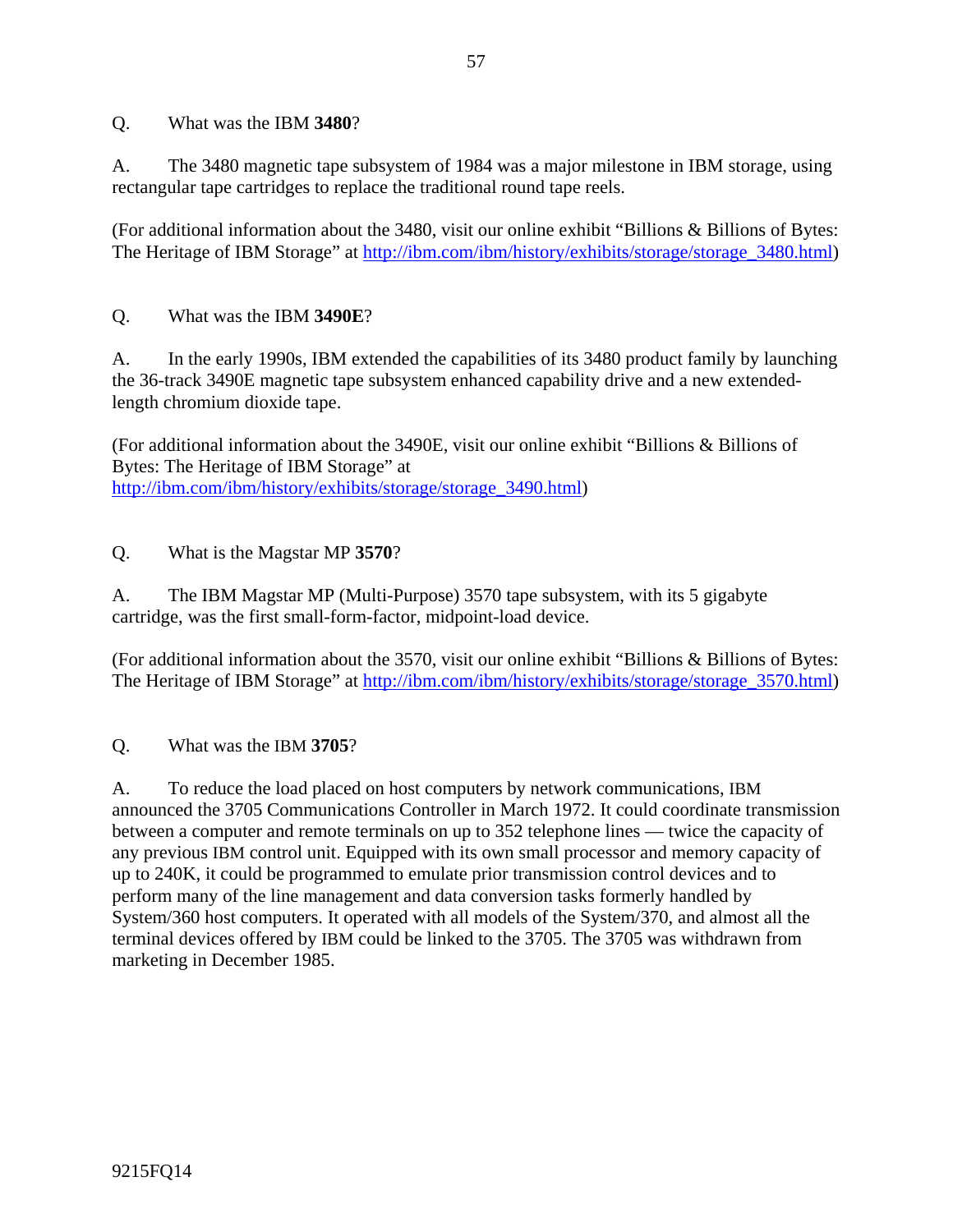Q. What was the IBM **3480**?

A. The 3480 magnetic tape subsystem of 1984 was a major milestone in IBM storage, using rectangular tape cartridges to replace the traditional round tape reels.

(For additional information about the 3480, visit our online exhibit "Billions & Billions of Bytes: The Heritage of IBM Storage" at http://ibm.com/ibm/history/exhibits/storage/storage_3480.html)

Q. What was the IBM **3490E**?

A. In the early 1990s, IBM extended the capabilities of its 3480 product family by launching the 36-track 3490E magnetic tape subsystem enhanced capability drive and a new extended-length chromium dioxide tape.

(For additional information about the 3490E, visit our online exhibit "Billions & Billions of Bytes: The Heritage of IBM Storage" at http://ibm.com/ibm/history/exhibits/storage/storage_3490.html)

Q. What is the Magstar MP **3570**?

A. The IBM Magstar MP (Multi-Purpose) 3570 tape subsystem, with its 5 gigabyte cartridge, was the first small-form-factor, midpoint-load device.

(For additional information about the 3570, visit our online exhibit "Billions & Billions of Bytes: The Heritage of IBM Storage" at http://ibm.com/ibm/history/exhibits/storage/storage_3570.html)

Q. What was the IBM **3705**?

A. To reduce the load placed on host computers by network communications, IBM announced the 3705 Communications Controller in March 1972. It could coordinate transmission between a computer and remote terminals on up to 352 telephone lines — twice the capacity of any previous IBM control unit. Equipped with its own small processor and memory capacity of up to 240K, it could be programmed to emulate prior transmission control devices and to perform many of the line management and data conversion tasks formerly handled by System/360 host computers. It operated with all models of the System/370, and almost all the terminal devices offered by IBM could be linked to the 3705. The 3705 was withdrawn from marketing in December 1985.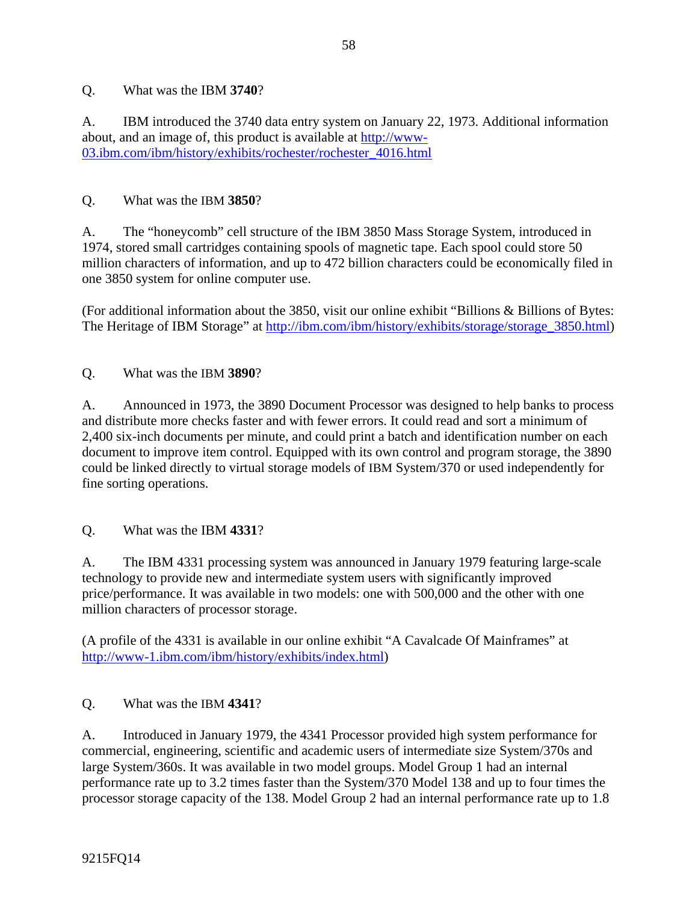Q. What was the IBM **3740**?

A. IBM introduced the 3740 data entry system on January 22, 1973. Additional information about, and an image of, this product is available at [http://www-03.ibm.com/ibm/history/exhibits/rochester/rochester_4016.html](http://www-03.ibm.com/ibm/history/exhibits/rochester/rochester_4016.html)

Q. What was the IBM **3850**?

A. The "honeycomb" cell structure of the IBM 3850 Mass Storage System, introduced in 1974, stored small cartridges containing spools of magnetic tape. Each spool could store 50 million characters of information, and up to 472 billion characters could be economically filed in one 3850 system for online computer use.

(For additional information about the 3850, visit our online exhibit "Billions & Billions of Bytes: The Heritage of IBM Storage" at [http://ibm.com/ibm/history/exhibits/storage/storage_3850.html](http://ibm.com/ibm/history/exhibits/storage/storage_3850.html))

Q. What was the IBM **3890**?

A. Announced in 1973, the 3890 Document Processor was designed to help banks to process and distribute more checks faster and with fewer errors. It could read and sort a minimum of 2,400 six-inch documents per minute, and could print a batch and identification number on each document to improve item control. Equipped with its own control and program storage, the 3890 could be linked directly to virtual storage models of IBM System/370 or used independently for fine sorting operations.

Q. What was the IBM **4331**?

A. The IBM 4331 processing system was announced in January 1979 featuring large-scale technology to provide new and intermediate system users with significantly improved price/performance. It was available in two models: one with 500,000 and the other with one million characters of processor storage.

(A profile of the 4331 is available in our online exhibit "A Cavalcade Of Mainframes" at [http://www-1.ibm.com/ibm/history/exhibits/index.html](http://www-1.ibm.com/ibm/history/exhibits/index.html))

Q. What was the IBM **4341**?

A. Introduced in January 1979, the 4341 Processor provided high system performance for commercial, engineering, scientific and academic users of intermediate size System/370s and large System/360s. It was available in two model groups. Model Group 1 had an internal performance rate up to 3.2 times faster than the System/370 Model 138 and up to four times the processor storage capacity of the 138. Model Group 2 had an internal performance rate up to 1.8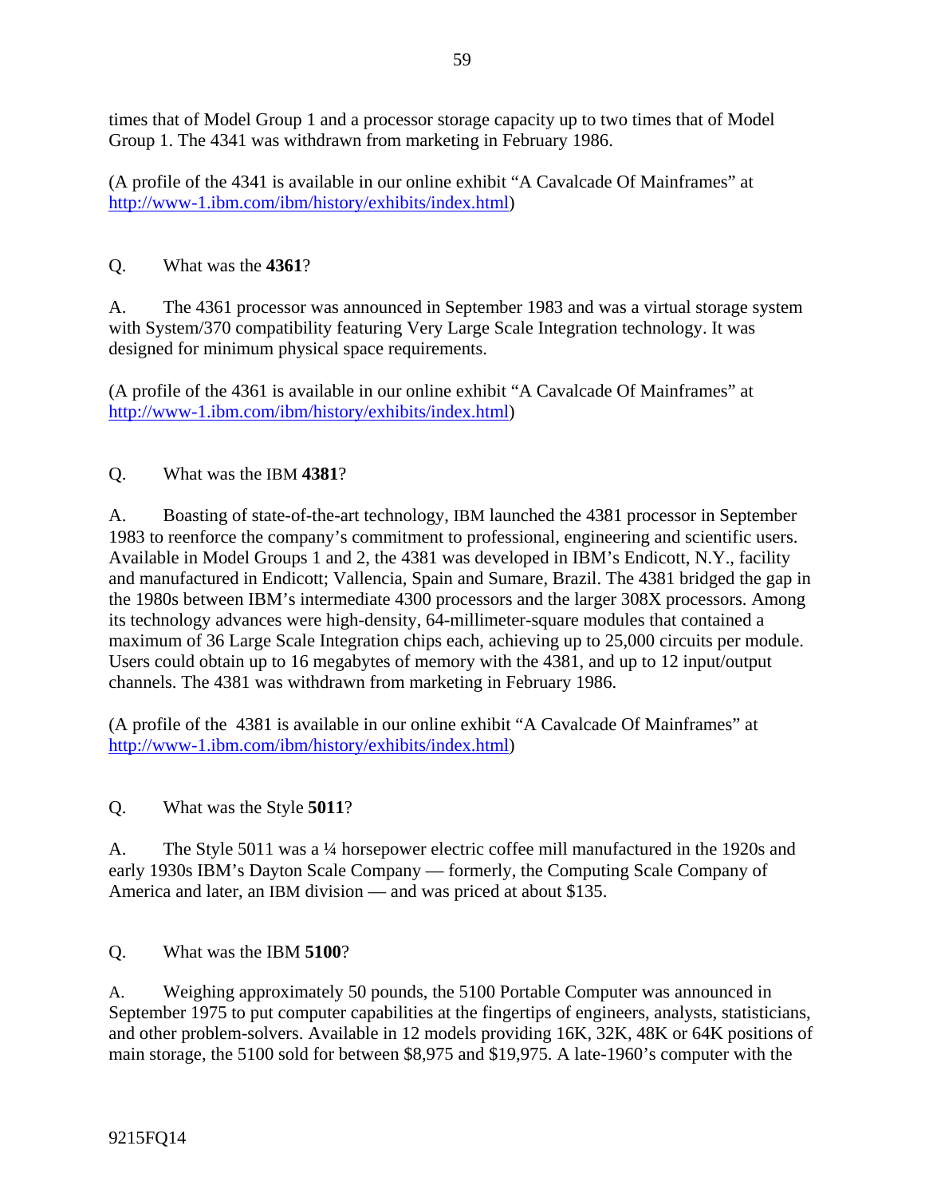times that of Model Group 1 and a processor storage capacity up to two times that of Model Group 1. The 4341 was withdrawn from marketing in February 1986.

(A profile of the 4341 is available in our online exhibit "A Cavalcade Of Mainframes" at http://www-1.ibm.com/ibm/history/exhibits/index.html)

Q. What was the **4361**?

A. The 4361 processor was announced in September 1983 and was a virtual storage system with System/370 compatibility featuring Very Large Scale Integration technology. It was designed for minimum physical space requirements.

(A profile of the 4361 is available in our online exhibit "A Cavalcade Of Mainframes" at http://www-1.ibm.com/ibm/history/exhibits/index.html)

Q. What was the IBM **4381**?

A. Boasting of state-of-the-art technology, IBM launched the 4381 processor in September 1983 to reenforce the company's commitment to professional, engineering and scientific users. Available in Model Groups 1 and 2, the 4381 was developed in IBM's Endicott, N.Y., facility and manufactured in Endicott; Vallencia, Spain and Sumare, Brazil. The 4381 bridged the gap in the 1980s between IBM's intermediate 4300 processors and the larger 308X processors. Among its technology advances were high-density, 64-millimeter-square modules that contained a maximum of 36 Large Scale Integration chips each, achieving up to 25,000 circuits per module. Users could obtain up to 16 megabytes of memory with the 4381, and up to 12 input/output channels. The 4381 was withdrawn from marketing in February 1986.

(A profile of the 4381 is available in our online exhibit "A Cavalcade Of Mainframes" at http://www-1.ibm.com/ibm/history/exhibits/index.html)

Q. What was the Style **5011**?

A. The Style 5011 was a ¼ horsepower electric coffee mill manufactured in the 1920s and early 1930s IBM's Dayton Scale Company — formerly, the Computing Scale Company of America and later, an IBM division — and was priced at about $135.

Q. What was the IBM **5100**?

A. Weighing approximately 50 pounds, the 5100 Portable Computer was announced in September 1975 to put computer capabilities at the fingertips of engineers, analysts, statisticians, and other problem-solvers. Available in 12 models providing 16K, 32K, 48K or 64K positions of main storage, the 5100 sold for between $8,975 and $19,975. A late-1960's computer with the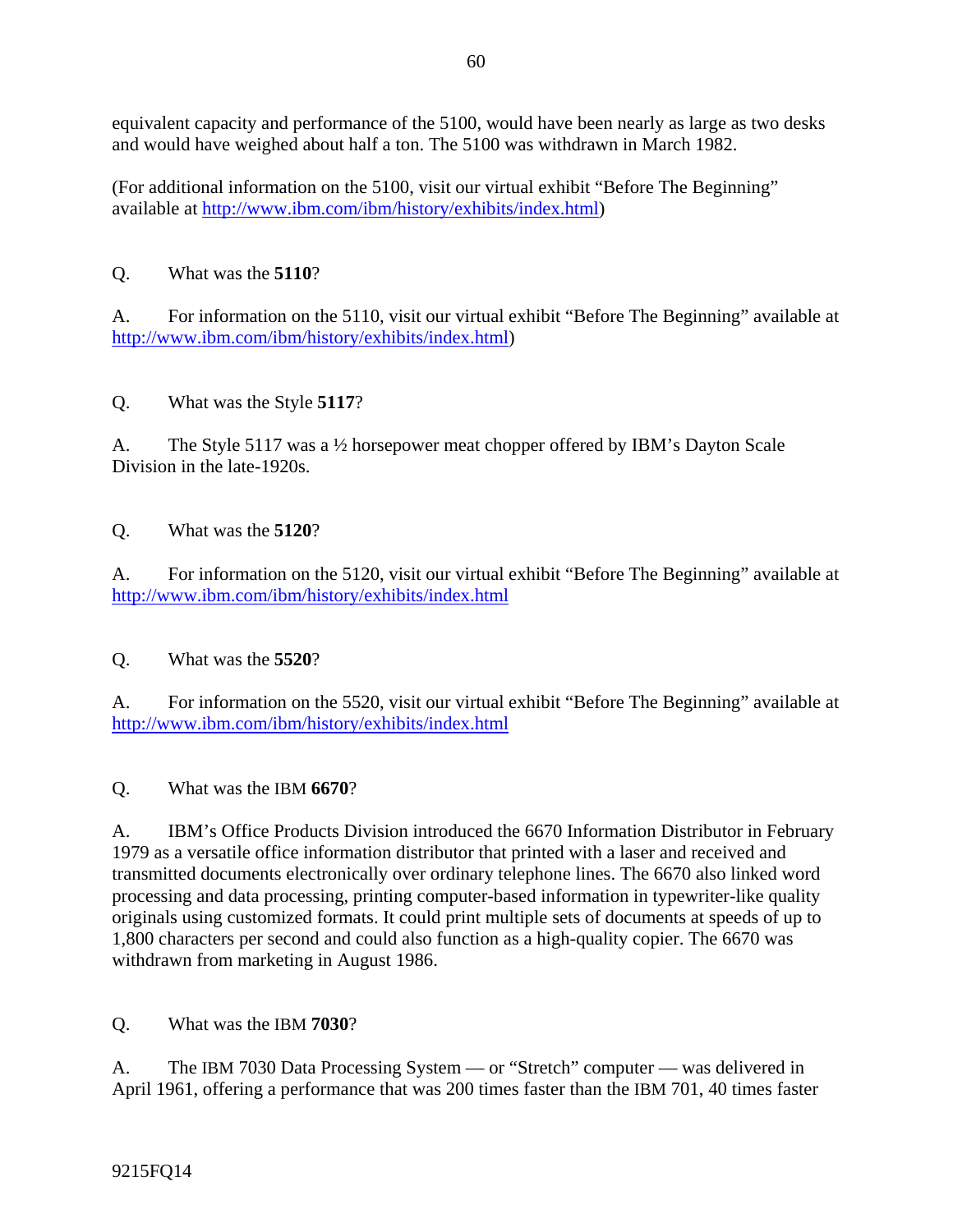equivalent capacity and performance of the 5100, would have been nearly as large as two desks and would have weighed about half a ton. The 5100 was withdrawn in March 1982.

(For additional information on the 5100, visit our virtual exhibit “Before The Beginning” available at http://www.ibm.com/ibm/history/exhibits/index.html)

Q. What was the **5110**?

A. For information on the 5110, visit our virtual exhibit “Before The Beginning” available at http://www.ibm.com/ibm/history/exhibits/index.html)

Q. What was the Style **5117**?

A. The Style 5117 was a ½ horsepower meat chopper offered by IBM’s Dayton Scale Division in the late-1920s.

Q. What was the **5120**?

A. For information on the 5120, visit our virtual exhibit “Before The Beginning” available at http://www.ibm.com/ibm/history/exhibits/index.html

Q. What was the **5520**?

A. For information on the 5520, visit our virtual exhibit “Before The Beginning” available at http://www.ibm.com/ibm/history/exhibits/index.html

Q. What was the IBM **6670**?

A. IBM’s Office Products Division introduced the 6670 Information Distributor in February 1979 as a versatile office information distributor that printed with a laser and received and transmitted documents electronically over ordinary telephone lines. The 6670 also linked word processing and data processing, printing computer-based information in typewriter-like quality originals using customized formats. It could print multiple sets of documents at speeds of up to 1,800 characters per second and could also function as a high-quality copier. The 6670 was withdrawn from marketing in August 1986.

Q. What was the IBM **7030**?

A. The IBM 7030 Data Processing System — or “Stretch” computer — was delivered in April 1961, offering a performance that was 200 times faster than the IBM 701, 40 times faster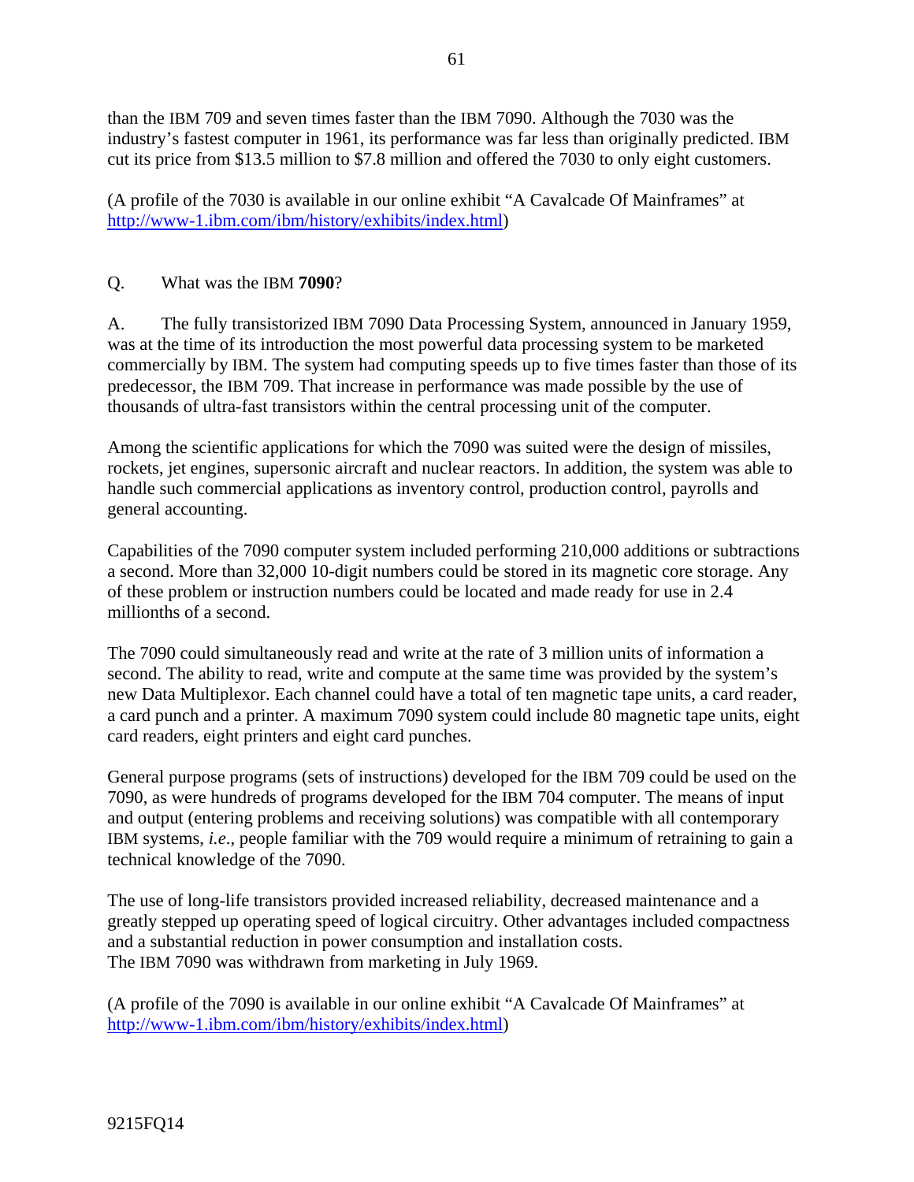than the IBM 709 and seven times faster than the IBM 7090. Although the 7030 was the industry's fastest computer in 1961, its performance was far less than originally predicted. IBM cut its price from $13.5 million to $7.8 million and offered the 7030 to only eight customers.

(A profile of the 7030 is available in our online exhibit "A Cavalcade Of Mainframes" at http://www-1.ibm.com/ibm/history/exhibits/index.html)

Q. What was the IBM **7090**?

A. The fully transistorized IBM 7090 Data Processing System, announced in January 1959, was at the time of its introduction the most powerful data processing system to be marketed commercially by IBM. The system had computing speeds up to five times faster than those of its predecessor, the IBM 709. That increase in performance was made possible by the use of thousands of ultra-fast transistors within the central processing unit of the computer.

Among the scientific applications for which the 7090 was suited were the design of missiles, rockets, jet engines, supersonic aircraft and nuclear reactors. In addition, the system was able to handle such commercial applications as inventory control, production control, payrolls and general accounting.

Capabilities of the 7090 computer system included performing 210,000 additions or subtractions a second. More than 32,000 10-digit numbers could be stored in its magnetic core storage. Any of these problem or instruction numbers could be located and made ready for use in 2.4 millionths of a second.

The 7090 could simultaneously read and write at the rate of 3 million units of information a second. The ability to read, write and compute at the same time was provided by the system's new Data Multiplexor. Each channel could have a total of ten magnetic tape units, a card reader, a card punch and a printer. A maximum 7090 system could include 80 magnetic tape units, eight card readers, eight printers and eight card punches.

General purpose programs (sets of instructions) developed for the IBM 709 could be used on the 7090, as were hundreds of programs developed for the IBM 704 computer. The means of input and output (entering problems and receiving solutions) was compatible with all contemporary IBM systems, *i.e.*, people familiar with the 709 would require a minimum of retraining to gain a technical knowledge of the 7090.

The use of long-life transistors provided increased reliability, decreased maintenance and a greatly stepped up operating speed of logical circuitry. Other advantages included compactness and a substantial reduction in power consumption and installation costs.
The IBM 7090 was withdrawn from marketing in July 1969.

(A profile of the 7090 is available in our online exhibit "A Cavalcade Of Mainframes" at http://www-1.ibm.com/ibm/history/exhibits/index.html)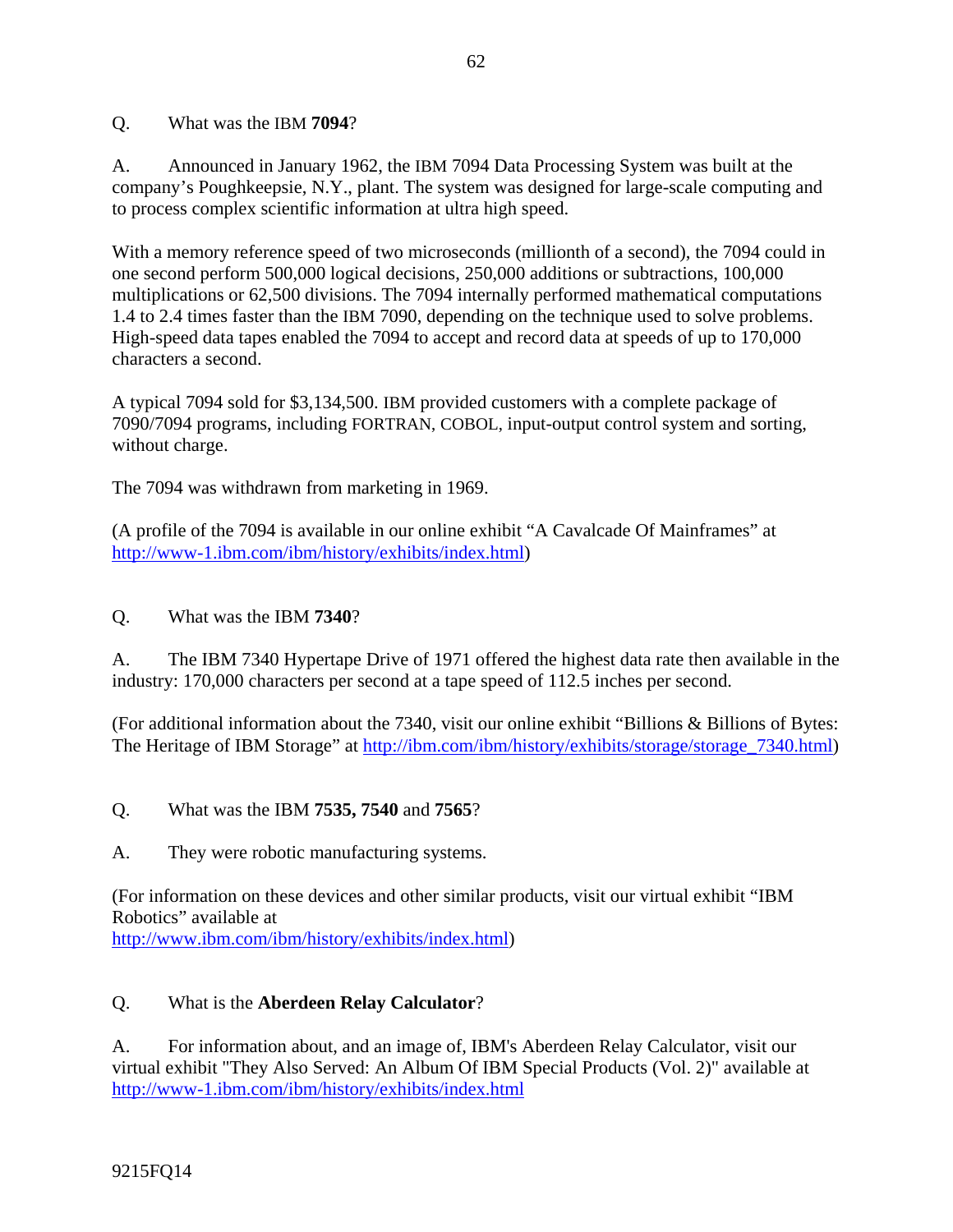Q. What was the IBM **7094**?

A. Announced in January 1962, the IBM 7094 Data Processing System was built at the company's Poughkeepsie, N.Y., plant. The system was designed for large-scale computing and to process complex scientific information at ultra high speed.

With a memory reference speed of two microseconds (millionth of a second), the 7094 could in one second perform 500,000 logical decisions, 250,000 additions or subtractions, 100,000 multiplications or 62,500 divisions. The 7094 internally performed mathematical computations 1.4 to 2.4 times faster than the IBM 7090, depending on the technique used to solve problems. High-speed data tapes enabled the 7094 to accept and record data at speeds of up to 170,000 characters a second.

A typical 7094 sold for $3,134,500. IBM provided customers with a complete package of 7090/7094 programs, including FORTRAN, COBOL, input-output control system and sorting, without charge.

The 7094 was withdrawn from marketing in 1969.

(A profile of the 7094 is available in our online exhibit "A Cavalcade Of Mainframes" at http://www-1.ibm.com/ibm/history/exhibits/index.html)

Q. What was the IBM **7340**?

A. The IBM 7340 Hypertape Drive of 1971 offered the highest data rate then available in the industry: 170,000 characters per second at a tape speed of 112.5 inches per second.

(For additional information about the 7340, visit our online exhibit "Billions & Billions of Bytes: The Heritage of IBM Storage" at http://ibm.com/ibm/history/exhibits/storage/storage_7340.html)

Q. What was the IBM **7535, 7540** and **7565**?

A. They were robotic manufacturing systems.

(For information on these devices and other similar products, visit our virtual exhibit "IBM Robotics" available at http://www.ibm.com/ibm/history/exhibits/index.html)

Q. What is the **Aberdeen Relay Calculator**?

A. For information about, and an image of, IBM's Aberdeen Relay Calculator, visit our virtual exhibit "They Also Served: An Album Of IBM Special Products (Vol. 2)" available at http://www-1.ibm.com/ibm/history/exhibits/index.html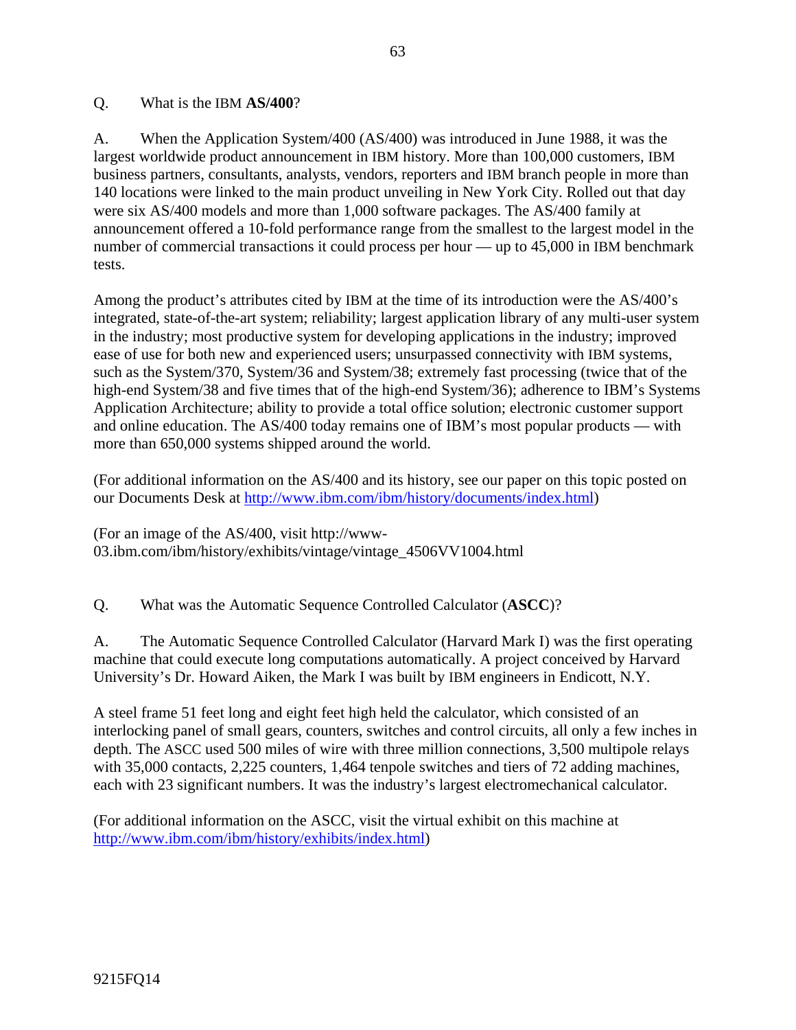Q. What is the IBM **AS/400**?

A. When the Application System/400 (AS/400) was introduced in June 1988, it was the largest worldwide product announcement in IBM history. More than 100,000 customers, IBM business partners, consultants, analysts, vendors, reporters and IBM branch people in more than 140 locations were linked to the main product unveiling in New York City. Rolled out that day were six AS/400 models and more than 1,000 software packages. The AS/400 family at announcement offered a 10-fold performance range from the smallest to the largest model in the number of commercial transactions it could process per hour — up to 45,000 in IBM benchmark tests.

Among the product's attributes cited by IBM at the time of its introduction were the AS/400's integrated, state-of-the-art system; reliability; largest application library of any multi-user system in the industry; most productive system for developing applications in the industry; improved ease of use for both new and experienced users; unsurpassed connectivity with IBM systems, such as the System/370, System/36 and System/38; extremely fast processing (twice that of the high-end System/38 and five times that of the high-end System/36); adherence to IBM's Systems Application Architecture; ability to provide a total office solution; electronic customer support and online education. The AS/400 today remains one of IBM's most popular products — with more than 650,000 systems shipped around the world.

(For additional information on the AS/400 and its history, see our paper on this topic posted on our Documents Desk at http://www.ibm.com/ibm/history/documents/index.html)

(For an image of the AS/400, visit http://www-03.ibm.com/ibm/history/exhibits/vintage/vintage_4506VV1004.html

Q. What was the Automatic Sequence Controlled Calculator (**ASCC**)?

A. The Automatic Sequence Controlled Calculator (Harvard Mark I) was the first operating machine that could execute long computations automatically. A project conceived by Harvard University's Dr. Howard Aiken, the Mark I was built by IBM engineers in Endicott, N.Y.

A steel frame 51 feet long and eight feet high held the calculator, which consisted of an interlocking panel of small gears, counters, switches and control circuits, all only a few inches in depth. The ASCC used 500 miles of wire with three million connections, 3,500 multipole relays with 35,000 contacts, 2,225 counters, 1,464 tenpole switches and tiers of 72 adding machines, each with 23 significant numbers. It was the industry's largest electromechanical calculator.

(For additional information on the ASCC, visit the virtual exhibit on this machine at http://www.ibm.com/ibm/history/exhibits/index.html)

9215FQ14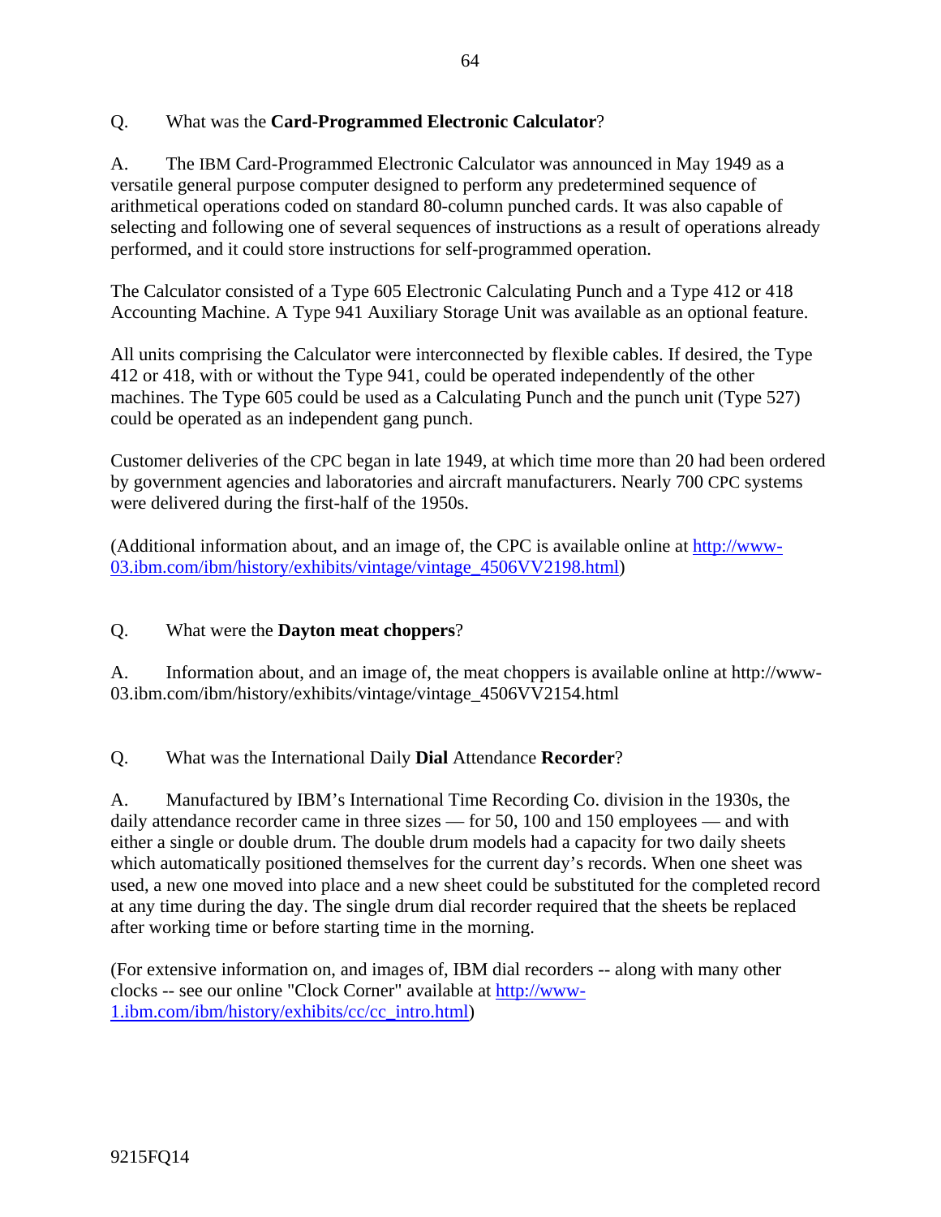Q. What was the **Card-Programmed Electronic Calculator**?

A. The IBM Card-Programmed Electronic Calculator was announced in May 1949 as a versatile general purpose computer designed to perform any predetermined sequence of arithmetical operations coded on standard 80-column punched cards. It was also capable of selecting and following one of several sequences of instructions as a result of operations already performed, and it could store instructions for self-programmed operation.

The Calculator consisted of a Type 605 Electronic Calculating Punch and a Type 412 or 418 Accounting Machine. A Type 941 Auxiliary Storage Unit was available as an optional feature.

All units comprising the Calculator were interconnected by flexible cables. If desired, the Type 412 or 418, with or without the Type 941, could be operated independently of the other machines. The Type 605 could be used as a Calculating Punch and the punch unit (Type 527) could be operated as an independent gang punch.

Customer deliveries of the CPC began in late 1949, at which time more than 20 had been ordered by government agencies and laboratories and aircraft manufacturers. Nearly 700 CPC systems were delivered during the first-half of the 1950s.

(Additional information about, and an image of, the CPC is available online at http://www-03.ibm.com/ibm/history/exhibits/vintage/vintage_4506VV2198.html)

Q. What were the **Dayton meat choppers**?

A. Information about, and an image of, the meat choppers is available online at http://www-03.ibm.com/ibm/history/exhibits/vintage/vintage_4506VV2154.html

Q. What was the International Daily **Dial** Attendance **Recorder**?

A. Manufactured by IBM's International Time Recording Co. division in the 1930s, the daily attendance recorder came in three sizes — for 50, 100 and 150 employees — and with either a single or double drum. The double drum models had a capacity for two daily sheets which automatically positioned themselves for the current day's records. When one sheet was used, a new one moved into place and a new sheet could be substituted for the completed record at any time during the day. The single drum dial recorder required that the sheets be replaced after working time or before starting time in the morning.

(For extensive information on, and images of, IBM dial recorders -- along with many other clocks -- see our online "Clock Corner" available at http://www-1.ibm.com/ibm/history/exhibits/cc/cc_intro.html)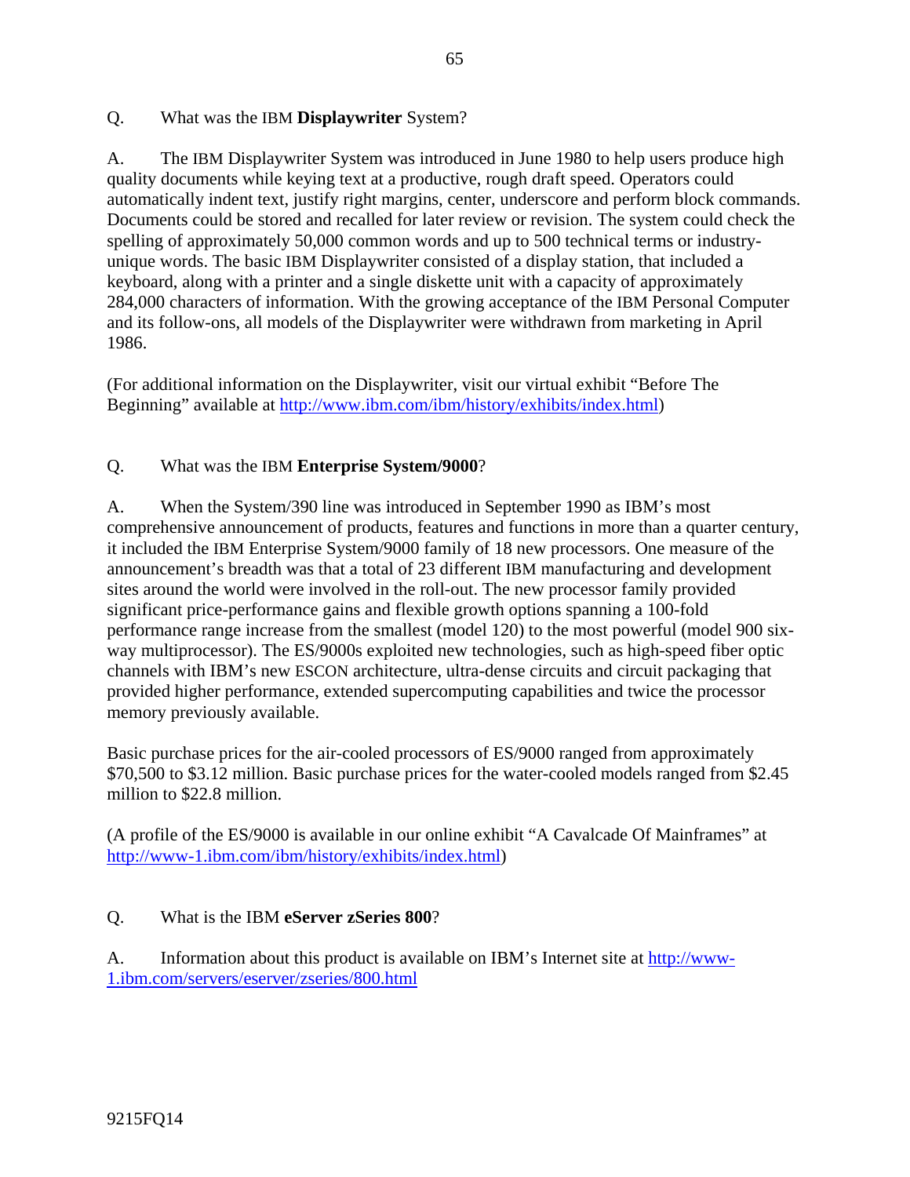Q. What was the IBM **Displaywriter** System?

A. The IBM Displaywriter System was introduced in June 1980 to help users produce high quality documents while keying text at a productive, rough draft speed. Operators could automatically indent text, justify right margins, center, underscore and perform block commands. Documents could be stored and recalled for later review or revision. The system could check the spelling of approximately 50,000 common words and up to 500 technical terms or industry-unique words. The basic IBM Displaywriter consisted of a display station, that included a keyboard, along with a printer and a single diskette unit with a capacity of approximately 284,000 characters of information. With the growing acceptance of the IBM Personal Computer and its follow-ons, all models of the Displaywriter were withdrawn from marketing in April 1986.

(For additional information on the Displaywriter, visit our virtual exhibit "Before The Beginning" available at http://www.ibm.com/ibm/history/exhibits/index.html)

Q. What was the IBM **Enterprise System/9000**?

A. When the System/390 line was introduced in September 1990 as IBM's most comprehensive announcement of products, features and functions in more than a quarter century, it included the IBM Enterprise System/9000 family of 18 new processors. One measure of the announcement's breadth was that a total of 23 different IBM manufacturing and development sites around the world were involved in the roll-out. The new processor family provided significant price-performance gains and flexible growth options spanning a 100-fold performance range increase from the smallest (model 120) to the most powerful (model 900 six-way multiprocessor). The ES/9000s exploited new technologies, such as high-speed fiber optic channels with IBM's new ESCON architecture, ultra-dense circuits and circuit packaging that provided higher performance, extended supercomputing capabilities and twice the processor memory previously available.

Basic purchase prices for the air-cooled processors of ES/9000 ranged from approximately $70,500 to $3.12 million. Basic purchase prices for the water-cooled models ranged from $2.45 million to $22.8 million.

(A profile of the ES/9000 is available in our online exhibit "A Cavalcade Of Mainframes" at http://www-1.ibm.com/ibm/history/exhibits/index.html)

Q. What is the IBM **eServer zSeries 800**?

A. Information about this product is available on IBM's Internet site at http://www-1.ibm.com/servers/eserver/zseries/800.html

9215FQ14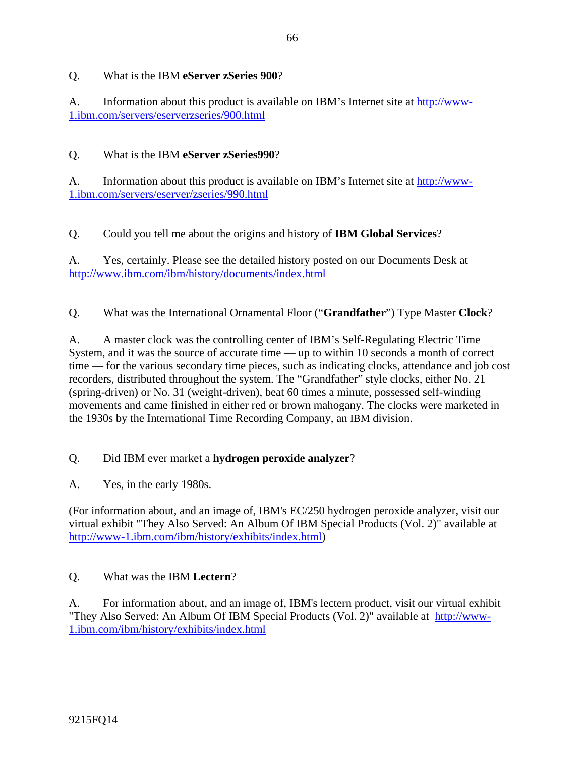Q. What is the IBM **eServer zSeries 900**?

A. Information about this product is available on IBM's Internet site at http://www-1.ibm.com/servers/eserverzseries/900.html

Q. What is the IBM **eServer zSeries990**?

A. Information about this product is available on IBM's Internet site at http://www-1.ibm.com/servers/eserver/zseries/990.html

Q. Could you tell me about the origins and history of **IBM Global Services**?

A. Yes, certainly. Please see the detailed history posted on our Documents Desk at http://www.ibm.com/ibm/history/documents/index.html

Q. What was the International Ornamental Floor ("**Grandfather**") Type Master **Clock**?

A. A master clock was the controlling center of IBM's Self-Regulating Electric Time System, and it was the source of accurate time — up to within 10 seconds a month of correct time — for the various secondary time pieces, such as indicating clocks, attendance and job cost recorders, distributed throughout the system. The "Grandfather" style clocks, either No. 21 (spring-driven) or No. 31 (weight-driven), beat 60 times a minute, possessed self-winding movements and came finished in either red or brown mahogany. The clocks were marketed in the 1930s by the International Time Recording Company, an IBM division.

Q. Did IBM ever market a **hydrogen peroxide analyzer**?

A. Yes, in the early 1980s.

(For information about, and an image of, IBM's EC/250 hydrogen peroxide analyzer, visit our virtual exhibit "They Also Served: An Album Of IBM Special Products (Vol. 2)" available at http://www-1.ibm.com/ibm/history/exhibits/index.html)

Q. What was the IBM **Lectern**?

A. For information about, and an image of, IBM's lectern product, visit our virtual exhibit "They Also Served: An Album Of IBM Special Products (Vol. 2)" available at http://www-1.ibm.com/ibm/history/exhibits/index.html

9215FQ14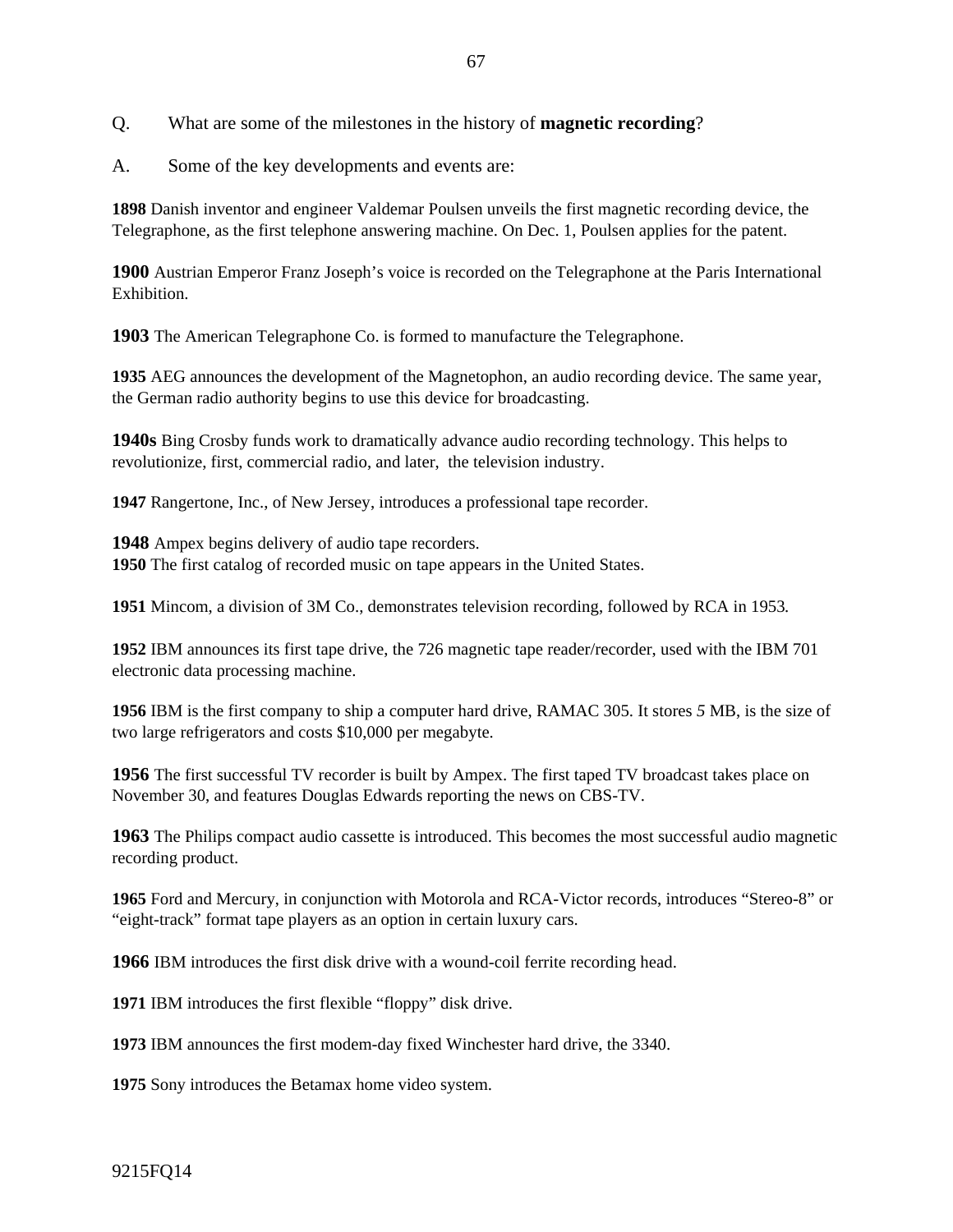Q. What are some of the milestones in the history of **magnetic recording**?

A. Some of the key developments and events are:

**1898** Danish inventor and engineer Valdemar Poulsen unveils the first magnetic recording device, the Telegraphone, as the first telephone answering machine. On Dec. 1, Poulsen applies for the patent.

**1900** Austrian Emperor Franz Joseph's voice is recorded on the Telegraphone at the Paris International Exhibition.

**1903** The American Telegraphone Co. is formed to manufacture the Telegraphone.

**1935** AEG announces the development of the Magnetophon, an audio recording device. The same year, the German radio authority begins to use this device for broadcasting.

**1940s** Bing Crosby funds work to dramatically advance audio recording technology. This helps to revolutionize, first, commercial radio, and later, the television industry.

**1947** Rangertone, Inc., of New Jersey, introduces a professional tape recorder.

**1948** Ampex begins delivery of audio tape recorders.
**1950** The first catalog of recorded music on tape appears in the United States.

**1951** Mincom, a division of 3M Co., demonstrates television recording, followed by RCA in 1953.

**1952** IBM announces its first tape drive, the 726 magnetic tape reader/recorder, used with the IBM 701 electronic data processing machine.

**1956** IBM is the first company to ship a computer hard drive, RAMAC 305. It stores *5* MB, is the size of two large refrigerators and costs $10,000 per megabyte.

**1956** The first successful TV recorder is built by Ampex. The first taped TV broadcast takes place on November 30, and features Douglas Edwards reporting the news on CBS-TV.

**1963** The Philips compact audio cassette is introduced. This becomes the most successful audio magnetic recording product.

**1965** Ford and Mercury, in conjunction with Motorola and RCA-Victor records, introduces "Stereo-8" or "eight-track" format tape players as an option in certain luxury cars.

**1966** IBM introduces the first disk drive with a wound-coil ferrite recording head.

**1971** IBM introduces the first flexible "floppy" disk drive.

**1973** IBM announces the first modem-day fixed Winchester hard drive, the 3340.

**1975** Sony introduces the Betamax home video system.

9215FQ14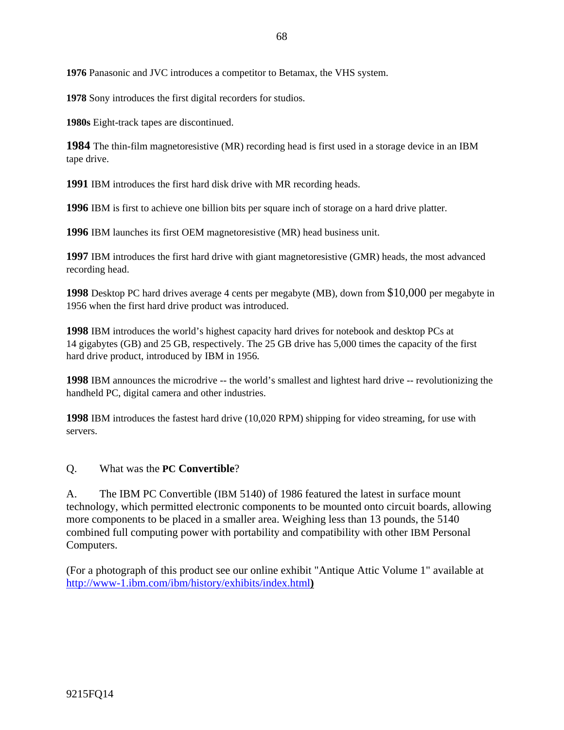**1976** Panasonic and JVC introduces a competitor to Betamax, the VHS system.

**1978** Sony introduces the first digital recorders for studios.

**1980s** Eight-track tapes are discontinued.

**1984** The thin-film magnetoresistive (MR) recording head is first used in a storage device in an IBM tape drive.

**1991** IBM introduces the first hard disk drive with MR recording heads.

**1996** IBM is first to achieve one billion bits per square inch of storage on a hard drive platter.

**1996** IBM launches its first OEM magnetoresistive (MR) head business unit.

**1997** IBM introduces the first hard drive with giant magnetoresistive (GMR) heads, the most advanced recording head.

**1998** Desktop PC hard drives average 4 cents per megabyte (MB), down from $10,000 per megabyte in 1956 when the first hard drive product was introduced.

**1998** IBM introduces the world's highest capacity hard drives for notebook and desktop PCs at 14 gigabytes (GB) and 25 GB, respectively. The 25 GB drive has 5,000 times the capacity of the first hard drive product, introduced by IBM in 1956.

**1998** IBM announces the microdrive -- the world's smallest and lightest hard drive -- revolutionizing the handheld PC, digital camera and other industries.

**1998** IBM introduces the fastest hard drive (10,020 RPM) shipping for video streaming, for use with servers.

Q. What was the **PC Convertible**?

A. The IBM PC Convertible (IBM 5140) of 1986 featured the latest in surface mount technology, which permitted electronic components to be mounted onto circuit boards, allowing more components to be placed in a smaller area. Weighing less than 13 pounds, the 5140 combined full computing power with portability and compatibility with other IBM Personal Computers.

(For a photograph of this product see our online exhibit "Antique Attic Volume 1" available at http://www-1.ibm.com/ibm/history/exhibits/index.html)

9215FQ14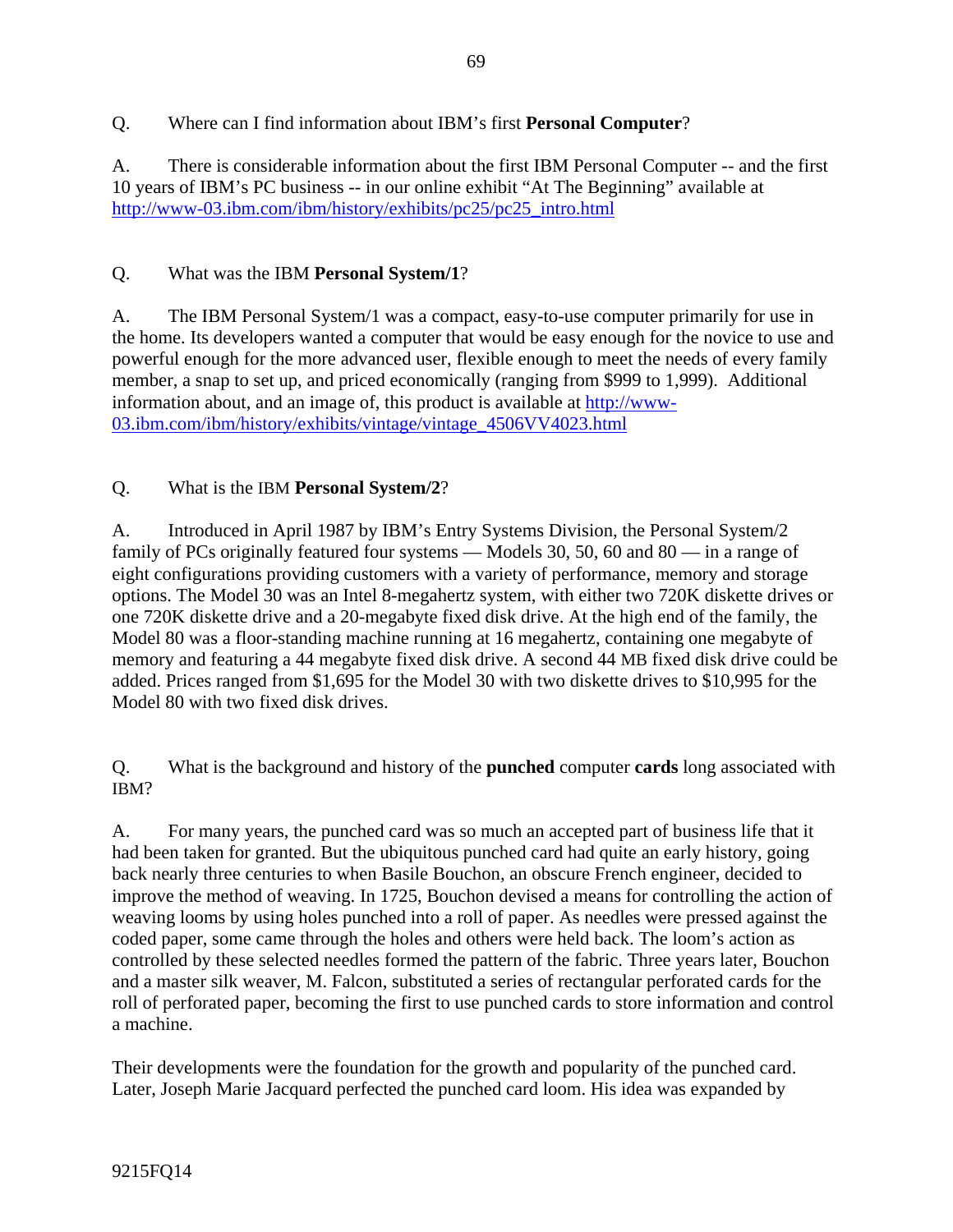Q. Where can I find information about IBM's first **Personal Computer**?

A. There is considerable information about the first IBM Personal Computer -- and the first 10 years of IBM's PC business -- in our online exhibit "At The Beginning" available at http://www-03.ibm.com/ibm/history/exhibits/pc25/pc25_intro.html

Q. What was the IBM **Personal System/1**?

A. The IBM Personal System/1 was a compact, easy-to-use computer primarily for use in the home. Its developers wanted a computer that would be easy enough for the novice to use and powerful enough for the more advanced user, flexible enough to meet the needs of every family member, a snap to set up, and priced economically (ranging from $999 to 1,999). Additional information about, and an image of, this product is available at http://www-03.ibm.com/ibm/history/exhibits/vintage/vintage_4506VV4023.html

Q. What is the IBM **Personal System/2**?

A. Introduced in April 1987 by IBM's Entry Systems Division, the Personal System/2 family of PCs originally featured four systems — Models 30, 50, 60 and 80 — in a range of eight configurations providing customers with a variety of performance, memory and storage options. The Model 30 was an Intel 8-megahertz system, with either two 720K diskette drives or one 720K diskette drive and a 20-megabyte fixed disk drive. At the high end of the family, the Model 80 was a floor-standing machine running at 16 megahertz, containing one megabyte of memory and featuring a 44 megabyte fixed disk drive. A second 44 MB fixed disk drive could be added. Prices ranged from $1,695 for the Model 30 with two diskette drives to $10,995 for the Model 80 with two fixed disk drives.

Q. What is the background and history of the **punched** computer **cards** long associated with IBM?

A. For many years, the punched card was so much an accepted part of business life that it had been taken for granted. But the ubiquitous punched card had quite an early history, going back nearly three centuries to when Basile Bouchon, an obscure French engineer, decided to improve the method of weaving. In 1725, Bouchon devised a means for controlling the action of weaving looms by using holes punched into a roll of paper. As needles were pressed against the coded paper, some came through the holes and others were held back. The loom's action as controlled by these selected needles formed the pattern of the fabric. Three years later, Bouchon and a master silk weaver, M. Falcon, substituted a series of rectangular perforated cards for the roll of perforated paper, becoming the first to use punched cards to store information and control a machine.

Their developments were the foundation for the growth and popularity of the punched card. Later, Joseph Marie Jacquard perfected the punched card loom. His idea was expanded by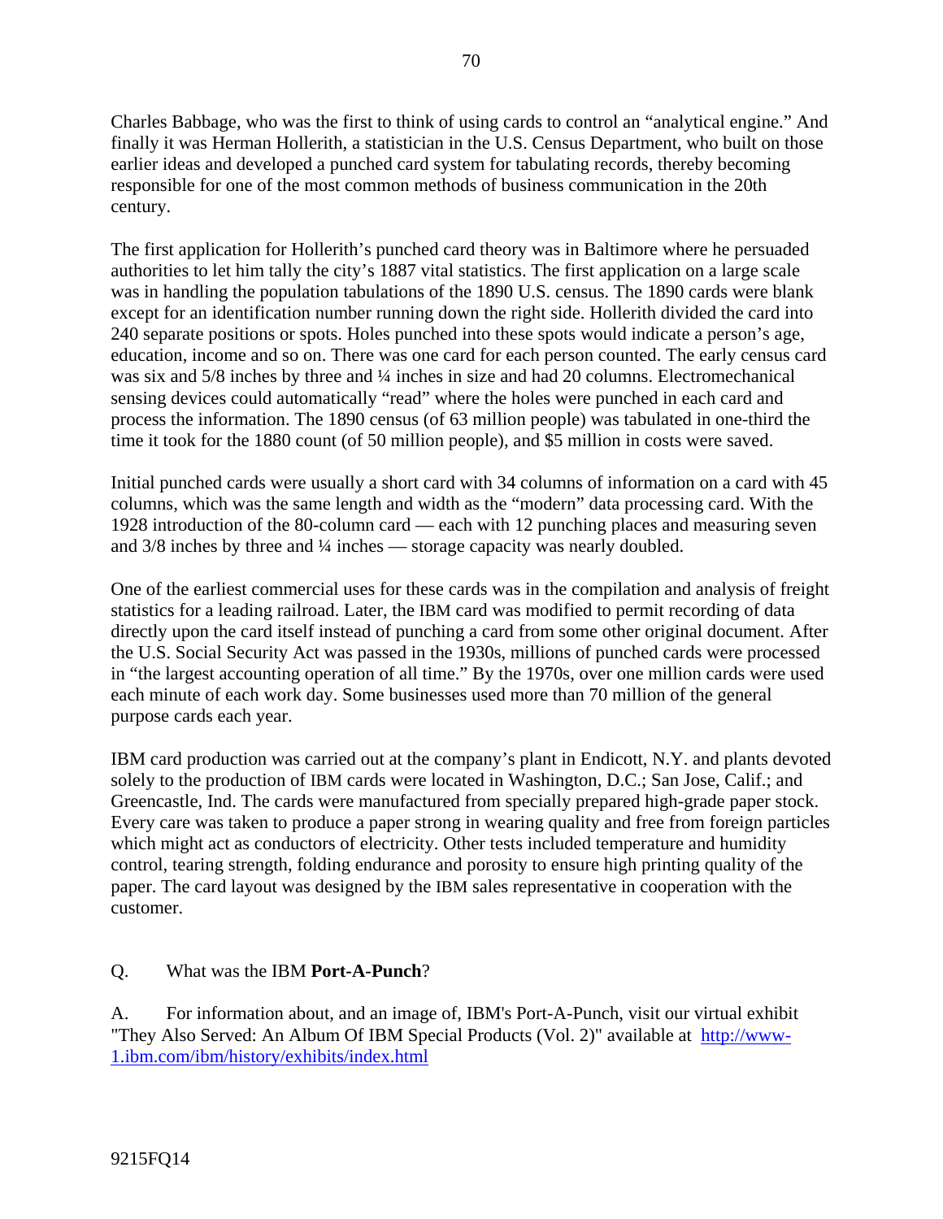Charles Babbage, who was the first to think of using cards to control an "analytical engine." And finally it was Herman Hollerith, a statistician in the U.S. Census Department, who built on those earlier ideas and developed a punched card system for tabulating records, thereby becoming responsible for one of the most common methods of business communication in the 20th century.

The first application for Hollerith's punched card theory was in Baltimore where he persuaded authorities to let him tally the city's 1887 vital statistics. The first application on a large scale was in handling the population tabulations of the 1890 U.S. census. The 1890 cards were blank except for an identification number running down the right side. Hollerith divided the card into 240 separate positions or spots. Holes punched into these spots would indicate a person's age, education, income and so on. There was one card for each person counted. The early census card was six and 5/8 inches by three and ¼ inches in size and had 20 columns. Electromechanical sensing devices could automatically "read" where the holes were punched in each card and process the information. The 1890 census (of 63 million people) was tabulated in one-third the time it took for the 1880 count (of 50 million people), and $5 million in costs were saved.

Initial punched cards were usually a short card with 34 columns of information on a card with 45 columns, which was the same length and width as the "modern" data processing card. With the 1928 introduction of the 80-column card — each with 12 punching places and measuring seven and 3/8 inches by three and ¼ inches — storage capacity was nearly doubled.

One of the earliest commercial uses for these cards was in the compilation and analysis of freight statistics for a leading railroad. Later, the IBM card was modified to permit recording of data directly upon the card itself instead of punching a card from some other original document. After the U.S. Social Security Act was passed in the 1930s, millions of punched cards were processed in "the largest accounting operation of all time." By the 1970s, over one million cards were used each minute of each work day. Some businesses used more than 70 million of the general purpose cards each year.

IBM card production was carried out at the company's plant in Endicott, N.Y. and plants devoted solely to the production of IBM cards were located in Washington, D.C.; San Jose, Calif.; and Greencastle, Ind. The cards were manufactured from specially prepared high-grade paper stock. Every care was taken to produce a paper strong in wearing quality and free from foreign particles which might act as conductors of electricity. Other tests included temperature and humidity control, tearing strength, folding endurance and porosity to ensure high printing quality of the paper. The card layout was designed by the IBM sales representative in cooperation with the customer.

Q. What was the IBM **Port-A-Punch**?

A. For information about, and an image of, IBM's Port-A-Punch, visit our virtual exhibit "They Also Served: An Album Of IBM Special Products (Vol. 2)" available at http://www-1.ibm.com/ibm/history/exhibits/index.html

9215FQ14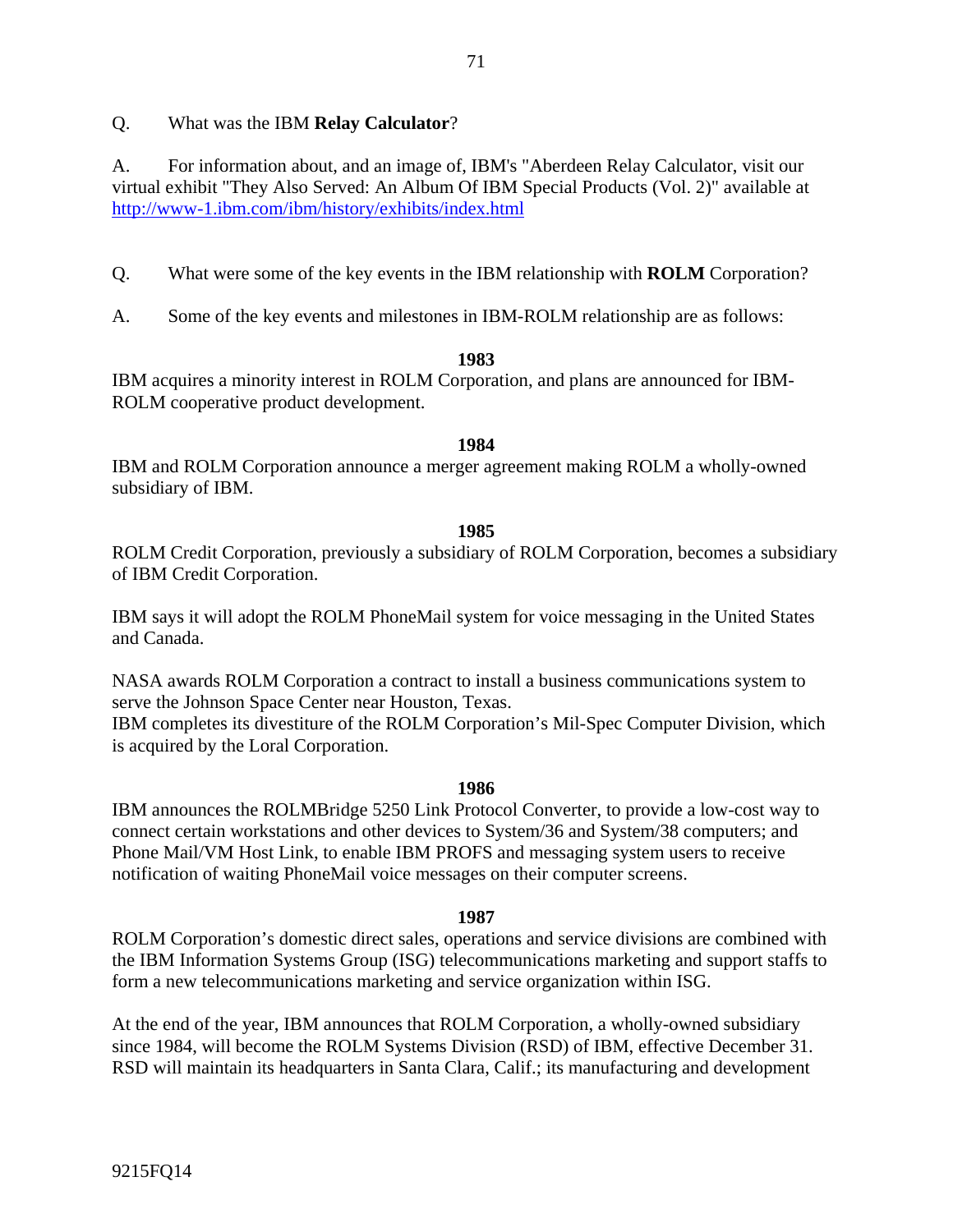Q. What was the IBM **Relay Calculator**?

A. For information about, and an image of, IBM's "Aberdeen Relay Calculator, visit our virtual exhibit "They Also Served: An Album Of IBM Special Products (Vol. 2)" available at http://www-1.ibm.com/ibm/history/exhibits/index.html

Q. What were some of the key events in the IBM relationship with **ROLM** Corporation?

A. Some of the key events and milestones in IBM-ROLM relationship are as follows:

**1983**

IBM acquires a minority interest in ROLM Corporation, and plans are announced for IBM-ROLM cooperative product development.

**1984**

IBM and ROLM Corporation announce a merger agreement making ROLM a wholly-owned subsidiary of IBM.

**1985**

ROLM Credit Corporation, previously a subsidiary of ROLM Corporation, becomes a subsidiary of IBM Credit Corporation.

IBM says it will adopt the ROLM PhoneMail system for voice messaging in the United States and Canada.

NASA awards ROLM Corporation a contract to install a business communications system to serve the Johnson Space Center near Houston, Texas.
IBM completes its divestiture of the ROLM Corporation's Mil-Spec Computer Division, which is acquired by the Loral Corporation.

**1986**

IBM announces the ROLMBridge 5250 Link Protocol Converter, to provide a low-cost way to connect certain workstations and other devices to System/36 and System/38 computers; and Phone Mail/VM Host Link, to enable IBM PROFS and messaging system users to receive notification of waiting PhoneMail voice messages on their computer screens.

**1987**

ROLM Corporation's domestic direct sales, operations and service divisions are combined with the IBM Information Systems Group (ISG) telecommunications marketing and support staffs to form a new telecommunications marketing and service organization within ISG.

At the end of the year, IBM announces that ROLM Corporation, a wholly-owned subsidiary since 1984, will become the ROLM Systems Division (RSD) of IBM, effective December 31. RSD will maintain its headquarters in Santa Clara, Calif.; its manufacturing and development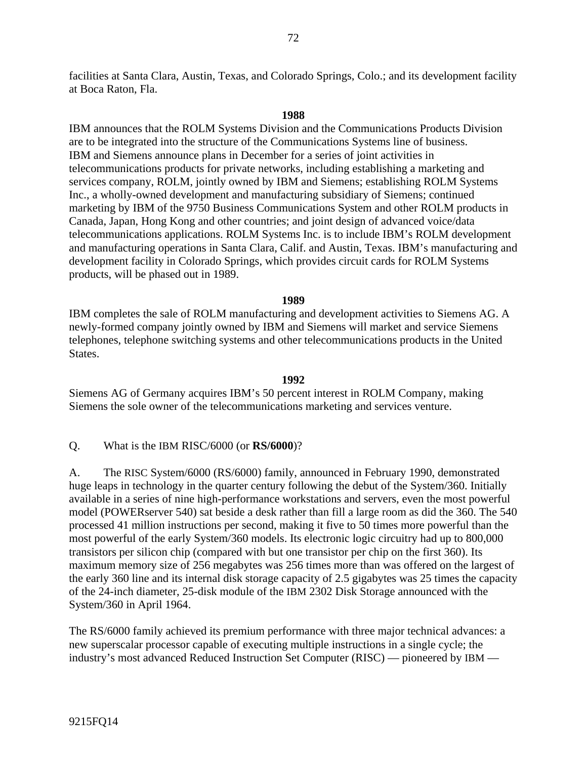facilities at Santa Clara, Austin, Texas, and Colorado Springs, Colo.; and its development facility at Boca Raton, Fla.

**1988**

IBM announces that the ROLM Systems Division and the Communications Products Division are to be integrated into the structure of the Communications Systems line of business. IBM and Siemens announce plans in December for a series of joint activities in telecommunications products for private networks, including establishing a marketing and services company, ROLM, jointly owned by IBM and Siemens; establishing ROLM Systems Inc., a wholly-owned development and manufacturing subsidiary of Siemens; continued marketing by IBM of the 9750 Business Communications System and other ROLM products in Canada, Japan, Hong Kong and other countries; and joint design of advanced voice/data telecommunications applications. ROLM Systems Inc. is to include IBM's ROLM development and manufacturing operations in Santa Clara, Calif. and Austin, Texas. IBM's manufacturing and development facility in Colorado Springs, which provides circuit cards for ROLM Systems products, will be phased out in 1989.

**1989**

IBM completes the sale of ROLM manufacturing and development activities to Siemens AG. A newly-formed company jointly owned by IBM and Siemens will market and service Siemens telephones, telephone switching systems and other telecommunications products in the United States.

**1992**

Siemens AG of Germany acquires IBM's 50 percent interest in ROLM Company, making Siemens the sole owner of the telecommunications marketing and services venture.

Q. What is the IBM RISC/6000 (or **RS/6000**)?

A. The RISC System/6000 (RS/6000) family, announced in February 1990, demonstrated huge leaps in technology in the quarter century following the debut of the System/360. Initially available in a series of nine high-performance workstations and servers, even the most powerful model (POWERserver 540) sat beside a desk rather than fill a large room as did the 360. The 540 processed 41 million instructions per second, making it five to 50 times more powerful than the most powerful of the early System/360 models. Its electronic logic circuitry had up to 800,000 transistors per silicon chip (compared with but one transistor per chip on the first 360). Its maximum memory size of 256 megabytes was 256 times more than was offered on the largest of the early 360 line and its internal disk storage capacity of 2.5 gigabytes was 25 times the capacity of the 24-inch diameter, 25-disk module of the IBM 2302 Disk Storage announced with the System/360 in April 1964.

The RS/6000 family achieved its premium performance with three major technical advances: a new superscalar processor capable of executing multiple instructions in a single cycle; the industry's most advanced Reduced Instruction Set Computer (RISC) — pioneered by IBM —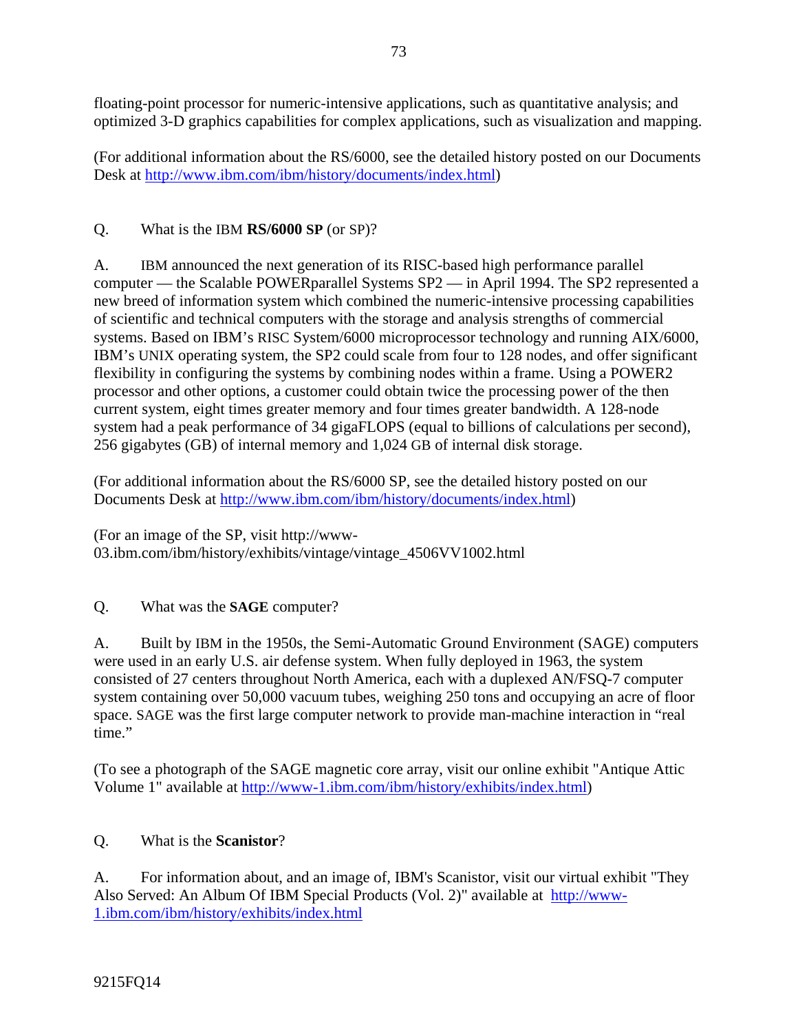floating-point processor for numeric-intensive applications, such as quantitative analysis; and optimized 3-D graphics capabilities for complex applications, such as visualization and mapping.

(For additional information about the RS/6000, see the detailed history posted on our Documents Desk at http://www.ibm.com/ibm/history/documents/index.html)

Q. What is the IBM **RS/6000 SP** (or SP)?

A. IBM announced the next generation of its RISC-based high performance parallel computer — the Scalable POWERparallel Systems SP2 — in April 1994. The SP2 represented a new breed of information system which combined the numeric-intensive processing capabilities of scientific and technical computers with the storage and analysis strengths of commercial systems. Based on IBM's RISC System/6000 microprocessor technology and running AIX/6000, IBM's UNIX operating system, the SP2 could scale from four to 128 nodes, and offer significant flexibility in configuring the systems by combining nodes within a frame. Using a POWER2 processor and other options, a customer could obtain twice the processing power of the then current system, eight times greater memory and four times greater bandwidth. A 128-node system had a peak performance of 34 gigaFLOPS (equal to billions of calculations per second), 256 gigabytes (GB) of internal memory and 1,024 GB of internal disk storage.

(For additional information about the RS/6000 SP, see the detailed history posted on our Documents Desk at http://www.ibm.com/ibm/history/documents/index.html)

(For an image of the SP, visit http://www-03.ibm.com/ibm/history/exhibits/vintage/vintage_4506VV1002.html

Q. What was the **SAGE** computer?

A. Built by IBM in the 1950s, the Semi-Automatic Ground Environment (SAGE) computers were used in an early U.S. air defense system. When fully deployed in 1963, the system consisted of 27 centers throughout North America, each with a duplexed AN/FSQ-7 computer system containing over 50,000 vacuum tubes, weighing 250 tons and occupying an acre of floor space. SAGE was the first large computer network to provide man-machine interaction in "real time."

(To see a photograph of the SAGE magnetic core array, visit our online exhibit "Antique Attic Volume 1" available at http://www-1.ibm.com/ibm/history/exhibits/index.html)

Q. What is the **Scanistor**?

A. For information about, and an image of, IBM's Scanistor, visit our virtual exhibit "They Also Served: An Album Of IBM Special Products (Vol. 2)" available at http://www-1.ibm.com/ibm/history/exhibits/index.html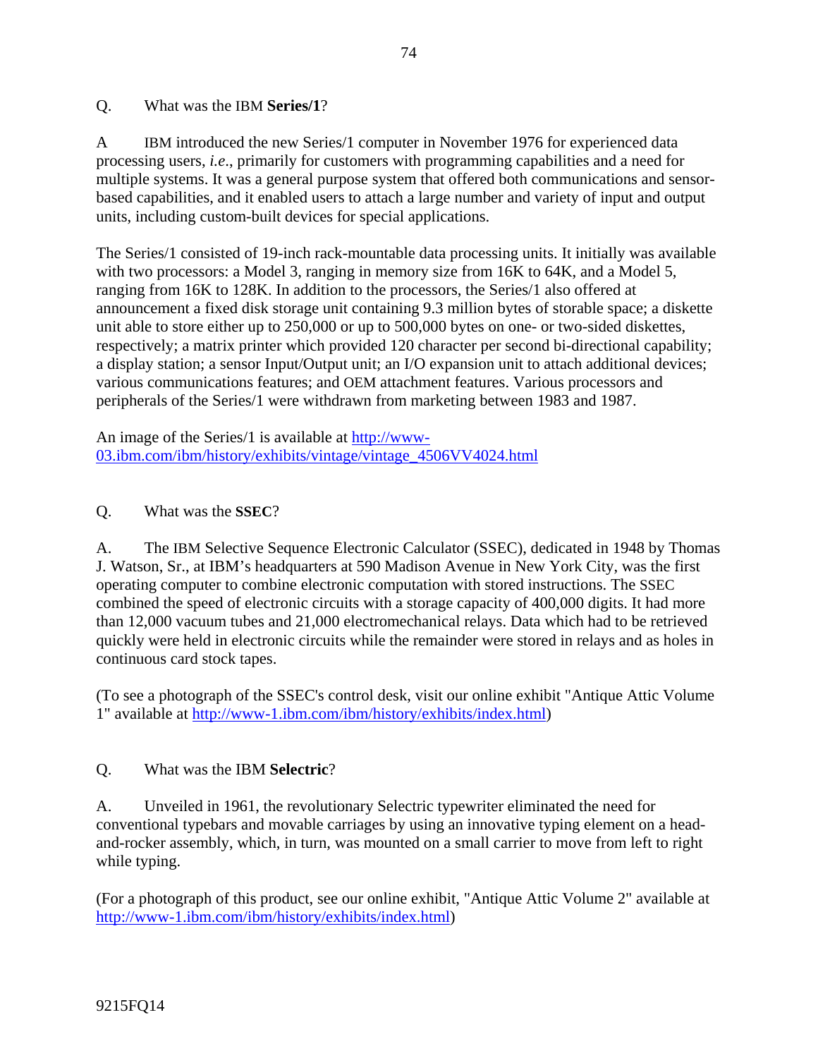Q. What was the IBM **Series/1**?

A IBM introduced the new Series/1 computer in November 1976 for experienced data processing users, *i.e*., primarily for customers with programming capabilities and a need for multiple systems. It was a general purpose system that offered both communications and sensor-based capabilities, and it enabled users to attach a large number and variety of input and output units, including custom-built devices for special applications.

The Series/1 consisted of 19-inch rack-mountable data processing units. It initially was available with two processors: a Model 3, ranging in memory size from 16K to 64K, and a Model 5, ranging from 16K to 128K. In addition to the processors, the Series/1 also offered at announcement a fixed disk storage unit containing 9.3 million bytes of storable space; a diskette unit able to store either up to 250,000 or up to 500,000 bytes on one- or two-sided diskettes, respectively; a matrix printer which provided 120 character per second bi-directional capability; a display station; a sensor Input/Output unit; an I/O expansion unit to attach additional devices; various communications features; and OEM attachment features. Various processors and peripherals of the Series/1 were withdrawn from marketing between 1983 and 1987.

An image of the Series/1 is available at [http://www-03.ibm.com/ibm/history/exhibits/vintage/vintage_4506VV4024.html](http://www-03.ibm.com/ibm/history/exhibits/vintage/vintage_4506VV4024.html)

Q. What was the **SSEC**?

A. The IBM Selective Sequence Electronic Calculator (SSEC), dedicated in 1948 by Thomas J. Watson, Sr., at IBM's headquarters at 590 Madison Avenue in New York City, was the first operating computer to combine electronic computation with stored instructions. The SSEC combined the speed of electronic circuits with a storage capacity of 400,000 digits. It had more than 12,000 vacuum tubes and 21,000 electromechanical relays. Data which had to be retrieved quickly were held in electronic circuits while the remainder were stored in relays and as holes in continuous card stock tapes.

(To see a photograph of the SSEC's control desk, visit our online exhibit "Antique Attic Volume 1" available at [http://www-1.ibm.com/ibm/history/exhibits/index.html](http://www-1.ibm.com/ibm/history/exhibits/index.html))

Q. What was the IBM **Selectric**?

A. Unveiled in 1961, the revolutionary Selectric typewriter eliminated the need for conventional typebars and movable carriages by using an innovative typing element on a head-and-rocker assembly, which, in turn, was mounted on a small carrier to move from left to right while typing.

(For a photograph of this product, see our online exhibit, "Antique Attic Volume 2" available at [http://www-1.ibm.com/ibm/history/exhibits/index.html](http://www-1.ibm.com/ibm/history/exhibits/index.html))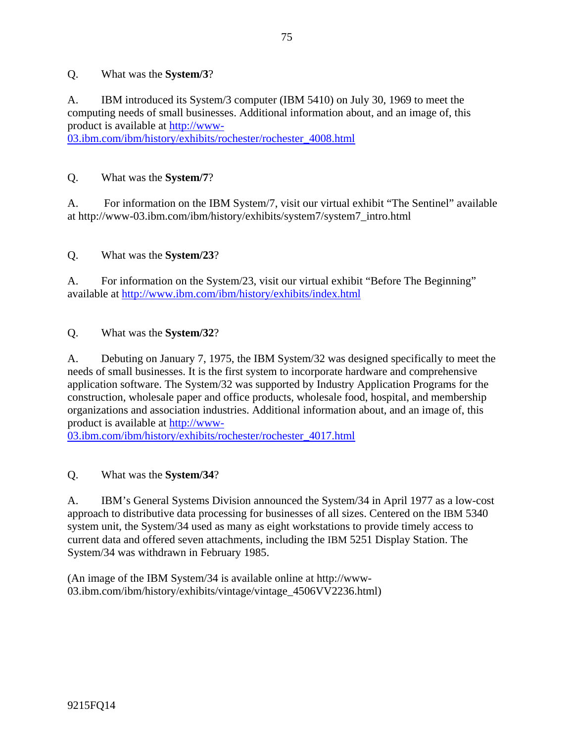Q. What was the **System/3**?

A. IBM introduced its System/3 computer (IBM 5410) on July 30, 1969 to meet the computing needs of small businesses. Additional information about, and an image of, this product is available at http://www-03.ibm.com/ibm/history/exhibits/rochester/rochester_4008.html

Q. What was the **System/7**?

A. For information on the IBM System/7, visit our virtual exhibit "The Sentinel" available at http://www-03.ibm.com/ibm/history/exhibits/system7/system7_intro.html

Q. What was the **System/23**?

A. For information on the System/23, visit our virtual exhibit "Before The Beginning" available at http://www.ibm.com/ibm/history/exhibits/index.html

Q. What was the **System/32**?

A. Debuting on January 7, 1975, the IBM System/32 was designed specifically to meet the needs of small businesses. It is the first system to incorporate hardware and comprehensive application software. The System/32 was supported by Industry Application Programs for the construction, wholesale paper and office products, wholesale food, hospital, and membership organizations and association industries. Additional information about, and an image of, this product is available at http://www-03.ibm.com/ibm/history/exhibits/rochester/rochester_4017.html

Q. What was the **System/34**?

A. IBM's General Systems Division announced the System/34 in April 1977 as a low-cost approach to distributive data processing for businesses of all sizes. Centered on the IBM 5340 system unit, the System/34 used as many as eight workstations to provide timely access to current data and offered seven attachments, including the IBM 5251 Display Station. The System/34 was withdrawn in February 1985.

(An image of the IBM System/34 is available online at http://www-03.ibm.com/ibm/history/exhibits/vintage/vintage_4506VV2236.html)

9215FQ14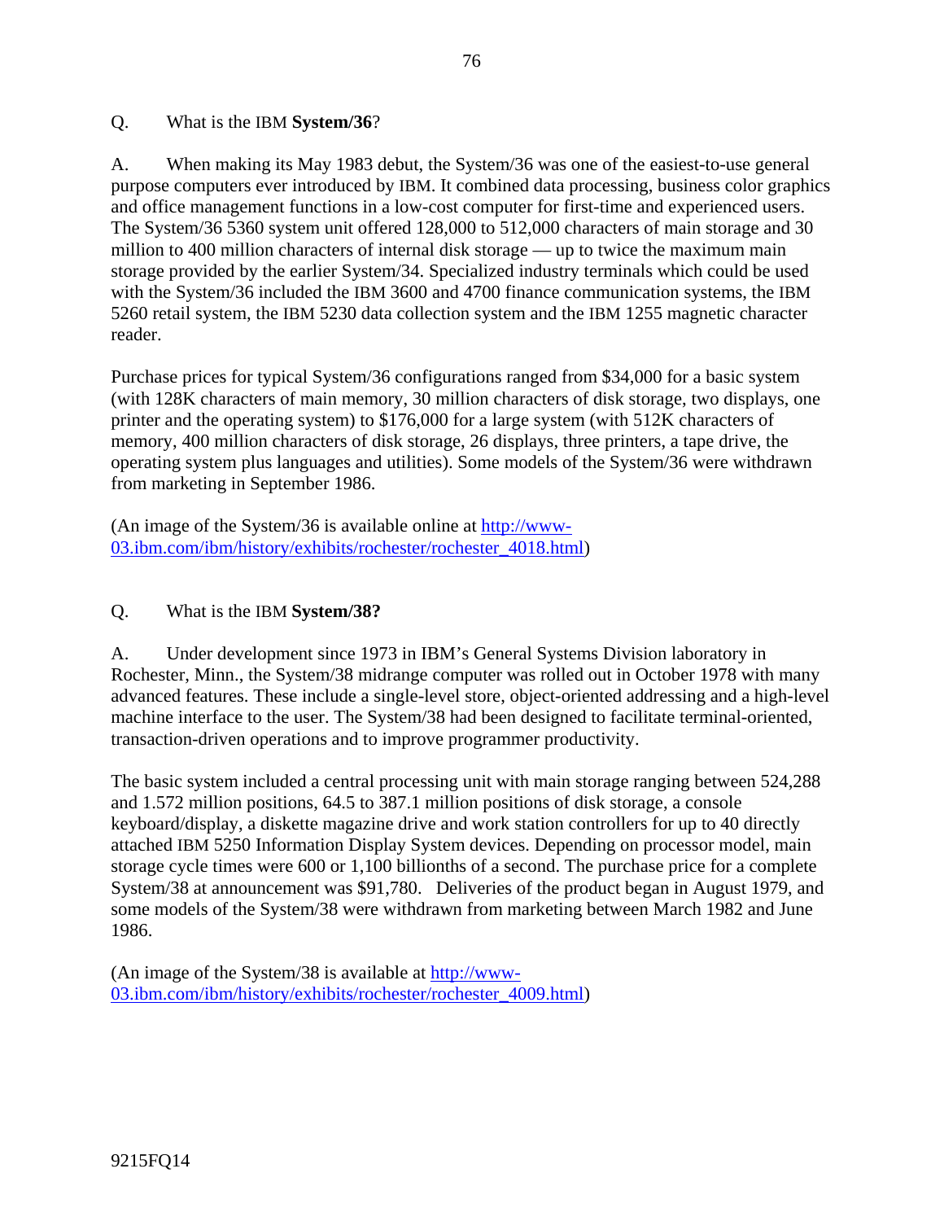Q. What is the IBM **System/36**?

A. When making its May 1983 debut, the System/36 was one of the easiest-to-use general purpose computers ever introduced by IBM. It combined data processing, business color graphics and office management functions in a low-cost computer for first-time and experienced users. The System/36 5360 system unit offered 128,000 to 512,000 characters of main storage and 30 million to 400 million characters of internal disk storage — up to twice the maximum main storage provided by the earlier System/34. Specialized industry terminals which could be used with the System/36 included the IBM 3600 and 4700 finance communication systems, the IBM 5260 retail system, the IBM 5230 data collection system and the IBM 1255 magnetic character reader.

Purchase prices for typical System/36 configurations ranged from $34,000 for a basic system (with 128K characters of main memory, 30 million characters of disk storage, two displays, one printer and the operating system) to $176,000 for a large system (with 512K characters of memory, 400 million characters of disk storage, 26 displays, three printers, a tape drive, the operating system plus languages and utilities). Some models of the System/36 were withdrawn from marketing in September 1986.

(An image of the System/36 is available online at [http://www-03.ibm.com/ibm/history/exhibits/rochester/rochester_4018.html](http://www-03.ibm.com/ibm/history/exhibits/rochester/rochester_4018.html))

Q. What is the IBM **System/38?**

A. Under development since 1973 in IBM's General Systems Division laboratory in Rochester, Minn., the System/38 midrange computer was rolled out in October 1978 with many advanced features. These include a single-level store, object-oriented addressing and a high-level machine interface to the user. The System/38 had been designed to facilitate terminal-oriented, transaction-driven operations and to improve programmer productivity.

The basic system included a central processing unit with main storage ranging between 524,288 and 1.572 million positions, 64.5 to 387.1 million positions of disk storage, a console keyboard/display, a diskette magazine drive and work station controllers for up to 40 directly attached IBM 5250 Information Display System devices. Depending on processor model, main storage cycle times were 600 or 1,100 billionths of a second. The purchase price for a complete System/38 at announcement was $91,780. Deliveries of the product began in August 1979, and some models of the System/38 were withdrawn from marketing between March 1982 and June 1986.

(An image of the System/38 is available at [http://www-03.ibm.com/ibm/history/exhibits/rochester/rochester_4009.html](http://www-03.ibm.com/ibm/history/exhibits/rochester/rochester_4009.html))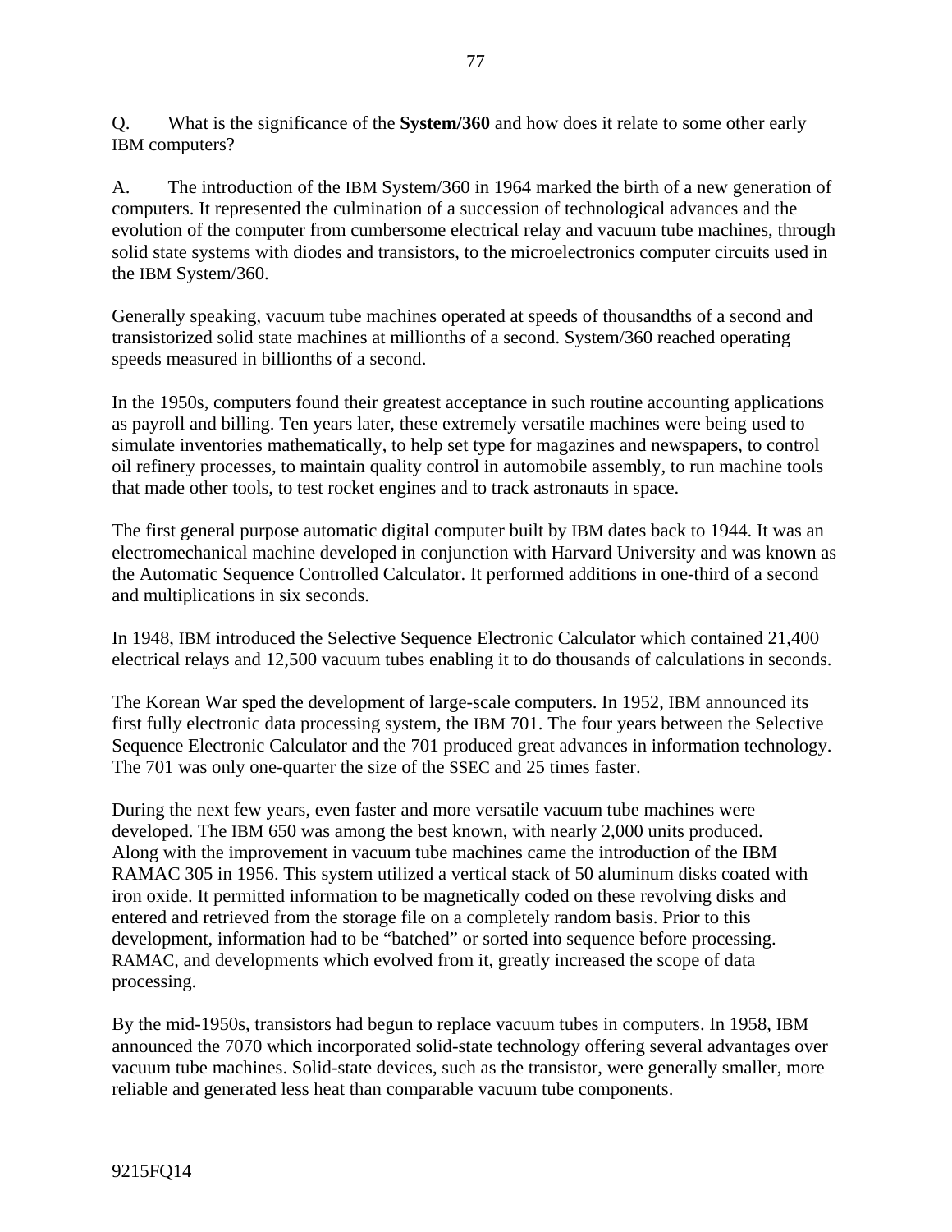Q. What is the significance of the **System/360** and how does it relate to some other early IBM computers?

A. The introduction of the IBM System/360 in 1964 marked the birth of a new generation of computers. It represented the culmination of a succession of technological advances and the evolution of the computer from cumbersome electrical relay and vacuum tube machines, through solid state systems with diodes and transistors, to the microelectronics computer circuits used in the IBM System/360.

Generally speaking, vacuum tube machines operated at speeds of thousandths of a second and transistorized solid state machines at millionths of a second. System/360 reached operating speeds measured in billionths of a second.

In the 1950s, computers found their greatest acceptance in such routine accounting applications as payroll and billing. Ten years later, these extremely versatile machines were being used to simulate inventories mathematically, to help set type for magazines and newspapers, to control oil refinery processes, to maintain quality control in automobile assembly, to run machine tools that made other tools, to test rocket engines and to track astronauts in space.

The first general purpose automatic digital computer built by IBM dates back to 1944. It was an electromechanical machine developed in conjunction with Harvard University and was known as the Automatic Sequence Controlled Calculator. It performed additions in one-third of a second and multiplications in six seconds.

In 1948, IBM introduced the Selective Sequence Electronic Calculator which contained 21,400 electrical relays and 12,500 vacuum tubes enabling it to do thousands of calculations in seconds.

The Korean War sped the development of large-scale computers. In 1952, IBM announced its first fully electronic data processing system, the IBM 701. The four years between the Selective Sequence Electronic Calculator and the 701 produced great advances in information technology. The 701 was only one-quarter the size of the SSEC and 25 times faster.

During the next few years, even faster and more versatile vacuum tube machines were developed. The IBM 650 was among the best known, with nearly 2,000 units produced. Along with the improvement in vacuum tube machines came the introduction of the IBM RAMAC 305 in 1956. This system utilized a vertical stack of 50 aluminum disks coated with iron oxide. It permitted information to be magnetically coded on these revolving disks and entered and retrieved from the storage file on a completely random basis. Prior to this development, information had to be "batched" or sorted into sequence before processing. RAMAC, and developments which evolved from it, greatly increased the scope of data processing.

By the mid-1950s, transistors had begun to replace vacuum tubes in computers. In 1958, IBM announced the 7070 which incorporated solid-state technology offering several advantages over vacuum tube machines. Solid-state devices, such as the transistor, were generally smaller, more reliable and generated less heat than comparable vacuum tube components.

9215FQ14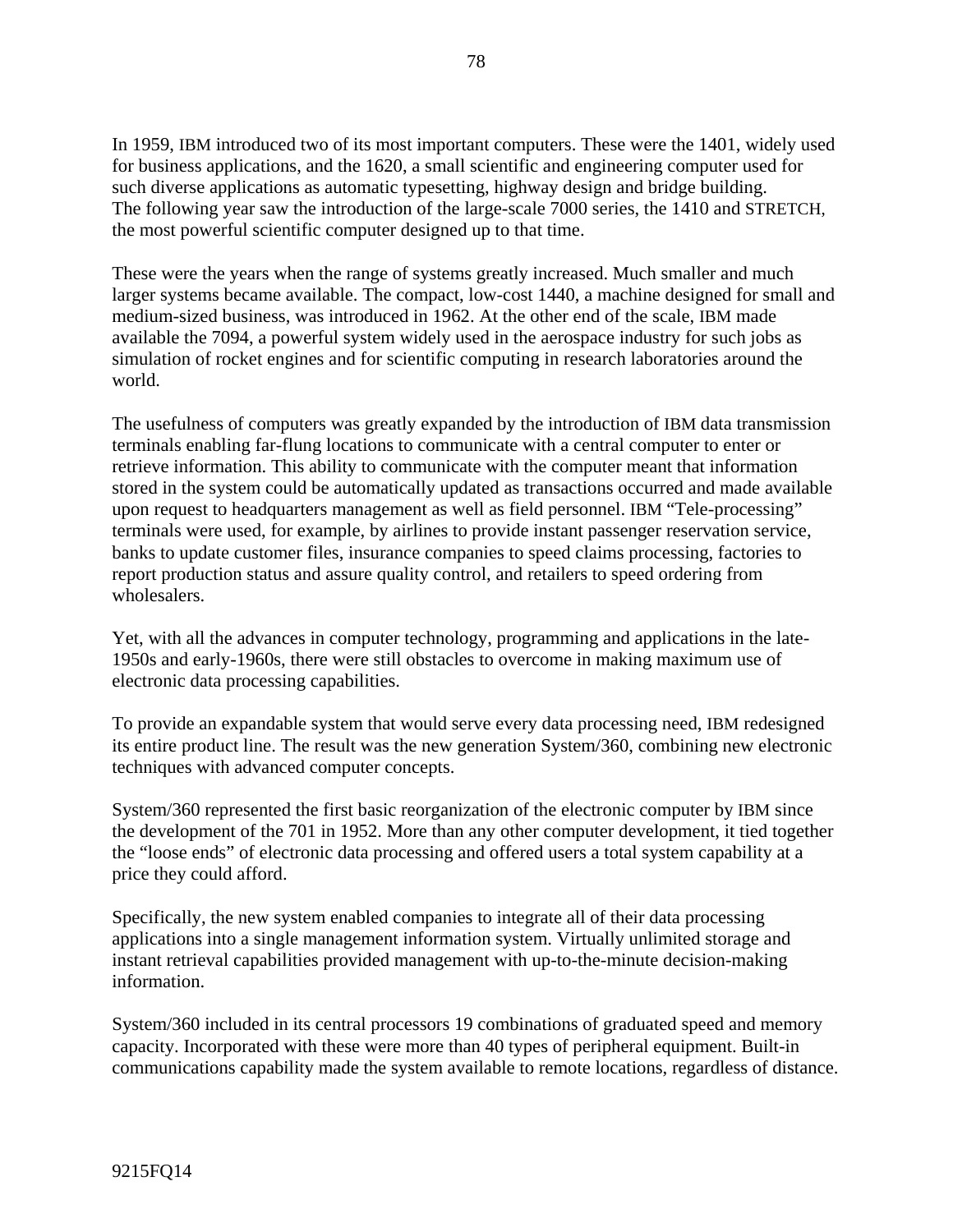In 1959, IBM introduced two of its most important computers. These were the 1401, widely used for business applications, and the 1620, a small scientific and engineering computer used for such diverse applications as automatic typesetting, highway design and bridge building. The following year saw the introduction of the large-scale 7000 series, the 1410 and STRETCH, the most powerful scientific computer designed up to that time.

These were the years when the range of systems greatly increased. Much smaller and much larger systems became available. The compact, low-cost 1440, a machine designed for small and medium-sized business, was introduced in 1962. At the other end of the scale, IBM made available the 7094, a powerful system widely used in the aerospace industry for such jobs as simulation of rocket engines and for scientific computing in research laboratories around the world.

The usefulness of computers was greatly expanded by the introduction of IBM data transmission terminals enabling far-flung locations to communicate with a central computer to enter or retrieve information. This ability to communicate with the computer meant that information stored in the system could be automatically updated as transactions occurred and made available upon request to headquarters management as well as field personnel. IBM "Tele-processing" terminals were used, for example, by airlines to provide instant passenger reservation service, banks to update customer files, insurance companies to speed claims processing, factories to report production status and assure quality control, and retailers to speed ordering from wholesalers.

Yet, with all the advances in computer technology, programming and applications in the late-1950s and early-1960s, there were still obstacles to overcome in making maximum use of electronic data processing capabilities.

To provide an expandable system that would serve every data processing need, IBM redesigned its entire product line. The result was the new generation System/360, combining new electronic techniques with advanced computer concepts.

System/360 represented the first basic reorganization of the electronic computer by IBM since the development of the 701 in 1952. More than any other computer development, it tied together the "loose ends" of electronic data processing and offered users a total system capability at a price they could afford.

Specifically, the new system enabled companies to integrate all of their data processing applications into a single management information system. Virtually unlimited storage and instant retrieval capabilities provided management with up-to-the-minute decision-making information.

System/360 included in its central processors 19 combinations of graduated speed and memory capacity. Incorporated with these were more than 40 types of peripheral equipment. Built-in communications capability made the system available to remote locations, regardless of distance.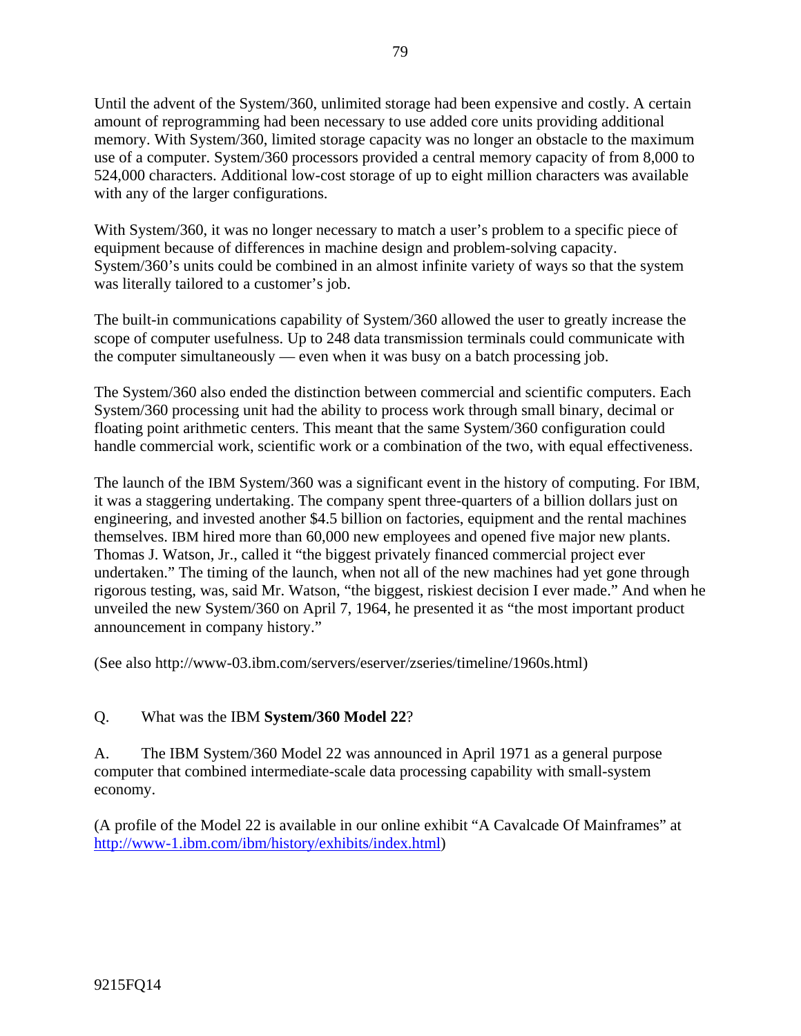Until the advent of the System/360, unlimited storage had been expensive and costly. A certain amount of reprogramming had been necessary to use added core units providing additional memory. With System/360, limited storage capacity was no longer an obstacle to the maximum use of a computer. System/360 processors provided a central memory capacity of from 8,000 to 524,000 characters. Additional low-cost storage of up to eight million characters was available with any of the larger configurations.

With System/360, it was no longer necessary to match a user's problem to a specific piece of equipment because of differences in machine design and problem-solving capacity. System/360's units could be combined in an almost infinite variety of ways so that the system was literally tailored to a customer's job.

The built-in communications capability of System/360 allowed the user to greatly increase the scope of computer usefulness. Up to 248 data transmission terminals could communicate with the computer simultaneously — even when it was busy on a batch processing job.

The System/360 also ended the distinction between commercial and scientific computers. Each System/360 processing unit had the ability to process work through small binary, decimal or floating point arithmetic centers. This meant that the same System/360 configuration could handle commercial work, scientific work or a combination of the two, with equal effectiveness.

The launch of the IBM System/360 was a significant event in the history of computing. For IBM, it was a staggering undertaking. The company spent three-quarters of a billion dollars just on engineering, and invested another $4.5 billion on factories, equipment and the rental machines themselves. IBM hired more than 60,000 new employees and opened five major new plants. Thomas J. Watson, Jr., called it "the biggest privately financed commercial project ever undertaken." The timing of the launch, when not all of the new machines had yet gone through rigorous testing, was, said Mr. Watson, "the biggest, riskiest decision I ever made." And when he unveiled the new System/360 on April 7, 1964, he presented it as "the most important product announcement in company history."

(See also http://www-03.ibm.com/servers/eserver/zseries/timeline/1960s.html)

Q. What was the IBM **System/360 Model 22**?

A. The IBM System/360 Model 22 was announced in April 1971 as a general purpose computer that combined intermediate-scale data processing capability with small-system economy.

(A profile of the Model 22 is available in our online exhibit "A Cavalcade Of Mainframes" at http://www-1.ibm.com/ibm/history/exhibits/index.html)

9215FQ14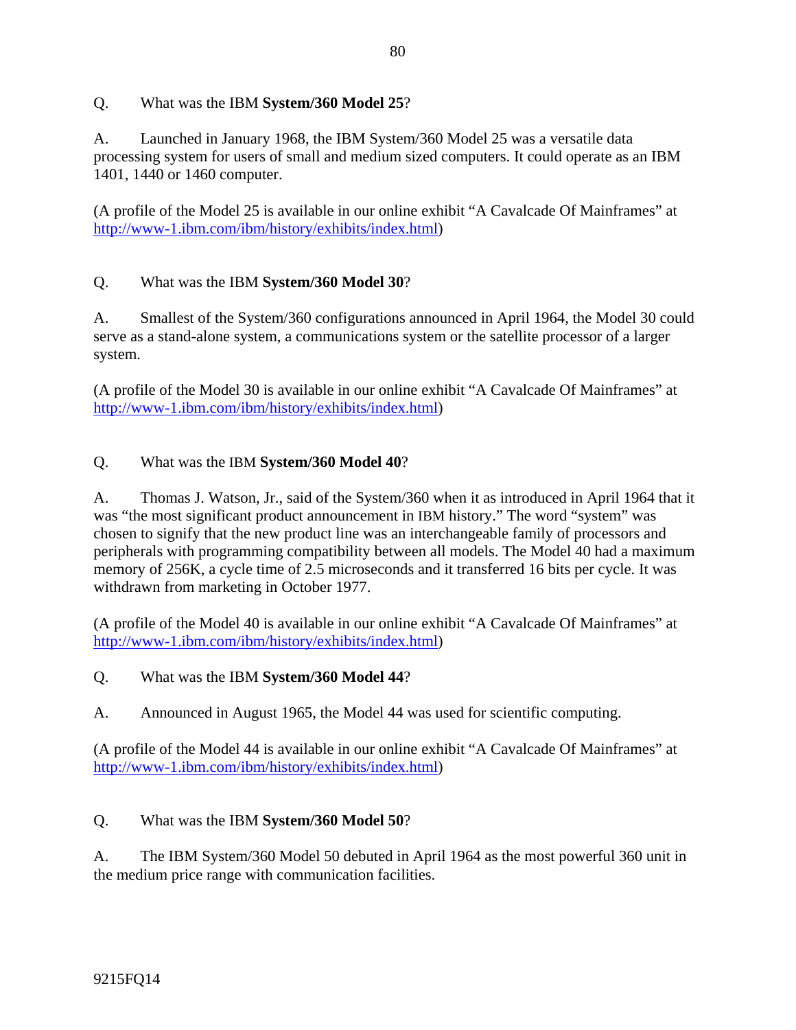Q. What was the IBM **System/360 Model 25**?

A. Launched in January 1968, the IBM System/360 Model 25 was a versatile data processing system for users of small and medium sized computers. It could operate as an IBM 1401, 1440 or 1460 computer.

(A profile of the Model 25 is available in our online exhibit "A Cavalcade Of Mainframes" at http://www-1.ibm.com/ibm/history/exhibits/index.html)

Q. What was the IBM **System/360 Model 30**?

A. Smallest of the System/360 configurations announced in April 1964, the Model 30 could serve as a stand-alone system, a communications system or the satellite processor of a larger system.

(A profile of the Model 30 is available in our online exhibit "A Cavalcade Of Mainframes" at http://www-1.ibm.com/ibm/history/exhibits/index.html)

Q. What was the IBM **System/360 Model 40**?

A. Thomas J. Watson, Jr., said of the System/360 when it as introduced in April 1964 that it was "the most significant product announcement in IBM history." The word "system" was chosen to signify that the new product line was an interchangeable family of processors and peripherals with programming compatibility between all models. The Model 40 had a maximum memory of 256K, a cycle time of 2.5 microseconds and it transferred 16 bits per cycle. It was withdrawn from marketing in October 1977.

(A profile of the Model 40 is available in our online exhibit "A Cavalcade Of Mainframes" at http://www-1.ibm.com/ibm/history/exhibits/index.html)

Q. What was the IBM **System/360 Model 44**?

A. Announced in August 1965, the Model 44 was used for scientific computing.

(A profile of the Model 44 is available in our online exhibit "A Cavalcade Of Mainframes" at http://www-1.ibm.com/ibm/history/exhibits/index.html)

Q. What was the IBM **System/360 Model 50**?

A. The IBM System/360 Model 50 debuted in April 1964 as the most powerful 360 unit in the medium price range with communication facilities.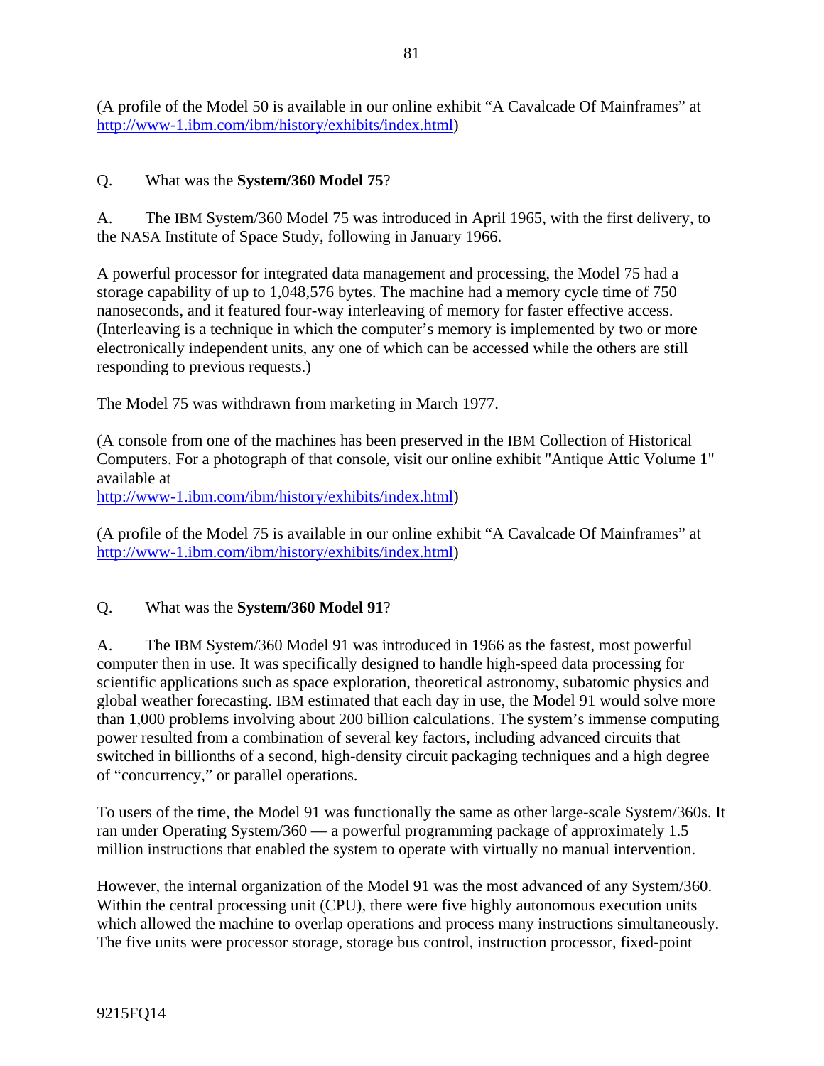(A profile of the Model 50 is available in our online exhibit “A Cavalcade Of Mainframes” at http://www-1.ibm.com/ibm/history/exhibits/index.html)

Q. What was the **System/360 Model 75**?

A. The IBM System/360 Model 75 was introduced in April 1965, with the first delivery, to the NASA Institute of Space Study, following in January 1966.

A powerful processor for integrated data management and processing, the Model 75 had a storage capability of up to 1,048,576 bytes. The machine had a memory cycle time of 750 nanoseconds, and it featured four-way interleaving of memory for faster effective access. (Interleaving is a technique in which the computer’s memory is implemented by two or more electronically independent units, any one of which can be accessed while the others are still responding to previous requests.)

The Model 75 was withdrawn from marketing in March 1977.

(A console from one of the machines has been preserved in the IBM Collection of Historical Computers. For a photograph of that console, visit our online exhibit "Antique Attic Volume 1" available at
http://www-1.ibm.com/ibm/history/exhibits/index.html)

(A profile of the Model 75 is available in our online exhibit “A Cavalcade Of Mainframes” at http://www-1.ibm.com/ibm/history/exhibits/index.html)

Q. What was the **System/360 Model 91**?

A. The IBM System/360 Model 91 was introduced in 1966 as the fastest, most powerful computer then in use. It was specifically designed to handle high-speed data processing for scientific applications such as space exploration, theoretical astronomy, subatomic physics and global weather forecasting. IBM estimated that each day in use, the Model 91 would solve more than 1,000 problems involving about 200 billion calculations. The system’s immense computing power resulted from a combination of several key factors, including advanced circuits that switched in billionths of a second, high-density circuit packaging techniques and a high degree of “concurrency,” or parallel operations.

To users of the time, the Model 91 was functionally the same as other large-scale System/360s. It ran under Operating System/360 — a powerful programming package of approximately 1.5 million instructions that enabled the system to operate with virtually no manual intervention.

However, the internal organization of the Model 91 was the most advanced of any System/360. Within the central processing unit (CPU), there were five highly autonomous execution units which allowed the machine to overlap operations and process many instructions simultaneously. The five units were processor storage, storage bus control, instruction processor, fixed-point

9215FQ14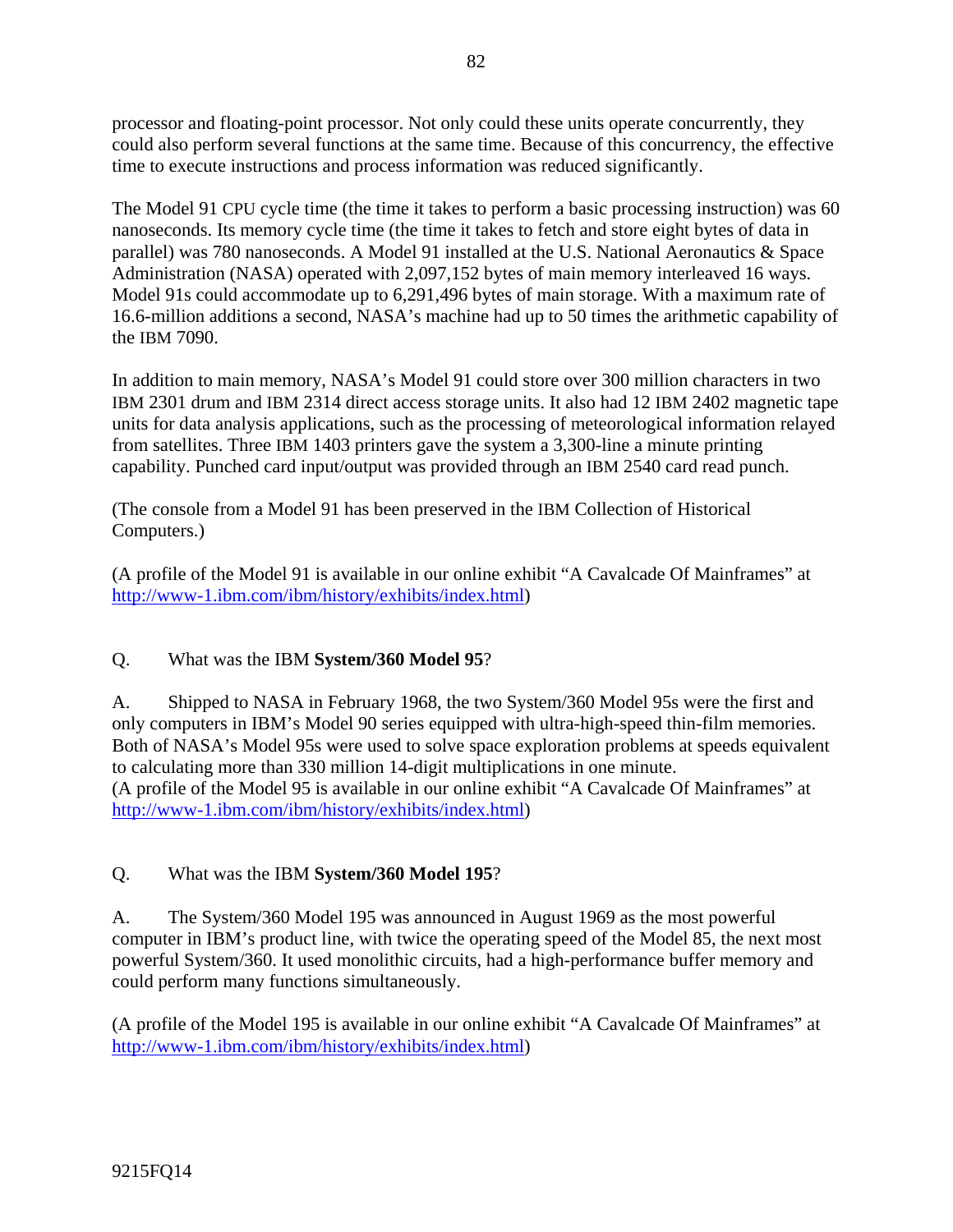processor and floating-point processor. Not only could these units operate concurrently, they could also perform several functions at the same time. Because of this concurrency, the effective time to execute instructions and process information was reduced significantly.

The Model 91 CPU cycle time (the time it takes to perform a basic processing instruction) was 60 nanoseconds. Its memory cycle time (the time it takes to fetch and store eight bytes of data in parallel) was 780 nanoseconds. A Model 91 installed at the U.S. National Aeronautics & Space Administration (NASA) operated with 2,097,152 bytes of main memory interleaved 16 ways. Model 91s could accommodate up to 6,291,496 bytes of main storage. With a maximum rate of 16.6-million additions a second, NASA's machine had up to 50 times the arithmetic capability of the IBM 7090.

In addition to main memory, NASA's Model 91 could store over 300 million characters in two IBM 2301 drum and IBM 2314 direct access storage units. It also had 12 IBM 2402 magnetic tape units for data analysis applications, such as the processing of meteorological information relayed from satellites. Three IBM 1403 printers gave the system a 3,300-line a minute printing capability. Punched card input/output was provided through an IBM 2540 card read punch.

(The console from a Model 91 has been preserved in the IBM Collection of Historical Computers.)

(A profile of the Model 91 is available in our online exhibit "A Cavalcade Of Mainframes" at http://www-1.ibm.com/ibm/history/exhibits/index.html)

Q. What was the IBM **System/360 Model 95**?

A. Shipped to NASA in February 1968, the two System/360 Model 95s were the first and only computers in IBM's Model 90 series equipped with ultra-high-speed thin-film memories. Both of NASA's Model 95s were used to solve space exploration problems at speeds equivalent to calculating more than 330 million 14-digit multiplications in one minute.
(A profile of the Model 95 is available in our online exhibit "A Cavalcade Of Mainframes" at http://www-1.ibm.com/ibm/history/exhibits/index.html)

Q. What was the IBM **System/360 Model 195**?

A. The System/360 Model 195 was announced in August 1969 as the most powerful computer in IBM's product line, with twice the operating speed of the Model 85, the next most powerful System/360. It used monolithic circuits, had a high-performance buffer memory and could perform many functions simultaneously.

(A profile of the Model 195 is available in our online exhibit "A Cavalcade Of Mainframes" at http://www-1.ibm.com/ibm/history/exhibits/index.html)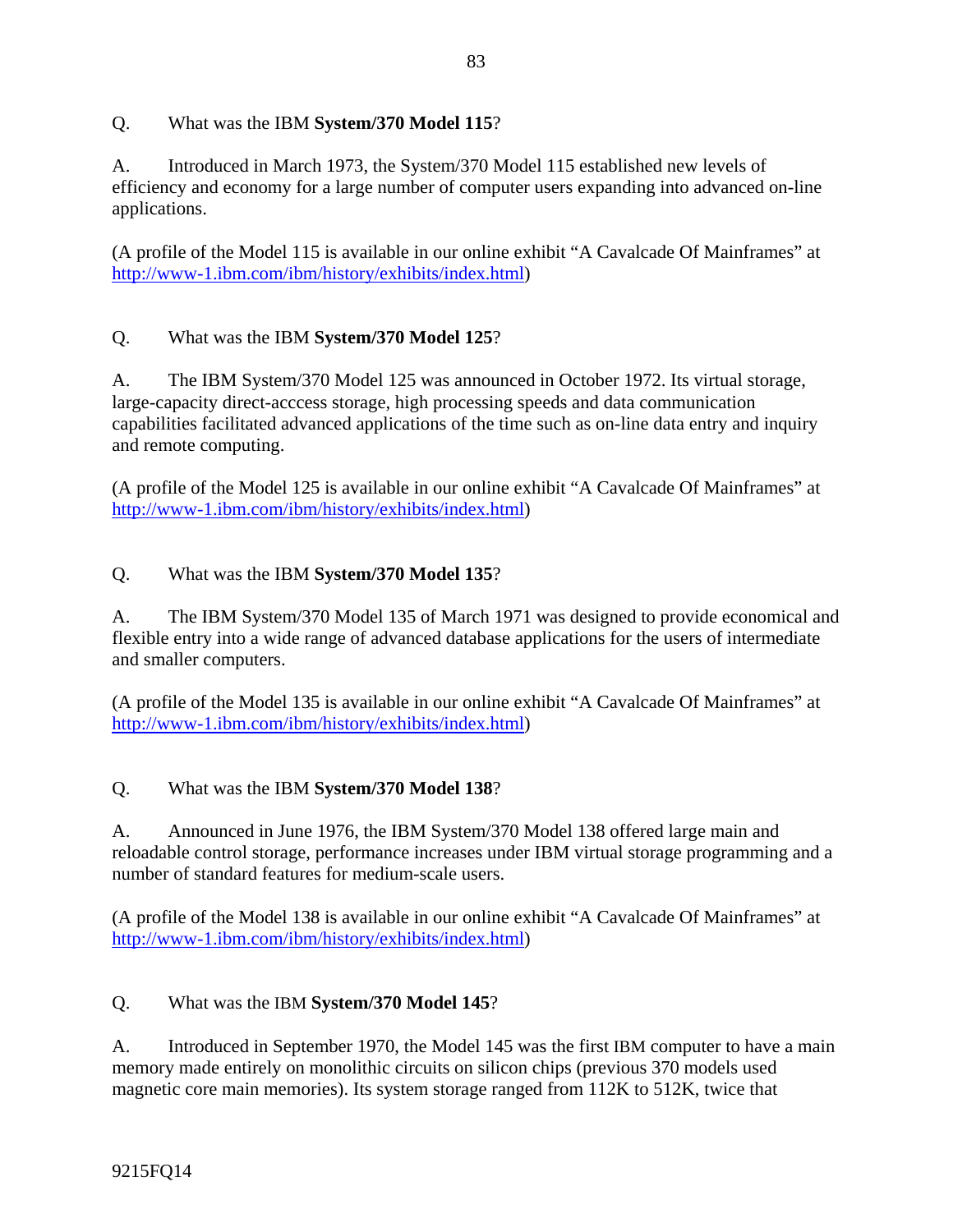Q. What was the IBM **System/370 Model 115**?

A. Introduced in March 1973, the System/370 Model 115 established new levels of efficiency and economy for a large number of computer users expanding into advanced on-line applications.

(A profile of the Model 115 is available in our online exhibit "A Cavalcade Of Mainframes" at http://www-1.ibm.com/ibm/history/exhibits/index.html)

Q. What was the IBM **System/370 Model 125**?

A. The IBM System/370 Model 125 was announced in October 1972. Its virtual storage, large-capacity direct-acccess storage, high processing speeds and data communication capabilities facilitated advanced applications of the time such as on-line data entry and inquiry and remote computing.

(A profile of the Model 125 is available in our online exhibit "A Cavalcade Of Mainframes" at http://www-1.ibm.com/ibm/history/exhibits/index.html)

Q. What was the IBM **System/370 Model 135**?

A. The IBM System/370 Model 135 of March 1971 was designed to provide economical and flexible entry into a wide range of advanced database applications for the users of intermediate and smaller computers.

(A profile of the Model 135 is available in our online exhibit "A Cavalcade Of Mainframes" at http://www-1.ibm.com/ibm/history/exhibits/index.html)

Q. What was the IBM **System/370 Model 138**?

A. Announced in June 1976, the IBM System/370 Model 138 offered large main and reloadable control storage, performance increases under IBM virtual storage programming and a number of standard features for medium-scale users.

(A profile of the Model 138 is available in our online exhibit "A Cavalcade Of Mainframes" at http://www-1.ibm.com/ibm/history/exhibits/index.html)

Q. What was the IBM **System/370 Model 145**?

A. Introduced in September 1970, the Model 145 was the first IBM computer to have a main memory made entirely on monolithic circuits on silicon chips (previous 370 models used magnetic core main memories). Its system storage ranged from 112K to 512K, twice that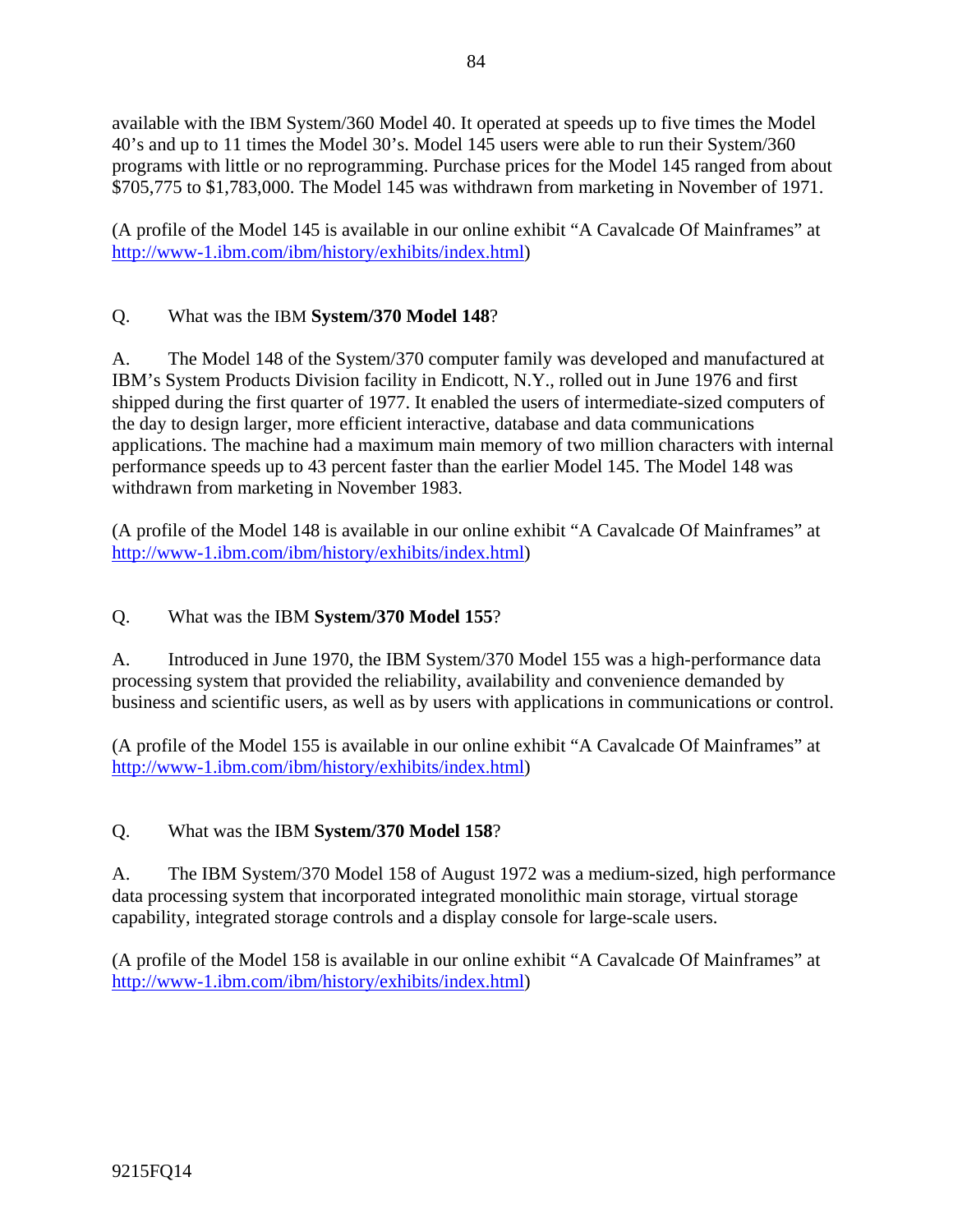available with the IBM System/360 Model 40. It operated at speeds up to five times the Model 40's and up to 11 times the Model 30's. Model 145 users were able to run their System/360 programs with little or no reprogramming. Purchase prices for the Model 145 ranged from about $705,775 to $1,783,000. The Model 145 was withdrawn from marketing in November of 1971.

(A profile of the Model 145 is available in our online exhibit "A Cavalcade Of Mainframes" at http://www-1.ibm.com/ibm/history/exhibits/index.html)

Q. What was the IBM **System/370 Model 148**?

A. The Model 148 of the System/370 computer family was developed and manufactured at IBM's System Products Division facility in Endicott, N.Y., rolled out in June 1976 and first shipped during the first quarter of 1977. It enabled the users of intermediate-sized computers of the day to design larger, more efficient interactive, database and data communications applications. The machine had a maximum main memory of two million characters with internal performance speeds up to 43 percent faster than the earlier Model 145. The Model 148 was withdrawn from marketing in November 1983.

(A profile of the Model 148 is available in our online exhibit "A Cavalcade Of Mainframes" at http://www-1.ibm.com/ibm/history/exhibits/index.html)

Q. What was the IBM **System/370 Model 155**?

A. Introduced in June 1970, the IBM System/370 Model 155 was a high-performance data processing system that provided the reliability, availability and convenience demanded by business and scientific users, as well as by users with applications in communications or control.

(A profile of the Model 155 is available in our online exhibit "A Cavalcade Of Mainframes" at http://www-1.ibm.com/ibm/history/exhibits/index.html)

Q. What was the IBM **System/370 Model 158**?

A. The IBM System/370 Model 158 of August 1972 was a medium-sized, high performance data processing system that incorporated integrated monolithic main storage, virtual storage capability, integrated storage controls and a display console for large-scale users.

(A profile of the Model 158 is available in our online exhibit "A Cavalcade Of Mainframes" at http://www-1.ibm.com/ibm/history/exhibits/index.html)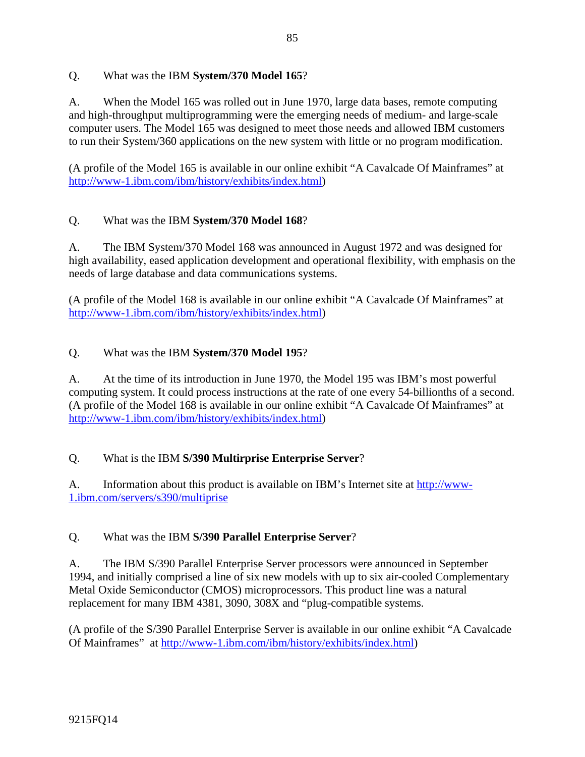Q. What was the IBM **System/370 Model 165**?

A. When the Model 165 was rolled out in June 1970, large data bases, remote computing and high-throughput multiprogramming were the emerging needs of medium- and large-scale computer users. The Model 165 was designed to meet those needs and allowed IBM customers to run their System/360 applications on the new system with little or no program modification.

(A profile of the Model 165 is available in our online exhibit "A Cavalcade Of Mainframes" at http://www-1.ibm.com/ibm/history/exhibits/index.html)

Q. What was the IBM **System/370 Model 168**?

A. The IBM System/370 Model 168 was announced in August 1972 and was designed for high availability, eased application development and operational flexibility, with emphasis on the needs of large database and data communications systems.

(A profile of the Model 168 is available in our online exhibit "A Cavalcade Of Mainframes" at http://www-1.ibm.com/ibm/history/exhibits/index.html)

Q. What was the IBM **System/370 Model 195**?

A. At the time of its introduction in June 1970, the Model 195 was IBM's most powerful computing system. It could process instructions at the rate of one every 54-billionths of a second. (A profile of the Model 168 is available in our online exhibit "A Cavalcade Of Mainframes" at http://www-1.ibm.com/ibm/history/exhibits/index.html)

Q. What is the IBM **S/390 Multirprise Enterprise Server**?

A. Information about this product is available on IBM's Internet site at http://www-1.ibm.com/servers/s390/multiprise

Q. What was the IBM **S/390 Parallel Enterprise Server**?

A. The IBM S/390 Parallel Enterprise Server processors were announced in September 1994, and initially comprised a line of six new models with up to six air-cooled Complementary Metal Oxide Semiconductor (CMOS) microprocessors. This product line was a natural replacement for many IBM 4381, 3090, 308X and "plug-compatible systems.

(A profile of the S/390 Parallel Enterprise Server is available in our online exhibit "A Cavalcade Of Mainframes" at http://www-1.ibm.com/ibm/history/exhibits/index.html)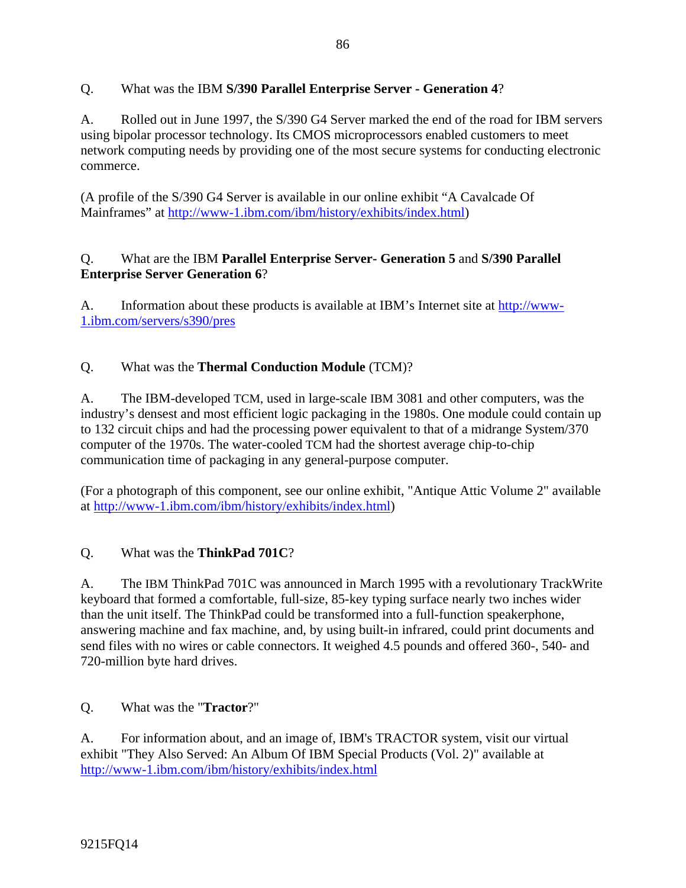Q. What was the IBM **S/390 Parallel Enterprise Server - Generation 4**?

A. Rolled out in June 1997, the S/390 G4 Server marked the end of the road for IBM servers using bipolar processor technology. Its CMOS microprocessors enabled customers to meet network computing needs by providing one of the most secure systems for conducting electronic commerce.

(A profile of the S/390 G4 Server is available in our online exhibit "A Cavalcade Of Mainframes" at http://www-1.ibm.com/ibm/history/exhibits/index.html)

Q. What are the IBM **Parallel Enterprise Server- Generation 5** and **S/390 Parallel Enterprise Server Generation 6**?

A. Information about these products is available at IBM's Internet site at http://www-1.ibm.com/servers/s390/pres

Q. What was the **Thermal Conduction Module** (TCM)?

A. The IBM-developed TCM, used in large-scale IBM 3081 and other computers, was the industry's densest and most efficient logic packaging in the 1980s. One module could contain up to 132 circuit chips and had the processing power equivalent to that of a midrange System/370 computer of the 1970s. The water-cooled TCM had the shortest average chip-to-chip communication time of packaging in any general-purpose computer.

(For a photograph of this component, see our online exhibit, "Antique Attic Volume 2" available at http://www-1.ibm.com/ibm/history/exhibits/index.html)

Q. What was the **ThinkPad 701C**?

A. The IBM ThinkPad 701C was announced in March 1995 with a revolutionary TrackWrite keyboard that formed a comfortable, full-size, 85-key typing surface nearly two inches wider than the unit itself. The ThinkPad could be transformed into a full-function speakerphone, answering machine and fax machine, and, by using built-in infrared, could print documents and send files with no wires or cable connectors. It weighed 4.5 pounds and offered 360-, 540- and 720-million byte hard drives.

Q. What was the "**Tractor**?"

A. For information about, and an image of, IBM's TRACTOR system, visit our virtual exhibit "They Also Served: An Album Of IBM Special Products (Vol. 2)" available at http://www-1.ibm.com/ibm/history/exhibits/index.html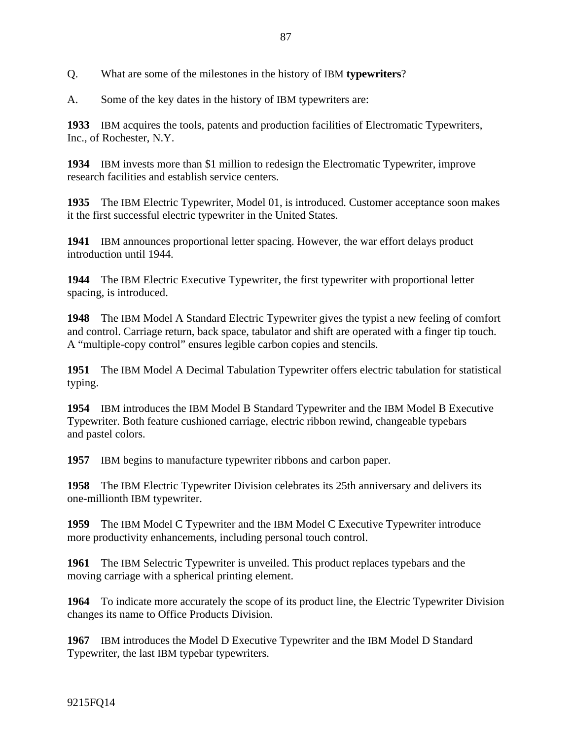Q. What are some of the milestones in the history of IBM **typewriters**?

A. Some of the key dates in the history of IBM typewriters are:

**1933** IBM acquires the tools, patents and production facilities of Electromatic Typewriters, Inc., of Rochester, N.Y.

**1934** IBM invests more than $1 million to redesign the Electromatic Typewriter, improve research facilities and establish service centers.

**1935** The IBM Electric Typewriter, Model 01, is introduced. Customer acceptance soon makes it the first successful electric typewriter in the United States.

**1941** IBM announces proportional letter spacing. However, the war effort delays product introduction until 1944.

**1944** The IBM Electric Executive Typewriter, the first typewriter with proportional letter spacing, is introduced.

**1948** The IBM Model A Standard Electric Typewriter gives the typist a new feeling of comfort and control. Carriage return, back space, tabulator and shift are operated with a finger tip touch. A "multiple-copy control" ensures legible carbon copies and stencils.

**1951** The IBM Model A Decimal Tabulation Typewriter offers electric tabulation for statistical typing.

**1954** IBM introduces the IBM Model B Standard Typewriter and the IBM Model B Executive Typewriter. Both feature cushioned carriage, electric ribbon rewind, changeable typebars and pastel colors.

**1957** IBM begins to manufacture typewriter ribbons and carbon paper.

**1958** The IBM Electric Typewriter Division celebrates its 25th anniversary and delivers its one-millionth IBM typewriter.

**1959** The IBM Model C Typewriter and the IBM Model C Executive Typewriter introduce more productivity enhancements, including personal touch control.

**1961** The IBM Selectric Typewriter is unveiled. This product replaces typebars and the moving carriage with a spherical printing element.

**1964** To indicate more accurately the scope of its product line, the Electric Typewriter Division changes its name to Office Products Division.

**1967** IBM introduces the Model D Executive Typewriter and the IBM Model D Standard Typewriter, the last IBM typebar typewriters.

9215FQ14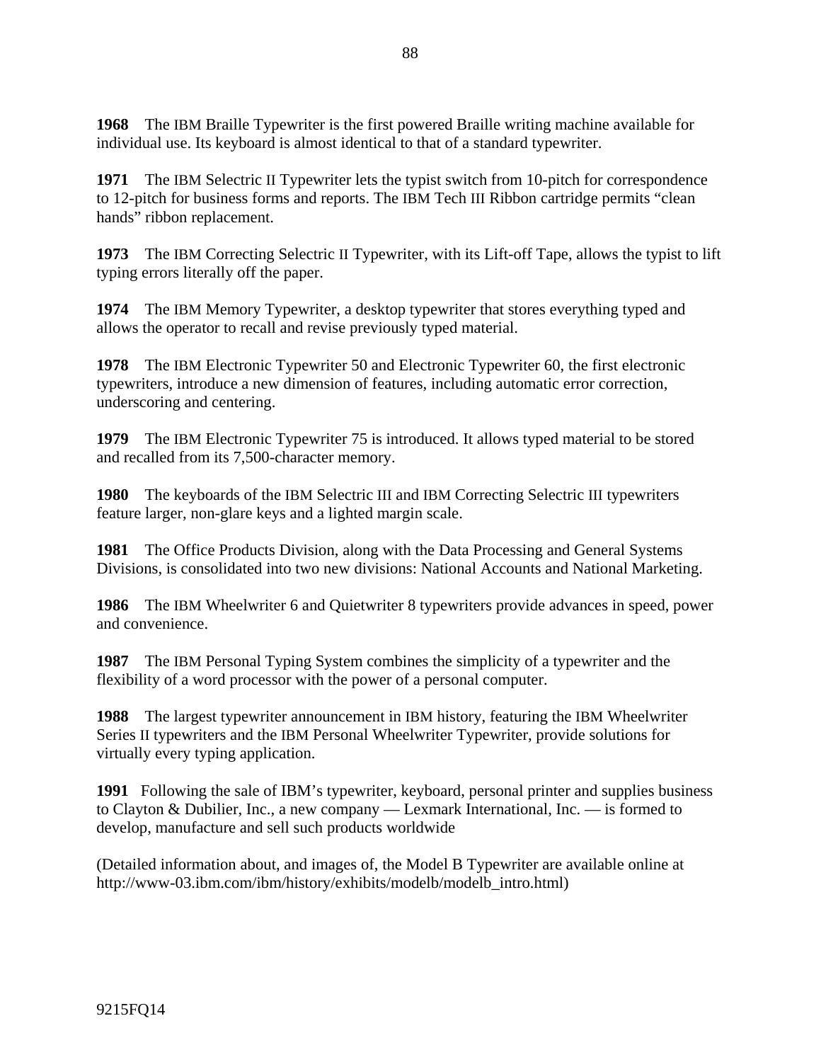**1968** The IBM Braille Typewriter is the first powered Braille writing machine available for individual use. Its keyboard is almost identical to that of a standard typewriter.

**1971** The IBM Selectric II Typewriter lets the typist switch from 10-pitch for correspondence to 12-pitch for business forms and reports. The IBM Tech III Ribbon cartridge permits "clean hands" ribbon replacement.

**1973** The IBM Correcting Selectric II Typewriter, with its Lift-off Tape, allows the typist to lift typing errors literally off the paper.

**1974** The IBM Memory Typewriter, a desktop typewriter that stores everything typed and allows the operator to recall and revise previously typed material.

**1978** The IBM Electronic Typewriter 50 and Electronic Typewriter 60, the first electronic typewriters, introduce a new dimension of features, including automatic error correction, underscoring and centering.

**1979** The IBM Electronic Typewriter 75 is introduced. It allows typed material to be stored and recalled from its 7,500-character memory.

**1980** The keyboards of the IBM Selectric III and IBM Correcting Selectric III typewriters feature larger, non-glare keys and a lighted margin scale.

**1981** The Office Products Division, along with the Data Processing and General Systems Divisions, is consolidated into two new divisions: National Accounts and National Marketing.

**1986** The IBM Wheelwriter 6 and Quietwriter 8 typewriters provide advances in speed, power and convenience.

**1987** The IBM Personal Typing System combines the simplicity of a typewriter and the flexibility of a word processor with the power of a personal computer.

**1988** The largest typewriter announcement in IBM history, featuring the IBM Wheelwriter Series II typewriters and the IBM Personal Wheelwriter Typewriter, provide solutions for virtually every typing application.

**1991** Following the sale of IBM's typewriter, keyboard, personal printer and supplies business to Clayton & Dubilier, Inc., a new company — Lexmark International, Inc. — is formed to develop, manufacture and sell such products worldwide

(Detailed information about, and images of, the Model B Typewriter are available online at http://www-03.ibm.com/ibm/history/exhibits/modelb/modelb_intro.html)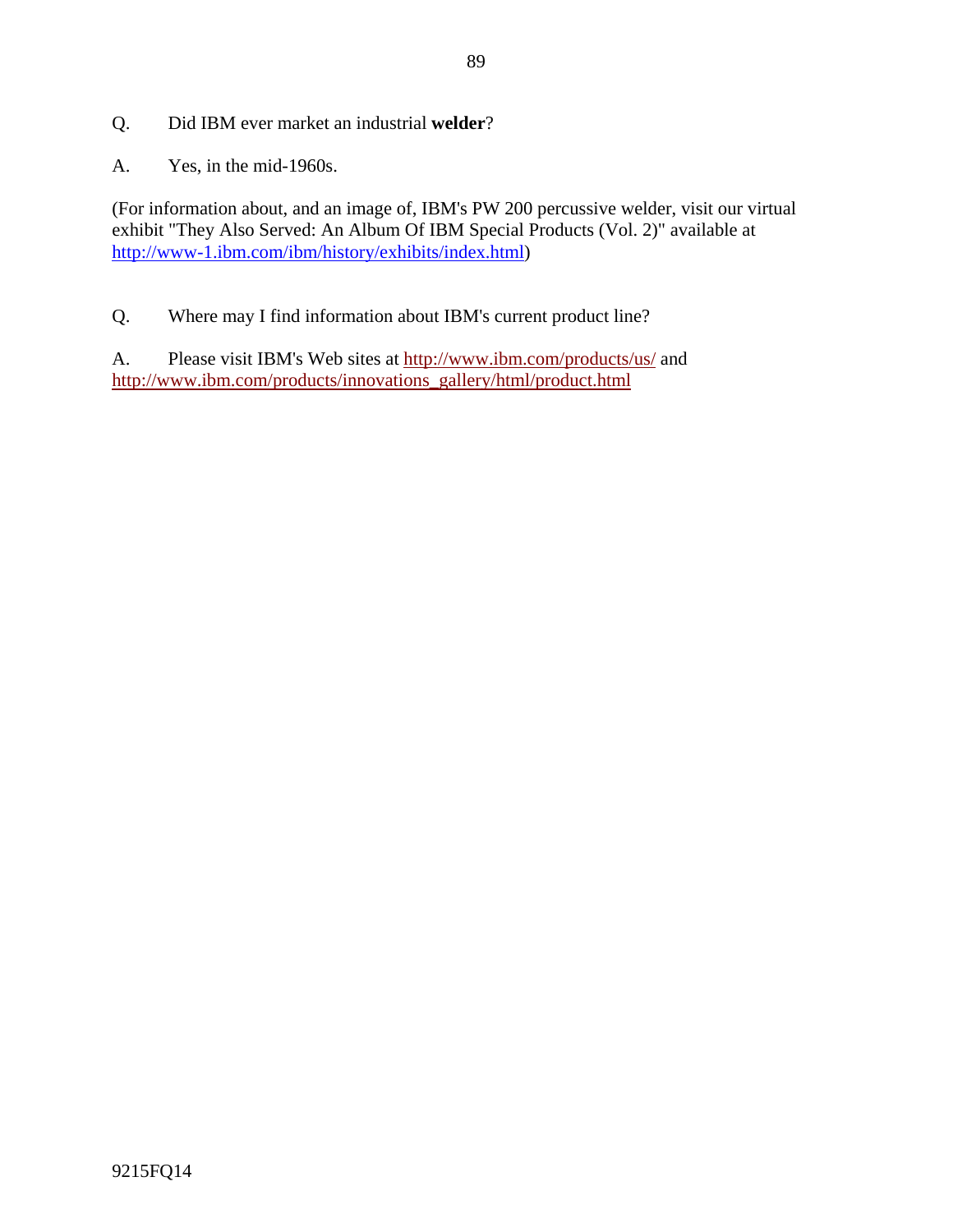Q. Did IBM ever market an industrial **welder**?

A. Yes, in the mid-1960s.

(For information about, and an image of, IBM's PW 200 percussive welder, visit our virtual exhibit "They Also Served: An Album Of IBM Special Products (Vol. 2)" available at http://www-1.ibm.com/ibm/history/exhibits/index.html)

Q. Where may I find information about IBM's current product line?

A. Please visit IBM's Web sites at http://www.ibm.com/products/us/ and http://www.ibm.com/products/innovations_gallery/html/product.html

9215FQ14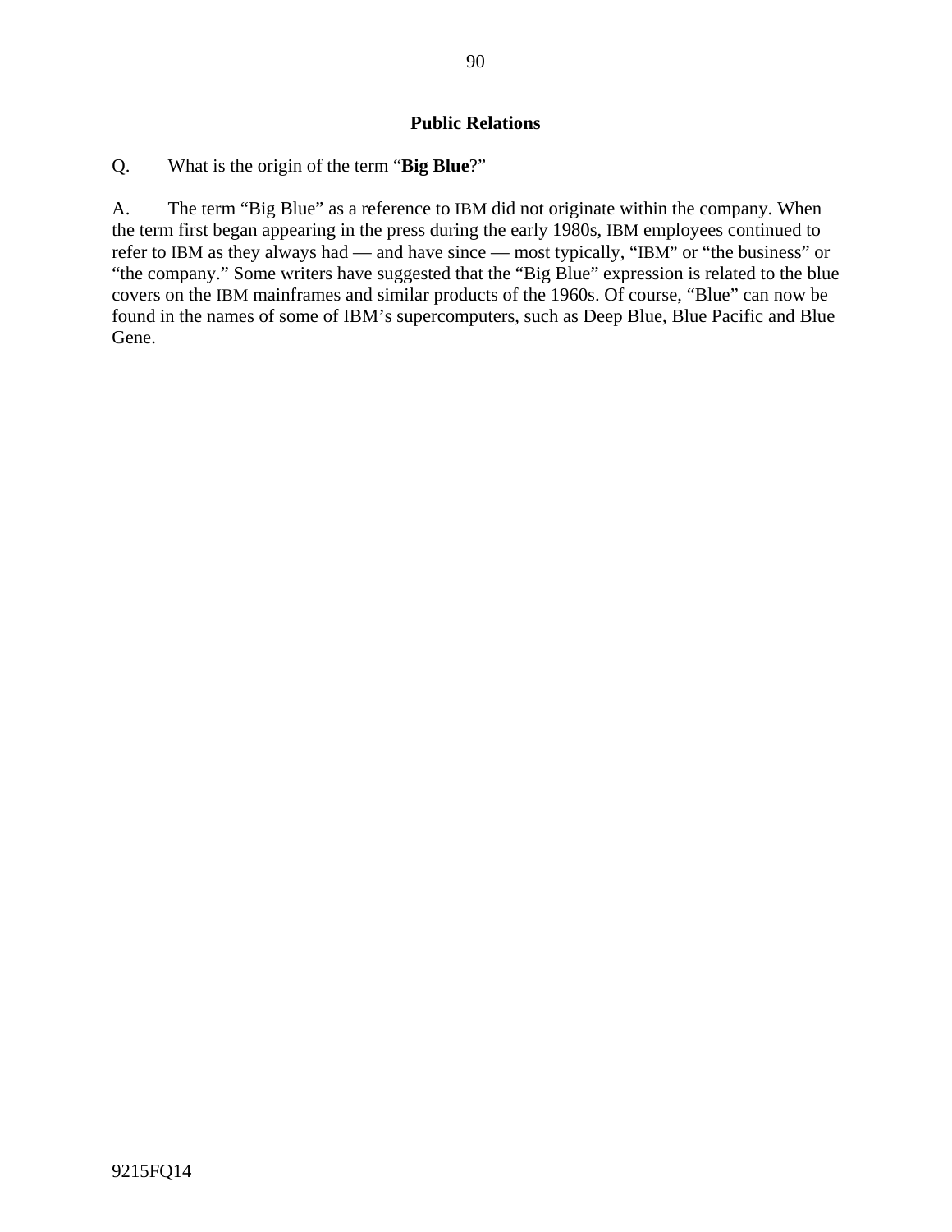## Public Relations

Q. What is the origin of the term "**Big Blue**?"

A. The term "Big Blue" as a reference to IBM did not originate within the company. When the term first began appearing in the press during the early 1980s, IBM employees continued to refer to IBM as they always had — and have since — most typically, "IBM" or "the business" or "the company." Some writers have suggested that the "Big Blue" expression is related to the blue covers on the IBM mainframes and similar products of the 1960s. Of course, "Blue" can now be found in the names of some of IBM's supercomputers, such as Deep Blue, Blue Pacific and Blue Gene.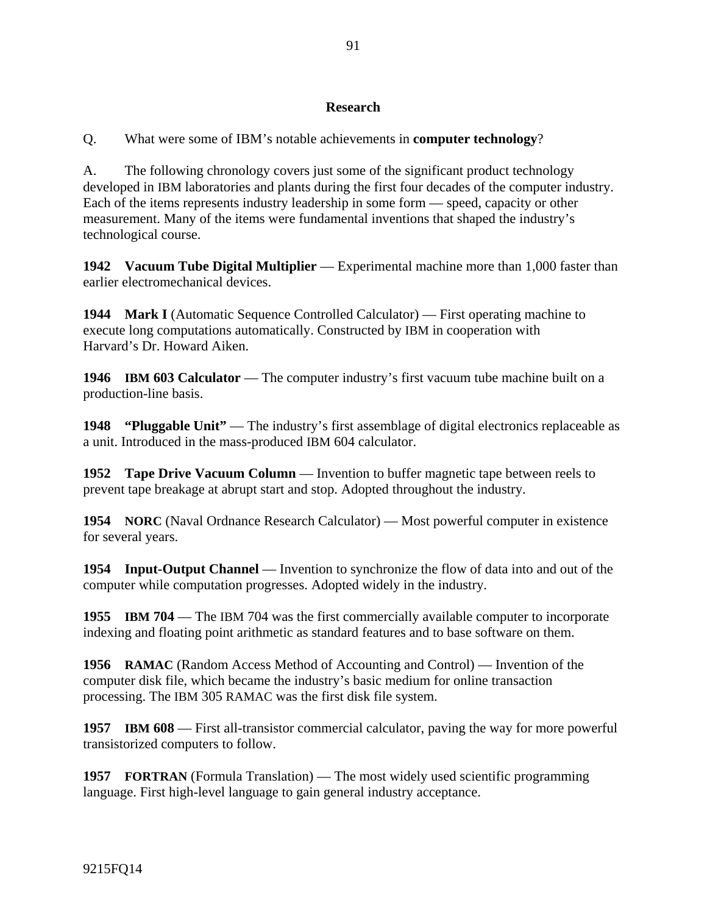## Research

Q. What were some of IBM's notable achievements in **computer technology**?

A. The following chronology covers just some of the significant product technology developed in IBM laboratories and plants during the first four decades of the computer industry. Each of the items represents industry leadership in some form — speed, capacity or other measurement. Many of the items were fundamental inventions that shaped the industry's technological course.

**1942 Vacuum Tube Digital Multiplier** — Experimental machine more than 1,000 faster than earlier electromechanical devices.

**1944 Mark I** (Automatic Sequence Controlled Calculator) — First operating machine to execute long computations automatically. Constructed by IBM in cooperation with Harvard's Dr. Howard Aiken.

**1946 IBM 603 Calculator** — The computer industry's first vacuum tube machine built on a production-line basis.

**1948 "Pluggable Unit"** — The industry's first assemblage of digital electronics replaceable as a unit. Introduced in the mass-produced IBM 604 calculator.

**1952 Tape Drive Vacuum Column** — Invention to buffer magnetic tape between reels to prevent tape breakage at abrupt start and stop. Adopted throughout the industry.

**1954 NORC** (Naval Ordnance Research Calculator) — Most powerful computer in existence for several years.

**1954 Input-Output Channel** — Invention to synchronize the flow of data into and out of the computer while computation progresses. Adopted widely in the industry.

**1955 IBM 704** — The IBM 704 was the first commercially available computer to incorporate indexing and floating point arithmetic as standard features and to base software on them.

**1956 RAMAC** (Random Access Method of Accounting and Control) — Invention of the computer disk file, which became the industry's basic medium for online transaction processing. The IBM 305 RAMAC was the first disk file system.

**1957 IBM 608** — First all-transistor commercial calculator, paving the way for more powerful transistorized computers to follow.

**1957 FORTRAN** (Formula Translation) — The most widely used scientific programming language. First high-level language to gain general industry acceptance.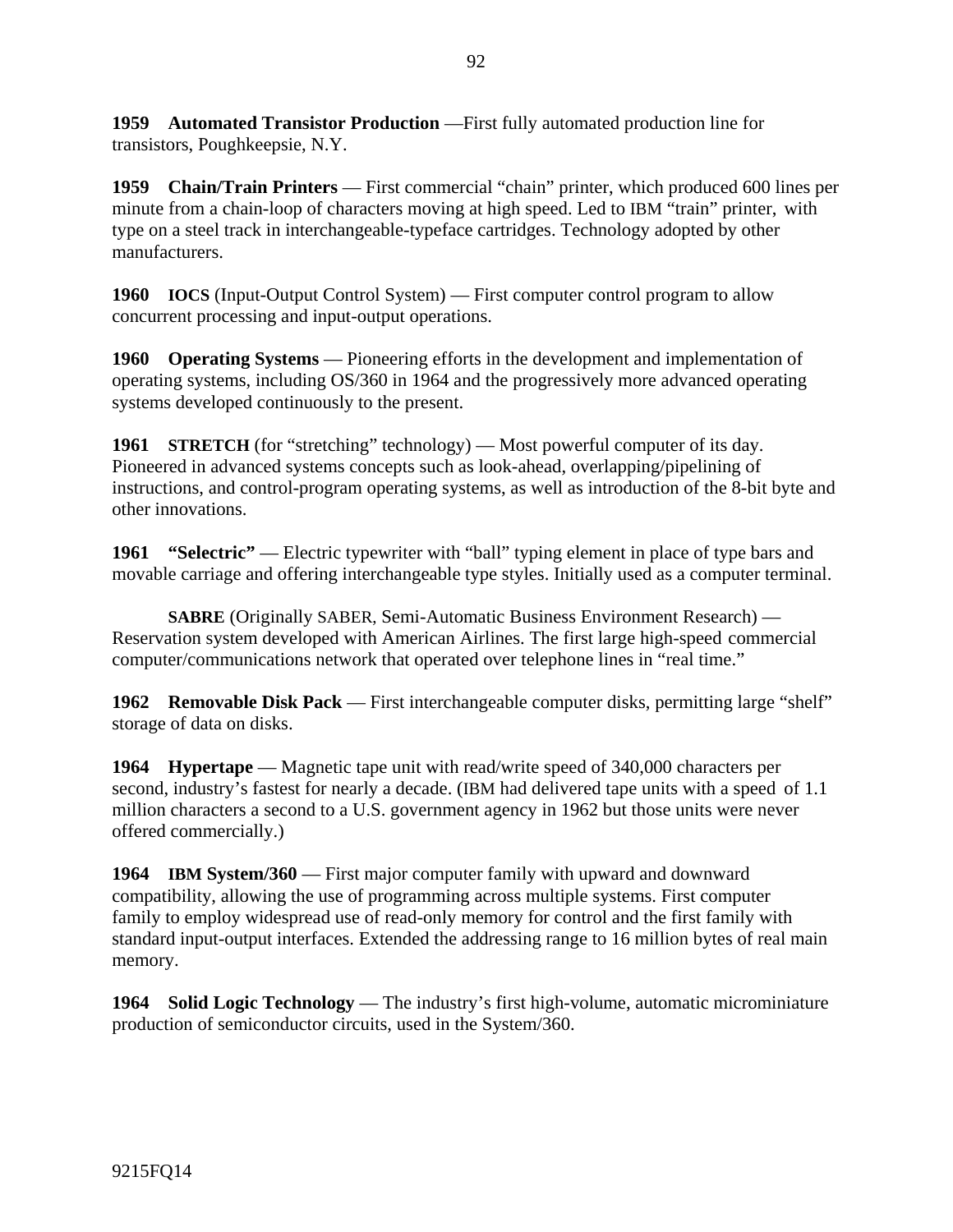**1959 Automated Transistor Production** —First fully automated production line for transistors, Poughkeepsie, N.Y.

**1959 Chain/Train Printers** — First commercial "chain" printer, which produced 600 lines per minute from a chain-loop of characters moving at high speed. Led to IBM "train" printer, with type on a steel track in interchangeable-typeface cartridges. Technology adopted by other manufacturers.

**1960 IOCS** (Input-Output Control System) — First computer control program to allow concurrent processing and input-output operations.

**1960 Operating Systems** — Pioneering efforts in the development and implementation of operating systems, including OS/360 in 1964 and the progressively more advanced operating systems developed continuously to the present.

**1961 STRETCH** (for "stretching" technology) — Most powerful computer of its day. Pioneered in advanced systems concepts such as look-ahead, overlapping/pipelining of instructions, and control-program operating systems, as well as introduction of the 8-bit byte and other innovations.

**1961 "Selectric"** — Electric typewriter with "ball" typing element in place of type bars and movable carriage and offering interchangeable type styles. Initially used as a computer terminal.

**SABRE** (Originally SABER, Semi-Automatic Business Environment Research) — Reservation system developed with American Airlines. The first large high-speed commercial computer/communications network that operated over telephone lines in "real time."

**1962 Removable Disk Pack** — First interchangeable computer disks, permitting large "shelf" storage of data on disks.

**1964 Hypertape** — Magnetic tape unit with read/write speed of 340,000 characters per second, industry's fastest for nearly a decade. (IBM had delivered tape units with a speed of 1.1 million characters a second to a U.S. government agency in 1962 but those units were never offered commercially.)

**1964 IBM System/360** — First major computer family with upward and downward compatibility, allowing the use of programming across multiple systems. First computer family to employ widespread use of read-only memory for control and the first family with standard input-output interfaces. Extended the addressing range to 16 million bytes of real main memory.

**1964 Solid Logic Technology** — The industry's first high-volume, automatic microminiature production of semiconductor circuits, used in the System/360.

9215FQ14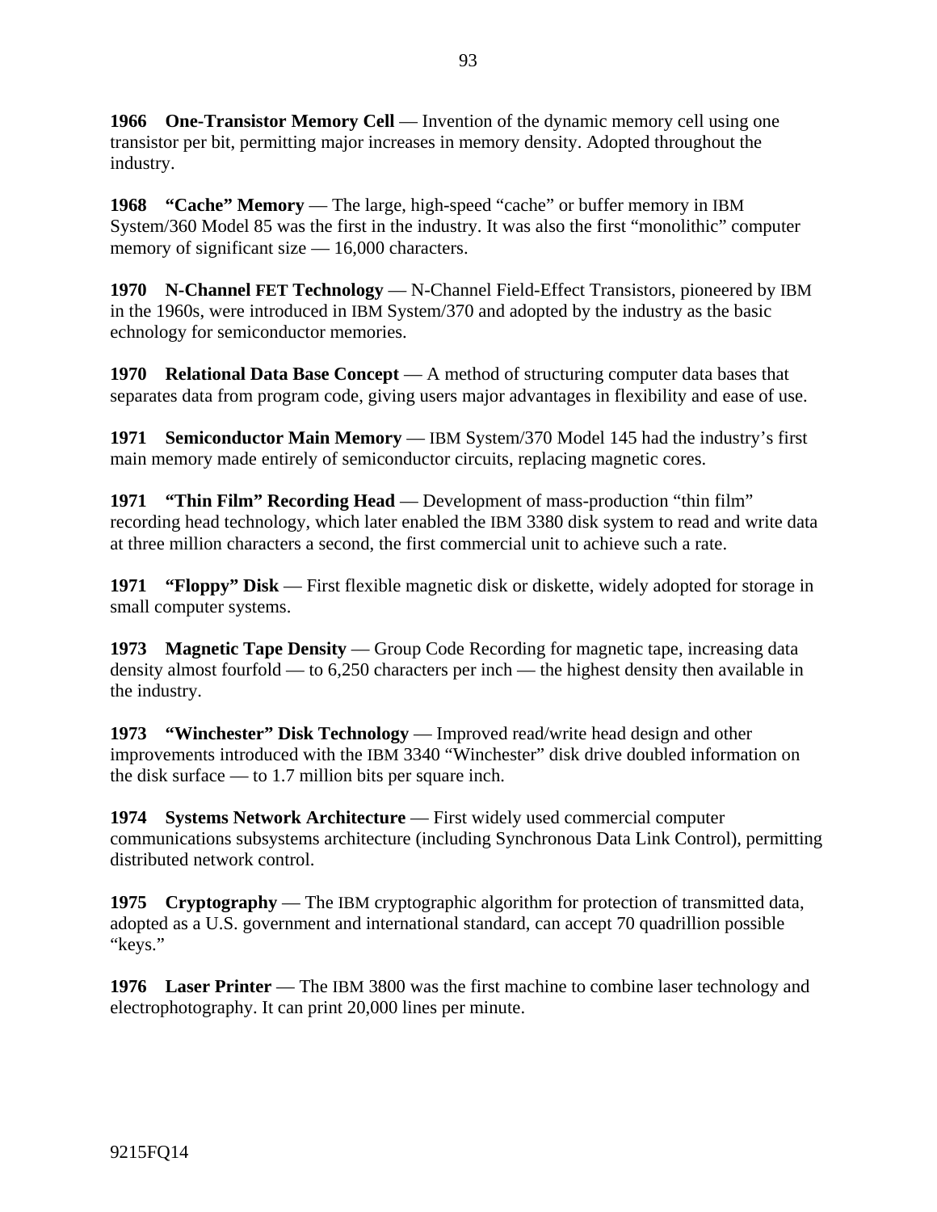**1966 One-Transistor Memory Cell** — Invention of the dynamic memory cell using one transistor per bit, permitting major increases in memory density. Adopted throughout the industry.

**1968 "Cache" Memory** — The large, high-speed "cache" or buffer memory in IBM System/360 Model 85 was the first in the industry. It was also the first "monolithic" computer memory of significant size — 16,000 characters.

**1970 N-Channel FET Technology** — N-Channel Field-Effect Transistors, pioneered by IBM in the 1960s, were introduced in IBM System/370 and adopted by the industry as the basic echnology for semiconductor memories.

**1970 Relational Data Base Concept** — A method of structuring computer data bases that separates data from program code, giving users major advantages in flexibility and ease of use.

**1971 Semiconductor Main Memory** — IBM System/370 Model 145 had the industry's first main memory made entirely of semiconductor circuits, replacing magnetic cores.

**1971 "Thin Film" Recording Head** — Development of mass-production "thin film" recording head technology, which later enabled the IBM 3380 disk system to read and write data at three million characters a second, the first commercial unit to achieve such a rate.

**1971 "Floppy" Disk** — First flexible magnetic disk or diskette, widely adopted for storage in small computer systems.

**1973 Magnetic Tape Density** — Group Code Recording for magnetic tape, increasing data density almost fourfold — to 6,250 characters per inch — the highest density then available in the industry.

**1973 "Winchester" Disk Technology** — Improved read/write head design and other improvements introduced with the IBM 3340 "Winchester" disk drive doubled information on the disk surface — to 1.7 million bits per square inch.

**1974 Systems Network Architecture** — First widely used commercial computer communications subsystems architecture (including Synchronous Data Link Control), permitting distributed network control.

**1975 Cryptography** — The IBM cryptographic algorithm for protection of transmitted data, adopted as a U.S. government and international standard, can accept 70 quadrillion possible "keys."

**1976 Laser Printer** — The IBM 3800 was the first machine to combine laser technology and electrophotography. It can print 20,000 lines per minute.

9215FQ14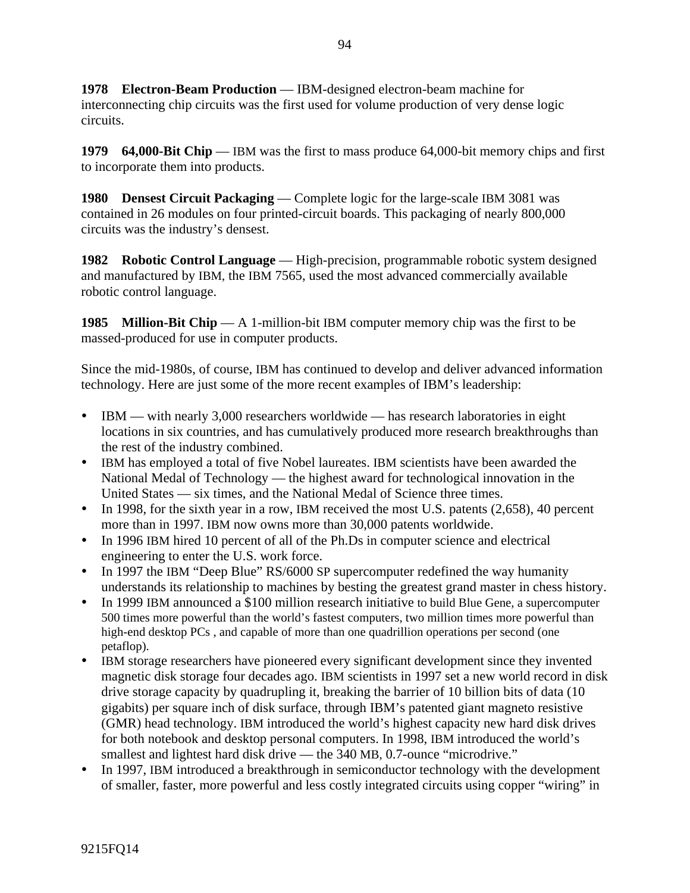**1978 Electron-Beam Production** — IBM-designed electron-beam machine for interconnecting chip circuits was the first used for volume production of very dense logic circuits.

**1979 64,000-Bit Chip** — IBM was the first to mass produce 64,000-bit memory chips and first to incorporate them into products.

**1980 Densest Circuit Packaging** — Complete logic for the large-scale IBM 3081 was contained in 26 modules on four printed-circuit boards. This packaging of nearly 800,000 circuits was the industry's densest.

**1982 Robotic Control Language** — High-precision, programmable robotic system designed and manufactured by IBM, the IBM 7565, used the most advanced commercially available robotic control language.

**1985 Million-Bit Chip** — A 1-million-bit IBM computer memory chip was the first to be massed-produced for use in computer products.

Since the mid-1980s, of course, IBM has continued to develop and deliver advanced information technology. Here are just some of the more recent examples of IBM's leadership:

- IBM — with nearly 3,000 researchers worldwide — has research laboratories in eight locations in six countries, and has cumulatively produced more research breakthroughs than the rest of the industry combined.
- IBM has employed a total of five Nobel laureates. IBM scientists have been awarded the National Medal of Technology — the highest award for technological innovation in the United States — six times, and the National Medal of Science three times.
- In 1998, for the sixth year in a row, IBM received the most U.S. patents (2,658), 40 percent more than in 1997. IBM now owns more than 30,000 patents worldwide.
- In 1996 IBM hired 10 percent of all of the Ph.Ds in computer science and electrical engineering to enter the U.S. work force.
- In 1997 the IBM "Deep Blue" RS/6000 SP supercomputer redefined the way humanity understands its relationship to machines by besting the greatest grand master in chess history.
- In 1999 IBM announced a $100 million research initiative to build Blue Gene, a supercomputer 500 times more powerful than the world's fastest computers, two million times more powerful than high-end desktop PCs , and capable of more than one quadrillion operations per second (one petaflop).
- IBM storage researchers have pioneered every significant development since they invented magnetic disk storage four decades ago. IBM scientists in 1997 set a new world record in disk drive storage capacity by quadrupling it, breaking the barrier of 10 billion bits of data (10 gigabits) per square inch of disk surface, through IBM's patented giant magneto resistive (GMR) head technology. IBM introduced the world's highest capacity new hard disk drives for both notebook and desktop personal computers. In 1998, IBM introduced the world's smallest and lightest hard disk drive — the 340 MB, 0.7-ounce "microdrive."
- In 1997, IBM introduced a breakthrough in semiconductor technology with the development of smaller, faster, more powerful and less costly integrated circuits using copper "wiring" in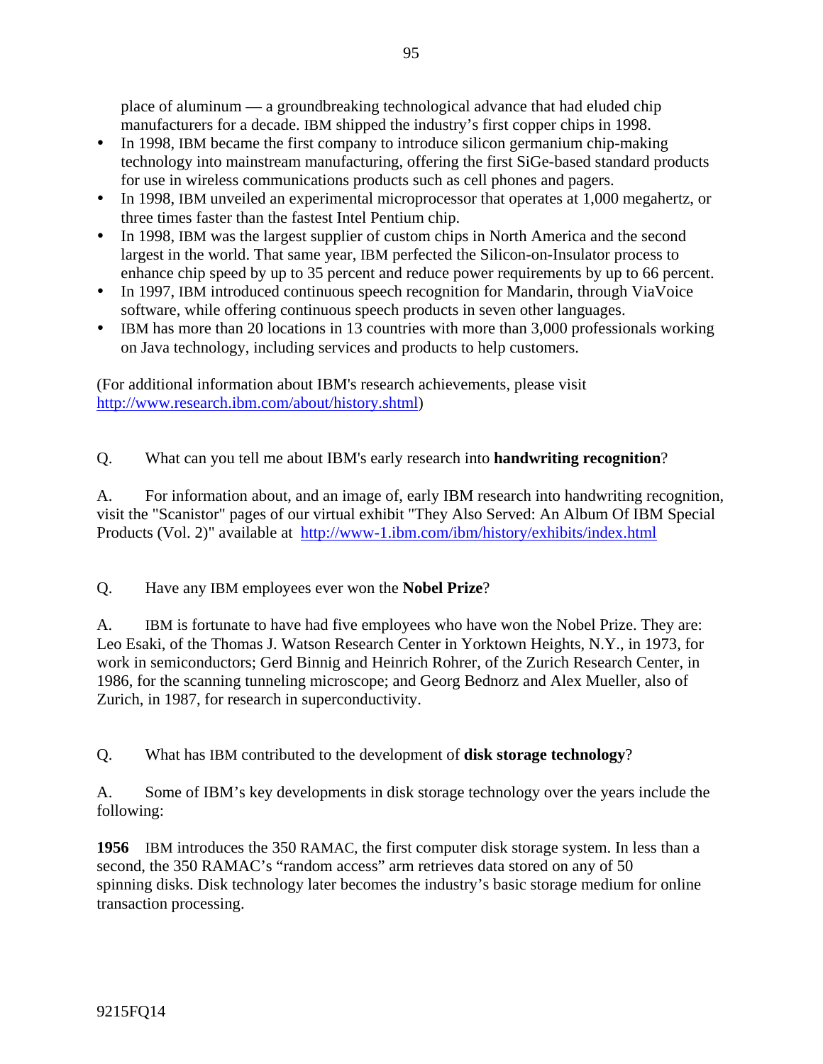place of aluminum — a groundbreaking technological advance that had eluded chip manufacturers for a decade. IBM shipped the industry's first copper chips in 1998.

- In 1998, IBM became the first company to introduce silicon germanium chip-making technology into mainstream manufacturing, offering the first SiGe-based standard products for use in wireless communications products such as cell phones and pagers.
- In 1998, IBM unveiled an experimental microprocessor that operates at 1,000 megahertz, or three times faster than the fastest Intel Pentium chip.
- In 1998, IBM was the largest supplier of custom chips in North America and the second largest in the world. That same year, IBM perfected the Silicon-on-Insulator process to enhance chip speed by up to 35 percent and reduce power requirements by up to 66 percent.
- In 1997, IBM introduced continuous speech recognition for Mandarin, through ViaVoice software, while offering continuous speech products in seven other languages.
- IBM has more than 20 locations in 13 countries with more than 3,000 professionals working on Java technology, including services and products to help customers.

(For additional information about IBM's research achievements, please visit http://www.research.ibm.com/about/history.shtml)

Q. What can you tell me about IBM's early research into **handwriting recognition**?

A. For information about, and an image of, early IBM research into handwriting recognition, visit the "Scanistor" pages of our virtual exhibit "They Also Served: An Album Of IBM Special Products (Vol. 2)" available at http://www-1.ibm.com/ibm/history/exhibits/index.html

Q. Have any IBM employees ever won the **Nobel Prize**?

A. IBM is fortunate to have had five employees who have won the Nobel Prize. They are: Leo Esaki, of the Thomas J. Watson Research Center in Yorktown Heights, N.Y., in 1973, for work in semiconductors; Gerd Binnig and Heinrich Rohrer, of the Zurich Research Center, in 1986, for the scanning tunneling microscope; and Georg Bednorz and Alex Mueller, also of Zurich, in 1987, for research in superconductivity.

Q. What has IBM contributed to the development of **disk storage technology**?

A. Some of IBM's key developments in disk storage technology over the years include the following:

**1956** IBM introduces the 350 RAMAC, the first computer disk storage system. In less than a second, the 350 RAMAC's "random access" arm retrieves data stored on any of 50 spinning disks. Disk technology later becomes the industry's basic storage medium for online transaction processing.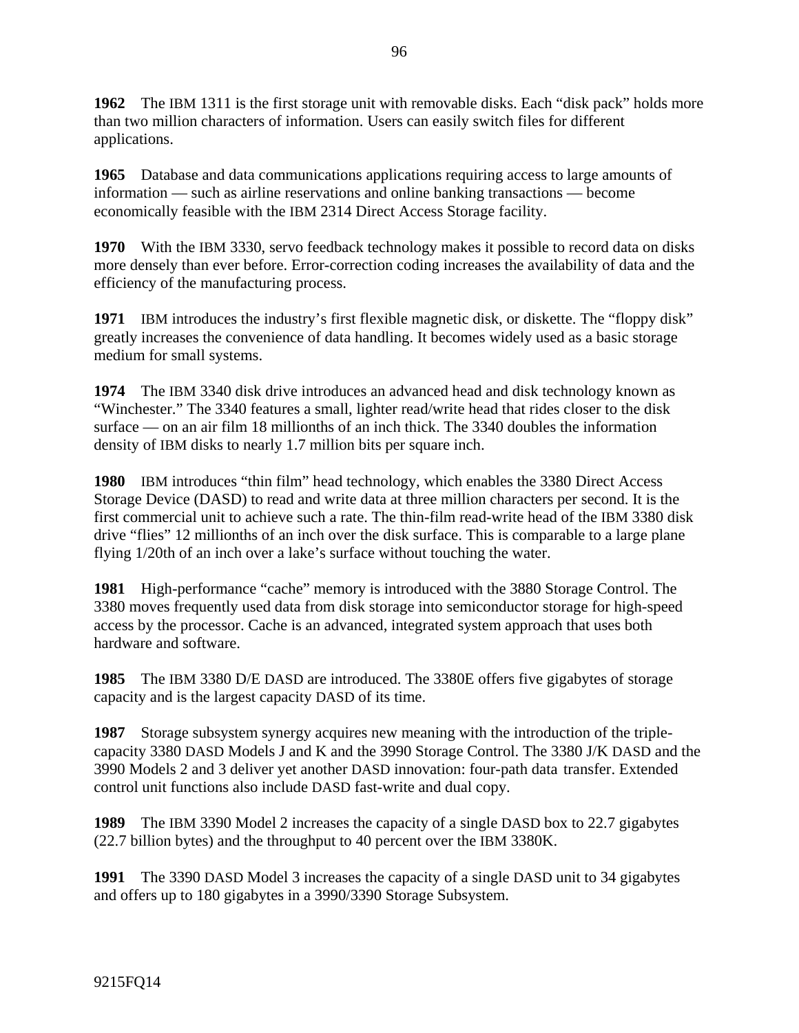**1962** The IBM 1311 is the first storage unit with removable disks. Each "disk pack" holds more than two million characters of information. Users can easily switch files for different applications.

**1965** Database and data communications applications requiring access to large amounts of information — such as airline reservations and online banking transactions — become economically feasible with the IBM 2314 Direct Access Storage facility.

**1970** With the IBM 3330, servo feedback technology makes it possible to record data on disks more densely than ever before. Error-correction coding increases the availability of data and the efficiency of the manufacturing process.

**1971** IBM introduces the industry's first flexible magnetic disk, or diskette. The "floppy disk" greatly increases the convenience of data handling. It becomes widely used as a basic storage medium for small systems.

**1974** The IBM 3340 disk drive introduces an advanced head and disk technology known as "Winchester." The 3340 features a small, lighter read/write head that rides closer to the disk surface — on an air film 18 millionths of an inch thick. The 3340 doubles the information density of IBM disks to nearly 1.7 million bits per square inch.

**1980** IBM introduces "thin film" head technology, which enables the 3380 Direct Access Storage Device (DASD) to read and write data at three million characters per second. It is the first commercial unit to achieve such a rate. The thin-film read-write head of the IBM 3380 disk drive "flies" 12 millionths of an inch over the disk surface. This is comparable to a large plane flying 1/20th of an inch over a lake's surface without touching the water.

**1981** High-performance "cache" memory is introduced with the 3880 Storage Control. The 3380 moves frequently used data from disk storage into semiconductor storage for high-speed access by the processor. Cache is an advanced, integrated system approach that uses both hardware and software.

**1985** The IBM 3380 D/E DASD are introduced. The 3380E offers five gigabytes of storage capacity and is the largest capacity DASD of its time.

**1987** Storage subsystem synergy acquires new meaning with the introduction of the triple-capacity 3380 DASD Models J and K and the 3990 Storage Control. The 3380 J/K DASD and the 3990 Models 2 and 3 deliver yet another DASD innovation: four-path data transfer. Extended control unit functions also include DASD fast-write and dual copy.

**1989** The IBM 3390 Model 2 increases the capacity of a single DASD box to 22.7 gigabytes (22.7 billion bytes) and the throughput to 40 percent over the IBM 3380K.

**1991** The 3390 DASD Model 3 increases the capacity of a single DASD unit to 34 gigabytes and offers up to 180 gigabytes in a 3990/3390 Storage Subsystem.

9215FQ14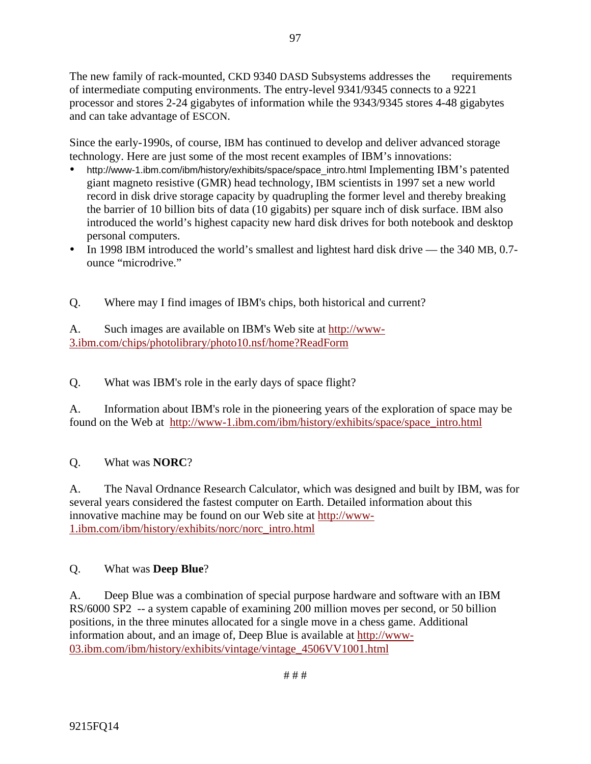The new family of rack-mounted, CKD 9340 DASD Subsystems addresses the requirements of intermediate computing environments. The entry-level 9341/9345 connects to a 9221 processor and stores 2-24 gigabytes of information while the 9343/9345 stores 4-48 gigabytes and can take advantage of ESCON.

Since the early-1990s, of course, IBM has continued to develop and deliver advanced storage technology. Here are just some of the most recent examples of IBM's innovations:

- http://www-1.ibm.com/ibm/history/exhibits/space/space_intro.html Implementing IBM's patented giant magneto resistive (GMR) head technology, IBM scientists in 1997 set a new world record in disk drive storage capacity by quadrupling the former level and thereby breaking the barrier of 10 billion bits of data (10 gigabits) per square inch of disk surface. IBM also introduced the world's highest capacity new hard disk drives for both notebook and desktop personal computers.
- In 1998 IBM introduced the world's smallest and lightest hard disk drive — the 340 MB, 0.7-ounce "microdrive."

Q. Where may I find images of IBM's chips, both historical and current?

A. Such images are available on IBM's Web site at http://www-3.ibm.com/chips/photolibrary/photo10.nsf/home?ReadForm

Q. What was IBM's role in the early days of space flight?

A. Information about IBM's role in the pioneering years of the exploration of space may be found on the Web at http://www-1.ibm.com/ibm/history/exhibits/space/space_intro.html

Q. What was **NORC**?

A. The Naval Ordnance Research Calculator, which was designed and built by IBM, was for several years considered the fastest computer on Earth. Detailed information about this innovative machine may be found on our Web site at http://www-1.ibm.com/ibm/history/exhibits/norc/norc_intro.html

Q. What was **Deep Blue**?

A. Deep Blue was a combination of special purpose hardware and software with an IBM RS/6000 SP2 -- a system capable of examining 200 million moves per second, or 50 billion positions, in the three minutes allocated for a single move in a chess game. Additional information about, and an image of, Deep Blue is available at http://www-03.ibm.com/ibm/history/exhibits/vintage/vintage_4506VV1001.html

# # #

9215FQ14